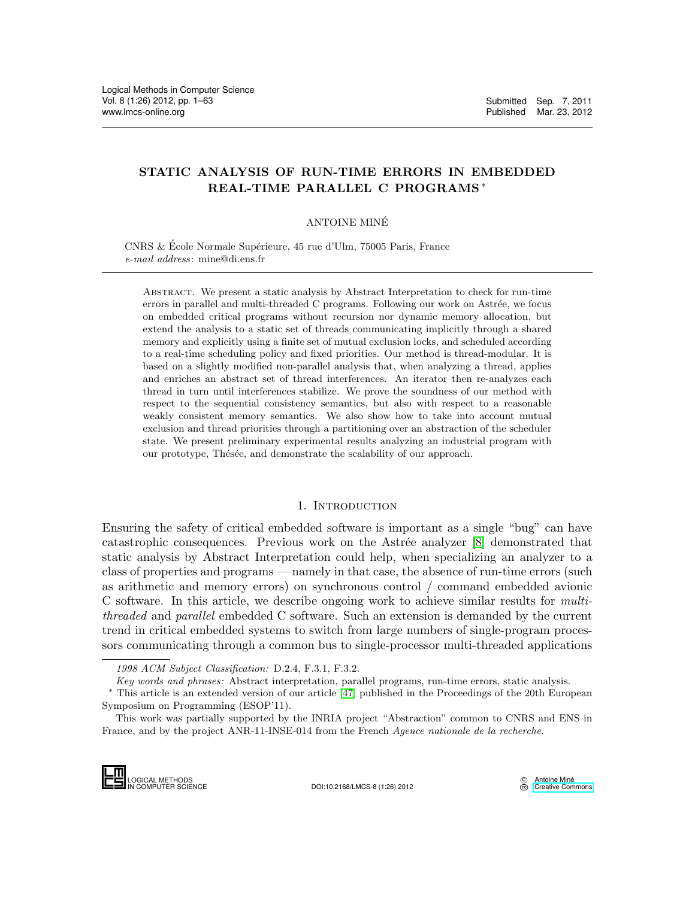# STATIC ANALYSIS OF RUN-TIME ERRORS IN EMBEDDED REAL-TIME PARALLEL C PROGRAMS *

ANTOINE MINÉ

CNRS & École Normale Supérieure, 45 rue d'Ulm, 75005 Paris, France
*e-mail address*: mine@di.ens.fr

Abstract. We present a static analysis by Abstract Interpretation to check for run-time errors in parallel and multi-threaded C programs. Following our work on Astrée, we focus on embedded critical programs without recursion nor dynamic memory allocation, but extend the analysis to a static set of threads communicating implicitly through a shared memory and explicitly using a finite set of mutual exclusion locks, and scheduled according to a real-time scheduling policy and fixed priorities. Our method is thread-modular. It is based on a slightly modified non-parallel analysis that, when analyzing a thread, applies and enriches an abstract set of thread interferences. An iterator then re-analyzes each thread in turn until interferences stabilize. We prove the soundness of our method with respect to the sequential consistency semantics, but also with respect to a reasonable weakly consistent memory semantics. We also show how to take into account mutual exclusion and thread priorities through a partitioning over an abstraction of the scheduler state. We present preliminary experimental results analyzing an industrial program with our prototype, Thésée, and demonstrate the scalability of our approach.

## 1. Introduction

Ensuring the safety of critical embedded software is important as a single "bug" can have catastrophic consequences. Previous work on the Astrée analyzer [8] demonstrated that static analysis by Abstract Interpretation could help, when specializing an analyzer to a class of properties and programs — namely in that case, the absence of run-time errors (such as arithmetic and memory errors) on synchronous control / command embedded avionic C software. In this article, we describe ongoing work to achieve similar results for *multi-threaded* and *parallel* embedded C software. Such an extension is demanded by the current trend in critical embedded systems to switch from large numbers of single-program processors communicating through a common bus to single-processor multi-threaded applications

---

*1998 ACM Subject Classification:* D.2.4, F.3.1, F.3.2.

*Key words and phrases:* Abstract interpretation, parallel programs, run-time errors, static analysis.

* This article is an extended version of our article [47] published in the Proceedings of the 20th European Symposium on Programming (ESOP'11).

This work was partially supported by the INRIA project "Abstraction" common to CNRS and ENS in France, and by the project ANR-11-INSE-014 from the French *Agence nationale de la recherche*.

DOI:10.2168/LMCS-8 (1:26) 2012

© Antoine Miné
Creative Commons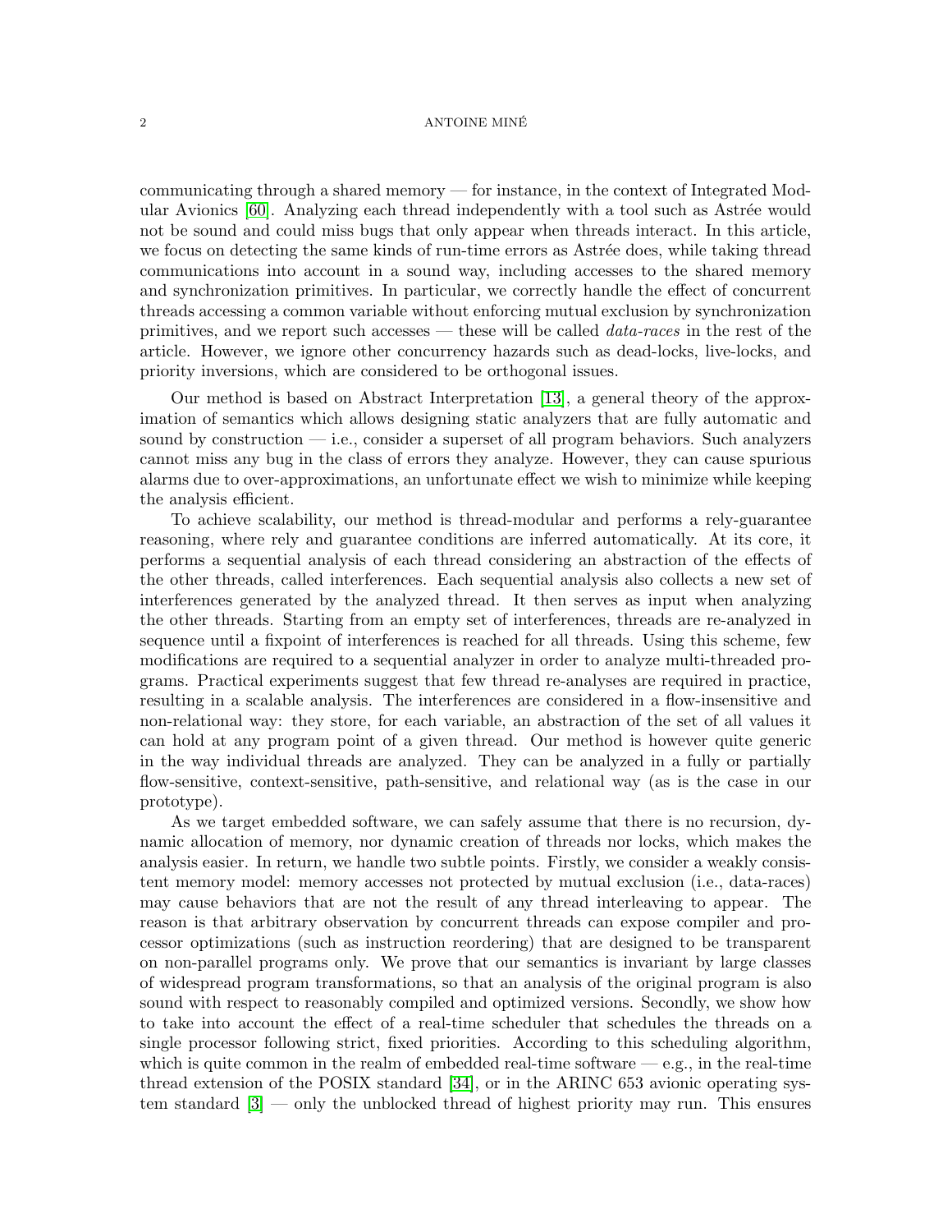communicating through a shared memory — for instance, in the context of Integrated Modular Avionics [60]. Analyzing each thread independently with a tool such as Astrée would not be sound and could miss bugs that only appear when threads interact. In this article, we focus on detecting the same kinds of run-time errors as Astrée does, while taking thread communications into account in a sound way, including accesses to the shared memory and synchronization primitives. In particular, we correctly handle the effect of concurrent threads accessing a common variable without enforcing mutual exclusion by synchronization primitives, and we report such accesses — these will be called *data-races* in the rest of the article. However, we ignore other concurrency hazards such as dead-locks, live-locks, and priority inversions, which are considered to be orthogonal issues.

Our method is based on Abstract Interpretation [13], a general theory of the approximation of semantics which allows designing static analyzers that are fully automatic and sound by construction — i.e., consider a superset of all program behaviors. Such analyzers cannot miss any bug in the class of errors they analyze. However, they can cause spurious alarms due to over-approximations, an unfortunate effect we wish to minimize while keeping the analysis efficient.

To achieve scalability, our method is thread-modular and performs a rely-guarantee reasoning, where rely and guarantee conditions are inferred automatically. At its core, it performs a sequential analysis of each thread considering an abstraction of the effects of the other threads, called interferences. Each sequential analysis also collects a new set of interferences generated by the analyzed thread. It then serves as input when analyzing the other threads. Starting from an empty set of interferences, threads are re-analyzed in sequence until a fixpoint of interferences is reached for all threads. Using this scheme, few modifications are required to a sequential analyzer in order to analyze multi-threaded programs. Practical experiments suggest that few thread re-analyses are required in practice, resulting in a scalable analysis. The interferences are considered in a flow-insensitive and non-relational way: they store, for each variable, an abstraction of the set of all values it can hold at any program point of a given thread. Our method is however quite generic in the way individual threads are analyzed. They can be analyzed in a fully or partially flow-sensitive, context-sensitive, path-sensitive, and relational way (as is the case in our prototype).

As we target embedded software, we can safely assume that there is no recursion, dynamic allocation of memory, nor dynamic creation of threads nor locks, which makes the analysis easier. In return, we handle two subtle points. Firstly, we consider a weakly consistent memory model: memory accesses not protected by mutual exclusion (i.e., data-races) may cause behaviors that are not the result of any thread interleaving to appear. The reason is that arbitrary observation by concurrent threads can expose compiler and processor optimizations (such as instruction reordering) that are designed to be transparent on non-parallel programs only. We prove that our semantics is invariant by large classes of widespread program transformations, so that an analysis of the original program is also sound with respect to reasonably compiled and optimized versions. Secondly, we show how to take into account the effect of a real-time scheduler that schedules the threads on a single processor following strict, fixed priorities. According to this scheduling algorithm, which is quite common in the realm of embedded real-time software — e.g., in the real-time thread extension of the POSIX standard [34], or in the ARINC 653 avionic operating system standard [3] — only the unblocked thread of highest priority may run. This ensures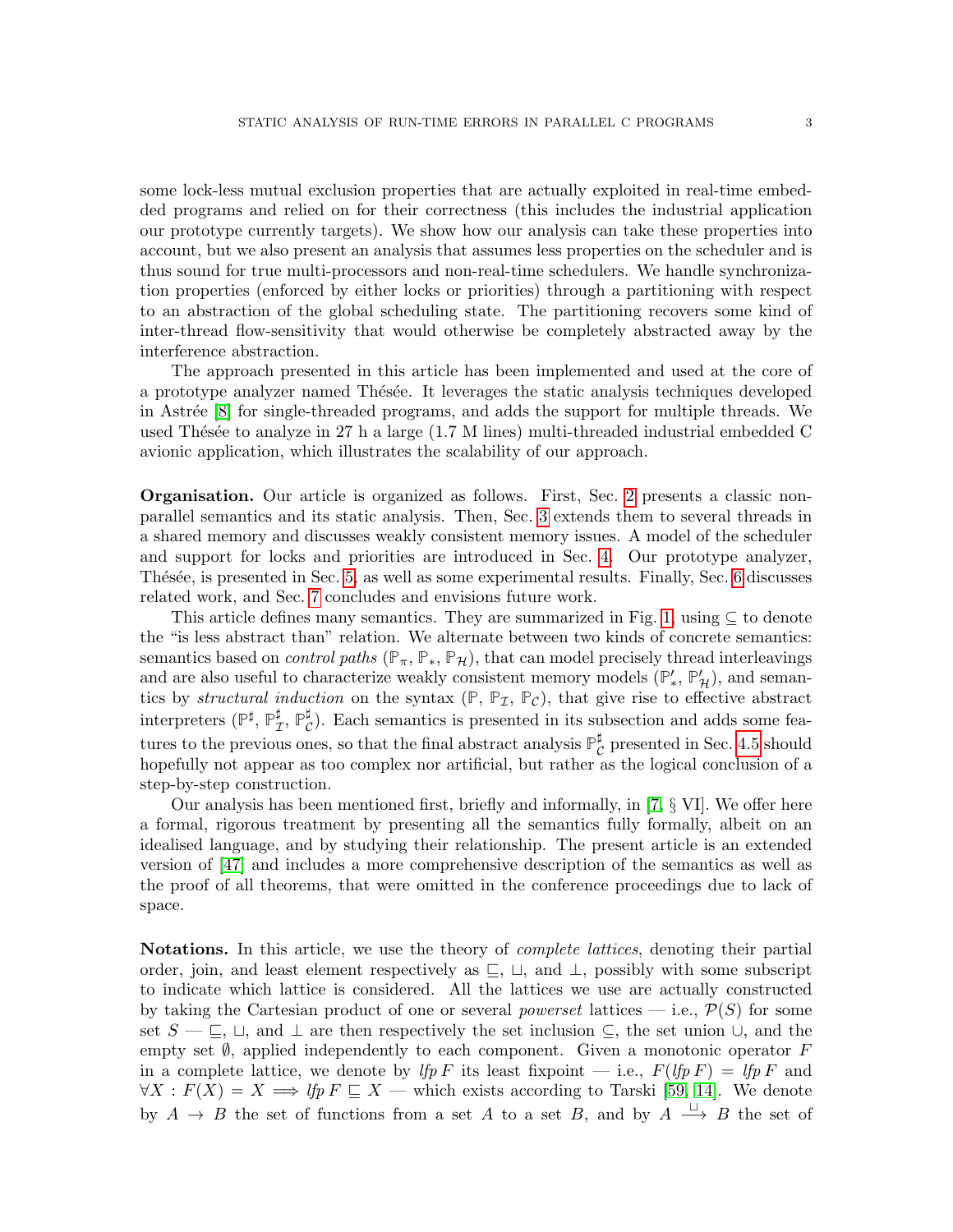some lock-less mutual exclusion properties that are actually exploited in real-time embedded programs and relied on for their correctness (this includes the industrial application our prototype currently targets). We show how our analysis can take these properties into account, but we also present an analysis that assumes less properties on the scheduler and is thus sound for true multi-processors and non-real-time schedulers. We handle synchronization properties (enforced by either locks or priorities) through a partitioning with respect to an abstraction of the global scheduling state. The partitioning recovers some kind of inter-thread flow-sensitivity that would otherwise be completely abstracted away by the interference abstraction.

The approach presented in this article has been implemented and used at the core of a prototype analyzer named Thésée. It leverages the static analysis techniques developed in Astrée [8] for single-threaded programs, and adds the support for multiple threads. We used Thésée to analyze in 27 h a large (1.7 M lines) multi-threaded industrial embedded C avionic application, which illustrates the scalability of our approach.

**Organisation.** Our article is organized as follows. First, Sec. 2 presents a classic non-parallel semantics and its static analysis. Then, Sec. 3 extends them to several threads in a shared memory and discusses weakly consistent memory issues. A model of the scheduler and support for locks and priorities are introduced in Sec. 4. Our prototype analyzer, Thésée, is presented in Sec. 5, as well as some experimental results. Finally, Sec. 6 discusses related work, and Sec. 7 concludes and envisions future work.

This article defines many semantics. They are summarized in Fig. 1, using $\subseteq$ to denote the "is less abstract than" relation. We alternate between two kinds of concrete semantics: semantics based on *control paths* ($\mathbb{P}_\pi$, $\mathbb{P}_*$, $\mathbb{P}_\mathcal{H}$), that can model precisely thread interleavings and are also useful to characterize weakly consistent memory models ($\mathbb{P}'_*$, $\mathbb{P}'_\mathcal{H}$), and semantics by *structural induction* on the syntax ($\mathbb{P}$, $\mathbb{P}_\mathcal{I}$, $\mathbb{P}_\mathcal{C}$), that give rise to effective abstract interpreters ($\mathbb{P}^\sharp$, $\mathbb{P}^\sharp_\mathcal{I}$, $\mathbb{P}^\sharp_\mathcal{C}$). Each semantics is presented in its subsection and adds some features to the previous ones, so that the final abstract analysis $\mathbb{P}^\sharp_\mathcal{C}$ presented in Sec. 4.5 should hopefully not appear as too complex nor artificial, but rather as the logical conclusion of a step-by-step construction.

Our analysis has been mentioned first, briefly and informally, in [7, § VI]. We offer here a formal, rigorous treatment by presenting all the semantics fully formally, albeit on an idealised language, and by studying their relationship. The present article is an extended version of [47] and includes a more comprehensive description of the semantics as well as the proof of all theorems, that were omitted in the conference proceedings due to lack of space.

**Notations.** In this article, we use the theory of *complete lattices*, denoting their partial order, join, and least element respectively as $\sqsubseteq$, $\sqcup$, and $\bot$, possibly with some subscript to indicate which lattice is considered. All the lattices we use are actually constructed by taking the Cartesian product of one or several *powerset* lattices — i.e., $\mathcal{P}(S)$ for some set $S$ — $\sqsubseteq$, $\sqcup$, and $\bot$ are then respectively the set inclusion $\subseteq$, the set union $\cup$, and the empty set $\emptyset$, applied independently to each component. Given a monotonic operator $F$ in a complete lattice, we denote by $\mathit{lfp}\, F$ its least fixpoint — i.e., $F(\mathit{lfp}\, F) = \mathit{lfp}\, F$ and $\forall X : F(X) = X \implies \mathit{lfp}\, F \sqsubseteq X$ — which exists according to Tarski [59, 14]. We denote by $A \to B$ the set of functions from a set $A$ to a set $B$, and by $A \xrightarrow{\sqcup} B$ the set of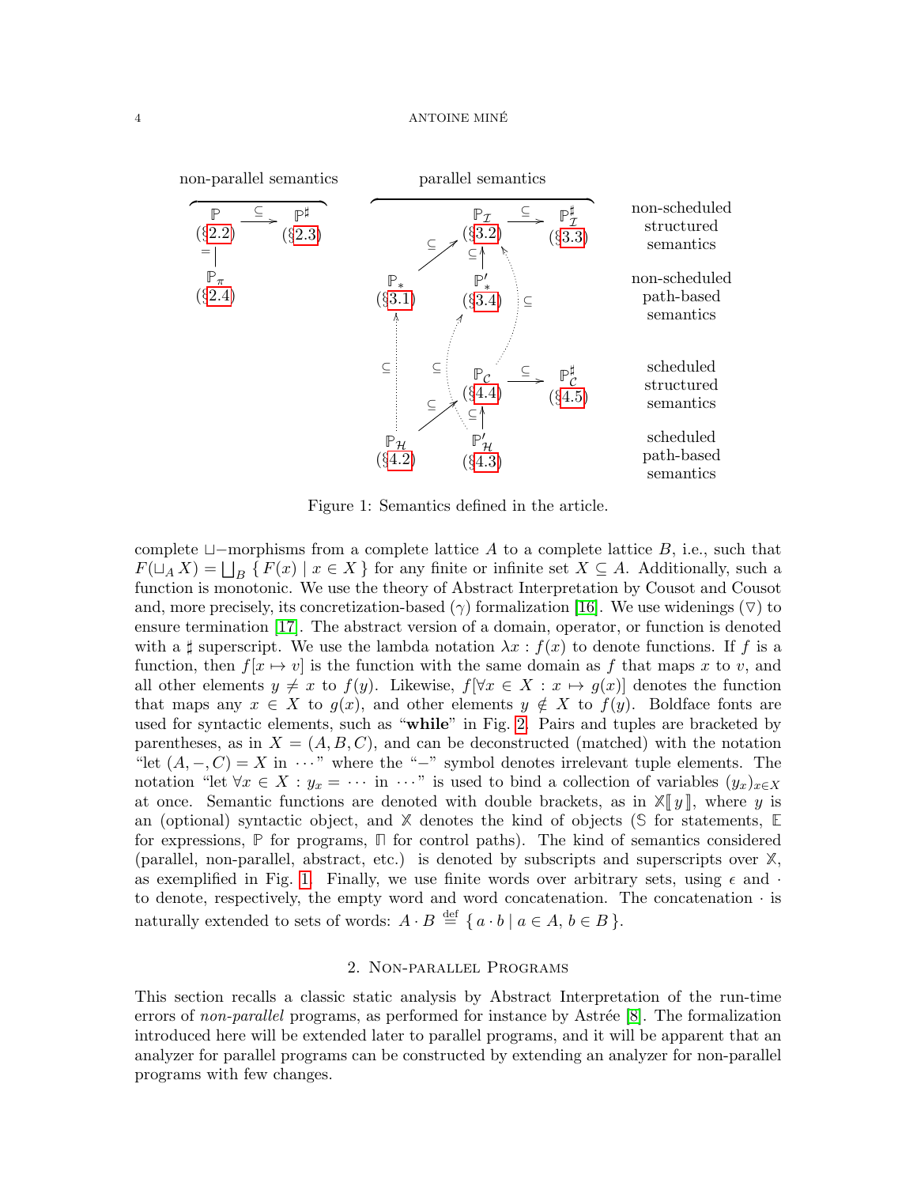non-parallel semantics

parallel semantics

| | | | | |
|---|---|---|---|---|
| $\mathbb{P}$ (§2.2) $\xrightarrow{\subseteq}$ $\mathbb{P}^\sharp$ (§2.3) | | $\mathbb{P}_\mathcal{I}$ (§3.2) $\xrightarrow{\subseteq}$ $\mathbb{P}^\sharp_\mathcal{I}$ (§3.3) | | non-scheduled structured semantics |
| $\mathbb{P}_\pi$ (§2.4) | $\mathbb{P}_*$ (§3.1) | $\mathbb{P}'_*$ (§3.4) | | non-scheduled path-based semantics |
| | | $\mathbb{P}_\mathcal{C}$ (§4.4) $\xrightarrow{\subseteq}$ $\mathbb{P}^\sharp_\mathcal{C}$ (§4.5) | | scheduled structured semantics |
| | $\mathbb{P}_\mathcal{H}$ (§4.2) | $\mathbb{P}'_\mathcal{H}$ (§4.3) | | scheduled path-based semantics |

Figure 1: Semantics defined in the article.

complete $\sqcup$−morphisms from a complete lattice $A$ to a complete lattice $B$, i.e., such that $F(\sqcup_A X) = \bigsqcup_B \{ F(x) \mid x \in X \}$ for any finite or infinite set $X \subseteq A$. Additionally, such a function is monotonic. We use the theory of Abstract Interpretation by Cousot and Cousot and, more precisely, its concretization-based ($\gamma$) formalization [16]. We use widenings ($\triangledown$) to ensure termination [17]. The abstract version of a domain, operator, or function is denoted with a $\sharp$ superscript. We use the lambda notation $\lambda x : f(x)$ to denote functions. If $f$ is a function, then $f[x \mapsto v]$ is the function with the same domain as $f$ that maps $x$ to $v$, and all other elements $y \neq x$ to $f(y)$. Likewise, $f[\forall x \in X : x \mapsto g(x)]$ denotes the function that maps any $x \in X$ to $g(x)$, and other elements $y \notin X$ to $f(y)$. Boldface fonts are used for syntactic elements, such as "**while**" in Fig. 2. Pairs and tuples are bracketed by parentheses, as in $X = (A, B, C)$, and can be deconstructed (matched) with the notation "let $(A, -, C) = X$ in $\cdots$" where the "$-$" symbol denotes irrelevant tuple elements. The notation "let $\forall x \in X : y_x = \cdots$ in $\cdots$" is used to bind a collection of variables $(y_x)_{x \in X}$ at once. Semantic functions are denoted with double brackets, as in $\mathbb{X}[\![ y ]\!]$, where $y$ is an (optional) syntactic object, and $\mathbb{X}$ denotes the kind of objects ($\mathbb{S}$ for statements, $\mathbb{E}$ for expressions, $\mathbb{P}$ for programs, $\mathbb{\Pi}$ for control paths). The kind of semantics considered (parallel, non-parallel, abstract, etc.) is denoted by subscripts and superscripts over $\mathbb{X}$, as exemplified in Fig. 1. Finally, we use finite words over arbitrary sets, using $\epsilon$ and $\cdot$ to denote, respectively, the empty word and word concatenation. The concatenation $\cdot$ is naturally extended to sets of words: $A \cdot B \stackrel{\text{def}}{=} \{ a \cdot b \mid a \in A, b \in B \}$.

## 2. Non-parallel Programs

This section recalls a classic static analysis by Abstract Interpretation of the run-time errors of *non-parallel* programs, as performed for instance by Astrée [8]. The formalization introduced here will be extended later to parallel programs, and it will be apparent that an analyzer for parallel programs can be constructed by extending an analyzer for non-parallel programs with few changes.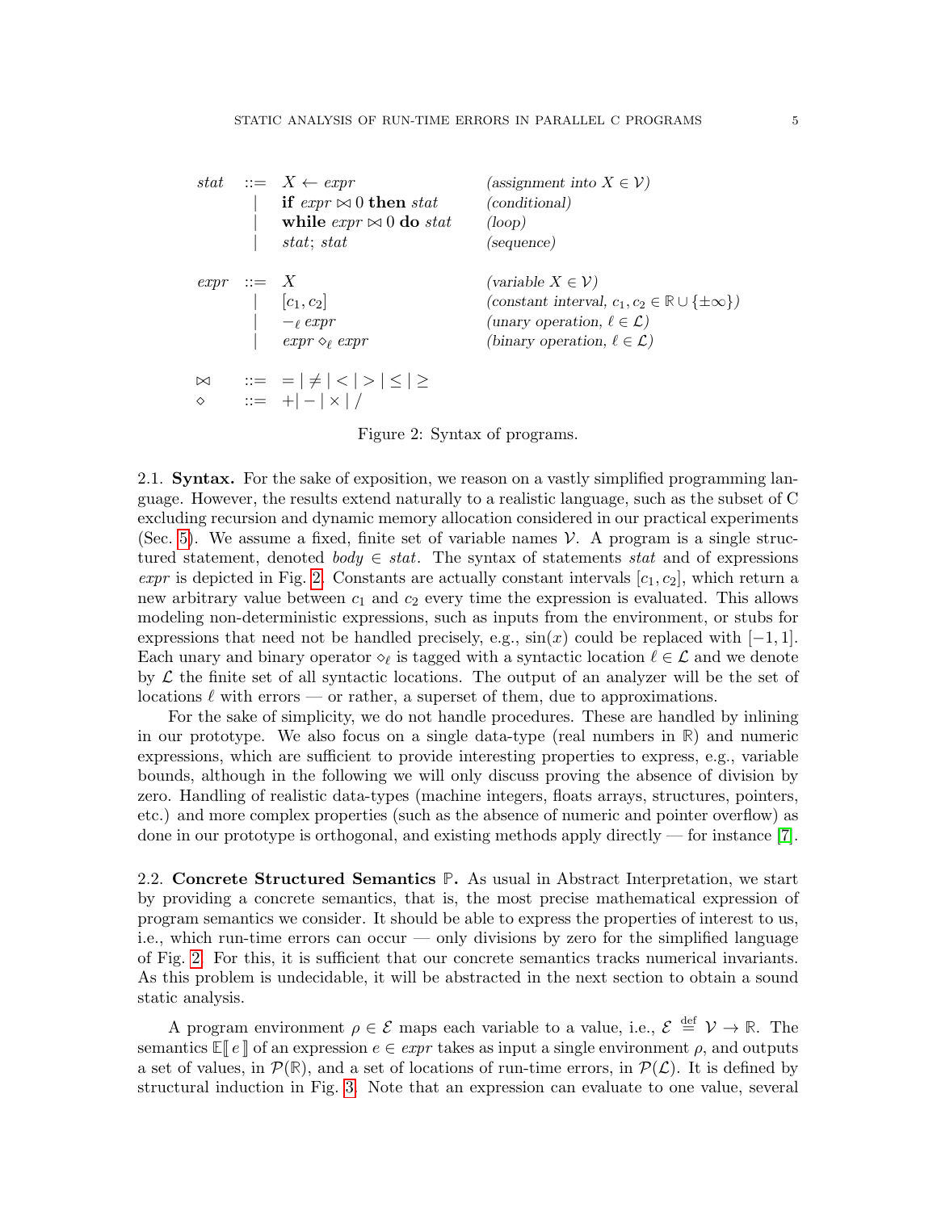$$
\begin{array}{llll}
\textit{stat} & ::= & X \leftarrow \textit{expr} & \textit{(assignment into } X \in \mathcal{V}\textit{)} \\
& | & \textbf{if } \textit{expr} \bowtie 0 \textbf{ then } \textit{stat} & \textit{(conditional)} \\
& | & \textbf{while } \textit{expr} \bowtie 0 \textbf{ do } \textit{stat} & \textit{(loop)} \\
& | & \textit{stat};\ \textit{stat} & \textit{(sequence)} \\
\\
\textit{expr} & ::= & X & \textit{(variable } X \in \mathcal{V}\textit{)} \\
& | & [c_1, c_2] & \textit{(constant interval, } c_1, c_2 \in \mathbb{R} \cup \{\pm\infty\}\textit{)} \\
& | & -_\ell\ \textit{expr} & \textit{(unary operation, } \ell \in \mathcal{L}\textit{)} \\
& | & \textit{expr} \diamond_\ell \textit{expr} & \textit{(binary operation, } \ell \in \mathcal{L}\textit{)} \\
\\
\bowtie & ::= & = \mid \neq \mid < \mid > \mid \leq \mid \geq & \\
\diamond & ::= & + \mid - \mid \times \mid / &
\end{array}
$$

Figure 2: Syntax of programs.

2.1. **Syntax.** For the sake of exposition, we reason on a vastly simplified programming language. However, the results extend naturally to a realistic language, such as the subset of C excluding recursion and dynamic memory allocation considered in our practical experiments (Sec. 5). We assume a fixed, finite set of variable names $\mathcal{V}$. A program is a single structured statement, denoted $\textit{body} \in \textit{stat}$. The syntax of statements *stat* and of expressions *expr* is depicted in Fig. 2. Constants are actually constant intervals $[c_1, c_2]$, which return a new arbitrary value between $c_1$ and $c_2$ every time the expression is evaluated. This allows modeling non-deterministic expressions, such as inputs from the environment, or stubs for expressions that need not be handled precisely, e.g., $\sin(x)$ could be replaced with $[-1, 1]$. Each unary and binary operator $\diamond_\ell$ is tagged with a syntactic location $\ell \in \mathcal{L}$ and we denote by $\mathcal{L}$ the finite set of all syntactic locations. The output of an analyzer will be the set of locations $\ell$ with errors — or rather, a superset of them, due to approximations.

For the sake of simplicity, we do not handle procedures. These are handled by inlining in our prototype. We also focus on a single data-type (real numbers in $\mathbb{R}$) and numeric expressions, which are sufficient to provide interesting properties to express, e.g., variable bounds, although in the following we will only discuss proving the absence of division by zero. Handling of realistic data-types (machine integers, floats arrays, structures, pointers, etc.) and more complex properties (such as the absence of numeric and pointer overflow) as done in our prototype is orthogonal, and existing methods apply directly — for instance [7].

2.2. **Concrete Structured Semantics** $\mathbb{P}$. As usual in Abstract Interpretation, we start by providing a concrete semantics, that is, the most precise mathematical expression of program semantics we consider. It should be able to express the properties of interest to us, i.e., which run-time errors can occur — only divisions by zero for the simplified language of Fig. 2. For this, it is sufficient that our concrete semantics tracks numerical invariants. As this problem is undecidable, it will be abstracted in the next section to obtain a sound static analysis.

A program environment $\rho \in \mathcal{E}$ maps each variable to a value, i.e., $\mathcal{E} \stackrel{\text{def}}{=} \mathcal{V} \to \mathbb{R}$. The semantics $\mathbb{E}[\![\, e \,]\!]$ of an expression $e \in \textit{expr}$ takes as input a single environment $\rho$, and outputs a set of values, in $\mathcal{P}(\mathbb{R})$, and a set of locations of run-time errors, in $\mathcal{P}(\mathcal{L})$. It is defined by structural induction in Fig. 3. Note that an expression can evaluate to one value, several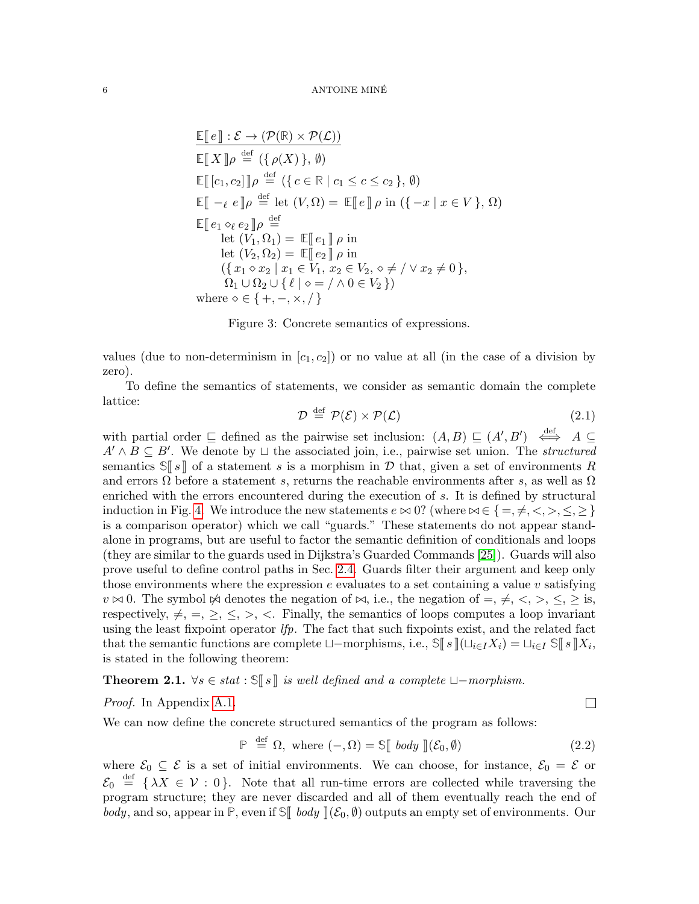$$
\begin{array}{l}
\underline{\mathbb{E}[\![\, e \,]\!] : \mathcal{E} \to (\mathcal{P}(\mathbb{R}) \times \mathcal{P}(\mathcal{L}))} \\
\mathbb{E}[\![\, X \,]\!]\rho \stackrel{\text{def}}{=} (\{\, \rho(X) \,\}, \emptyset) \\
\mathbb{E}[\![\, [c_1, c_2] \,]\!]\rho \stackrel{\text{def}}{=} (\{\, c \in \mathbb{R} \mid c_1 \le c \le c_2 \,\}, \emptyset) \\
\mathbb{E}[\![\, -_\ell\ e \,]\!]\rho \stackrel{\text{def}}{=} \text{let } (V, \Omega) = \mathbb{E}[\![\, e \,]\!]\,\rho \text{ in } (\{\, -x \mid x \in V \,\}, \Omega) \\
\mathbb{E}[\![\, e_1 \diamond_\ell e_2 \,]\!]\rho \stackrel{\text{def}}{=} \\
\quad \text{let } (V_1, \Omega_1) = \mathbb{E}[\![\, e_1 \,]\!]\,\rho \text{ in} \\
\quad \text{let } (V_2, \Omega_2) = \mathbb{E}[\![\, e_2 \,]\!]\,\rho \text{ in} \\
\quad (\{\, x_1 \diamond x_2 \mid x_1 \in V_1,\ x_2 \in V_2,\ \diamond \neq / \lor x_2 \neq 0 \,\}, \\
\quad\ \ \Omega_1 \cup \Omega_2 \cup \{\, \ell \mid \diamond = / \land 0 \in V_2 \,\}) \\
\text{where } \diamond \in \{\, +, -, \times, / \,\}
\end{array}
$$

Figure 3: Concrete semantics of expressions.

values (due to non-determinism in $[c_1, c_2]$) or no value at all (in the case of a division by zero).

To define the semantics of statements, we consider as semantic domain the complete lattice:

$$
\mathcal{D} \stackrel{\text{def}}{=} \mathcal{P}(\mathcal{E}) \times \mathcal{P}(\mathcal{L}) \tag{2.1}
$$

with partial order $\sqsubseteq$ defined as the pairwise set inclusion: $(A, B) \sqsubseteq (A', B') \stackrel{\text{def}}{\iff} A \subseteq A' \land B \subseteq B'$. We denote by $\sqcup$ the associated join, i.e., pairwise set union. The *structured* semantics $\mathbb{S}[\![\, s \,]\!]$ of a statement $s$ is a morphism in $\mathcal{D}$ that, given a set of environments $R$ and errors $\Omega$ before a statement $s$, returns the reachable environments after $s$, as well as $\Omega$ enriched with the errors encountered during the execution of $s$. It is defined by structural induction in Fig. 4. We introduce the new statements $e \bowtie 0?$ (where $\bowtie \in \{\, =, \neq, <, >, \le, \ge \,\}$ is a comparison operator) which we call "guards." These statements do not appear stand-alone in programs, but are useful to factor the semantic definition of conditionals and loops (they are similar to the guards used in Dijkstra's Guarded Commands [25]). Guards will also prove useful to define control paths in Sec. 2.4. Guards filter their argument and keep only those environments where the expression $e$ evaluates to a set containing a value $v$ satisfying $v \bowtie 0$. The symbol $\not\bowtie$ denotes the negation of $\bowtie$, i.e., the negation of $=, \neq, <, >, \le, \ge$ is, respectively, $\neq, =, \ge, \le, >, <$. Finally, the semantics of loops computes a loop invariant using the least fixpoint operator *lfp*. The fact that such fixpoints exist, and the related fact that the semantic functions are complete $\sqcup-$morphisms, i.e., $\mathbb{S}[\![\, s \,]\!](\sqcup_{i \in I} X_i) = \sqcup_{i \in I} \mathbb{S}[\![\, s \,]\!] X_i$, is stated in the following theorem:

**Theorem 2.1.** *$\forall s \in stat : \mathbb{S}[\![\, s \,]\!]$ is well defined and a complete $\sqcup-$morphism.*

*Proof.* In Appendix A.1. □

We can now define the concrete structured semantics of the program as follows:

$$
\mathbb{P} \stackrel{\text{def}}{=} \Omega, \text{ where } (-, \Omega) = \mathbb{S}[\![\, body \,]\!](\mathcal{E}_0, \emptyset) \tag{2.2}
$$

where $\mathcal{E}_0 \subseteq \mathcal{E}$ is a set of initial environments. We can choose, for instance, $\mathcal{E}_0 = \mathcal{E}$ or $\mathcal{E}_0 \stackrel{\text{def}}{=} \{\, \lambda X \in \mathcal{V} : 0 \,\}$. Note that all run-time errors are collected while traversing the program structure; they are never discarded and all of them eventually reach the end of *body*, and so, appear in $\mathbb{P}$, even if $\mathbb{S}[\![\, body \,]\!](\mathcal{E}_0, \emptyset)$ outputs an empty set of environments. Our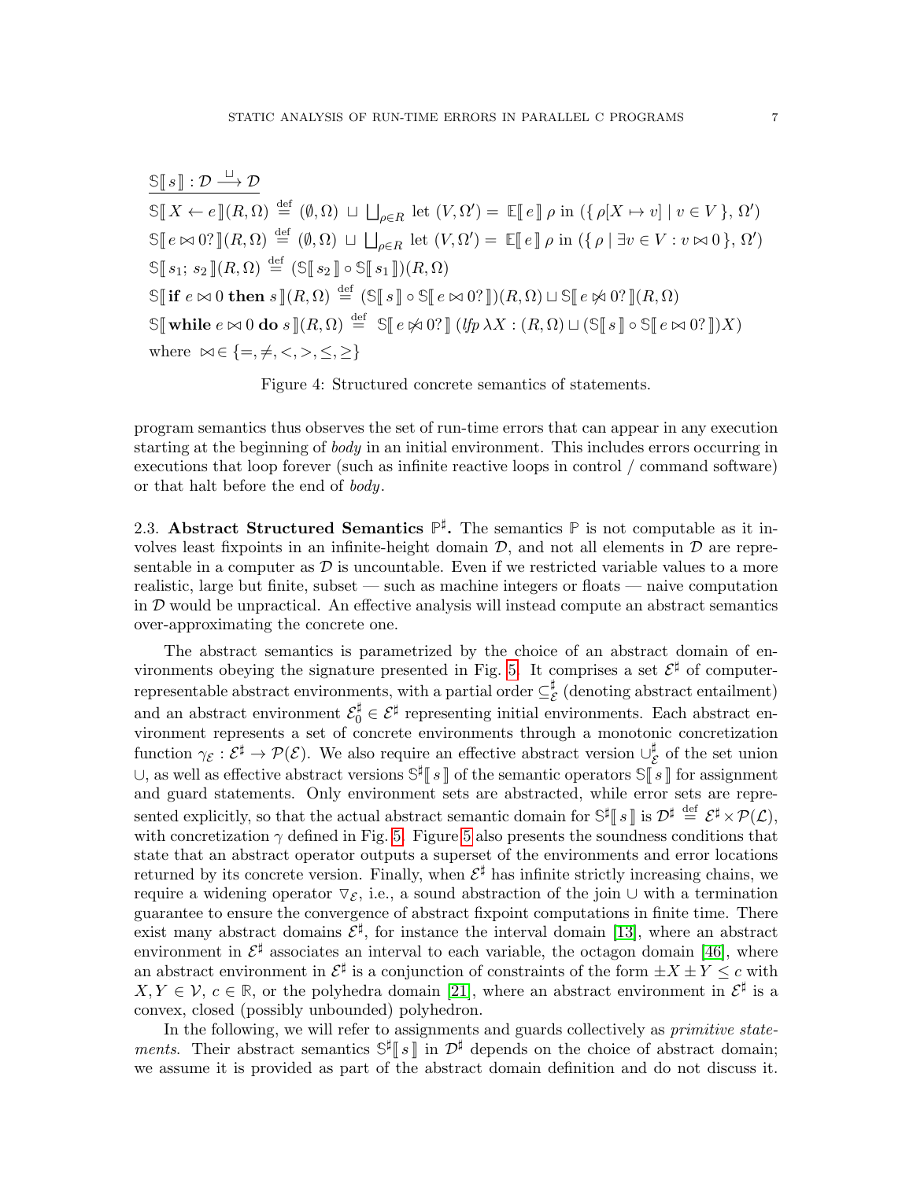$$\underline{\mathbb{S}[\![ s ]\!] : \mathcal{D} \xrightarrow{\sqcup} \mathcal{D}}$$

$$\mathbb{S}[\![ X \leftarrow e ]\!](R, \Omega) \stackrel{\text{def}}{=} (\emptyset, \Omega) \sqcup \bigsqcup_{\rho \in R} \text{let } (V, \Omega') = \mathbb{E}[\![ e ]\!] \rho \text{ in } (\{ \rho[X \mapsto v] \mid v \in V \}, \Omega')$$

$$\mathbb{S}[\![ e \bowtie 0? ]\!](R, \Omega) \stackrel{\text{def}}{=} (\emptyset, \Omega) \sqcup \bigsqcup_{\rho \in R} \text{let } (V, \Omega') = \mathbb{E}[\![ e ]\!] \rho \text{ in } (\{ \rho \mid \exists v \in V : v \bowtie 0 \}, \Omega')$$

$$\mathbb{S}[\![ s_1;\, s_2 ]\!](R, \Omega) \stackrel{\text{def}}{=} (\mathbb{S}[\![ s_2 ]\!] \circ \mathbb{S}[\![ s_1 ]\!])(R, \Omega)$$

$$\mathbb{S}[\![ \textbf{if } e \bowtie 0 \textbf{ then } s ]\!](R, \Omega) \stackrel{\text{def}}{=} (\mathbb{S}[\![ s ]\!] \circ \mathbb{S}[\![ e \bowtie 0? ]\!])(R, \Omega) \sqcup \mathbb{S}[\![ e \not\bowtie 0? ]\!](R, \Omega)$$

$$\mathbb{S}[\![ \textbf{while } e \bowtie 0 \textbf{ do } s ]\!](R, \Omega) \stackrel{\text{def}}{=} \mathbb{S}[\![ e \not\bowtie 0? ]\!] \,(\mathit{lfp}\, \lambda X : (R, \Omega) \sqcup (\mathbb{S}[\![ s ]\!] \circ \mathbb{S}[\![ e \bowtie 0? ]\!])X)$$

$$\text{where } \bowtie \in \{=, \neq, <, >, \leq, \geq\}$$

Figure 4: Structured concrete semantics of statements.

program semantics thus observes the set of run-time errors that can appear in any execution starting at the beginning of *body* in an initial environment. This includes errors occurring in executions that loop forever (such as infinite reactive loops in control / command software) or that halt before the end of *body*.

2.3. **Abstract Structured Semantics $\mathbb{P}^\sharp$.** The semantics $\mathbb{P}$ is not computable as it involves least fixpoints in an infinite-height domain $\mathcal{D}$, and not all elements in $\mathcal{D}$ are representable in a computer as $\mathcal{D}$ is uncountable. Even if we restricted variable values to a more realistic, large but finite, subset — such as machine integers or floats — naive computation in $\mathcal{D}$ would be unpractical. An effective analysis will instead compute an abstract semantics over-approximating the concrete one.

The abstract semantics is parametrized by the choice of an abstract domain of environments obeying the signature presented in Fig. 5. It comprises a set $\mathcal{E}^\sharp$ of computer-representable abstract environments, with a partial order $\subseteq^\sharp_{\mathcal{E}}$ (denoting abstract entailment) and an abstract environment $\mathcal{E}^\sharp_0 \in \mathcal{E}^\sharp$ representing initial environments. Each abstract environment represents a set of concrete environments through a monotonic concretization function $\gamma_{\mathcal{E}} : \mathcal{E}^\sharp \to \mathcal{P}(\mathcal{E})$. We also require an effective abstract version $\cup^\sharp_{\mathcal{E}}$ of the set union $\cup$, as well as effective abstract versions $\mathbb{S}^\sharp[\![ s ]\!]$ of the semantic operators $\mathbb{S}[\![ s ]\!]$ for assignment and guard statements. Only environment sets are abstracted, while error sets are represented explicitly, so that the actual abstract semantic domain for $\mathbb{S}^\sharp[\![ s ]\!]$ is $\mathcal{D}^\sharp \stackrel{\text{def}}{=} \mathcal{E}^\sharp \times \mathcal{P}(\mathcal{L})$, with concretization $\gamma$ defined in Fig. 5. Figure 5 also presents the soundness conditions that state that an abstract operator outputs a superset of the environments and error locations returned by its concrete version. Finally, when $\mathcal{E}^\sharp$ has infinite strictly increasing chains, we require a widening operator $\triangledown_{\mathcal{E}}$, i.e., a sound abstraction of the join $\cup$ with a termination guarantee to ensure the convergence of abstract fixpoint computations in finite time. There exist many abstract domains $\mathcal{E}^\sharp$, for instance the interval domain [13], where an abstract environment in $\mathcal{E}^\sharp$ associates an interval to each variable, the octagon domain [46], where an abstract environment in $\mathcal{E}^\sharp$ is a conjunction of constraints of the form $\pm X \pm Y \leq c$ with $X, Y \in \mathcal{V}$, $c \in \mathbb{R}$, or the polyhedra domain [21], where an abstract environment in $\mathcal{E}^\sharp$ is a convex, closed (possibly unbounded) polyhedron.

In the following, we will refer to assignments and guards collectively as *primitive statements*. Their abstract semantics $\mathbb{S}^\sharp[\![ s ]\!]$ in $\mathcal{D}^\sharp$ depends on the choice of abstract domain; we assume it is provided as part of the abstract domain definition and do not discuss it.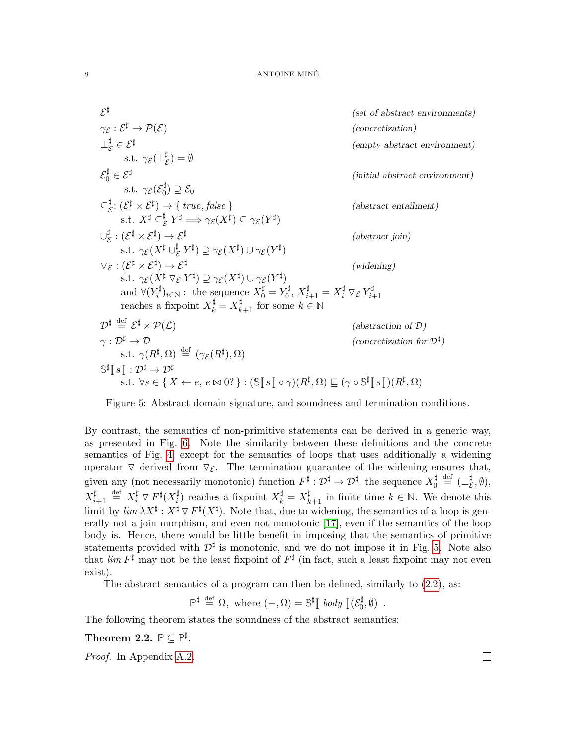$$
\begin{array}{ll}
\mathcal{E}^\sharp & \textit{(set of abstract environments)} \\
\gamma_\mathcal{E} : \mathcal{E}^\sharp \to \mathcal{P}(\mathcal{E}) & \textit{(concretization)} \\
\bot^\sharp_\mathcal{E} \in \mathcal{E}^\sharp & \textit{(empty abstract environment)} \\
\quad \text{s.t. } \gamma_\mathcal{E}(\bot^\sharp_\mathcal{E}) = \emptyset & \\
\mathcal{E}^\sharp_0 \in \mathcal{E}^\sharp & \textit{(initial abstract environment)} \\
\quad \text{s.t. } \gamma_\mathcal{E}(\mathcal{E}^\sharp_0) \supseteq \mathcal{E}_0 & \\
\subseteq^\sharp_\mathcal{E} : (\mathcal{E}^\sharp \times \mathcal{E}^\sharp) \to \{\, \mathit{true}, \mathit{false} \,\} & \textit{(abstract entailment)} \\
\quad \text{s.t. } X^\sharp \subseteq^\sharp_\mathcal{E} Y^\sharp \Longrightarrow \gamma_\mathcal{E}(X^\sharp) \subseteq \gamma_\mathcal{E}(Y^\sharp) & \\
\cup^\sharp_\mathcal{E} : (\mathcal{E}^\sharp \times \mathcal{E}^\sharp) \to \mathcal{E}^\sharp & \textit{(abstract join)} \\
\quad \text{s.t. } \gamma_\mathcal{E}(X^\sharp \cup^\sharp_\mathcal{E} Y^\sharp) \supseteq \gamma_\mathcal{E}(X^\sharp) \cup \gamma_\mathcal{E}(Y^\sharp) & \\
\triangledown_\mathcal{E} : (\mathcal{E}^\sharp \times \mathcal{E}^\sharp) \to \mathcal{E}^\sharp & \textit{(widening)} \\
\quad \text{s.t. } \gamma_\mathcal{E}(X^\sharp \triangledown_\mathcal{E} Y^\sharp) \supseteq \gamma_\mathcal{E}(X^\sharp) \cup \gamma_\mathcal{E}(Y^\sharp) & \\
\quad \text{and } \forall (Y^\sharp_i)_{i \in \mathbb{N}} : \text{ the sequence } X^\sharp_0 = Y^\sharp_0,\ X^\sharp_{i+1} = X^\sharp_i \triangledown_\mathcal{E} Y^\sharp_{i+1} & \\
\quad \text{reaches a fixpoint } X^\sharp_k = X^\sharp_{k+1} \text{ for some } k \in \mathbb{N} & \\
\mathcal{D}^\sharp \stackrel{\text{def}}{=} \mathcal{E}^\sharp \times \mathcal{P}(\mathcal{L}) & \textit{(abstraction of } \mathcal{D}\textit{)} \\
\gamma : \mathcal{D}^\sharp \to \mathcal{D} & \textit{(concretization for } \mathcal{D}^\sharp\textit{)} \\
\quad \text{s.t. } \gamma(R^\sharp, \Omega) \stackrel{\text{def}}{=} (\gamma_\mathcal{E}(R^\sharp), \Omega) & \\
\mathbb{S}^\sharp[\![\, s \,]\!] : \mathcal{D}^\sharp \to \mathcal{D}^\sharp & \\
\quad \text{s.t. } \forall s \in \{\, X \leftarrow e,\ e \bowtie 0? \,\} : (\mathbb{S}[\![\, s \,]\!] \circ \gamma)(R^\sharp, \Omega) \sqsubseteq (\gamma \circ \mathbb{S}^\sharp[\![\, s \,]\!])(R^\sharp, \Omega) &
\end{array}
$$

Figure 5: Abstract domain signature, and soundness and termination conditions.

By contrast, the semantics of non-primitive statements can be derived in a generic way, as presented in Fig. 6. Note the similarity between these definitions and the concrete semantics of Fig. 4, except for the semantics of loops that uses additionally a widening operator $\triangledown$ derived from $\triangledown_\mathcal{E}$. The termination guarantee of the widening ensures that, given any (not necessarily monotonic) function $F^\sharp : \mathcal{D}^\sharp \to \mathcal{D}^\sharp$, the sequence $X^\sharp_0 \stackrel{\text{def}}{=} (\bot^\sharp_\mathcal{E}, \emptyset)$, $X^\sharp_{i+1} \stackrel{\text{def}}{=} X^\sharp_i \triangledown F^\sharp(X^\sharp_i)$ reaches a fixpoint $X^\sharp_k = X^\sharp_{k+1}$ in finite time $k \in \mathbb{N}$. We denote this limit by $\mathit{lim}\, \lambda X^\sharp : X^\sharp \triangledown F^\sharp(X^\sharp)$. Note that, due to widening, the semantics of a loop is generally not a join morphism, and even not monotonic [17], even if the semantics of the loop body is. Hence, there would be little benefit in imposing that the semantics of primitive statements provided with $\mathcal{D}^\sharp$ is monotonic, and we do not impose it in Fig. 5. Note also that $\mathit{lim}\, F^\sharp$ may not be the least fixpoint of $F^\sharp$ (in fact, such a least fixpoint may not even exist).

The abstract semantics of a program can then be defined, similarly to (2.2), as:

$$
\mathbb{P}^\sharp \stackrel{\text{def}}{=} \Omega, \text{ where } (-, \Omega) = \mathbb{S}^\sharp[\![\ \mathit{body}\ ]\!](\mathcal{E}^\sharp_0, \emptyset) \enspace .
$$

The following theorem states the soundness of the abstract semantics:

**Theorem 2.2.** $\mathbb{P} \subseteq \mathbb{P}^\sharp$.

*Proof.* In Appendix A.2. □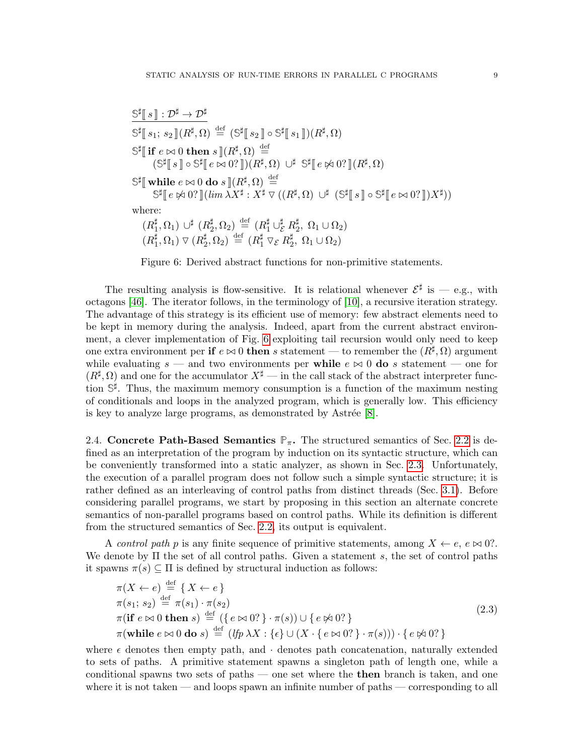$$
\begin{array}{l}
\underline{\mathbb{S}^\sharp[\![\, s \,]\!] : \mathcal{D}^\sharp \to \mathcal{D}^\sharp} \\
\mathbb{S}^\sharp[\![\, s_1;\, s_2 \,]\!](R^\sharp, \Omega) \stackrel{\text{def}}{=} (\mathbb{S}^\sharp[\![\, s_2 \,]\!] \circ \mathbb{S}^\sharp[\![\, s_1 \,]\!])(R^\sharp, \Omega) \\
\mathbb{S}^\sharp[\![\, \textbf{if } e \bowtie 0 \textbf{ then } s \,]\!](R^\sharp, \Omega) \stackrel{\text{def}}{=} \\
\qquad (\mathbb{S}^\sharp[\![\, s \,]\!] \circ \mathbb{S}^\sharp[\![\, e \bowtie 0? \,]\!])(R^\sharp, \Omega) \;\cup^\sharp\; \mathbb{S}^\sharp[\![\, e \not\bowtie 0? \,]\!](R^\sharp, \Omega) \\
\mathbb{S}^\sharp[\![\, \textbf{while } e \bowtie 0 \textbf{ do } s \,]\!](R^\sharp, \Omega) \stackrel{\text{def}}{=} \\
\qquad \mathbb{S}^\sharp[\![\, e \not\bowtie 0? \,]\!](\mathit{lim}\; \lambda X^\sharp : X^\sharp \,\triangledown\, ((R^\sharp, \Omega) \;\cup^\sharp\; (\mathbb{S}^\sharp[\![\, s \,]\!] \circ \mathbb{S}^\sharp[\![\, e \bowtie 0? \,]\!])X^\sharp)) \\
\text{where:} \\
\quad (R_1^\sharp, \Omega_1) \cup^\sharp (R_2^\sharp, \Omega_2) \stackrel{\text{def}}{=} (R_1^\sharp \cup_{\mathcal{E}}^\sharp R_2^\sharp,\; \Omega_1 \cup \Omega_2) \\
\quad (R_1^\sharp, \Omega_1) \,\triangledown\, (R_2^\sharp, \Omega_2) \stackrel{\text{def}}{=} (R_1^\sharp \triangledown_{\mathcal{E}} R_2^\sharp,\; \Omega_1 \cup \Omega_2)
\end{array}
$$

Figure 6: Derived abstract functions for non-primitive statements.

The resulting analysis is flow-sensitive. It is relational whenever $\mathcal{E}^\sharp$ is — e.g., with octagons [46]. The iterator follows, in the terminology of [10], a recursive iteration strategy. The advantage of this strategy is its efficient use of memory: few abstract elements need to be kept in memory during the analysis. Indeed, apart from the current abstract environment, a clever implementation of Fig. 6 exploiting tail recursion would only need to keep one extra environment per **if** $e \bowtie 0$ **then** $s$ statement — to remember the $(R^\sharp, \Omega)$ argument while evaluating $s$ — and two environments per **while** $e \bowtie 0$ **do** $s$ statement — one for $(R^\sharp, \Omega)$ and one for the accumulator $X^\sharp$ — in the call stack of the abstract interpreter function $\mathbb{S}^\sharp$. Thus, the maximum memory consumption is a function of the maximum nesting of conditionals and loops in the analyzed program, which is generally low. This efficiency is key to analyze large programs, as demonstrated by Astrée [8].

2.4. **Concrete Path-Based Semantics $\mathbb{P}_\pi$.** The structured semantics of Sec. 2.2 is defined as an interpretation of the program by induction on its syntactic structure, which can be conveniently transformed into a static analyzer, as shown in Sec. 2.3. Unfortunately, the execution of a parallel program does not follow such a simple syntactic structure; it is rather defined as an interleaving of control paths from distinct threads (Sec. 3.1). Before considering parallel programs, we start by proposing in this section an alternate concrete semantics of non-parallel programs based on control paths. While its definition is different from the structured semantics of Sec. 2.2, its output is equivalent.

A *control path* $p$ is any finite sequence of primitive statements, among $X \leftarrow e$, $e \bowtie 0?$. We denote by $\Pi$ the set of all control paths. Given a statement $s$, the set of control paths it spawns $\pi(s) \subseteq \Pi$ is defined by structural induction as follows:

$$
\begin{array}{l}
\pi(X \leftarrow e) \stackrel{\text{def}}{=} \{\, X \leftarrow e \,\} \\
\pi(s_1;\, s_2) \stackrel{\text{def}}{=} \pi(s_1) \cdot \pi(s_2) \\
\pi(\textbf{if } e \bowtie 0 \textbf{ then } s) \stackrel{\text{def}}{=} (\{\, e \bowtie 0? \,\} \cdot \pi(s)) \cup \{\, e \not\bowtie 0? \,\} \\
\pi(\textbf{while } e \bowtie 0 \textbf{ do } s) \stackrel{\text{def}}{=} (\mathit{lfp}\; \lambda X : \{\epsilon\} \cup (X \cdot \{\, e \bowtie 0? \,\} \cdot \pi(s))) \cdot \{\, e \not\bowtie 0? \,\}
\end{array}
\tag{2.3}
$$

where $\epsilon$ denotes then empty path, and $\cdot$ denotes path concatenation, naturally extended to sets of paths. A primitive statement spawns a singleton path of length one, while a conditional spawns two sets of paths — one set where the **then** branch is taken, and one where it is not taken — and loops spawn an infinite number of paths — corresponding to all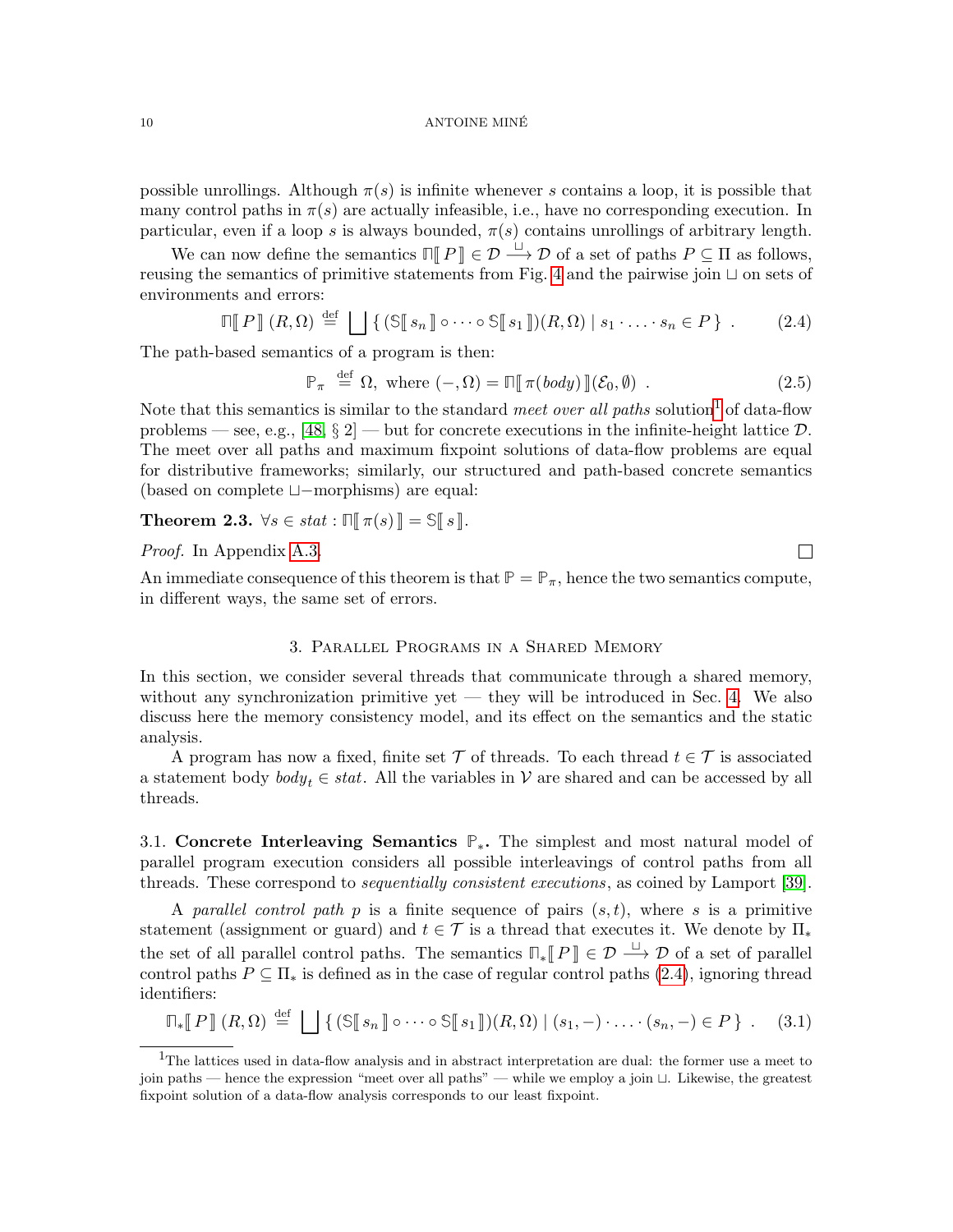possible unrollings. Although $\pi(s)$ is infinite whenever $s$ contains a loop, it is possible that many control paths in $\pi(s)$ are actually infeasible, i.e., have no corresponding execution. In particular, even if a loop $s$ is always bounded, $\pi(s)$ contains unrollings of arbitrary length.

We can now define the semantics $\mathbb{\Pi}[\![ P ]\!] \in \mathcal{D} \xrightarrow{\sqcup} \mathcal{D}$ of a set of paths $P \subseteq \Pi$ as follows, reusing the semantics of primitive statements from Fig. 4 and the pairwise join $\sqcup$ on sets of environments and errors:

$$\mathbb{\Pi}[\![ P ]\!]\,(R, \Omega) \stackrel{\text{def}}{=} \bigsqcup \{\, (\mathbb{S}[\![ s_n ]\!] \circ \cdots \circ \mathbb{S}[\![ s_1 ]\!])(R, \Omega) \mid s_1 \cdot \ldots \cdot s_n \in P \,\} \ . \tag{2.4}$$

The path-based semantics of a program is then:

$$\mathbb{P}_\pi \stackrel{\text{def}}{=} \Omega, \text{ where } (-, \Omega) = \mathbb{\Pi}[\![ \pi(\mathit{body}) ]\!](\mathcal{E}_0, \emptyset) \ . \tag{2.5}$$

Note that this semantics is similar to the standard *meet over all paths* solution[1] of data-flow problems — see, e.g., [48, § 2] — but for concrete executions in the infinite-height lattice $\mathcal{D}$. The meet over all paths and maximum fixpoint solutions of data-flow problems are equal for distributive frameworks; similarly, our structured and path-based concrete semantics (based on complete $\sqcup$−morphisms) are equal:

**Theorem 2.3.** $\forall s \in \mathit{stat} : \mathbb{\Pi}[\![ \pi(s) ]\!] = \mathbb{S}[\![ s ]\!]$.

*Proof.* In Appendix A.3. □

An immediate consequence of this theorem is that $\mathbb{P} = \mathbb{P}_\pi$, hence the two semantics compute, in different ways, the same set of errors.

## 3. Parallel Programs in a Shared Memory

In this section, we consider several threads that communicate through a shared memory, without any synchronization primitive yet — they will be introduced in Sec. 4. We also discuss here the memory consistency model, and its effect on the semantics and the static analysis.

A program has now a fixed, finite set $\mathcal{T}$ of threads. To each thread $t \in \mathcal{T}$ is associated a statement body $\mathit{body}_t \in \mathit{stat}$. All the variables in $\mathcal{V}$ are shared and can be accessed by all threads.

### 3.1. Concrete Interleaving Semantics $\mathbb{P}_*$.

The simplest and most natural model of parallel program execution considers all possible interleavings of control paths from all threads. These correspond to *sequentially consistent executions*, as coined by Lamport [39].

A *parallel control path* $p$ is a finite sequence of pairs $(s, t)$, where $s$ is a primitive statement (assignment or guard) and $t \in \mathcal{T}$ is a thread that executes it. We denote by $\Pi_*$ the set of all parallel control paths. The semantics $\mathbb{\Pi}_*[\![ P ]\!] \in \mathcal{D} \xrightarrow{\sqcup} \mathcal{D}$ of a set of parallel control paths $P \subseteq \Pi_*$ is defined as in the case of regular control paths (2.4), ignoring thread identifiers:

$$\mathbb{\Pi}_*[\![ P ]\!]\,(R, \Omega) \stackrel{\text{def}}{=} \bigsqcup \{\, (\mathbb{S}[\![ s_n ]\!] \circ \cdots \circ \mathbb{S}[\![ s_1 ]\!])(R, \Omega) \mid (s_1, -) \cdot \ldots \cdot (s_n, -) \in P \,\} \ . \tag{3.1}$$

[1] The lattices used in data-flow analysis and in abstract interpretation are dual: the former use a meet to join paths — hence the expression "meet over all paths" — while we employ a join $\sqcup$. Likewise, the greatest fixpoint solution of a data-flow analysis corresponds to our least fixpoint.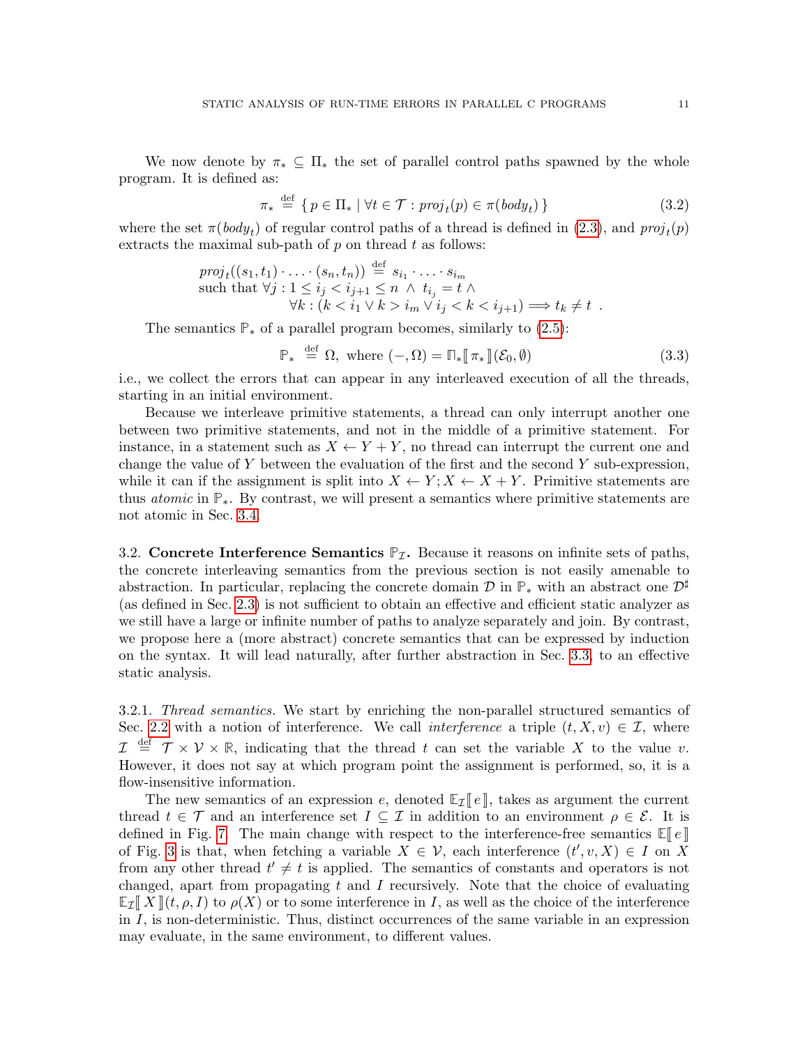We now denote by $\pi_* \subseteq \Pi_*$ the set of parallel control paths spawned by the whole program. It is defined as:

$$\pi_* \stackrel{\text{def}}{=} \{ p \in \Pi_* \mid \forall t \in \mathcal{T} : \mathit{proj}_t(p) \in \pi(\mathit{body}_t) \} \tag{3.2}$$

where the set $\pi(\mathit{body}_t)$ of regular control paths of a thread is defined in (2.3), and $\mathit{proj}_t(p)$ extracts the maximal sub-path of $p$ on thread $t$ as follows:

$$\begin{array}{l} \mathit{proj}_t((s_1, t_1) \cdot \ldots \cdot (s_n, t_n)) \stackrel{\text{def}}{=} s_{i_1} \cdot \ldots \cdot s_{i_m} \\ \text{such that } \forall j : 1 \le i_j < i_{j+1} \le n \ \wedge\ t_{i_j} = t \ \wedge \\ \qquad\qquad \forall k : (k < i_1 \vee k > i_m \vee i_j < k < i_{j+1}) \Longrightarrow t_k \neq t \ . \end{array}$$

The semantics $\mathbb{P}_*$ of a parallel program becomes, similarly to (2.5):

$$\mathbb{P}_* \stackrel{\text{def}}{=} \Omega, \text{ where } (-, \Omega) = \Pi_*[\![\, \pi_* \,]\!](\mathcal{E}_0, \emptyset) \tag{3.3}$$

i.e., we collect the errors that can appear in any interleaved execution of all the threads, starting in an initial environment.

Because we interleave primitive statements, a thread can only interrupt another one between two primitive statements, and not in the middle of a primitive statement. For instance, in a statement such as $X \leftarrow Y + Y$, no thread can interrupt the current one and change the value of $Y$ between the evaluation of the first and the second $Y$ sub-expression, while it can if the assignment is split into $X \leftarrow Y; X \leftarrow X + Y$. Primitive statements are thus *atomic* in $\mathbb{P}_*$. By contrast, we will present a semantics where primitive statements are not atomic in Sec. 3.4.

3.2. **Concrete Interference Semantics $\mathbb{P}_{\mathcal{I}}$.** Because it reasons on infinite sets of paths, the concrete interleaving semantics from the previous section is not easily amenable to abstraction. In particular, replacing the concrete domain $\mathcal{D}$ in $\mathbb{P}_*$ with an abstract one $\mathcal{D}^\sharp$ (as defined in Sec. 2.3) is not sufficient to obtain an effective and efficient static analyzer as we still have a large or infinite number of paths to analyze separately and join. By contrast, we propose here a (more abstract) concrete semantics that can be expressed by induction on the syntax. It will lead naturally, after further abstraction in Sec. 3.3, to an effective static analysis.

3.2.1. *Thread semantics.* We start by enriching the non-parallel structured semantics of Sec. 2.2 with a notion of interference. We call *interference* a triple $(t, X, v) \in \mathcal{I}$, where $\mathcal{I} \stackrel{\text{def}}{=} \mathcal{T} \times \mathcal{V} \times \mathbb{R}$, indicating that the thread $t$ can set the variable $X$ to the value $v$. However, it does not say at which program point the assignment is performed, so, it is a flow-insensitive information.

The new semantics of an expression $e$, denoted $\mathbb{E}_{\mathcal{I}}[\![\, e \,]\!]$, takes as argument the current thread $t \in \mathcal{T}$ and an interference set $I \subseteq \mathcal{I}$ in addition to an environment $\rho \in \mathcal{E}$. It is defined in Fig. 7. The main change with respect to the interference-free semantics $\mathbb{E}[\![\, e \,]\!]$ of Fig. 3 is that, when fetching a variable $X \in \mathcal{V}$, each interference $(t', v, X) \in I$ on $X$ from any other thread $t' \neq t$ is applied. The semantics of constants and operators is not changed, apart from propagating $t$ and $I$ recursively. Note that the choice of evaluating $\mathbb{E}_{\mathcal{I}}[\![\, X \,]\!](t, \rho, I)$ to $\rho(X)$ or to some interference in $I$, as well as the choice of the interference in $I$, is non-deterministic. Thus, distinct occurrences of the same variable in an expression may evaluate, in the same environment, to different values.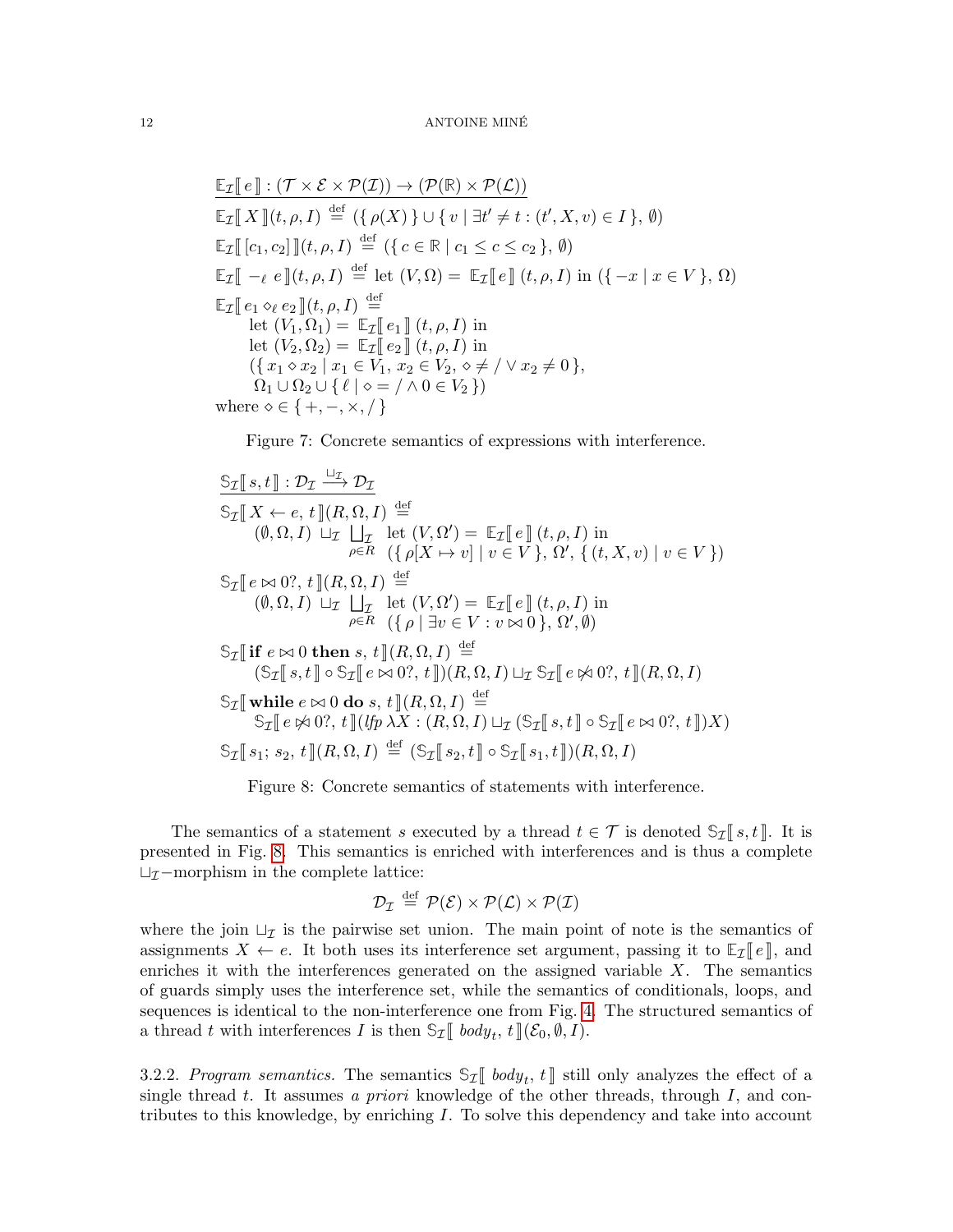$$\underline{\mathbb{E}_{\mathcal{I}}[\![\, e \,]\!] : (\mathcal{T} \times \mathcal{E} \times \mathcal{P}(\mathcal{I})) \to (\mathcal{P}(\mathbb{R}) \times \mathcal{P}(\mathcal{L}))}$$

$$\mathbb{E}_{\mathcal{I}}[\![\, X \,]\!](t, \rho, I) \stackrel{\text{def}}{=} (\{\, \rho(X) \,\} \cup \{\, v \mid \exists t' \neq t : (t', X, v) \in I \,\},\, \emptyset)$$

$$\mathbb{E}_{\mathcal{I}}[\![\, [c_1, c_2] \,]\!](t, \rho, I) \stackrel{\text{def}}{=} (\{\, c \in \mathbb{R} \mid c_1 \leq c \leq c_2 \,\},\, \emptyset)$$

$$\mathbb{E}_{\mathcal{I}}[\![\, -_\ell\; e \,]\!](t, \rho, I) \stackrel{\text{def}}{=} \text{let } (V, \Omega) = \mathbb{E}_{\mathcal{I}}[\![\, e \,]\!]\,(t, \rho, I) \text{ in } (\{\, -x \mid x \in V \,\},\, \Omega)$$

$$\begin{array}{l}
\mathbb{E}_{\mathcal{I}}[\![\, e_1 \diamond_\ell e_2 \,]\!](t, \rho, I) \stackrel{\text{def}}{=} \\
\quad \text{let } (V_1, \Omega_1) = \mathbb{E}_{\mathcal{I}}[\![\, e_1 \,]\!]\,(t, \rho, I) \text{ in} \\
\quad \text{let } (V_2, \Omega_2) = \mathbb{E}_{\mathcal{I}}[\![\, e_2 \,]\!]\,(t, \rho, I) \text{ in} \\
\quad (\{\, x_1 \diamond x_2 \mid x_1 \in V_1,\, x_2 \in V_2,\, \diamond \neq / \vee x_2 \neq 0 \,\}, \\
\quad\; \Omega_1 \cup \Omega_2 \cup \{\, \ell \mid \diamond = / \wedge 0 \in V_2 \,\}) \\
\text{where } \diamond \in \{\, +, -, \times, / \,\}
\end{array}$$

Figure 7: Concrete semantics of expressions with interference.

$$\underline{\mathbb{S}_{\mathcal{I}}[\![\, s, t \,]\!] : \mathcal{D}_{\mathcal{I}} \xrightarrow{\sqcup_{\mathcal{I}}} \mathcal{D}_{\mathcal{I}}}$$

$$\begin{array}{l}
\mathbb{S}_{\mathcal{I}}[\![\, X \leftarrow e,\, t \,]\!](R, \Omega, I) \stackrel{\text{def}}{=} \\
\quad (\emptyset, \Omega, I) \,\sqcup_{\mathcal{I}} \displaystyle\bigsqcup_{\mathcal{I}\;\rho \in R} \text{let } (V, \Omega') = \mathbb{E}_{\mathcal{I}}[\![\, e \,]\!]\,(t, \rho, I) \text{ in} \\
\qquad\qquad (\{\, \rho[X \mapsto v] \mid v \in V \,\},\, \Omega',\, \{\, (t, X, v) \mid v \in V \,\})
\end{array}$$

$$\begin{array}{l}
\mathbb{S}_{\mathcal{I}}[\![\, e \bowtie 0?,\, t \,]\!](R, \Omega, I) \stackrel{\text{def}}{=} \\
\quad (\emptyset, \Omega, I) \,\sqcup_{\mathcal{I}} \displaystyle\bigsqcup_{\mathcal{I}\;\rho \in R} \text{let } (V, \Omega') = \mathbb{E}_{\mathcal{I}}[\![\, e \,]\!]\,(t, \rho, I) \text{ in} \\
\qquad\qquad (\{\, \rho \mid \exists v \in V : v \bowtie 0 \,\},\, \Omega',\, \emptyset)
\end{array}$$

$$\begin{array}{l}
\mathbb{S}_{\mathcal{I}}[\![\, \textbf{if } e \bowtie 0 \textbf{ then } s,\, t \,]\!](R, \Omega, I) \stackrel{\text{def}}{=} \\
\quad (\mathbb{S}_{\mathcal{I}}[\![\, s, t \,]\!] \circ \mathbb{S}_{\mathcal{I}}[\![\, e \bowtie 0?,\, t \,]\!])(R, \Omega, I) \sqcup_{\mathcal{I}} \mathbb{S}_{\mathcal{I}}[\![\, e \not\bowtie 0?,\, t \,]\!](R, \Omega, I)
\end{array}$$

$$\begin{array}{l}
\mathbb{S}_{\mathcal{I}}[\![\, \textbf{while } e \bowtie 0 \textbf{ do } s,\, t \,]\!](R, \Omega, I) \stackrel{\text{def}}{=} \\
\quad \mathbb{S}_{\mathcal{I}}[\![\, e \not\bowtie 0?,\, t \,]\!](\mathit{lfp}\; \lambda X : (R, \Omega, I) \sqcup_{\mathcal{I}} (\mathbb{S}_{\mathcal{I}}[\![\, s, t \,]\!] \circ \mathbb{S}_{\mathcal{I}}[\![\, e \bowtie 0?,\, t \,]\!])X)
\end{array}$$

$$\mathbb{S}_{\mathcal{I}}[\![\, s_1;\, s_2,\, t \,]\!](R, \Omega, I) \stackrel{\text{def}}{=} (\mathbb{S}_{\mathcal{I}}[\![\, s_2, t \,]\!] \circ \mathbb{S}_{\mathcal{I}}[\![\, s_1, t \,]\!])(R, \Omega, I)$$

Figure 8: Concrete semantics of statements with interference.

The semantics of a statement $s$ executed by a thread $t \in \mathcal{T}$ is denoted $\mathbb{S}_{\mathcal{I}}[\![\, s, t \,]\!]$. It is presented in Fig. 8. This semantics is enriched with interferences and is thus a complete $\sqcup_{\mathcal{I}}$−morphism in the complete lattice:

$$\mathcal{D}_{\mathcal{I}} \stackrel{\text{def}}{=} \mathcal{P}(\mathcal{E}) \times \mathcal{P}(\mathcal{L}) \times \mathcal{P}(\mathcal{I})$$

where the join $\sqcup_{\mathcal{I}}$ is the pairwise set union. The main point of note is the semantics of assignments $X \leftarrow e$. It both uses its interference set argument, passing it to $\mathbb{E}_{\mathcal{I}}[\![\, e \,]\!]$, and enriches it with the interferences generated on the assigned variable $X$. The semantics of guards simply uses the interference set, while the semantics of conditionals, loops, and sequences is identical to the non-interference one from Fig. 4. The structured semantics of a thread $t$ with interferences $I$ is then $\mathbb{S}_{\mathcal{I}}[\![\, \mathit{body}_t,\, t \,]\!](\mathcal{E}_0, \emptyset, I)$.

3.2.2. *Program semantics.* The semantics $\mathbb{S}_{\mathcal{I}}[\![\, \mathit{body}_t,\, t \,]\!]$ still only analyzes the effect of a single thread $t$. It assumes *a priori* knowledge of the other threads, through $I$, and contributes to this knowledge, by enriching $I$. To solve this dependency and take into account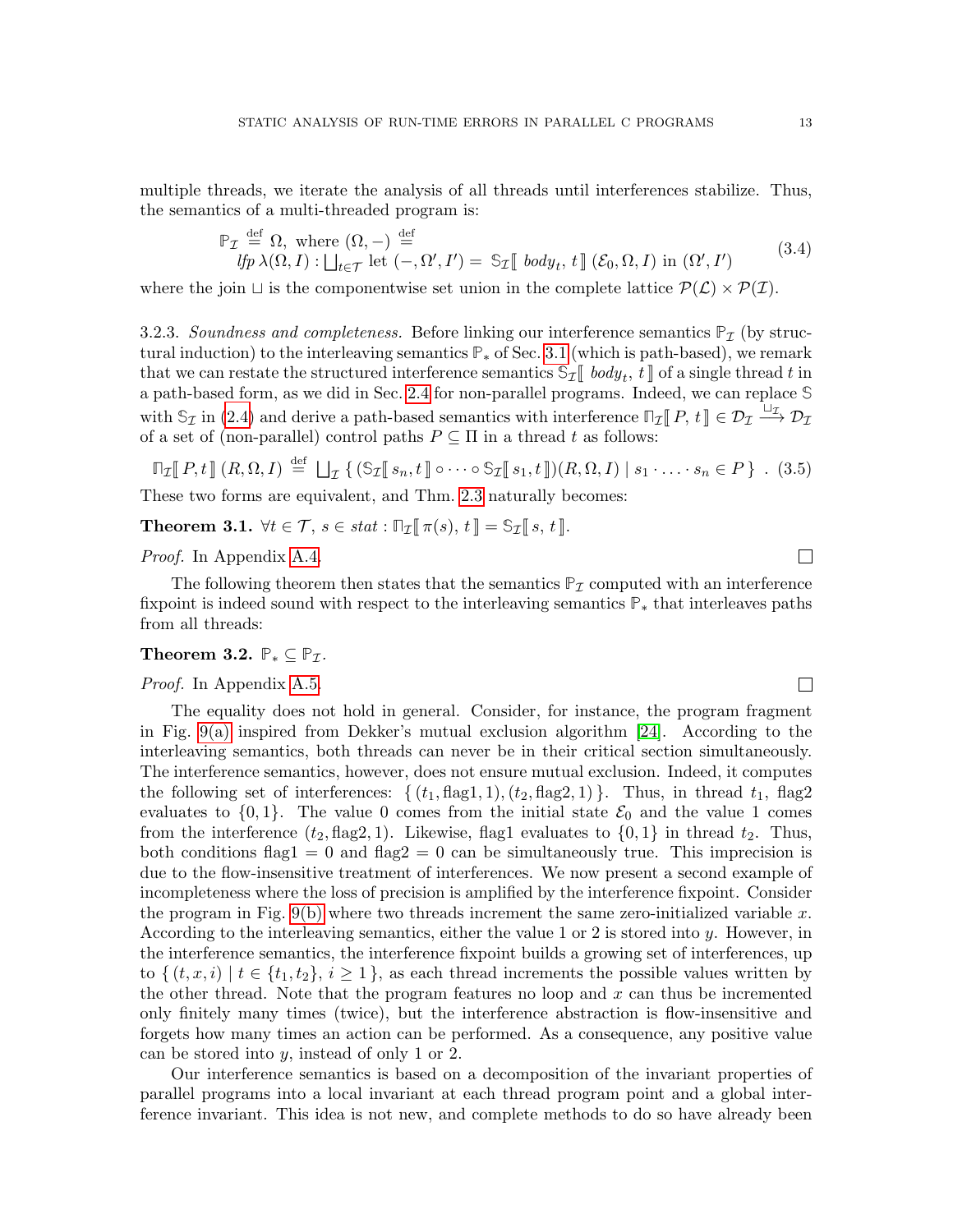multiple threads, we iterate the analysis of all threads until interferences stabilize. Thus, the semantics of a multi-threaded program is:

$$\begin{array}{l}\mathbb{P}_{\mathcal{I}} \stackrel{\text{def}}{=} \Omega, \text{ where } (\Omega, -) \stackrel{\text{def}}{=} \\ \quad \mathit{lfp}\, \lambda(\Omega, I) : \bigsqcup_{t \in \mathcal{T}} \text{let } (-, \Omega', I') = \mathbb{S}_{\mathcal{I}}[\![\, \mathit{body}_t,\, t \,]\!]\, (\mathcal{E}_0, \Omega, I) \text{ in } (\Omega', I')\end{array} \tag{3.4}$$

where the join $\sqcup$ is the componentwise set union in the complete lattice $\mathcal{P}(\mathcal{L}) \times \mathcal{P}(\mathcal{I})$.

3.2.3. *Soundness and completeness.* Before linking our interference semantics $\mathbb{P}_{\mathcal{I}}$ (by structural induction) to the interleaving semantics $\mathbb{P}_*$ of Sec. 3.1 (which is path-based), we remark that we can restate the structured interference semantics $\mathbb{S}_{\mathcal{I}}[\![\, \mathit{body}_t,\, t \,]\!]$ of a single thread $t$ in a path-based form, as we did in Sec. 2.4 for non-parallel programs. Indeed, we can replace $\mathbb{S}$ with $\mathbb{S}_{\mathcal{I}}$ in (2.4) and derive a path-based semantics with interference $\Pi_{\mathcal{I}}[\![\, P,\, t \,]\!] \in \mathcal{D}_{\mathcal{I}} \xrightarrow{\sqcup_{\mathcal{I}}} \mathcal{D}_{\mathcal{I}}$ of a set of (non-parallel) control paths $P \subseteq \Pi$ in a thread $t$ as follows:

$$\Pi_{\mathcal{I}}[\![\, P, t \,]\!]\, (R, \Omega, I) \stackrel{\text{def}}{=} \bigsqcup\nolimits_{\mathcal{I}} \{\, (\mathbb{S}_{\mathcal{I}}[\![\, s_n, t \,]\!] \circ \cdots \circ \mathbb{S}_{\mathcal{I}}[\![\, s_1, t \,]\!])(R, \Omega, I) \mid s_1 \cdot \ldots \cdot s_n \in P \,\}\ . \tag{3.5}$$

These two forms are equivalent, and Thm. 2.3 naturally becomes:

**Theorem 3.1.** $\forall t \in \mathcal{T},\ s \in \mathit{stat} : \Pi_{\mathcal{I}}[\![\, \pi(s),\, t \,]\!] = \mathbb{S}_{\mathcal{I}}[\![\, s,\, t \,]\!]$.

*Proof.* In Appendix A.4. □

The following theorem then states that the semantics $\mathbb{P}_{\mathcal{I}}$ computed with an interference fixpoint is indeed sound with respect to the interleaving semantics $\mathbb{P}_*$ that interleaves paths from all threads:

**Theorem 3.2.** $\mathbb{P}_* \subseteq \mathbb{P}_{\mathcal{I}}$.

*Proof.* In Appendix A.5. □

The equality does not hold in general. Consider, for instance, the program fragment in Fig. 9(a) inspired from Dekker's mutual exclusion algorithm [24]. According to the interleaving semantics, both threads can never be in their critical section simultaneously. The interference semantics, however, does not ensure mutual exclusion. Indeed, it computes the following set of interferences: $\{\, (t_1, \text{flag1}, 1), (t_2, \text{flag2}, 1) \,\}$. Thus, in thread $t_1$, flag2 evaluates to $\{0, 1\}$. The value 0 comes from the initial state $\mathcal{E}_0$ and the value 1 comes from the interference $(t_2, \text{flag2}, 1)$. Likewise, flag1 evaluates to $\{0, 1\}$ in thread $t_2$. Thus, both conditions $\text{flag1} = 0$ and $\text{flag2} = 0$ can be simultaneously true. This imprecision is due to the flow-insensitive treatment of interferences. We now present a second example of incompleteness where the loss of precision is amplified by the interference fixpoint. Consider the program in Fig. 9(b) where two threads increment the same zero-initialized variable $x$. According to the interleaving semantics, either the value 1 or 2 is stored into $y$. However, in the interference semantics, the interference fixpoint builds a growing set of interferences, up to $\{\, (t, x, i) \mid t \in \{t_1, t_2\},\ i \geq 1 \,\}$, as each thread increments the possible values written by the other thread. Note that the program features no loop and $x$ can thus be incremented only finitely many times (twice), but the interference abstraction is flow-insensitive and forgets how many times an action can be performed. As a consequence, any positive value can be stored into $y$, instead of only 1 or 2.

Our interference semantics is based on a decomposition of the invariant properties of parallel programs into a local invariant at each thread program point and a global interference invariant. This idea is not new, and complete methods to do so have already been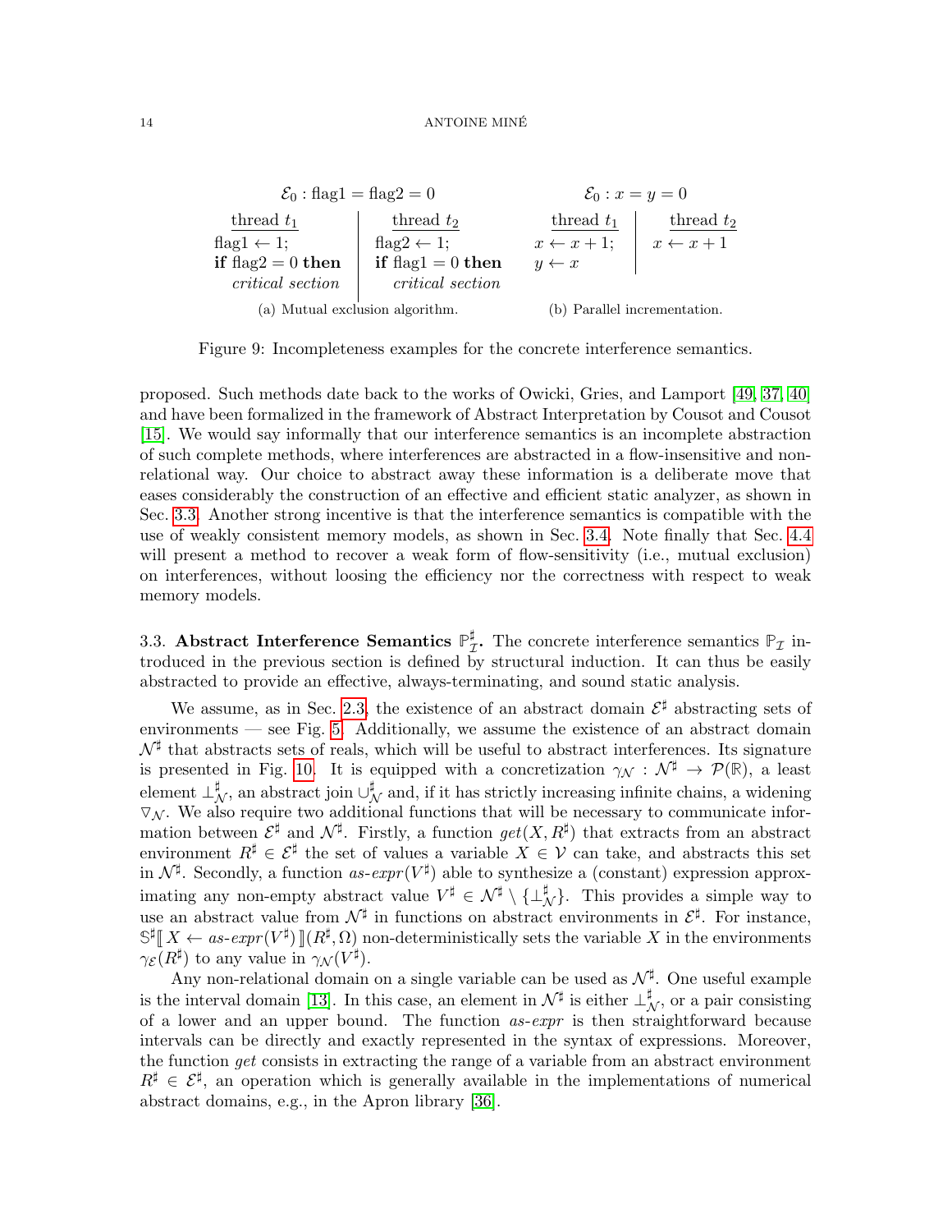$\mathcal{E}_0$ : flag1 = flag2 = 0

| thread $t_1$ | thread $t_2$ |
|---|---|
| flag1 $\leftarrow$ 1; | flag2 $\leftarrow$ 1; |
| **if** flag2 = 0 **then** | **if** flag1 = 0 **then** |
| *critical section* | *critical section* |

(a) Mutual exclusion algorithm.

$\mathcal{E}_0 : x = y = 0$

| thread $t_1$ | thread $t_2$ |
|---|---|
| $x \leftarrow x + 1;$ | $x \leftarrow x + 1$ |
| $y \leftarrow x$ | |

(b) Parallel incrementation.

Figure 9: Incompleteness examples for the concrete interference semantics.

proposed. Such methods date back to the works of Owicki, Gries, and Lamport [49, 37, 40] and have been formalized in the framework of Abstract Interpretation by Cousot and Cousot [15]. We would say informally that our interference semantics is an incomplete abstraction of such complete methods, where interferences are abstracted in a flow-insensitive and non-relational way. Our choice to abstract away these information is a deliberate move that eases considerably the construction of an effective and efficient static analyzer, as shown in Sec. 3.3. Another strong incentive is that the interference semantics is compatible with the use of weakly consistent memory models, as shown in Sec. 3.4. Note finally that Sec. 4.4 will present a method to recover a weak form of flow-sensitivity (i.e., mutual exclusion) on interferences, without loosing the efficiency nor the correctness with respect to weak memory models.

3.3. **Abstract Interference Semantics $\mathbb{P}^\sharp_\mathcal{I}$.** The concrete interference semantics $\mathbb{P}_\mathcal{I}$ introduced in the previous section is defined by structural induction. It can thus be easily abstracted to provide an effective, always-terminating, and sound static analysis.

We assume, as in Sec. 2.3, the existence of an abstract domain $\mathcal{E}^\sharp$ abstracting sets of environments — see Fig. 5. Additionally, we assume the existence of an abstract domain $\mathcal{N}^\sharp$ that abstracts sets of reals, which will be useful to abstract interferences. Its signature is presented in Fig. 10. It is equipped with a concretization $\gamma_\mathcal{N} : \mathcal{N}^\sharp \to \mathcal{P}(\mathbb{R})$, a least element $\perp^\sharp_\mathcal{N}$, an abstract join $\cup^\sharp_\mathcal{N}$ and, if it has strictly increasing infinite chains, a widening $\triangledown_\mathcal{N}$. We also require two additional functions that will be necessary to communicate information between $\mathcal{E}^\sharp$ and $\mathcal{N}^\sharp$. Firstly, a function $get(X, R^\sharp)$ that extracts from an abstract environment $R^\sharp \in \mathcal{E}^\sharp$ the set of values a variable $X \in \mathcal{V}$ can take, and abstracts this set in $\mathcal{N}^\sharp$. Secondly, a function $as\text{-}expr(V^\sharp)$ able to synthesize a (constant) expression approximating any non-empty abstract value $V^\sharp \in \mathcal{N}^\sharp \setminus \{\perp^\sharp_\mathcal{N}\}$. This provides a simple way to use an abstract value from $\mathcal{N}^\sharp$ in functions on abstract environments in $\mathcal{E}^\sharp$. For instance, $\mathbb{S}^\sharp[\![\, X \leftarrow as\text{-}expr(V^\sharp)\,]\!](R^\sharp, \Omega)$ non-deterministically sets the variable $X$ in the environments $\gamma_\mathcal{E}(R^\sharp)$ to any value in $\gamma_\mathcal{N}(V^\sharp)$.

Any non-relational domain on a single variable can be used as $\mathcal{N}^\sharp$. One useful example is the interval domain [13]. In this case, an element in $\mathcal{N}^\sharp$ is either $\perp^\sharp_\mathcal{N}$, or a pair consisting of a lower and an upper bound. The function *as-expr* is then straightforward because intervals can be directly and exactly represented in the syntax of expressions. Moreover, the function *get* consists in extracting the range of a variable from an abstract environment $R^\sharp \in \mathcal{E}^\sharp$, an operation which is generally available in the implementations of numerical abstract domains, e.g., in the Apron library [36].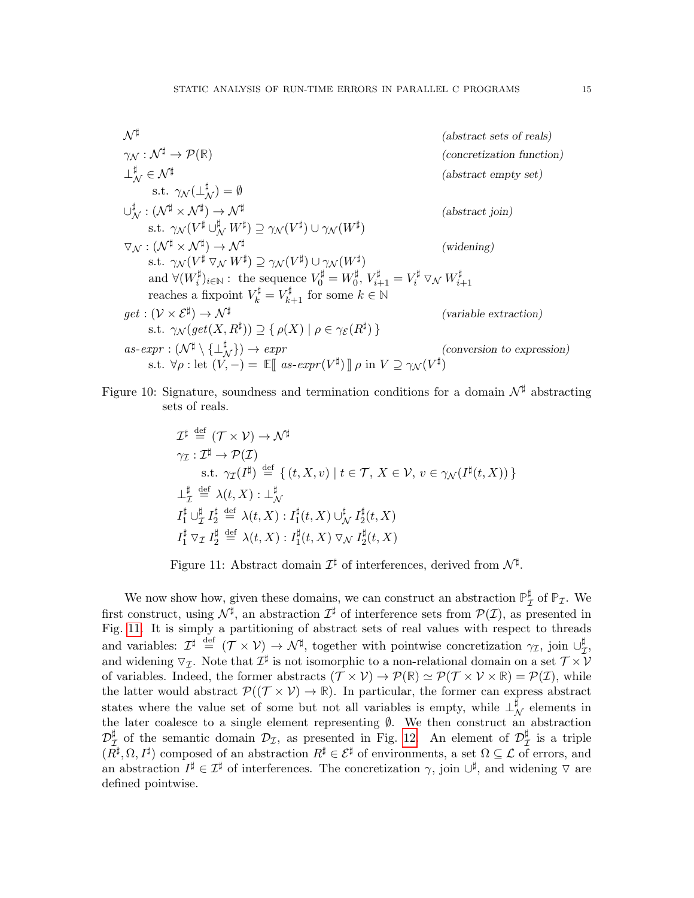$$
\begin{array}{ll}
\mathcal{N}^\sharp & \textit{(abstract sets of reals)} \\
\gamma_\mathcal{N} : \mathcal{N}^\sharp \to \mathcal{P}(\mathbb{R}) & \textit{(concretization function)} \\
\bot^\sharp_\mathcal{N} \in \mathcal{N}^\sharp & \textit{(abstract empty set)} \\
\quad \text{s.t. } \gamma_\mathcal{N}(\bot^\sharp_\mathcal{N}) = \emptyset & \\
\cup^\sharp_\mathcal{N} : (\mathcal{N}^\sharp \times \mathcal{N}^\sharp) \to \mathcal{N}^\sharp & \textit{(abstract join)} \\
\quad \text{s.t. } \gamma_\mathcal{N}(V^\sharp \cup^\sharp_\mathcal{N} W^\sharp) \supseteq \gamma_\mathcal{N}(V^\sharp) \cup \gamma_\mathcal{N}(W^\sharp) & \\
\triangledown_\mathcal{N} : (\mathcal{N}^\sharp \times \mathcal{N}^\sharp) \to \mathcal{N}^\sharp & \textit{(widening)} \\
\quad \text{s.t. } \gamma_\mathcal{N}(V^\sharp \triangledown_\mathcal{N} W^\sharp) \supseteq \gamma_\mathcal{N}(V^\sharp) \cup \gamma_\mathcal{N}(W^\sharp) & \\
\quad \text{and } \forall (W^\sharp_i)_{i \in \mathbb{N}} : \text{ the sequence } V^\sharp_0 = W^\sharp_0,\ V^\sharp_{i+1} = V^\sharp_i \triangledown_\mathcal{N} W^\sharp_{i+1} & \\
\quad \text{reaches a fixpoint } V^\sharp_k = V^\sharp_{k+1} \text{ for some } k \in \mathbb{N} & \\
\mathit{get} : (\mathcal{V} \times \mathcal{E}^\sharp) \to \mathcal{N}^\sharp & \textit{(variable extraction)} \\
\quad \text{s.t. } \gamma_\mathcal{N}(\mathit{get}(X, R^\sharp)) \supseteq \{\, \rho(X) \mid \rho \in \gamma_\mathcal{E}(R^\sharp) \,\} & \\
\mathit{as\text{-}expr} : (\mathcal{N}^\sharp \setminus \{\bot^\sharp_\mathcal{N}\}) \to \mathit{expr} & \textit{(conversion to expression)} \\
\quad \text{s.t. } \forall \rho : \text{let } (V, -) = \mathbb{E}[\![\, \mathit{as\text{-}expr}(V^\sharp) \,]\!]\, \rho \text{ in } V \supseteq \gamma_\mathcal{N}(V^\sharp) &
\end{array}
$$

Figure 10: Signature, soundness and termination conditions for a domain $\mathcal{N}^\sharp$ abstracting sets of reals.

$$
\begin{array}{l}
\mathcal{I}^\sharp \stackrel{\text{def}}{=} (\mathcal{T} \times \mathcal{V}) \to \mathcal{N}^\sharp \\
\gamma_\mathcal{I} : \mathcal{I}^\sharp \to \mathcal{P}(\mathcal{I}) \\
\quad \text{s.t. } \gamma_\mathcal{I}(I^\sharp) \stackrel{\text{def}}{=} \{\, (t, X, v) \mid t \in \mathcal{T},\ X \in \mathcal{V},\ v \in \gamma_\mathcal{N}(I^\sharp(t, X)) \,\} \\
\bot^\sharp_\mathcal{I} \stackrel{\text{def}}{=} \lambda(t, X) : \bot^\sharp_\mathcal{N} \\
I^\sharp_1 \cup^\sharp_\mathcal{I} I^\sharp_2 \stackrel{\text{def}}{=} \lambda(t, X) : I^\sharp_1(t, X) \cup^\sharp_\mathcal{N} I^\sharp_2(t, X) \\
I^\sharp_1 \triangledown_\mathcal{I} I^\sharp_2 \stackrel{\text{def}}{=} \lambda(t, X) : I^\sharp_1(t, X) \triangledown_\mathcal{N} I^\sharp_2(t, X)
\end{array}
$$

Figure 11: Abstract domain $\mathcal{I}^\sharp$ of interferences, derived from $\mathcal{N}^\sharp$.

We now show how, given these domains, we can construct an abstraction $\mathbb{P}^\sharp_\mathcal{I}$ of $\mathbb{P}_\mathcal{I}$. We first construct, using $\mathcal{N}^\sharp$, an abstraction $\mathcal{I}^\sharp$ of interference sets from $\mathcal{P}(\mathcal{I})$, as presented in Fig. 11. It is simply a partitioning of abstract sets of real values with respect to threads and variables: $\mathcal{I}^\sharp \stackrel{\text{def}}{=} (\mathcal{T} \times \mathcal{V}) \to \mathcal{N}^\sharp$, together with pointwise concretization $\gamma_\mathcal{I}$, join $\cup^\sharp_\mathcal{I}$, and widening $\triangledown_\mathcal{I}$. Note that $\mathcal{I}^\sharp$ is not isomorphic to a non-relational domain on a set $\mathcal{T} \times \mathcal{V}$ of variables. Indeed, the former abstracts $(\mathcal{T} \times \mathcal{V}) \to \mathcal{P}(\mathbb{R}) \simeq \mathcal{P}(\mathcal{T} \times \mathcal{V} \times \mathbb{R}) = \mathcal{P}(\mathcal{I})$, while the latter would abstract $\mathcal{P}((\mathcal{T} \times \mathcal{V}) \to \mathbb{R})$. In particular, the former can express abstract states where the value set of some but not all variables is empty, while $\bot^\sharp_\mathcal{N}$ elements in the later coalesce to a single element representing $\emptyset$. We then construct an abstraction $\mathcal{D}^\sharp_\mathcal{I}$ of the semantic domain $\mathcal{D}_\mathcal{I}$, as presented in Fig. 12. An element of $\mathcal{D}^\sharp_\mathcal{I}$ is a triple $(R^\sharp, \Omega, I^\sharp)$ composed of an abstraction $R^\sharp \in \mathcal{E}^\sharp$ of environments, a set $\Omega \subseteq \mathcal{L}$ of errors, and an abstraction $I^\sharp \in \mathcal{I}^\sharp$ of interferences. The concretization $\gamma$, join $\cup^\sharp$, and widening $\triangledown$ are defined pointwise.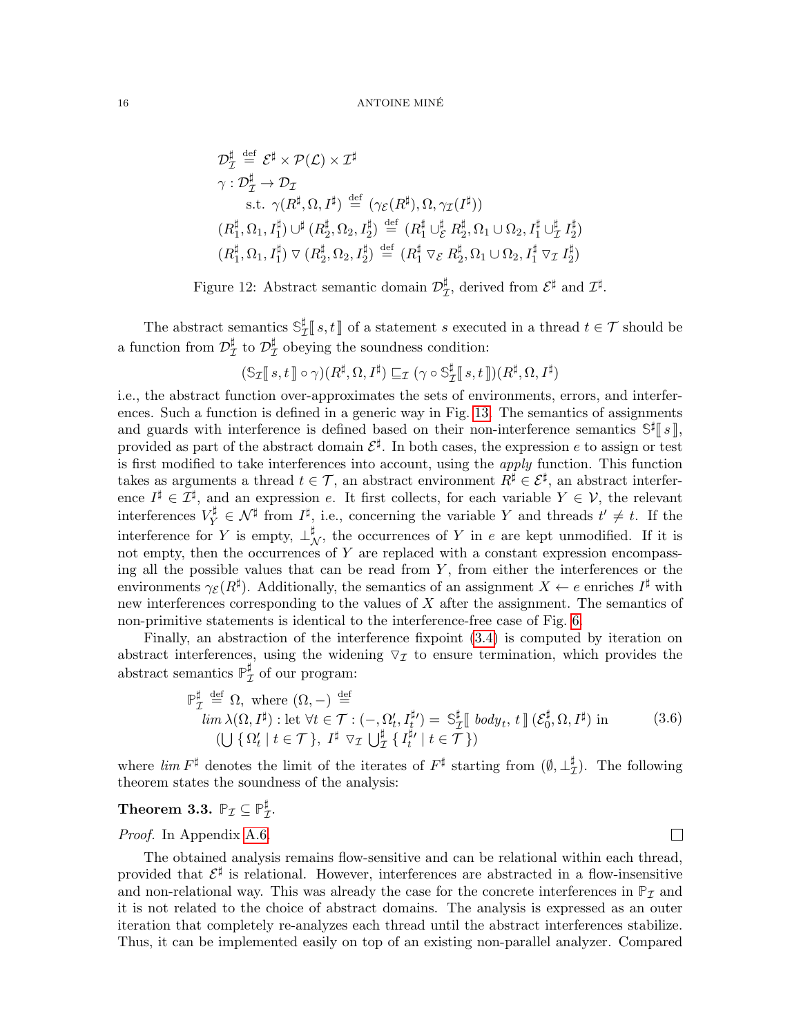$$
\begin{array}{l}
\mathcal{D}^\sharp_\mathcal{I} \stackrel{\text{def}}{=} \mathcal{E}^\sharp \times \mathcal{P}(\mathcal{L}) \times \mathcal{I}^\sharp \\
\gamma : \mathcal{D}^\sharp_\mathcal{I} \to \mathcal{D}_\mathcal{I} \\
\qquad \text{s.t. } \gamma(R^\sharp, \Omega, I^\sharp) \stackrel{\text{def}}{=} (\gamma_\mathcal{E}(R^\sharp), \Omega, \gamma_\mathcal{I}(I^\sharp)) \\
(R^\sharp_1, \Omega_1, I^\sharp_1) \cup^\sharp (R^\sharp_2, \Omega_2, I^\sharp_2) \stackrel{\text{def}}{=} (R^\sharp_1 \cup^\sharp_\mathcal{E} R^\sharp_2, \Omega_1 \cup \Omega_2, I^\sharp_1 \cup^\sharp_\mathcal{I} I^\sharp_2) \\
(R^\sharp_1, \Omega_1, I^\sharp_1) \mathbin{\triangledown} (R^\sharp_2, \Omega_2, I^\sharp_2) \stackrel{\text{def}}{=} (R^\sharp_1 \mathbin{\triangledown}_\mathcal{E} R^\sharp_2, \Omega_1 \cup \Omega_2, I^\sharp_1 \mathbin{\triangledown}_\mathcal{I} I^\sharp_2)
\end{array}
$$

Figure 12: Abstract semantic domain $\mathcal{D}^\sharp_\mathcal{I}$, derived from $\mathcal{E}^\sharp$ and $\mathcal{I}^\sharp$.

The abstract semantics $\mathbb{S}^\sharp_\mathcal{I}[\![\, s, t \,]\!]$ of a statement $s$ executed in a thread $t \in \mathcal{T}$ should be a function from $\mathcal{D}^\sharp_\mathcal{I}$ to $\mathcal{D}^\sharp_\mathcal{I}$ obeying the soundness condition:

$$
(\mathbb{S}_\mathcal{I}[\![\, s, t \,]\!] \circ \gamma)(R^\sharp, \Omega, I^\sharp) \sqsubseteq_\mathcal{I} (\gamma \circ \mathbb{S}^\sharp_\mathcal{I}[\![\, s, t \,]\!])(R^\sharp, \Omega, I^\sharp)
$$

i.e., the abstract function over-approximates the sets of environments, errors, and interferences. Such a function is defined in a generic way in Fig. 13. The semantics of assignments and guards with interference is defined based on their non-interference semantics $\mathbb{S}^\sharp[\![\, s \,]\!]$, provided as part of the abstract domain $\mathcal{E}^\sharp$. In both cases, the expression $e$ to assign or test is first modified to take interferences into account, using the *apply* function. This function takes as arguments a thread $t \in \mathcal{T}$, an abstract environment $R^\sharp \in \mathcal{E}^\sharp$, an abstract interference $I^\sharp \in \mathcal{I}^\sharp$, and an expression $e$. It first collects, for each variable $Y \in \mathcal{V}$, the relevant interferences $V^\sharp_Y \in \mathcal{N}^\sharp$ from $I^\sharp$, i.e., concerning the variable $Y$ and threads $t' \neq t$. If the interference for $Y$ is empty, $\bot^\sharp_\mathcal{N}$, the occurrences of $Y$ in $e$ are kept unmodified. If it is not empty, then the occurrences of $Y$ are replaced with a constant expression encompassing all the possible values that can be read from $Y$, from either the interferences or the environments $\gamma_\mathcal{E}(R^\sharp)$. Additionally, the semantics of an assignment $X \leftarrow e$ enriches $I^\sharp$ with new interferences corresponding to the values of $X$ after the assignment. The semantics of non-primitive statements is identical to the interference-free case of Fig. 6.

Finally, an abstraction of the interference fixpoint (3.4) is computed by iteration on abstract interferences, using the widening $\triangledown_\mathcal{I}$ to ensure termination, which provides the abstract semantics $\mathbb{P}^\sharp_\mathcal{I}$ of our program:

$$
\begin{array}{l}
\mathbb{P}^\sharp_\mathcal{I} \stackrel{\text{def}}{=} \Omega, \text{ where } (\Omega, -) \stackrel{\text{def}}{=} \\
\quad \mathit{lim}\ \lambda(\Omega, I^\sharp) : \text{let } \forall t \in \mathcal{T} : (-, \Omega'_t, I^{\sharp\prime}_t) = \mathbb{S}^\sharp_\mathcal{I}[\![\, \mathit{body}_t, t \,]\!]\, (\mathcal{E}^\sharp_0, \Omega, I^\sharp) \text{ in} \\
\quad (\bigcup \{\, \Omega'_t \mid t \in \mathcal{T} \,\},\ I^\sharp \mathbin{\triangledown}_\mathcal{I} \bigcup^\sharp_\mathcal{I} \{\, I^{\sharp\prime}_t \mid t \in \mathcal{T} \,\})
\end{array}
\tag{3.6}
$$

where $\mathit{lim}\ F^\sharp$ denotes the limit of the iterates of $F^\sharp$ starting from $(\emptyset, \bot^\sharp_\mathcal{I})$. The following theorem states the soundness of the analysis:

**Theorem 3.3.** $\mathbb{P}_\mathcal{I} \subseteq \mathbb{P}^\sharp_\mathcal{I}$.

*Proof.* In Appendix A.6. ☐

The obtained analysis remains flow-sensitive and can be relational within each thread, provided that $\mathcal{E}^\sharp$ is relational. However, interferences are abstracted in a flow-insensitive and non-relational way. This was already the case for the concrete interferences in $\mathbb{P}_\mathcal{I}$ and it is not related to the choice of abstract domains. The analysis is expressed as an outer iteration that completely re-analyzes each thread until the abstract interferences stabilize. Thus, it can be implemented easily on top of an existing non-parallel analyzer. Compared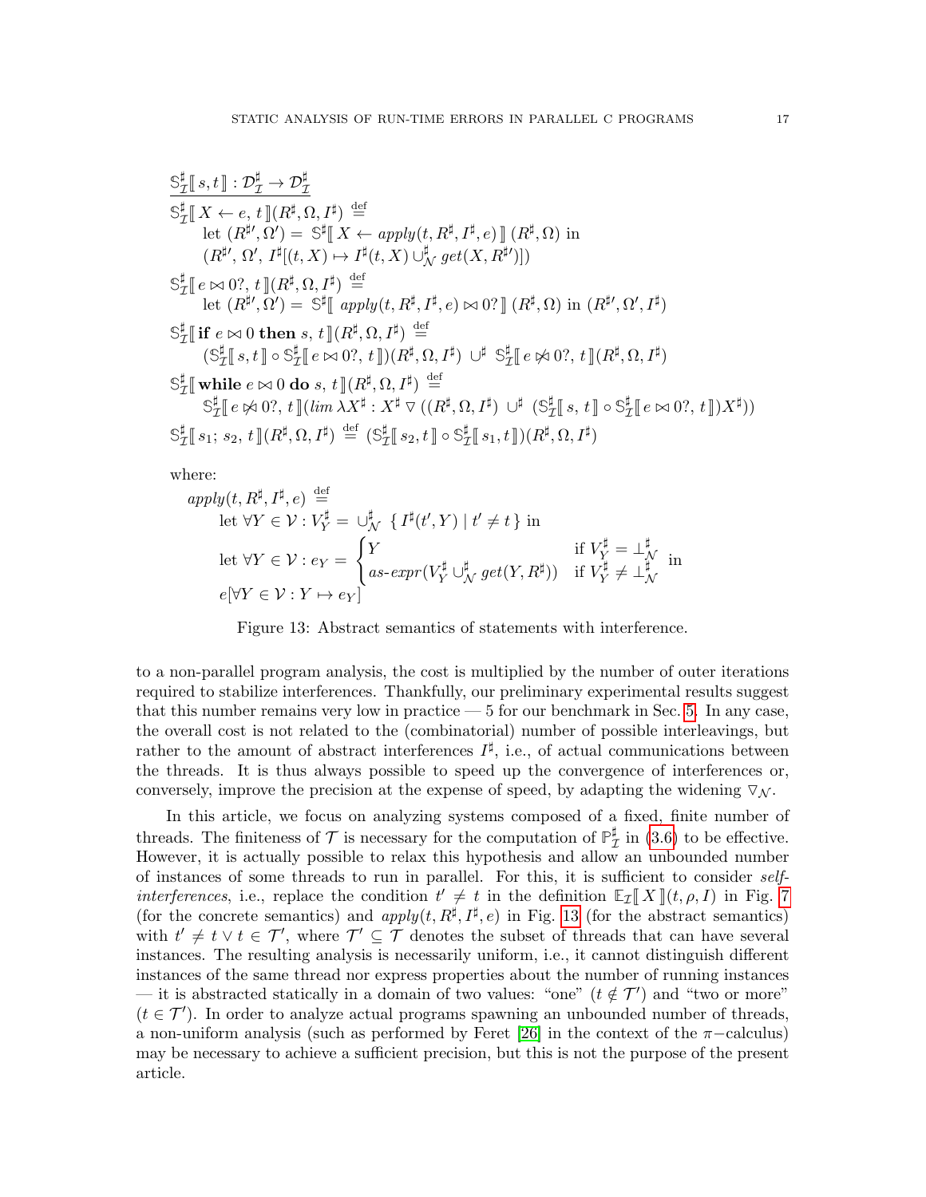$$
\begin{array}{l}
\underline{\mathbb{S}^\sharp_{\mathcal{I}}[\![ s, t ]\!] : \mathcal{D}^\sharp_{\mathcal{I}} \to \mathcal{D}^\sharp_{\mathcal{I}}} \\
\mathbb{S}^\sharp_{\mathcal{I}}[\![ X \leftarrow e,\, t ]\!](R^\sharp, \Omega, I^\sharp) \stackrel{\text{def}}{=} \\
\quad \text{let } (R^{\sharp\prime}, \Omega') = \mathbb{S}^\sharp[\![ X \leftarrow apply(t, R^\sharp, I^\sharp, e) ]\!] \, (R^\sharp, \Omega) \text{ in} \\
\quad (R^{\sharp\prime},\, \Omega',\, I^\sharp[(t, X) \mapsto I^\sharp(t, X) \cup^\sharp_{\mathcal{N}} get(X, R^{\sharp\prime})]) \\
\mathbb{S}^\sharp_{\mathcal{I}}[\![ e \bowtie 0?,\, t ]\!](R^\sharp, \Omega, I^\sharp) \stackrel{\text{def}}{=} \\
\quad \text{let } (R^{\sharp\prime}, \Omega') = \mathbb{S}^\sharp[\![ apply(t, R^\sharp, I^\sharp, e) \bowtie 0? ]\!] \, (R^\sharp, \Omega) \text{ in } (R^{\sharp\prime}, \Omega', I^\sharp) \\
\mathbb{S}^\sharp_{\mathcal{I}}[\![ \textbf{if } e \bowtie 0 \textbf{ then } s,\, t ]\!](R^\sharp, \Omega, I^\sharp) \stackrel{\text{def}}{=} \\
\quad (\mathbb{S}^\sharp_{\mathcal{I}}[\![ s, t ]\!] \circ \mathbb{S}^\sharp_{\mathcal{I}}[\![ e \bowtie 0?,\, t ]\!])(R^\sharp, \Omega, I^\sharp) \ \cup^\sharp \ \mathbb{S}^\sharp_{\mathcal{I}}[\![ e \not\bowtie 0?,\, t ]\!](R^\sharp, \Omega, I^\sharp) \\
\mathbb{S}^\sharp_{\mathcal{I}}[\![ \textbf{while } e \bowtie 0 \textbf{ do } s,\, t ]\!](R^\sharp, \Omega, I^\sharp) \stackrel{\text{def}}{=} \\
\quad \mathbb{S}^\sharp_{\mathcal{I}}[\![ e \not\bowtie 0?,\, t ]\!](lim\, \lambda X^\sharp : X^\sharp \,\triangledown\, ((R^\sharp, \Omega, I^\sharp) \ \cup^\sharp \ (\mathbb{S}^\sharp_{\mathcal{I}}[\![ s,\, t ]\!] \circ \mathbb{S}^\sharp_{\mathcal{I}}[\![ e \bowtie 0?,\, t ]\!])X^\sharp)) \\
\mathbb{S}^\sharp_{\mathcal{I}}[\![ s_1;\, s_2,\, t ]\!](R^\sharp, \Omega, I^\sharp) \stackrel{\text{def}}{=} (\mathbb{S}^\sharp_{\mathcal{I}}[\![ s_2, t ]\!] \circ \mathbb{S}^\sharp_{\mathcal{I}}[\![ s_1, t ]\!])(R^\sharp, \Omega, I^\sharp)
\end{array}
$$

where:

$$
\begin{array}{l}
apply(t, R^\sharp, I^\sharp, e) \stackrel{\text{def}}{=} \\
\quad \text{let } \forall Y \in \mathcal{V} : V^\sharp_Y = \cup^\sharp_{\mathcal{N}} \ \{ I^\sharp(t', Y) \mid t' \neq t \} \text{ in} \\
\quad \text{let } \forall Y \in \mathcal{V} : e_Y = \begin{cases} Y & \text{if } V^\sharp_Y = \bot^\sharp_{\mathcal{N}} \\ as\text{-}expr(V^\sharp_Y \cup^\sharp_{\mathcal{N}} get(Y, R^\sharp)) & \text{if } V^\sharp_Y \neq \bot^\sharp_{\mathcal{N}} \end{cases} \text{ in} \\
\quad e[\forall Y \in \mathcal{V} : Y \mapsto e_Y]
\end{array}
$$

Figure 13: Abstract semantics of statements with interference.

to a non-parallel program analysis, the cost is multiplied by the number of outer iterations required to stabilize interferences. Thankfully, our preliminary experimental results suggest that this number remains very low in practice — 5 for our benchmark in Sec. 5. In any case, the overall cost is not related to the (combinatorial) number of possible interleavings, but rather to the amount of abstract interferences $I^\sharp$, i.e., of actual communications between the threads. It is thus always possible to speed up the convergence of interferences or, conversely, improve the precision at the expense of speed, by adapting the widening $\triangledown_{\mathcal{N}}$.

In this article, we focus on analyzing systems composed of a fixed, finite number of threads. The finiteness of $\mathcal{T}$ is necessary for the computation of $\mathbb{P}^\sharp_{\mathcal{I}}$ in (3.6) to be effective. However, it is actually possible to relax this hypothesis and allow an unbounded number of instances of some threads to run in parallel. For this, it is sufficient to consider *self-interferences*, i.e., replace the condition $t' \neq t$ in the definition $\mathbb{E}_{\mathcal{I}}[\![ X ]\!](t, \rho, I)$ in Fig. 7 (for the concrete semantics) and $apply(t, R^\sharp, I^\sharp, e)$ in Fig. 13 (for the abstract semantics) with $t' \neq t \vee t \in \mathcal{T}'$, where $\mathcal{T}' \subseteq \mathcal{T}$ denotes the subset of threads that can have several instances. The resulting analysis is necessarily uniform, i.e., it cannot distinguish different instances of the same thread nor express properties about the number of running instances — it is abstracted statically in a domain of two values: "one" ($t \notin \mathcal{T}'$) and "two or more" ($t \in \mathcal{T}'$). In order to analyze actual programs spawning an unbounded number of threads, a non-uniform analysis (such as performed by Feret [26] in the context of the $\pi-$calculus) may be necessary to achieve a sufficient precision, but this is not the purpose of the present article.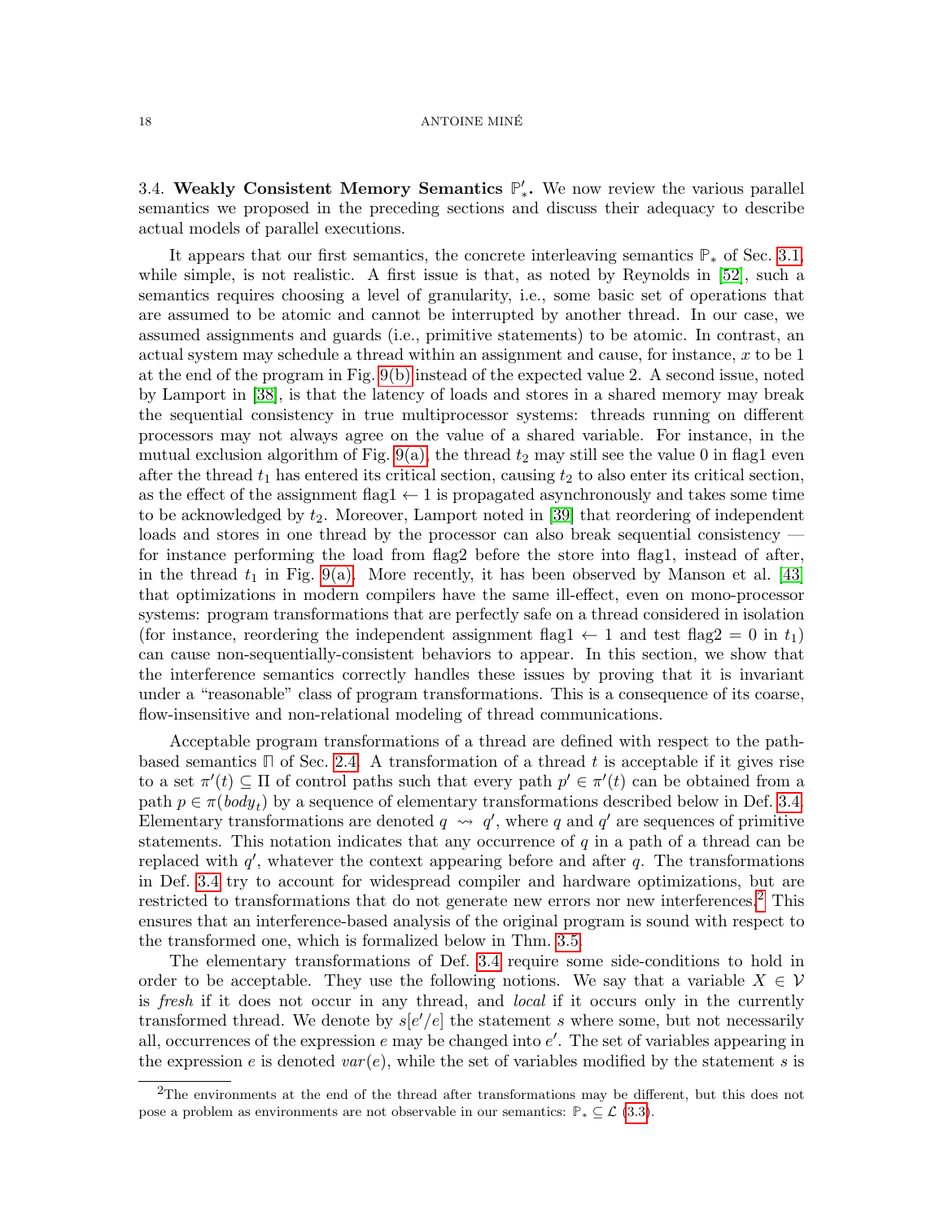3.4. **Weakly Consistent Memory Semantics $\mathbb{P}'_*$.** We now review the various parallel semantics we proposed in the preceding sections and discuss their adequacy to describe actual models of parallel executions.

It appears that our first semantics, the concrete interleaving semantics $\mathbb{P}_*$ of Sec. 3.1, while simple, is not realistic. A first issue is that, as noted by Reynolds in [52], such a semantics requires choosing a level of granularity, i.e., some basic set of operations that are assumed to be atomic and cannot be interrupted by another thread. In our case, we assumed assignments and guards (i.e., primitive statements) to be atomic. In contrast, an actual system may schedule a thread within an assignment and cause, for instance, $x$ to be 1 at the end of the program in Fig. 9(b) instead of the expected value 2. A second issue, noted by Lamport in [38], is that the latency of loads and stores in a shared memory may break the sequential consistency in true multiprocessor systems: threads running on different processors may not always agree on the value of a shared variable. For instance, in the mutual exclusion algorithm of Fig. 9(a), the thread $t_2$ may still see the value 0 in flag1 even after the thread $t_1$ has entered its critical section, causing $t_2$ to also enter its critical section, as the effect of the assignment flag1 $\leftarrow$ 1 is propagated asynchronously and takes some time to be acknowledged by $t_2$. Moreover, Lamport noted in [39] that reordering of independent loads and stores in one thread by the processor can also break sequential consistency — for instance performing the load from flag2 before the store into flag1, instead of after, in the thread $t_1$ in Fig. 9(a). More recently, it has been observed by Manson et al. [43] that optimizations in modern compilers have the same ill-effect, even on mono-processor systems: program transformations that are perfectly safe on a thread considered in isolation (for instance, reordering the independent assignment flag1 $\leftarrow$ 1 and test flag2 = 0 in $t_1$) can cause non-sequentially-consistent behaviors to appear. In this section, we show that the interference semantics correctly handles these issues by proving that it is invariant under a "reasonable" class of program transformations. This is a consequence of its coarse, flow-insensitive and non-relational modeling of thread communications.

Acceptable program transformations of a thread are defined with respect to the path-based semantics $\Pi$ of Sec. 2.4. A transformation of a thread $t$ is acceptable if it gives rise to a set $\pi'(t) \subseteq \Pi$ of control paths such that every path $p' \in \pi'(t)$ can be obtained from a path $p \in \pi(body_t)$ by a sequence of elementary transformations described below in Def. 3.4. Elementary transformations are denoted $q \rightsquigarrow q'$, where $q$ and $q'$ are sequences of primitive statements. This notation indicates that any occurrence of $q$ in a path of a thread can be replaced with $q'$, whatever the context appearing before and after $q$. The transformations in Def. 3.4 try to account for widespread compiler and hardware optimizations, but are restricted to transformations that do not generate new errors nor new interferences.[2] This ensures that an interference-based analysis of the original program is sound with respect to the transformed one, which is formalized below in Thm. 3.5.

The elementary transformations of Def. 3.4 require some side-conditions to hold in order to be acceptable. They use the following notions. We say that a variable $X \in \mathcal{V}$ is *fresh* if it does not occur in any thread, and *local* if it occurs only in the currently transformed thread. We denote by $s[e'/e]$ the statement $s$ where some, but not necessarily all, occurrences of the expression $e$ may be changed into $e'$. The set of variables appearing in the expression $e$ is denoted $var(e)$, while the set of variables modified by the statement $s$ is

[2] The environments at the end of the thread after transformations may be different, but this does not pose a problem as environments are not observable in our semantics: $\mathbb{P}_* \subseteq \mathcal{L}$ (3.3).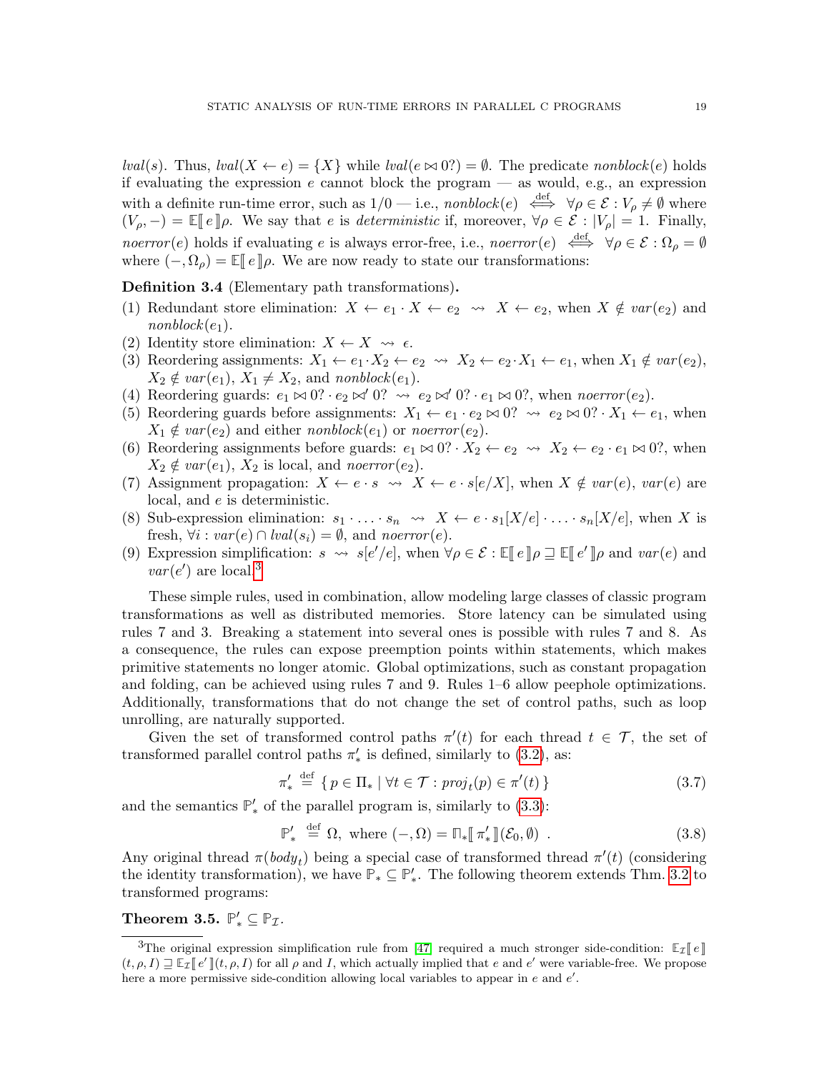*lval*$(s)$. Thus, $lval(X \leftarrow e) = \{X\}$ while $lval(e \bowtie 0?) = \emptyset$. The predicate *nonblock*$(e)$ holds if evaluating the expression $e$ cannot block the program — as would, e.g., an expression with a definite run-time error, such as $1/0$ — i.e., $nonblock(e) \overset{\text{def}}{\iff} \forall \rho \in \mathcal{E} : V_\rho \neq \emptyset$ where $(V_\rho, -) = \mathbb{E}[\![ e ]\!]\rho$. We say that $e$ is *deterministic* if, moreover, $\forall \rho \in \mathcal{E} : |V_\rho| = 1$. Finally, *noerror*$(e)$ holds if evaluating $e$ is always error-free, i.e., $noerror(e) \overset{\text{def}}{\iff} \forall \rho \in \mathcal{E} : \Omega_\rho = \emptyset$ where $(-, \Omega_\rho) = \mathbb{E}[\![ e ]\!]\rho$. We are now ready to state our transformations:

**Definition 3.4** (Elementary path transformations)**.**

(1) Redundant store elimination: $X \leftarrow e_1 \cdot X \leftarrow e_2 \ \rightsquigarrow\ X \leftarrow e_2$, when $X \notin var(e_2)$ and $nonblock(e_1)$.
(2) Identity store elimination: $X \leftarrow X \ \rightsquigarrow\ \epsilon$.
(3) Reordering assignments: $X_1 \leftarrow e_1 \cdot X_2 \leftarrow e_2 \ \rightsquigarrow\ X_2 \leftarrow e_2 \cdot X_1 \leftarrow e_1$, when $X_1 \notin var(e_2)$, $X_2 \notin var(e_1)$, $X_1 \neq X_2$, and $nonblock(e_1)$.
(4) Reordering guards: $e_1 \bowtie 0? \cdot e_2 \bowtie' 0? \ \rightsquigarrow\ e_2 \bowtie' 0? \cdot e_1 \bowtie 0?$, when $noerror(e_2)$.
(5) Reordering guards before assignments: $X_1 \leftarrow e_1 \cdot e_2 \bowtie 0? \ \rightsquigarrow\ e_2 \bowtie 0? \cdot X_1 \leftarrow e_1$, when $X_1 \notin var(e_2)$ and either $nonblock(e_1)$ or $noerror(e_2)$.
(6) Reordering assignments before guards: $e_1 \bowtie 0? \cdot X_2 \leftarrow e_2 \ \rightsquigarrow\ X_2 \leftarrow e_2 \cdot e_1 \bowtie 0?$, when $X_2 \notin var(e_1)$, $X_2$ is local, and $noerror(e_2)$.
(7) Assignment propagation: $X \leftarrow e \cdot s \ \rightsquigarrow\ X \leftarrow e \cdot s[e/X]$, when $X \notin var(e)$, $var(e)$ are local, and $e$ is deterministic.
(8) Sub-expression elimination: $s_1 \cdot \ldots \cdot s_n \ \rightsquigarrow\ X \leftarrow e \cdot s_1[X/e] \cdot \ldots \cdot s_n[X/e]$, when $X$ is fresh, $\forall i : var(e) \cap lval(s_i) = \emptyset$, and $noerror(e)$.
(9) Expression simplification: $s \ \rightsquigarrow\ s[e'/e]$, when $\forall \rho \in \mathcal{E} : \mathbb{E}[\![ e ]\!]\rho \sqsupseteq \mathbb{E}[\![ e' ]\!]\rho$ and $var(e)$ and $var(e')$ are local.[3]

These simple rules, used in combination, allow modeling large classes of classic program transformations as well as distributed memories. Store latency can be simulated using rules 7 and 3. Breaking a statement into several ones is possible with rules 7 and 8. As a consequence, the rules can expose preemption points within statements, which makes primitive statements no longer atomic. Global optimizations, such as constant propagation and folding, can be achieved using rules 7 and 9. Rules 1–6 allow peephole optimizations. Additionally, transformations that do not change the set of control paths, such as loop unrolling, are naturally supported.

Given the set of transformed control paths $\pi'(t)$ for each thread $t \in \mathcal{T}$, the set of transformed parallel control paths $\pi'_*$ is defined, similarly to (3.2), as:

$$\pi'_* \overset{\text{def}}{=} \{\, p \in \Pi_* \mid \forall t \in \mathcal{T} : proj_t(p) \in \pi'(t) \,\} \tag{3.7}$$

and the semantics $\mathbb{P}'_*$ of the parallel program is, similarly to (3.3):

$$\mathbb{P}'_* \overset{\text{def}}{=} \Omega,\ \text{where } (-, \Omega) = \Pi_*[\![ \pi'_* ]\!](\mathcal{E}_0, \emptyset)\ . \tag{3.8}$$

Any original thread $\pi(body_t)$ being a special case of transformed thread $\pi'(t)$ (considering the identity transformation), we have $\mathbb{P}_* \subseteq \mathbb{P}'_*$. The following theorem extends Thm. 3.2 to transformed programs:

**Theorem 3.5.** $\mathbb{P}'_* \subseteq \mathbb{P}_{\mathcal{I}}$.

---

[3] The original expression simplification rule from [47] required a much stronger side-condition: $\mathbb{E}_{\mathcal{I}}[\![ e ]\!](t, \rho, I) \sqsupseteq \mathbb{E}_{\mathcal{I}}[\![ e' ]\!](t, \rho, I)$ for all $\rho$ and $I$, which actually implied that $e$ and $e'$ were variable-free. We propose here a more permissive side-condition allowing local variables to appear in $e$ and $e'$.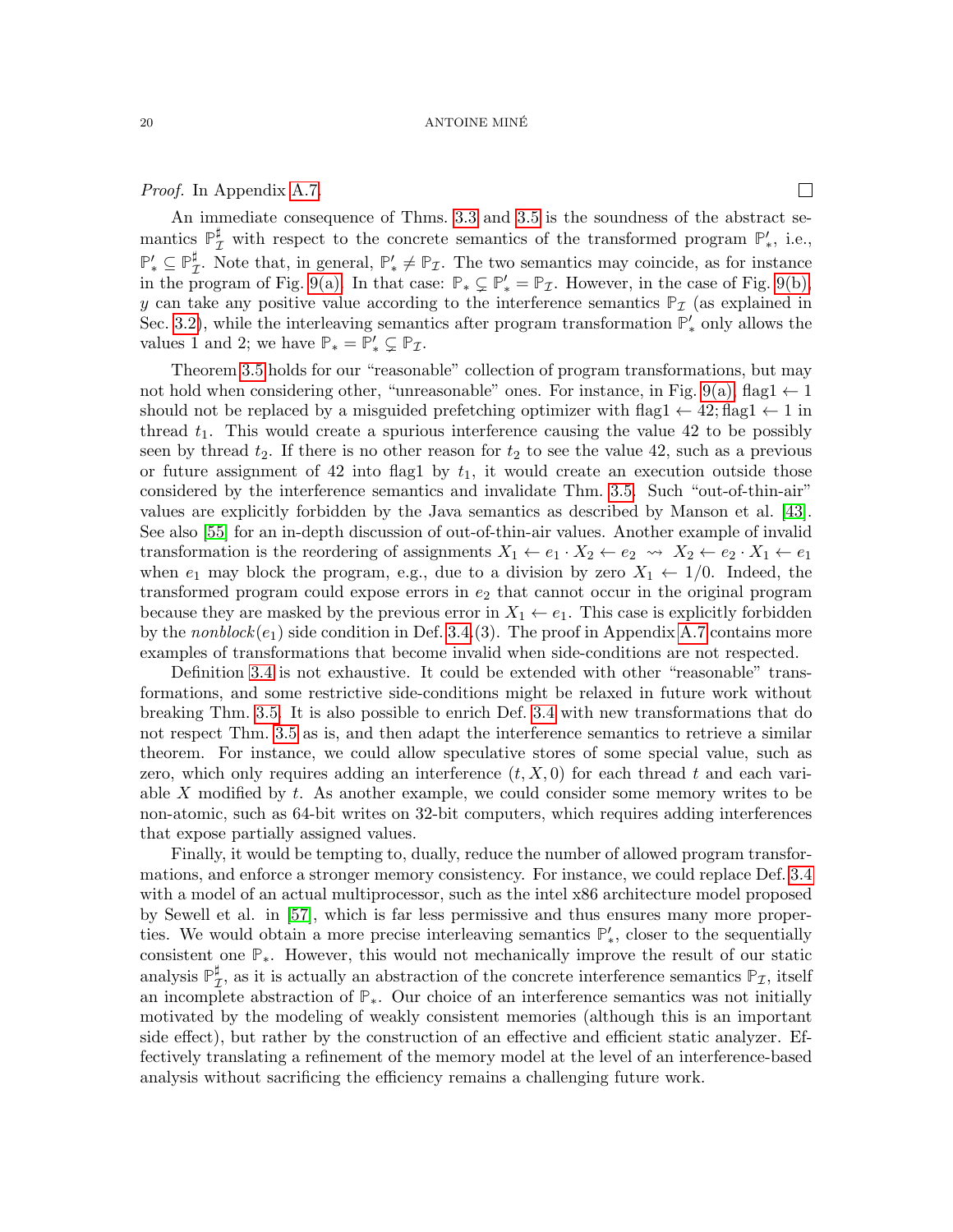*Proof.* In Appendix A.7. □

An immediate consequence of Thms. 3.3 and 3.5 is the soundness of the abstract semantics $\mathbb{P}^\sharp_{\mathcal{I}}$ with respect to the concrete semantics of the transformed program $\mathbb{P}'_*$, i.e., $\mathbb{P}'_* \subseteq \mathbb{P}^\sharp_{\mathcal{I}}$. Note that, in general, $\mathbb{P}'_* \neq \mathbb{P}_{\mathcal{I}}$. The two semantics may coincide, as for instance in the program of Fig. 9(a). In that case: $\mathbb{P}_* \subsetneq \mathbb{P}'_* = \mathbb{P}_{\mathcal{I}}$. However, in the case of Fig. 9(b), $y$ can take any positive value according to the interference semantics $\mathbb{P}_{\mathcal{I}}$ (as explained in Sec. 3.2), while the interleaving semantics after program transformation $\mathbb{P}'_*$ only allows the values 1 and 2; we have $\mathbb{P}_* = \mathbb{P}'_* \subsetneq \mathbb{P}_{\mathcal{I}}$.

Theorem 3.5 holds for our "reasonable" collection of program transformations, but may not hold when considering other, "unreasonable" ones. For instance, in Fig. 9(a), $\text{flag1} \leftarrow 1$ should not be replaced by a misguided prefetching optimizer with $\text{flag1} \leftarrow 42; \text{flag1} \leftarrow 1$ in thread $t_1$. This would create a spurious interference causing the value 42 to be possibly seen by thread $t_2$. If there is no other reason for $t_2$ to see the value 42, such as a previous or future assignment of 42 into flag1 by $t_1$, it would create an execution outside those considered by the interference semantics and invalidate Thm. 3.5. Such "out-of-thin-air" values are explicitly forbidden by the Java semantics as described by Manson et al. [43]. See also [55] for an in-depth discussion of out-of-thin-air values. Another example of invalid transformation is the reordering of assignments $X_1 \leftarrow e_1 \cdot X_2 \leftarrow e_2 \rightsquigarrow X_2 \leftarrow e_2 \cdot X_1 \leftarrow e_1$ when $e_1$ may block the program, e.g., due to a division by zero $X_1 \leftarrow 1/0$. Indeed, the transformed program could expose errors in $e_2$ that cannot occur in the original program because they are masked by the previous error in $X_1 \leftarrow e_1$. This case is explicitly forbidden by the $\mathit{nonblock}(e_1)$ side condition in Def. 3.4.(3). The proof in Appendix A.7 contains more examples of transformations that become invalid when side-conditions are not respected.

Definition 3.4 is not exhaustive. It could be extended with other "reasonable" transformations, and some restrictive side-conditions might be relaxed in future work without breaking Thm. 3.5. It is also possible to enrich Def. 3.4 with new transformations that do not respect Thm. 3.5 as is, and then adapt the interference semantics to retrieve a similar theorem. For instance, we could allow speculative stores of some special value, such as zero, which only requires adding an interference $(t, X, 0)$ for each thread $t$ and each variable $X$ modified by $t$. As another example, we could consider some memory writes to be non-atomic, such as 64-bit writes on 32-bit computers, which requires adding interferences that expose partially assigned values.

Finally, it would be tempting to, dually, reduce the number of allowed program transformations, and enforce a stronger memory consistency. For instance, we could replace Def. 3.4 with a model of an actual multiprocessor, such as the intel x86 architecture model proposed by Sewell et al. in [57], which is far less permissive and thus ensures many more properties. We would obtain a more precise interleaving semantics $\mathbb{P}'_*$, closer to the sequentially consistent one $\mathbb{P}_*$. However, this would not mechanically improve the result of our static analysis $\mathbb{P}^\sharp_{\mathcal{I}}$, as it is actually an abstraction of the concrete interference semantics $\mathbb{P}_{\mathcal{I}}$, itself an incomplete abstraction of $\mathbb{P}_*$. Our choice of an interference semantics was not initially motivated by the modeling of weakly consistent memories (although this is an important side effect), but rather by the construction of an effective and efficient static analyzer. Effectively translating a refinement of the memory model at the level of an interference-based analysis without sacrificing the efficiency remains a challenging future work.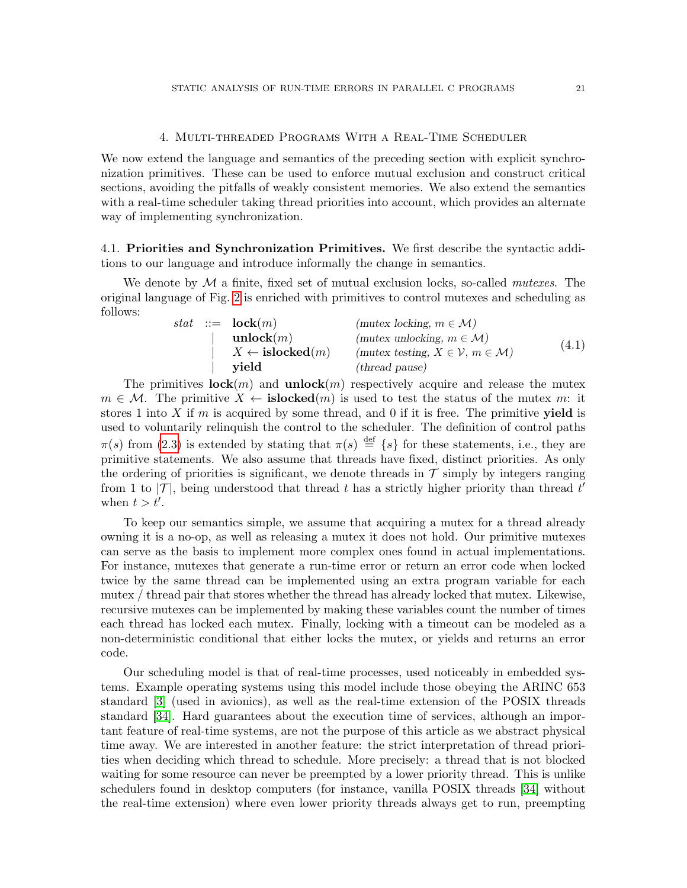## 4. Multi-threaded Programs With a Real-Time Scheduler

We now extend the language and semantics of the preceding section with explicit synchronization primitives. These can be used to enforce mutual exclusion and construct critical sections, avoiding the pitfalls of weakly consistent memories. We also extend the semantics with a real-time scheduler taking thread priorities into account, which provides an alternate way of implementing synchronization.

### 4.1. Priorities and Synchronization Primitives.

We first describe the syntactic additions to our language and introduce informally the change in semantics.

We denote by $\mathcal{M}$ a finite, fixed set of mutual exclusion locks, so-called *mutexes*. The original language of Fig. 2 is enriched with primitives to control mutexes and scheduling as follows:

$$
\begin{array}{rcll}
stat & ::= & \mathbf{lock}(m) & \textit{(mutex locking, } m \in \mathcal{M}\textit{)} \\
& | & \mathbf{unlock}(m) & \textit{(mutex unlocking, } m \in \mathcal{M}\textit{)} \\
& | & X \leftarrow \mathbf{islocked}(m) & \textit{(mutex testing, } X \in \mathcal{V},\, m \in \mathcal{M}\textit{)} \\
& | & \mathbf{yield} & \textit{(thread pause)}
\end{array}
\tag{4.1}
$$

The primitives $\mathbf{lock}(m)$ and $\mathbf{unlock}(m)$ respectively acquire and release the mutex $m \in \mathcal{M}$. The primitive $X \leftarrow \mathbf{islocked}(m)$ is used to test the status of the mutex $m$: it stores 1 into $X$ if $m$ is acquired by some thread, and 0 if it is free. The primitive **yield** is used to voluntarily relinquish the control to the scheduler. The definition of control paths $\pi(s)$ from (2.3) is extended by stating that $\pi(s) \stackrel{\text{def}}{=} \{s\}$ for these statements, i.e., they are primitive statements. We also assume that threads have fixed, distinct priorities. As only the ordering of priorities is significant, we denote threads in $\mathcal{T}$ simply by integers ranging from 1 to $|\mathcal{T}|$, being understood that thread $t$ has a strictly higher priority than thread $t'$ when $t > t'$.

To keep our semantics simple, we assume that acquiring a mutex for a thread already owning it is a no-op, as well as releasing a mutex it does not hold. Our primitive mutexes can serve as the basis to implement more complex ones found in actual implementations. For instance, mutexes that generate a run-time error or return an error code when locked twice by the same thread can be implemented using an extra program variable for each mutex / thread pair that stores whether the thread has already locked that mutex. Likewise, recursive mutexes can be implemented by making these variables count the number of times each thread has locked each mutex. Finally, locking with a timeout can be modeled as a non-deterministic conditional that either locks the mutex, or yields and returns an error code.

Our scheduling model is that of real-time processes, used noticeably in embedded systems. Example operating systems using this model include those obeying the ARINC 653 standard [3] (used in avionics), as well as the real-time extension of the POSIX threads standard [34]. Hard guarantees about the execution time of services, although an important feature of real-time systems, are not the purpose of this article as we abstract physical time away. We are interested in another feature: the strict interpretation of thread priorities when deciding which thread to schedule. More precisely: a thread that is not blocked waiting for some resource can never be preempted by a lower priority thread. This is unlike schedulers found in desktop computers (for instance, vanilla POSIX threads [34] without the real-time extension) where even lower priority threads always get to run, preempting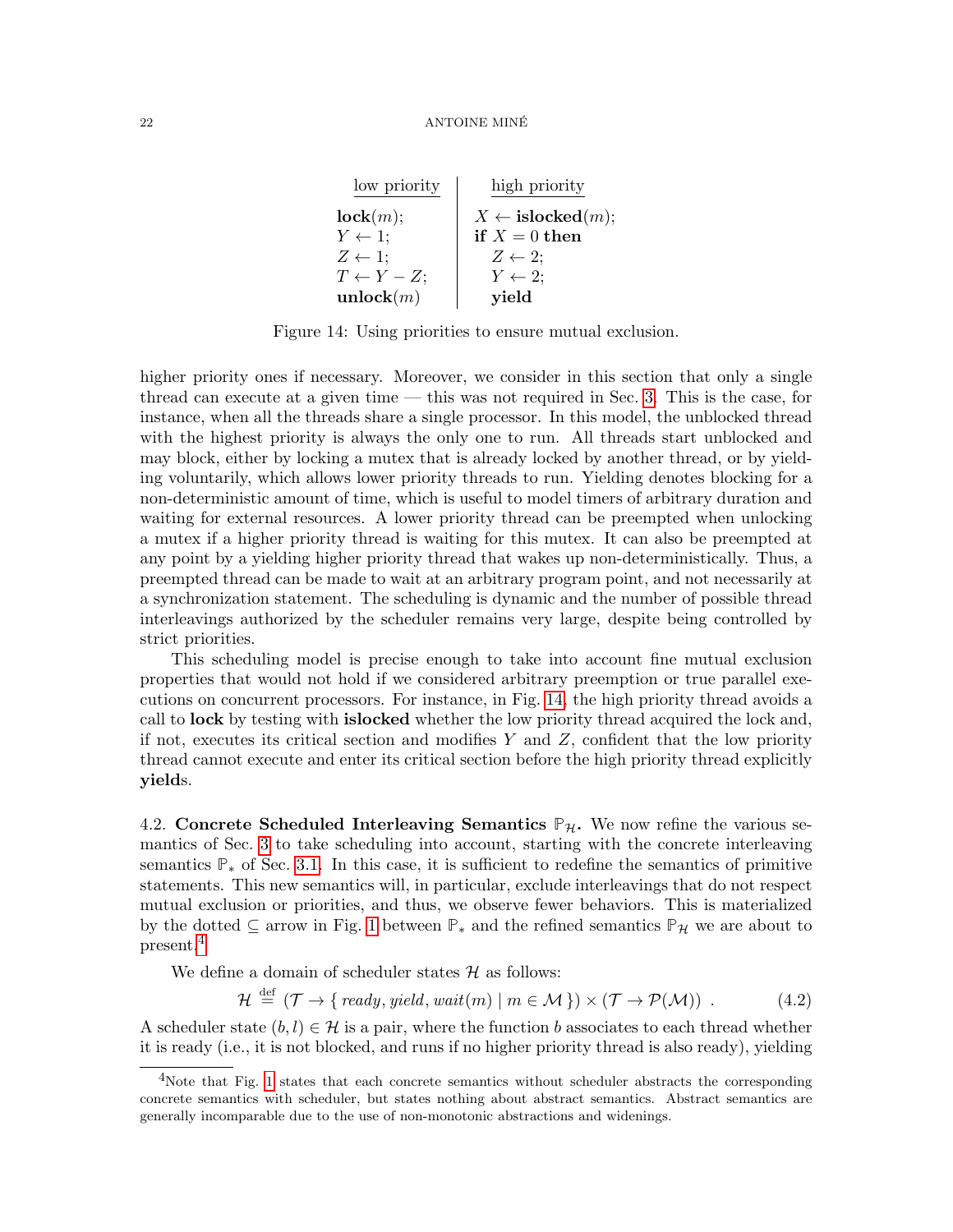| low priority | high priority |
|---|---|
| **lock**$(m)$; | $X \leftarrow$ **islocked**$(m)$; |
| $Y \leftarrow 1$; | **if** $X = 0$ **then** |
| $Z \leftarrow 1$; | $\quad Z \leftarrow 2$; |
| $T \leftarrow Y - Z$; | $\quad Y \leftarrow 2$; |
| **unlock**$(m)$ | $\quad$ **yield** |

Figure 14: Using priorities to ensure mutual exclusion.

higher priority ones if necessary. Moreover, we consider in this section that only a single thread can execute at a given time — this was not required in Sec. 3. This is the case, for instance, when all the threads share a single processor. In this model, the unblocked thread with the highest priority is always the only one to run. All threads start unblocked and may block, either by locking a mutex that is already locked by another thread, or by yielding voluntarily, which allows lower priority threads to run. Yielding denotes blocking for a non-deterministic amount of time, which is useful to model timers of arbitrary duration and waiting for external resources. A lower priority thread can be preempted when unlocking a mutex if a higher priority thread is waiting for this mutex. It can also be preempted at any point by a yielding higher priority thread that wakes up non-deterministically. Thus, a preempted thread can be made to wait at an arbitrary program point, and not necessarily at a synchronization statement. The scheduling is dynamic and the number of possible thread interleavings authorized by the scheduler remains very large, despite being controlled by strict priorities.

This scheduling model is precise enough to take into account fine mutual exclusion properties that would not hold if we considered arbitrary preemption or true parallel executions on concurrent processors. For instance, in Fig. 14, the high priority thread avoids a call to **lock** by testing with **islocked** whether the low priority thread acquired the lock and, if not, executes its critical section and modifies $Y$ and $Z$, confident that the low priority thread cannot execute and enter its critical section before the high priority thread explicitly **yield**s.

4.2. **Concrete Scheduled Interleaving Semantics $\mathbb{P}_{\mathcal{H}}$.** We now refine the various semantics of Sec. 3 to take scheduling into account, starting with the concrete interleaving semantics $\mathbb{P}_*$ of Sec. 3.1. In this case, it is sufficient to redefine the semantics of primitive statements. This new semantics will, in particular, exclude interleavings that do not respect mutual exclusion or priorities, and thus, we observe fewer behaviors. This is materialized by the dotted $\subseteq$ arrow in Fig. 1 between $\mathbb{P}_*$ and the refined semantics $\mathbb{P}_{\mathcal{H}}$ we are about to present.[4]

We define a domain of scheduler states $\mathcal{H}$ as follows:

$$\mathcal{H} \stackrel{\text{def}}{=} (\mathcal{T} \to \{\, ready, yield, wait(m) \mid m \in \mathcal{M} \,\}) \times (\mathcal{T} \to \mathcal{P}(\mathcal{M})) \ . \tag{4.2}$$

A scheduler state $(b, l) \in \mathcal{H}$ is a pair, where the function $b$ associates to each thread whether it is ready (i.e., it is not blocked, and runs if no higher priority thread is also ready), yielding

[4]Note that Fig. 1 states that each concrete semantics without scheduler abstracts the corresponding concrete semantics with scheduler, but states nothing about abstract semantics. Abstract semantics are generally incomparable due to the use of non-monotonic abstractions and widenings.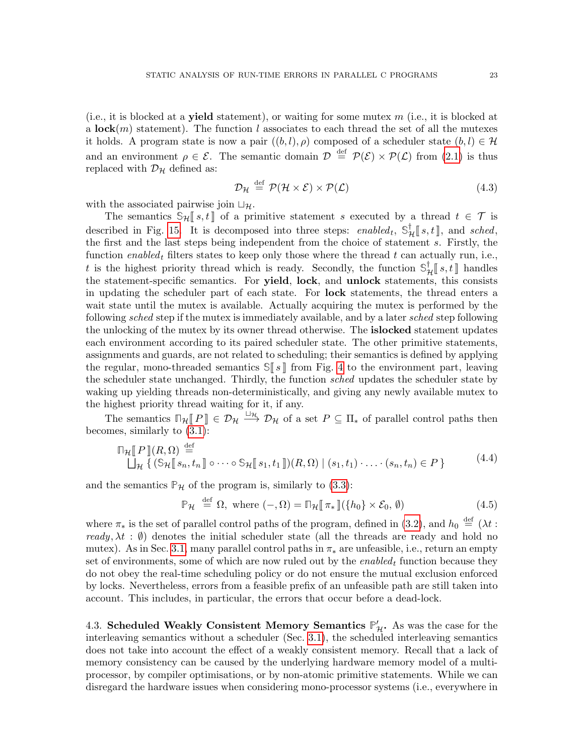(i.e., it is blocked at a **yield** statement), or waiting for some mutex $m$ (i.e., it is blocked at a **lock**$(m)$ statement). The function $l$ associates to each thread the set of all the mutexes it holds. A program state is now a pair $((b,l),\rho)$ composed of a scheduler state $(b,l) \in \mathcal{H}$ and an environment $\rho \in \mathcal{E}$. The semantic domain $\mathcal{D} \stackrel{\text{def}}{=} \mathcal{P}(\mathcal{E}) \times \mathcal{P}(\mathcal{L})$ from (2.1) is thus replaced with $\mathcal{D}_\mathcal{H}$ defined as:

$$\mathcal{D}_\mathcal{H} \stackrel{\text{def}}{=} \mathcal{P}(\mathcal{H} \times \mathcal{E}) \times \mathcal{P}(\mathcal{L}) \tag{4.3}$$

with the associated pairwise join $\sqcup_\mathcal{H}$.

The semantics $\mathbb{S}_\mathcal{H}[\![\, s, t \,]\!]$ of a primitive statement $s$ executed by a thread $t \in \mathcal{T}$ is described in Fig. 15. It is decomposed into three steps: $enabled_t$, $\mathbb{S}^\dagger_\mathcal{H}[\![\, s, t \,]\!]$, and $sched$, the first and the last steps being independent from the choice of statement $s$. Firstly, the function $enabled_t$ filters states to keep only those where the thread $t$ can actually run, i.e., $t$ is the highest priority thread which is ready. Secondly, the function $\mathbb{S}^\dagger_\mathcal{H}[\![\, s, t \,]\!]$ handles the statement-specific semantics. For **yield**, **lock**, and **unlock** statements, this consists in updating the scheduler part of each state. For **lock** statements, the thread enters a wait state until the mutex is available. Actually acquiring the mutex is performed by the following $sched$ step if the mutex is immediately available, and by a later $sched$ step following the unlocking of the mutex by its owner thread otherwise. The **islocked** statement updates each environment according to its paired scheduler state. The other primitive statements, assignments and guards, are not related to scheduling; their semantics is defined by applying the regular, mono-threaded semantics $\mathbb{S}[\![\, s \,]\!]$ from Fig. 4 to the environment part, leaving the scheduler state unchanged. Thirdly, the function $sched$ updates the scheduler state by waking up yielding threads non-deterministically, and giving any newly available mutex to the highest priority thread waiting for it, if any.

The semantics $\mathbb{\Pi}_\mathcal{H}[\![\, P \,]\!] \in \mathcal{D}_\mathcal{H} \xrightarrow{\sqcup_\mathcal{H}} \mathcal{D}_\mathcal{H}$ of a set $P \subseteq \Pi_*$ of parallel control paths then becomes, similarly to (3.1):

$$\begin{aligned}
&\mathbb{\Pi}_\mathcal{H}[\![\, P \,]\!](R, \Omega) \stackrel{\text{def}}{=} \\
&\textstyle\bigsqcup_\mathcal{H} \{\, (\mathbb{S}_\mathcal{H}[\![\, s_n, t_n \,]\!] \circ \cdots \circ \mathbb{S}_\mathcal{H}[\![\, s_1, t_1 \,]\!])(R, \Omega) \mid (s_1, t_1) \cdot \ldots \cdot (s_n, t_n) \in P \,\}
\end{aligned} \tag{4.4}$$

and the semantics $\mathbb{P}_\mathcal{H}$ of the program is, similarly to (3.3):

$$\mathbb{P}_\mathcal{H} \stackrel{\text{def}}{=} \Omega, \text{ where } (-, \Omega) = \mathbb{\Pi}_\mathcal{H}[\![\, \pi_* \,]\!](\{h_0\} \times \mathcal{E}_0, \emptyset) \tag{4.5}$$

where $\pi_*$ is the set of parallel control paths of the program, defined in (3.2), and $h_0 \stackrel{\text{def}}{=} (\lambda t : ready, \lambda t : \emptyset)$ denotes the initial scheduler state (all the threads are ready and hold no mutex). As in Sec. 3.1, many parallel control paths in $\pi_*$ are unfeasible, i.e., return an empty set of environments, some of which are now ruled out by the $enabled_t$ function because they do not obey the real-time scheduling policy or do not ensure the mutual exclusion enforced by locks. Nevertheless, errors from a feasible prefix of an unfeasible path are still taken into account. This includes, in particular, the errors that occur before a dead-lock.

### 4.3. Scheduled Weakly Consistent Memory Semantics $\mathbb{P}'_\mathcal{H}$.

As was the case for the interleaving semantics without a scheduler (Sec. 3.1), the scheduled interleaving semantics does not take into account the effect of a weakly consistent memory. Recall that a lack of memory consistency can be caused by the underlying hardware memory model of a multiprocessor, by compiler optimisations, or by non-atomic primitive statements. While we can disregard the hardware issues when considering mono-processor systems (i.e., everywhere in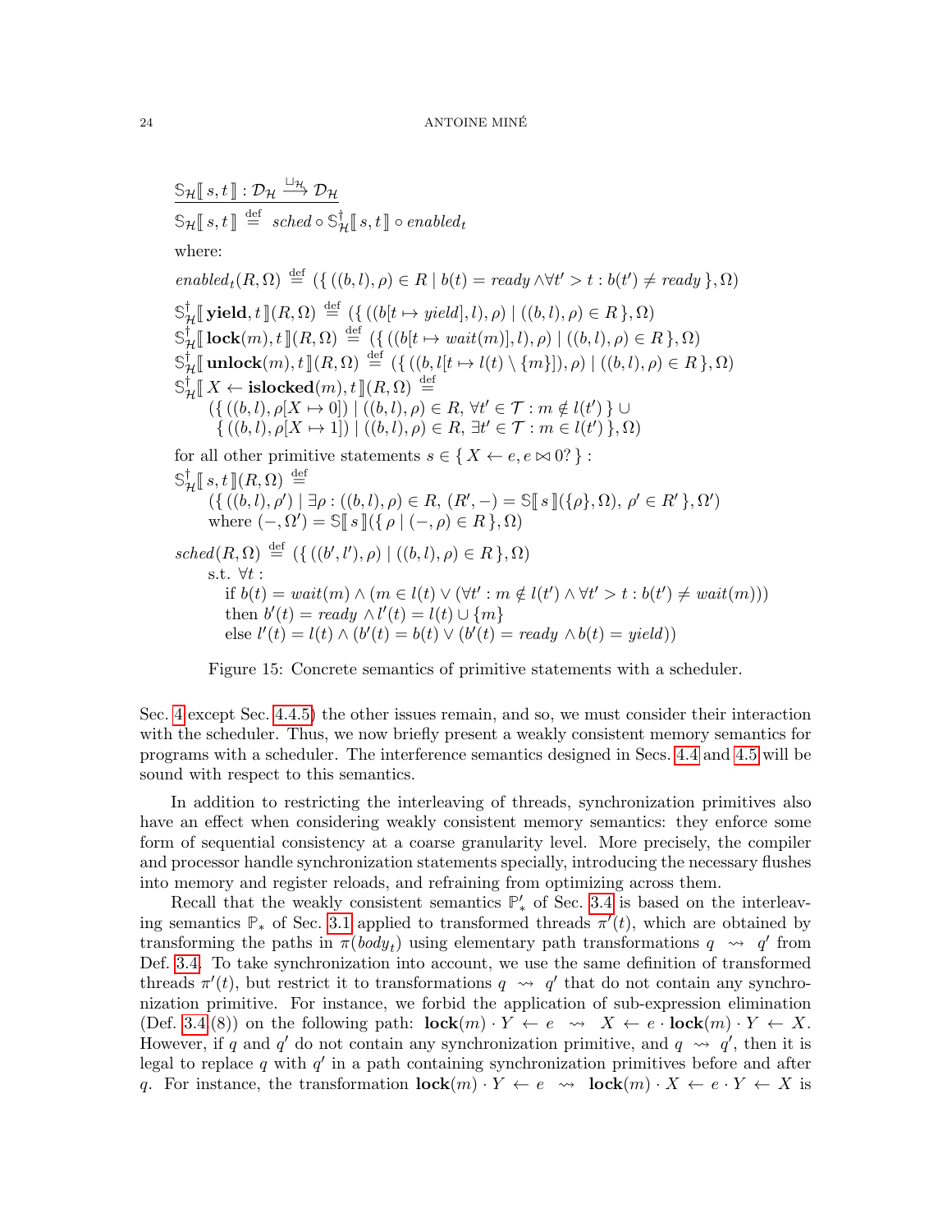$$\underline{\mathbb{S}_{\mathcal{H}}[\![\, s, t \,]\!] : \mathcal{D}_{\mathcal{H}} \xrightarrow{\sqcup_{\mathcal{H}}} \mathcal{D}_{\mathcal{H}}}$$

$$\mathbb{S}_{\mathcal{H}}[\![\, s, t \,]\!] \stackrel{\text{def}}{=} \mathit{sched} \circ \mathbb{S}^{\dagger}_{\mathcal{H}}[\![\, s, t \,]\!] \circ \mathit{enabled}_t$$

where:

$$\mathit{enabled}_t(R, \Omega) \stackrel{\text{def}}{=} (\{\, ((b,l),\rho) \in R \mid b(t) = \mathit{ready} \wedge \forall t' > t : b(t') \neq \mathit{ready} \,\}, \Omega)$$

$$\mathbb{S}^{\dagger}_{\mathcal{H}}[\![\, \mathbf{yield}, t \,]\!](R, \Omega) \stackrel{\text{def}}{=} (\{\, ((b[t \mapsto \mathit{yield}], l), \rho) \mid ((b,l),\rho) \in R \,\}, \Omega)$$

$$\mathbb{S}^{\dagger}_{\mathcal{H}}[\![\, \mathbf{lock}(m), t \,]\!](R, \Omega) \stackrel{\text{def}}{=} (\{\, ((b[t \mapsto \mathit{wait}(m)], l), \rho) \mid ((b,l),\rho) \in R \,\}, \Omega)$$

$$\mathbb{S}^{\dagger}_{\mathcal{H}}[\![\, \mathbf{unlock}(m), t \,]\!](R, \Omega) \stackrel{\text{def}}{=} (\{\, ((b, l[t \mapsto l(t) \setminus \{m\}]), \rho) \mid ((b,l),\rho) \in R \,\}, \Omega)$$

$$\begin{aligned}
&\mathbb{S}^{\dagger}_{\mathcal{H}}[\![\, X \leftarrow \mathbf{islocked}(m), t \,]\!](R, \Omega) \stackrel{\text{def}}{=} \\
&\quad (\{\, ((b,l),\rho[X \mapsto 0]) \mid ((b,l),\rho) \in R,\ \forall t' \in \mathcal{T} : m \notin l(t') \,\} \cup \\
&\quad\ \ \{\, ((b,l),\rho[X \mapsto 1]) \mid ((b,l),\rho) \in R,\ \exists t' \in \mathcal{T} : m \in l(t') \,\}, \Omega)
\end{aligned}$$

for all other primitive statements $s \in \{\, X \leftarrow e, e \bowtie 0? \,\}$ :

$$\begin{aligned}
&\mathbb{S}^{\dagger}_{\mathcal{H}}[\![\, s, t \,]\!](R, \Omega) \stackrel{\text{def}}{=} \\
&\quad (\{\, ((b,l),\rho') \mid \exists \rho : ((b,l),\rho) \in R,\ (R', -) = \mathbb{S}[\![\, s \,]\!](\{\rho\}, \Omega),\ \rho' \in R' \,\}, \Omega') \\
&\quad \text{where } (-, \Omega') = \mathbb{S}[\![\, s \,]\!](\{\, \rho \mid (-, \rho) \in R \,\}, \Omega)
\end{aligned}$$

$$\begin{aligned}
&\mathit{sched}(R, \Omega) \stackrel{\text{def}}{=} (\{\, ((b',l'),\rho) \mid ((b,l),\rho) \in R \,\}, \Omega) \\
&\quad \text{s.t. } \forall t : \\
&\quad\quad \text{if } b(t) = \mathit{wait}(m) \wedge (m \in l(t) \vee (\forall t' : m \notin l(t') \wedge \forall t' > t : b(t') \neq \mathit{wait}(m))) \\
&\quad\quad \text{then } b'(t) = \mathit{ready} \wedge l'(t) = l(t) \cup \{m\} \\
&\quad\quad \text{else } l'(t) = l(t) \wedge (b'(t) = b(t) \vee (b'(t) = \mathit{ready} \wedge b(t) = \mathit{yield}))
\end{aligned}$$

Figure 15: Concrete semantics of primitive statements with a scheduler.

Sec. 4 except Sec. 4.4.5) the other issues remain, and so, we must consider their interaction with the scheduler. Thus, we now briefly present a weakly consistent memory semantics for programs with a scheduler. The interference semantics designed in Secs. 4.4 and 4.5 will be sound with respect to this semantics.

In addition to restricting the interleaving of threads, synchronization primitives also have an effect when considering weakly consistent memory semantics: they enforce some form of sequential consistency at a coarse granularity level. More precisely, the compiler and processor handle synchronization statements specially, introducing the necessary flushes into memory and register reloads, and refraining from optimizing across them.

Recall that the weakly consistent semantics $\mathbb{P}'_*$ of Sec. 3.4 is based on the interleaving semantics $\mathbb{P}_*$ of Sec. 3.1 applied to transformed threads $\pi'(t)$, which are obtained by transforming the paths in $\pi(\mathit{body}_t)$ using elementary path transformations $q \rightsquigarrow q'$ from Def. 3.4. To take synchronization into account, we use the same definition of transformed threads $\pi'(t)$, but restrict it to transformations $q \rightsquigarrow q'$ that do not contain any synchronization primitive. For instance, we forbid the application of sub-expression elimination (Def. 3.4 (8)) on the following path: $\mathbf{lock}(m) \cdot Y \leftarrow e \rightsquigarrow X \leftarrow e \cdot \mathbf{lock}(m) \cdot Y \leftarrow X$. However, if $q$ and $q'$ do not contain any synchronization primitive, and $q \rightsquigarrow q'$, then it is legal to replace $q$ with $q'$ in a path containing synchronization primitives before and after $q$. For instance, the transformation $\mathbf{lock}(m) \cdot Y \leftarrow e \rightsquigarrow \mathbf{lock}(m) \cdot X \leftarrow e \cdot Y \leftarrow X$ is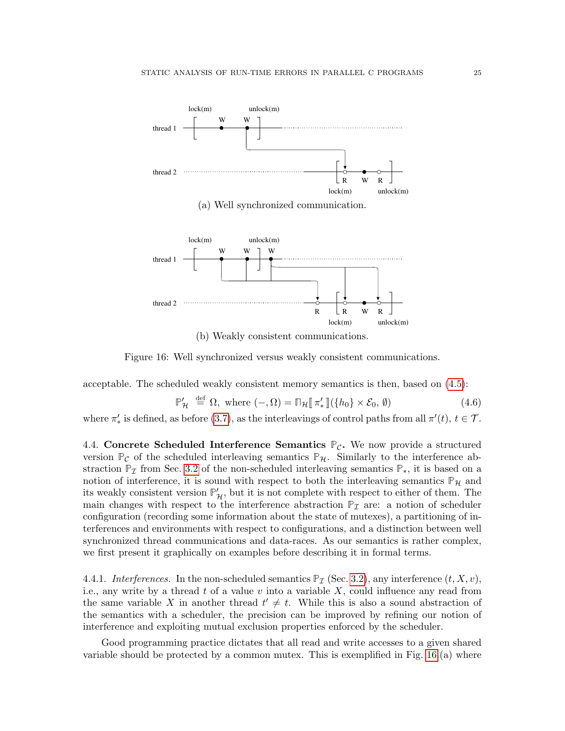(a) Well synchronized communication.

(b) Weakly consistent communications.

Figure 16: Well synchronized versus weakly consistent communications.

acceptable. The scheduled weakly consistent memory semantics is then, based on (4.5):

$$\mathbb{P}'_{\mathcal{H}} \stackrel{\text{def}}{=} \Omega, \text{ where } (-, \Omega) = \Pi_{\mathcal{H}}[\![ \pi'_* ]\!](\{h_0\} \times \mathcal{E}_0, \emptyset) \tag{4.6}$$

where $\pi'_*$ is defined, as before (3.7), as the interleavings of control paths from all $\pi'(t)$, $t \in \mathcal{T}$.

4.4. **Concrete Scheduled Interference Semantics $\mathbb{P}_{\mathcal{C}}$.** We now provide a structured version $\mathbb{P}_{\mathcal{C}}$ of the scheduled interleaving semantics $\mathbb{P}_{\mathcal{H}}$. Similarly to the interference abstraction $\mathbb{P}_{\mathcal{I}}$ from Sec. 3.2 of the non-scheduled interleaving semantics $\mathbb{P}_*$, it is based on a notion of interference, it is sound with respect to both the interleaving semantics $\mathbb{P}_{\mathcal{H}}$ and its weakly consistent version $\mathbb{P}'_{\mathcal{H}}$, but it is not complete with respect to either of them. The main changes with respect to the interference abstraction $\mathbb{P}_{\mathcal{I}}$ are: a notion of scheduler configuration (recording some information about the state of mutexes), a partitioning of interferences and environments with respect to configurations, and a distinction between well synchronized thread communications and data-races. As our semantics is rather complex, we first present it graphically on examples before describing it in formal terms.

4.4.1. *Interferences.* In the non-scheduled semantics $\mathbb{P}_{\mathcal{I}}$ (Sec. 3.2), any interference $(t, X, v)$, i.e., any write by a thread $t$ of a value $v$ into a variable $X$, could influence any read from the same variable $X$ in another thread $t' \neq t$. While this is also a sound abstraction of the semantics with a scheduler, the precision can be improved by refining our notion of interference and exploiting mutual exclusion properties enforced by the scheduler.

Good programming practice dictates that all read and write accesses to a given shared variable should be protected by a common mutex. This is exemplified in Fig. 16 (a) where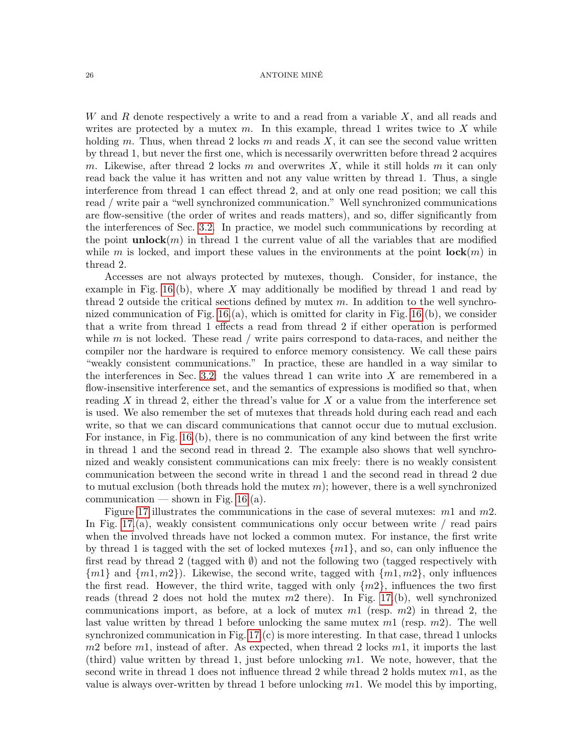$W$ and $R$ denote respectively a write to and a read from a variable $X$, and all reads and writes are protected by a mutex $m$. In this example, thread 1 writes twice to $X$ while holding $m$. Thus, when thread 2 locks $m$ and reads $X$, it can see the second value written by thread 1, but never the first one, which is necessarily overwritten before thread 2 acquires $m$. Likewise, after thread 2 locks $m$ and overwrites $X$, while it still holds $m$ it can only read back the value it has written and not any value written by thread 1. Thus, a single interference from thread 1 can effect thread 2, and at only one read position; we call this read / write pair a "well synchronized communication." Well synchronized communications are flow-sensitive (the order of writes and reads matters), and so, differ significantly from the interferences of Sec. 3.2. In practice, we model such communications by recording at the point **unlock**$(m)$ in thread 1 the current value of all the variables that are modified while $m$ is locked, and import these values in the environments at the point **lock**$(m)$ in thread 2.

Accesses are not always protected by mutexes, though. Consider, for instance, the example in Fig. 16.(b), where $X$ may additionally be modified by thread 1 and read by thread 2 outside the critical sections defined by mutex $m$. In addition to the well synchronized communication of Fig. 16.(a), which is omitted for clarity in Fig. 16.(b), we consider that a write from thread 1 effects a read from thread 2 if either operation is performed while $m$ is not locked. These read / write pairs correspond to data-races, and neither the compiler nor the hardware is required to enforce memory consistency. We call these pairs "weakly consistent communications." In practice, these are handled in a way similar to the interferences in Sec. 3.2: the values thread 1 can write into $X$ are remembered in a flow-insensitive interference set, and the semantics of expressions is modified so that, when reading $X$ in thread 2, either the thread's value for $X$ or a value from the interference set is used. We also remember the set of mutexes that threads hold during each read and each write, so that we can discard communications that cannot occur due to mutual exclusion. For instance, in Fig. 16.(b), there is no communication of any kind between the first write in thread 1 and the second read in thread 2. The example also shows that well synchronized and weakly consistent communications can mix freely: there is no weakly consistent communication between the second write in thread 1 and the second read in thread 2 due to mutual exclusion (both threads hold the mutex $m$); however, there is a well synchronized communication — shown in Fig. 16.(a).

Figure 17 illustrates the communications in the case of several mutexes: $m1$ and $m2$. In Fig. 17.(a), weakly consistent communications only occur between write / read pairs when the involved threads have not locked a common mutex. For instance, the first write by thread 1 is tagged with the set of locked mutexes $\{m1\}$, and so, can only influence the first read by thread 2 (tagged with $\emptyset$) and not the following two (tagged respectively with $\{m1\}$ and $\{m1, m2\}$). Likewise, the second write, tagged with $\{m1, m2\}$, only influences the first read. However, the third write, tagged with only $\{m2\}$, influences the two first reads (thread 2 does not hold the mutex $m2$ there). In Fig. 17.(b), well synchronized communications import, as before, at a lock of mutex $m1$ (resp. $m2$) in thread 2, the last value written by thread 1 before unlocking the same mutex $m1$ (resp. $m2$). The well synchronized communication in Fig. 17.(c) is more interesting. In that case, thread 1 unlocks $m2$ before $m1$, instead of after. As expected, when thread 2 locks $m1$, it imports the last (third) value written by thread 1, just before unlocking $m1$. We note, however, that the second write in thread 1 does not influence thread 2 while thread 2 holds mutex $m1$, as the value is always over-written by thread 1 before unlocking $m1$. We model this by importing,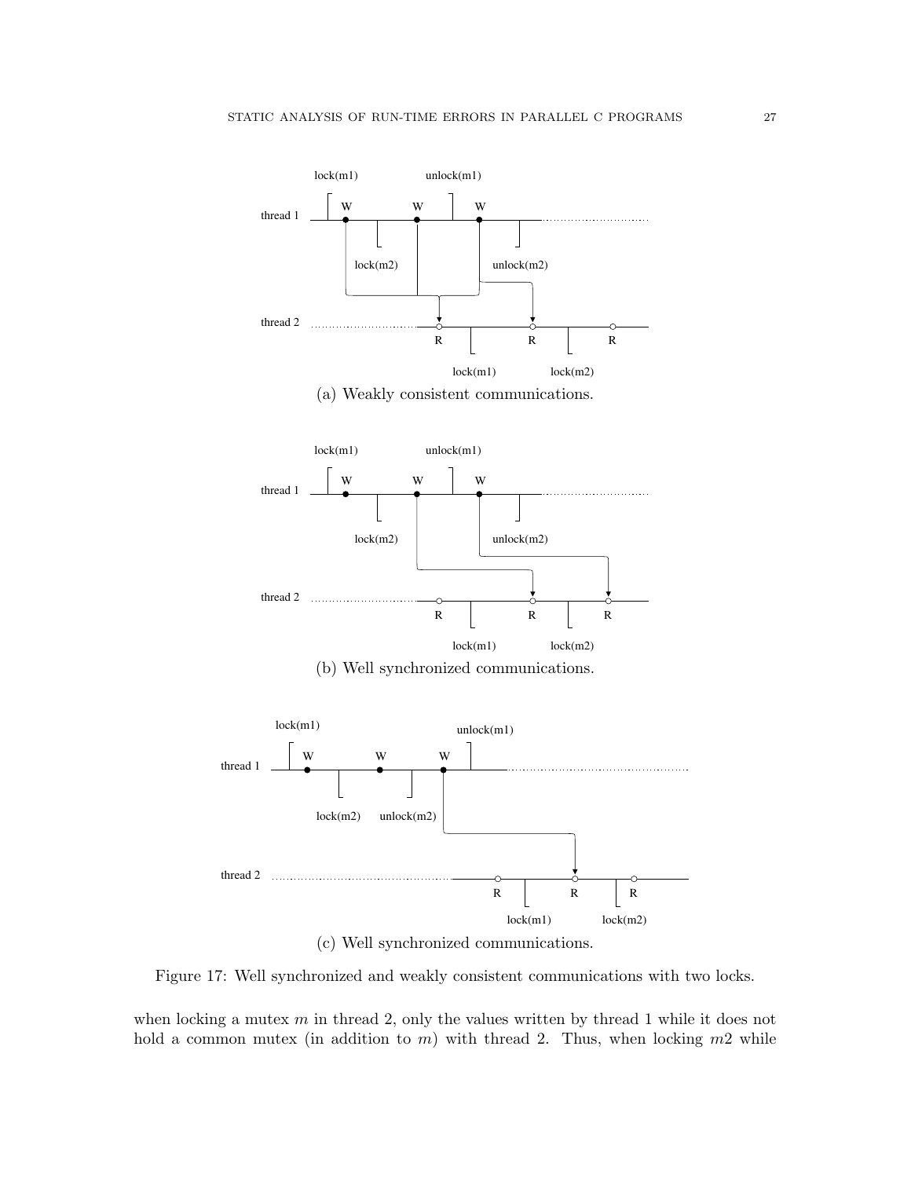(a) Weakly consistent communications.

(b) Well synchronized communications.

(c) Well synchronized communications.

Figure 17: Well synchronized and weakly consistent communications with two locks.

when locking a mutex $m$ in thread 2, only the values written by thread 1 while it does not hold a common mutex (in addition to $m$) with thread 2. Thus, when locking $m2$ while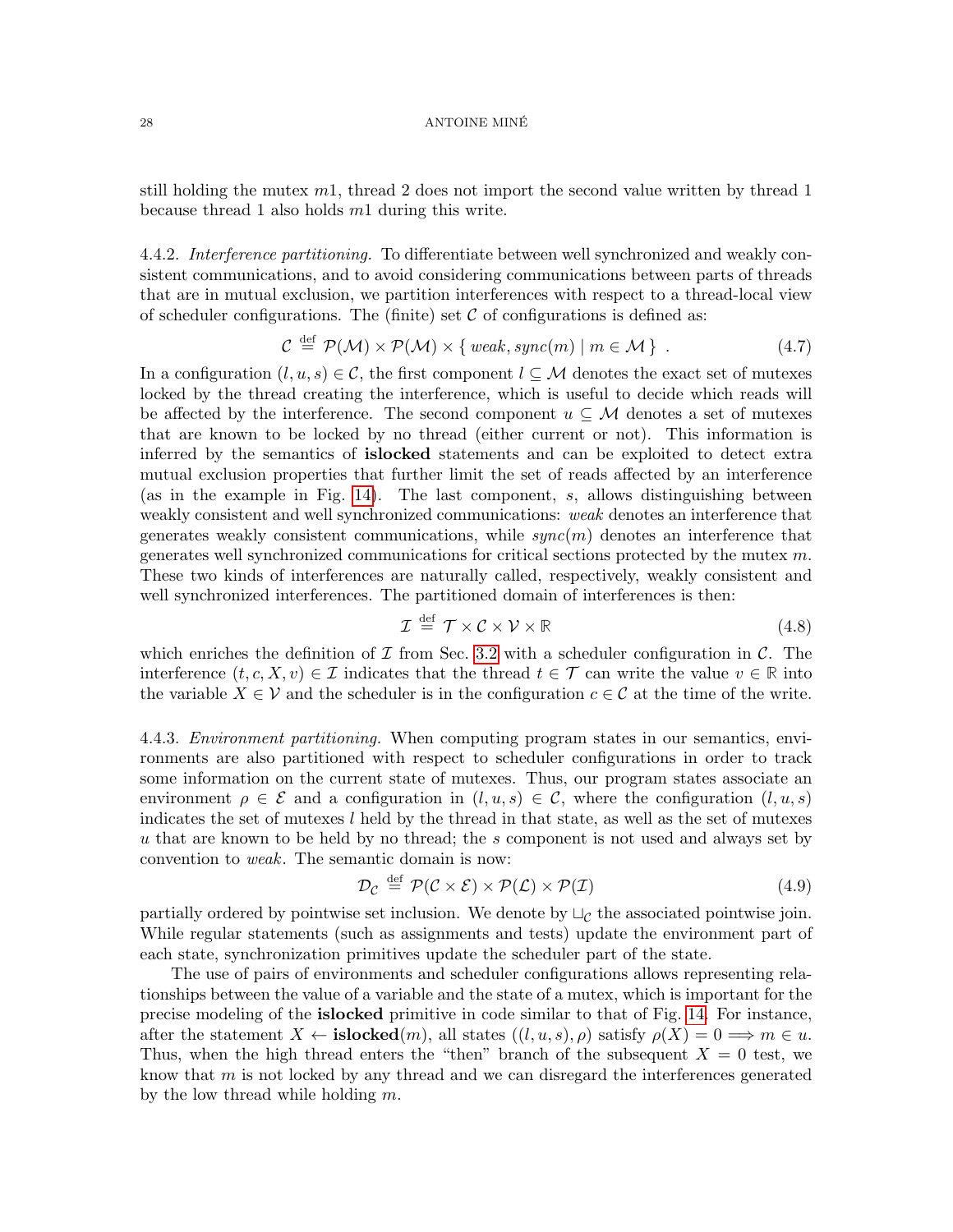still holding the mutex $m1$, thread 2 does not import the second value written by thread 1 because thread 1 also holds $m1$ during this write.

4.4.2. *Interference partitioning.* To differentiate between well synchronized and weakly consistent communications, and to avoid considering communications between parts of threads that are in mutual exclusion, we partition interferences with respect to a thread-local view of scheduler configurations. The (finite) set $\mathcal{C}$ of configurations is defined as:

$$\mathcal{C} \stackrel{\text{def}}{=} \mathcal{P}(\mathcal{M}) \times \mathcal{P}(\mathcal{M}) \times \{\, \mathit{weak}, \mathit{sync}(m) \mid m \in \mathcal{M} \,\} \ . \tag{4.7}$$

In a configuration $(l, u, s) \in \mathcal{C}$, the first component $l \subseteq \mathcal{M}$ denotes the exact set of mutexes locked by the thread creating the interference, which is useful to decide which reads will be affected by the interference. The second component $u \subseteq \mathcal{M}$ denotes a set of mutexes that are known to be locked by no thread (either current or not). This information is inferred by the semantics of **islocked** statements and can be exploited to detect extra mutual exclusion properties that further limit the set of reads affected by an interference (as in the example in Fig. 14). The last component, $s$, allows distinguishing between weakly consistent and well synchronized communications: *weak* denotes an interference that generates weakly consistent communications, while $\mathit{sync}(m)$ denotes an interference that generates well synchronized communications for critical sections protected by the mutex $m$. These two kinds of interferences are naturally called, respectively, weakly consistent and well synchronized interferences. The partitioned domain of interferences is then:

$$\mathcal{I} \stackrel{\text{def}}{=} \mathcal{T} \times \mathcal{C} \times \mathcal{V} \times \mathbb{R} \tag{4.8}$$

which enriches the definition of $\mathcal{I}$ from Sec. 3.2 with a scheduler configuration in $\mathcal{C}$. The interference $(t, c, X, v) \in \mathcal{I}$ indicates that the thread $t \in \mathcal{T}$ can write the value $v \in \mathbb{R}$ into the variable $X \in \mathcal{V}$ and the scheduler is in the configuration $c \in \mathcal{C}$ at the time of the write.

4.4.3. *Environment partitioning.* When computing program states in our semantics, environments are also partitioned with respect to scheduler configurations in order to track some information on the current state of mutexes. Thus, our program states associate an environment $\rho \in \mathcal{E}$ and a configuration in $(l, u, s) \in \mathcal{C}$, where the configuration $(l, u, s)$ indicates the set of mutexes $l$ held by the thread in that state, as well as the set of mutexes $u$ that are known to be held by no thread; the $s$ component is not used and always set by convention to *weak*. The semantic domain is now:

$$\mathcal{D}_{\mathcal{C}} \stackrel{\text{def}}{=} \mathcal{P}(\mathcal{C} \times \mathcal{E}) \times \mathcal{P}(\mathcal{L}) \times \mathcal{P}(\mathcal{I}) \tag{4.9}$$

partially ordered by pointwise set inclusion. We denote by $\sqcup_{\mathcal{C}}$ the associated pointwise join. While regular statements (such as assignments and tests) update the environment part of each state, synchronization primitives update the scheduler part of the state.

The use of pairs of environments and scheduler configurations allows representing relationships between the value of a variable and the state of a mutex, which is important for the precise modeling of the **islocked** primitive in code similar to that of Fig. 14. For instance, after the statement $X \leftarrow \textbf{islocked}(m)$, all states $((l, u, s), \rho)$ satisfy $\rho(X) = 0 \Longrightarrow m \in u$. Thus, when the high thread enters the "then" branch of the subsequent $X = 0$ test, we know that $m$ is not locked by any thread and we can disregard the interferences generated by the low thread while holding $m$.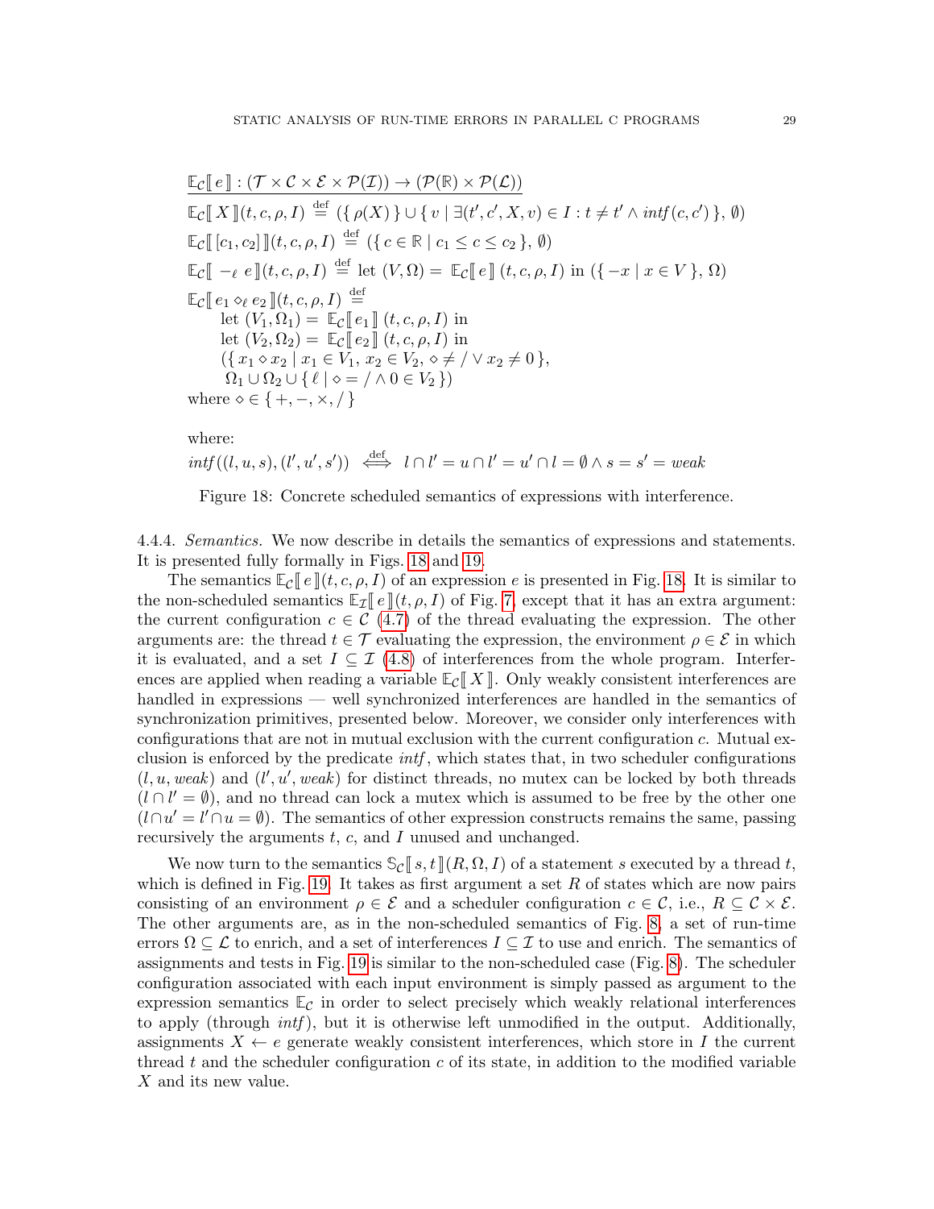$$
\begin{array}{l}
\underline{\mathbb{E}_{\mathcal{C}}[\![\, e \,]\!] : (\mathcal{T} \times \mathcal{C} \times \mathcal{E} \times \mathcal{P}(\mathcal{I})) \to (\mathcal{P}(\mathbb{R}) \times \mathcal{P}(\mathcal{L}))} \\
\mathbb{E}_{\mathcal{C}}[\![\, X \,]\!](t, c, \rho, I) \stackrel{\text{def}}{=} (\{\, \rho(X) \,\} \cup \{\, v \mid \exists (t', c', X, v) \in I : t \neq t' \wedge \mathit{intf}(c, c') \,\},\, \emptyset) \\
\mathbb{E}_{\mathcal{C}}[\![\, [c_1, c_2] \,]\!](t, c, \rho, I) \stackrel{\text{def}}{=} (\{\, c \in \mathbb{R} \mid c_1 \leq c \leq c_2 \,\},\, \emptyset) \\
\mathbb{E}_{\mathcal{C}}[\![\, -_\ell\ e \,]\!](t, c, \rho, I) \stackrel{\text{def}}{=} \text{let } (V, \Omega) = \mathbb{E}_{\mathcal{C}}[\![\, e \,]\!]\,(t, c, \rho, I) \text{ in } (\{\, -x \mid x \in V \,\},\, \Omega) \\
\mathbb{E}_{\mathcal{C}}[\![\, e_1 \diamond_\ell e_2 \,]\!](t, c, \rho, I) \stackrel{\text{def}}{=} \\
\quad \text{let } (V_1, \Omega_1) = \mathbb{E}_{\mathcal{C}}[\![\, e_1 \,]\!]\,(t, c, \rho, I) \text{ in} \\
\quad \text{let } (V_2, \Omega_2) = \mathbb{E}_{\mathcal{C}}[\![\, e_2 \,]\!]\,(t, c, \rho, I) \text{ in} \\
\quad (\{\, x_1 \diamond x_2 \mid x_1 \in V_1,\, x_2 \in V_2,\, \diamond \neq / \vee x_2 \neq 0 \,\}, \\
\quad\ \ \Omega_1 \cup \Omega_2 \cup \{\, \ell \mid \diamond = / \wedge 0 \in V_2 \,\}) \\
\text{where } \diamond \in \{\, +, -, \times, / \,\}
\end{array}
$$

where:
$$
\mathit{intf}((l, u, s), (l', u', s')) \iff l \cap l' = u \cap l' = u' \cap l = \emptyset \wedge s = s' = \mathit{weak}
$$

Figure 18: Concrete scheduled semantics of expressions with interference.

4.4.4. *Semantics.* We now describe in details the semantics of expressions and statements. It is presented fully formally in Figs. 18 and 19.

The semantics $\mathbb{E}_{\mathcal{C}}[\![\, e \,]\!](t, c, \rho, I)$ of an expression $e$ is presented in Fig. 18. It is similar to the non-scheduled semantics $\mathbb{E}_{\mathcal{I}}[\![\, e \,]\!](t, \rho, I)$ of Fig. 7, except that it has an extra argument: the current configuration $c \in \mathcal{C}$ (4.7) of the thread evaluating the expression. The other arguments are: the thread $t \in \mathcal{T}$ evaluating the expression, the environment $\rho \in \mathcal{E}$ in which it is evaluated, and a set $I \subseteq \mathcal{I}$ (4.8) of interferences from the whole program. Interferences are applied when reading a variable $\mathbb{E}_{\mathcal{C}}[\![\, X \,]\!]$. Only weakly consistent interferences are handled in expressions — well synchronized interferences are handled in the semantics of synchronization primitives, presented below. Moreover, we consider only interferences with configurations that are not in mutual exclusion with the current configuration $c$. Mutual exclusion is enforced by the predicate *intf*, which states that, in two scheduler configurations $(l, u, \mathit{weak})$ and $(l', u', \mathit{weak})$ for distinct threads, no mutex can be locked by both threads ($l \cap l' = \emptyset$), and no thread can lock a mutex which is assumed to be free by the other one ($l \cap u' = l' \cap u = \emptyset$). The semantics of other expression constructs remains the same, passing recursively the arguments $t$, $c$, and $I$ unused and unchanged.

We now turn to the semantics $\mathbb{S}_{\mathcal{C}}[\![\, s, t \,]\!](R, \Omega, I)$ of a statement $s$ executed by a thread $t$, which is defined in Fig. 19. It takes as first argument a set $R$ of states which are now pairs consisting of an environment $\rho \in \mathcal{E}$ and a scheduler configuration $c \in \mathcal{C}$, i.e., $R \subseteq \mathcal{C} \times \mathcal{E}$. The other arguments are, as in the non-scheduled semantics of Fig. 8, a set of run-time errors $\Omega \subseteq \mathcal{L}$ to enrich, and a set of interferences $I \subseteq \mathcal{I}$ to use and enrich. The semantics of assignments and tests in Fig. 19 is similar to the non-scheduled case (Fig. 8). The scheduler configuration associated with each input environment is simply passed as argument to the expression semantics $\mathbb{E}_{\mathcal{C}}$ in order to select precisely which weakly relational interferences to apply (through *intf*), but it is otherwise left unmodified in the output. Additionally, assignments $X \leftarrow e$ generate weakly consistent interferences, which store in $I$ the current thread $t$ and the scheduler configuration $c$ of its state, in addition to the modified variable $X$ and its new value.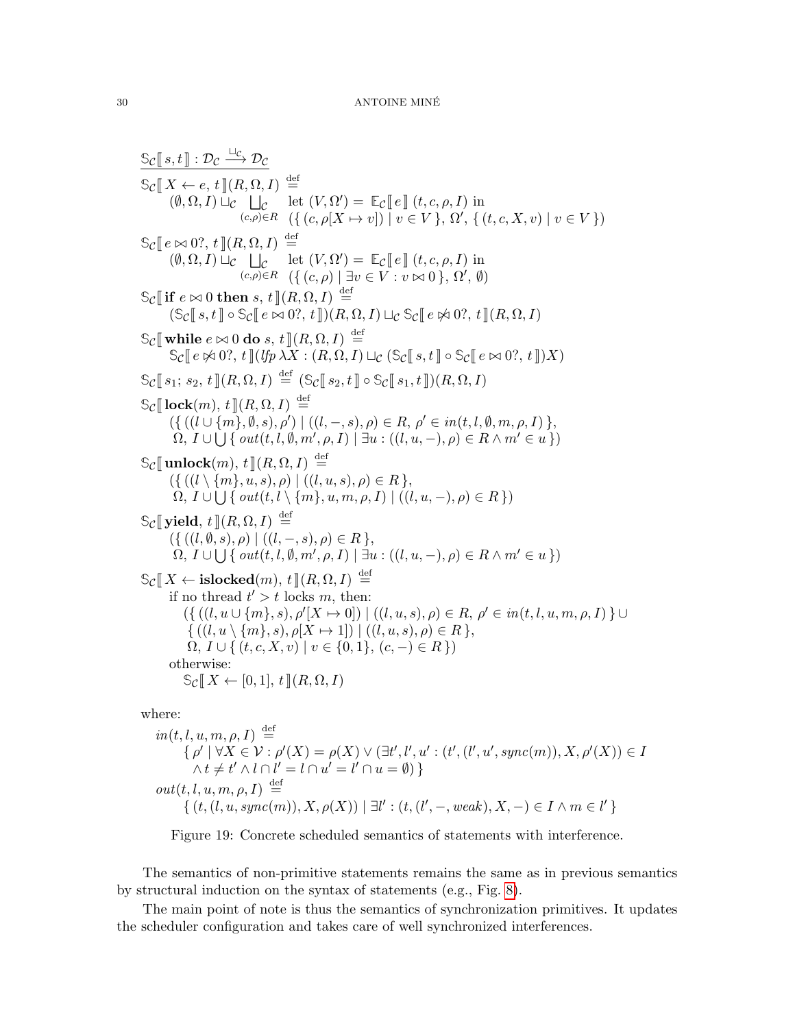$$\underline{\mathbb{S}_{\mathcal{C}}[\![\, s, t \,]\!] : \mathcal{D}_{\mathcal{C}} \xrightarrow{\sqcup_{\mathcal{C}}} \mathcal{D}_{\mathcal{C}}}$$

$$\begin{array}{l}
\mathbb{S}_{\mathcal{C}}[\![\, X \leftarrow e,\, t \,]\!](R, \Omega, I) \stackrel{\text{def}}{=} \\
\quad (\emptyset, \Omega, I) \sqcup_{\mathcal{C}} \bigsqcup_{\mathcal{C}\; (c,\rho)\in R} \text{ let } (V, \Omega') = \mathbb{E}_{\mathcal{C}}[\![\, e \,]\!]\,(t, c, \rho, I) \text{ in} \\
\qquad (\{\, (c, \rho[X \mapsto v]) \mid v \in V \,\},\, \Omega',\, \{\, (t, c, X, v) \mid v \in V \,\})
\end{array}$$

$$\begin{array}{l}
\mathbb{S}_{\mathcal{C}}[\![\, e \bowtie 0?,\, t \,]\!](R, \Omega, I) \stackrel{\text{def}}{=} \\
\quad (\emptyset, \Omega, I) \sqcup_{\mathcal{C}} \bigsqcup_{\mathcal{C}\; (c,\rho)\in R} \text{ let } (V, \Omega') = \mathbb{E}_{\mathcal{C}}[\![\, e \,]\!]\,(t, c, \rho, I) \text{ in} \\
\qquad (\{\, (c, \rho) \mid \exists v \in V : v \bowtie 0 \,\},\, \Omega',\, \emptyset)
\end{array}$$

$$\begin{array}{l}
\mathbb{S}_{\mathcal{C}}[\![\, \textbf{if } e \bowtie 0 \textbf{ then } s,\, t \,]\!](R, \Omega, I) \stackrel{\text{def}}{=} \\
\quad (\mathbb{S}_{\mathcal{C}}[\![\, s, t \,]\!] \circ \mathbb{S}_{\mathcal{C}}[\![\, e \bowtie 0?,\, t \,]\!])(R, \Omega, I) \sqcup_{\mathcal{C}} \mathbb{S}_{\mathcal{C}}[\![\, e \not\bowtie 0?,\, t \,]\!](R, \Omega, I)
\end{array}$$

$$\begin{array}{l}
\mathbb{S}_{\mathcal{C}}[\![\, \textbf{while } e \bowtie 0 \textbf{ do } s,\, t \,]\!](R, \Omega, I) \stackrel{\text{def}}{=} \\
\quad \mathbb{S}_{\mathcal{C}}[\![\, e \not\bowtie 0?,\, t \,]\!](\mathit{lfp}\, \lambda X : (R, \Omega, I) \sqcup_{\mathcal{C}} (\mathbb{S}_{\mathcal{C}}[\![\, s, t \,]\!] \circ \mathbb{S}_{\mathcal{C}}[\![\, e \bowtie 0?,\, t \,]\!])X)
\end{array}$$

$$\mathbb{S}_{\mathcal{C}}[\![\, s_1;\, s_2,\, t \,]\!](R, \Omega, I) \stackrel{\text{def}}{=} (\mathbb{S}_{\mathcal{C}}[\![\, s_2, t \,]\!] \circ \mathbb{S}_{\mathcal{C}}[\![\, s_1, t \,]\!])(R, \Omega, I)$$

$$\begin{array}{l}
\mathbb{S}_{\mathcal{C}}[\![\, \textbf{lock}(m),\, t \,]\!](R, \Omega, I) \stackrel{\text{def}}{=} \\
\quad (\{\, ((l \cup \{m\}, \emptyset, s), \rho') \mid ((l, -, s), \rho) \in R,\ \rho' \in \mathit{in}(t, l, \emptyset, m, \rho, I) \,\}, \\
\quad\ \Omega,\ I \cup \bigcup \{\, \mathit{out}(t, l, \emptyset, m', \rho, I) \mid \exists u : ((l, u, -), \rho) \in R \wedge m' \in u \,\})
\end{array}$$

$$\begin{array}{l}
\mathbb{S}_{\mathcal{C}}[\![\, \textbf{unlock}(m),\, t \,]\!](R, \Omega, I) \stackrel{\text{def}}{=} \\
\quad (\{\, ((l \setminus \{m\}, u, s), \rho) \mid ((l, u, s), \rho) \in R \,\}, \\
\quad\ \Omega,\ I \cup \bigcup \{\, \mathit{out}(t, l \setminus \{m\}, u, m, \rho, I) \mid ((l, u, -), \rho) \in R \,\})
\end{array}$$

$$\begin{array}{l}
\mathbb{S}_{\mathcal{C}}[\![\, \textbf{yield},\, t \,]\!](R, \Omega, I) \stackrel{\text{def}}{=} \\
\quad (\{\, ((l, \emptyset, s), \rho) \mid ((l, -, s), \rho) \in R \,\}, \\
\quad\ \Omega,\ I \cup \bigcup \{\, \mathit{out}(t, l, \emptyset, m', \rho, I) \mid \exists u : ((l, u, -), \rho) \in R \wedge m' \in u \,\})
\end{array}$$

$$\begin{array}{l}
\mathbb{S}_{\mathcal{C}}[\![\, X \leftarrow \textbf{islocked}(m),\, t \,]\!](R, \Omega, I) \stackrel{\text{def}}{=} \\
\quad \text{if no thread } t' > t \text{ locks } m \text{, then:} \\
\qquad (\{\, ((l, u \cup \{m\}, s), \rho'[X \mapsto 0]) \mid ((l, u, s), \rho) \in R,\ \rho' \in \mathit{in}(t, l, u, m, \rho, I) \,\} \cup \\
\qquad\ \{\, ((l, u \setminus \{m\}, s), \rho[X \mapsto 1]) \mid ((l, u, s), \rho) \in R \,\}, \\
\qquad\ \Omega,\ I \cup \{\, (t, c, X, v) \mid v \in \{0, 1\},\ (c, -) \in R \,\}) \\
\quad \text{otherwise:} \\
\qquad \mathbb{S}_{\mathcal{C}}[\![\, X \leftarrow [0, 1],\, t \,]\!](R, \Omega, I)
\end{array}$$

where:

$$\begin{array}{l}
\mathit{in}(t, l, u, m, \rho, I) \stackrel{\text{def}}{=} \\
\quad \{\, \rho' \mid \forall X \in \mathcal{V} : \rho'(X) = \rho(X) \vee (\exists t', l', u' : (t', (l', u', \mathit{sync}(m)), X, \rho'(X)) \in I \\
\qquad \wedge\, t \neq t' \wedge l \cap l' = l \cap u' = l' \cap u = \emptyset) \,\} \\
\mathit{out}(t, l, u, m, \rho, I) \stackrel{\text{def}}{=} \\
\quad \{\, (t, (l, u, \mathit{sync}(m)), X, \rho(X)) \mid \exists l' : (t, (l', -, \mathit{weak}), X, -) \in I \wedge m \in l' \,\}
\end{array}$$

Figure 19: Concrete scheduled semantics of statements with interference.

The semantics of non-primitive statements remains the same as in previous semantics by structural induction on the syntax of statements (e.g., Fig. 8).

The main point of note is thus the semantics of synchronization primitives. It updates the scheduler configuration and takes care of well synchronized interferences.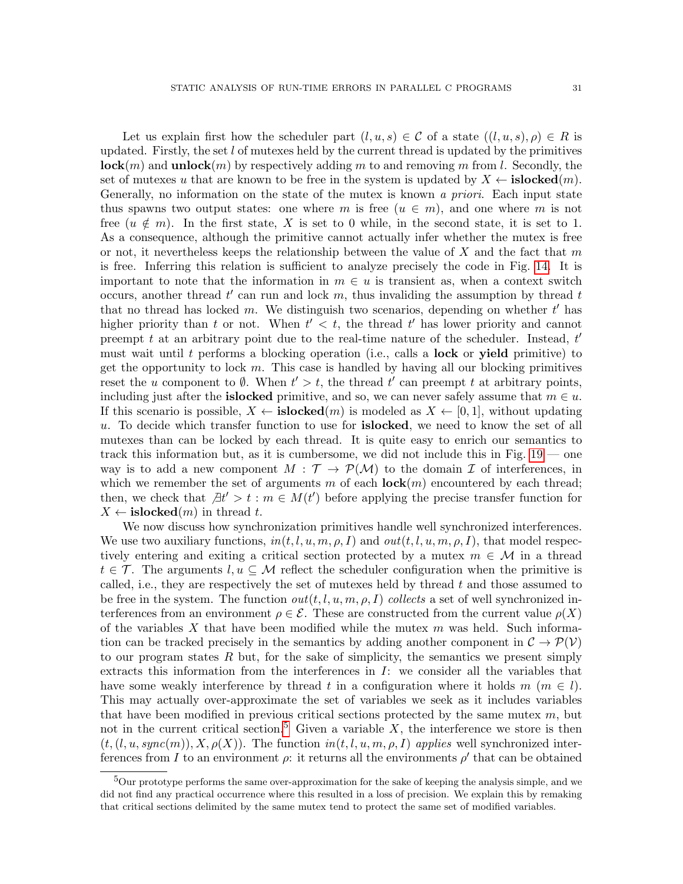Let us explain first how the scheduler part $(l, u, s) \in \mathcal{C}$ of a state $((l, u, s), \rho) \in R$ is updated. Firstly, the set $l$ of mutexes held by the current thread is updated by the primitives $\mathbf{lock}(m)$ and $\mathbf{unlock}(m)$ by respectively adding $m$ to and removing $m$ from $l$. Secondly, the set of mutexes $u$ that are known to be free in the system is updated by $X \leftarrow \mathbf{islocked}(m)$. Generally, no information on the state of the mutex is known *a priori*. Each input state thus spawns two output states: one where $m$ is free ($u \in m$), and one where $m$ is not free ($u \notin m$). In the first state, $X$ is set to 0 while, in the second state, it is set to 1. As a consequence, although the primitive cannot actually infer whether the mutex is free or not, it nevertheless keeps the relationship between the value of $X$ and the fact that $m$ is free. Inferring this relation is sufficient to analyze precisely the code in Fig. 14. It is important to note that the information in $m \in u$ is transient as, when a context switch occurs, another thread $t'$ can run and lock $m$, thus invaliding the assumption by thread $t$ that no thread has locked $m$. We distinguish two scenarios, depending on whether $t'$ has higher priority than $t$ or not. When $t' < t$, the thread $t'$ has lower priority and cannot preempt $t$ at an arbitrary point due to the real-time nature of the scheduler. Instead, $t'$ must wait until $t$ performs a blocking operation (i.e., calls a **lock** or **yield** primitive) to get the opportunity to lock $m$. This case is handled by having all our blocking primitives reset the $u$ component to $\emptyset$. When $t' > t$, the thread $t'$ can preempt $t$ at arbitrary points, including just after the **islocked** primitive, and so, we can never safely assume that $m \in u$. If this scenario is possible, $X \leftarrow \mathbf{islocked}(m)$ is modeled as $X \leftarrow [0, 1]$, without updating $u$. To decide which transfer function to use for **islocked**, we need to know the set of all mutexes than can be locked by each thread. It is quite easy to enrich our semantics to track this information but, as it is cumbersome, we did not include this in Fig. 19 — one way is to add a new component $M : \mathcal{T} \to \mathcal{P}(\mathcal{M})$ to the domain $\mathcal{I}$ of interferences, in which we remember the set of arguments $m$ of each $\mathbf{lock}(m)$ encountered by each thread; then, we check that $\nexists t' > t : m \in M(t')$ before applying the precise transfer function for $X \leftarrow \mathbf{islocked}(m)$ in thread $t$.

We now discuss how synchronization primitives handle well synchronized interferences. We use two auxiliary functions, $in(t, l, u, m, \rho, I)$ and $out(t, l, u, m, \rho, I)$, that model respectively entering and exiting a critical section protected by a mutex $m \in \mathcal{M}$ in a thread $t \in \mathcal{T}$. The arguments $l, u \subseteq \mathcal{M}$ reflect the scheduler configuration when the primitive is called, i.e., they are respectively the set of mutexes held by thread $t$ and those assumed to be free in the system. The function $out(t, l, u, m, \rho, I)$ *collects* a set of well synchronized interferences from an environment $\rho \in \mathcal{E}$. These are constructed from the current value $\rho(X)$ of the variables $X$ that have been modified while the mutex $m$ was held. Such information can be tracked precisely in the semantics by adding another component in $\mathcal{C} \to \mathcal{P}(\mathcal{V})$ to our program states $R$ but, for the sake of simplicity, the semantics we present simply extracts this information from the interferences in $I$: we consider all the variables that have some weakly interference by thread $t$ in a configuration where it holds $m$ ($m \in l$). This may actually over-approximate the set of variables we seek as it includes variables that have been modified in previous critical sections protected by the same mutex $m$, but not in the current critical section.[5] Given a variable $X$, the interference we store is then $(t, (l, u, sync(m)), X, \rho(X))$. The function $in(t, l, u, m, \rho, I)$ *applies* well synchronized interferences from $I$ to an environment $\rho$: it returns all the environments $\rho'$ that can be obtained

[5] Our prototype performs the same over-approximation for the sake of keeping the analysis simple, and we did not find any practical occurrence where this resulted in a loss of precision. We explain this by remaking that critical sections delimited by the same mutex tend to protect the same set of modified variables.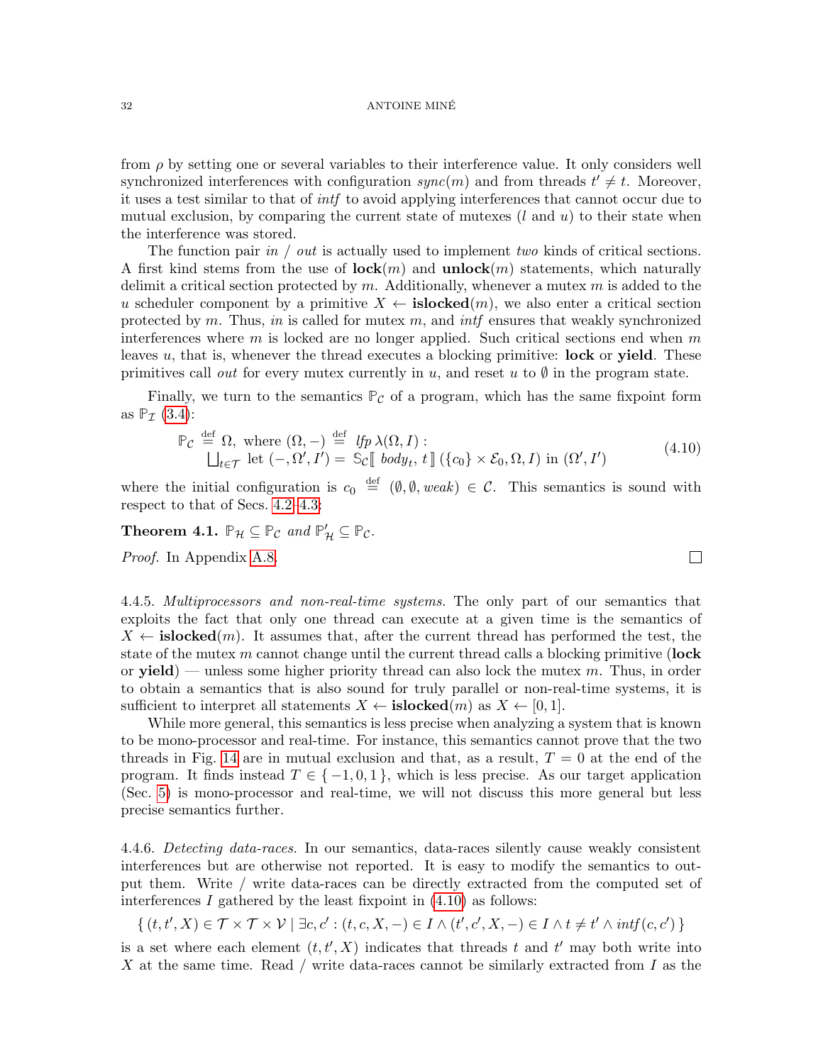from $\rho$ by setting one or several variables to their interference value. It only considers well synchronized interferences with configuration $sync(m)$ and from threads $t' \neq t$. Moreover, it uses a test similar to that of *intf* to avoid applying interferences that cannot occur due to mutual exclusion, by comparing the current state of mutexes ($l$ and $u$) to their state when the interference was stored.

The function pair *in* / *out* is actually used to implement *two* kinds of critical sections. A first kind stems from the use of **lock**$(m)$ and **unlock**$(m)$ statements, which naturally delimit a critical section protected by $m$. Additionally, whenever a mutex $m$ is added to the $u$ scheduler component by a primitive $X \leftarrow$ **islocked**$(m)$, we also enter a critical section protected by $m$. Thus, *in* is called for mutex $m$, and *intf* ensures that weakly synchronized interferences where $m$ is locked are no longer applied. Such critical sections end when $m$ leaves $u$, that is, whenever the thread executes a blocking primitive: **lock** or **yield**. These primitives call *out* for every mutex currently in $u$, and reset $u$ to $\emptyset$ in the program state.

Finally, we turn to the semantics $\mathbb{P}_{\mathcal{C}}$ of a program, which has the same fixpoint form as $\mathbb{P}_{\mathcal{I}}$ (3.4):

$$\begin{array}{l} \mathbb{P}_{\mathcal{C}} \stackrel{\text{def}}{=} \Omega, \text{ where } (\Omega, -) \stackrel{\text{def}}{=} \mathit{lfp}\, \lambda(\Omega, I) : \\ \quad \bigsqcup_{t \in \mathcal{T}} \text{ let } (-, \Omega', I') = \mathbb{S}_{\mathcal{C}}[\![\, body_t, t \,]\!] \, (\{c_0\} \times \mathcal{E}_0, \Omega, I) \text{ in } (\Omega', I') \end{array} \tag{4.10}$$

where the initial configuration is $c_0 \stackrel{\text{def}}{=} (\emptyset, \emptyset, \mathit{weak}) \in \mathcal{C}$. This semantics is sound with respect to that of Secs. 4.2–4.3:

**Theorem 4.1.** $\mathbb{P}_{\mathcal{H}} \subseteq \mathbb{P}_{\mathcal{C}}$ *and* $\mathbb{P}'_{\mathcal{H}} \subseteq \mathbb{P}_{\mathcal{C}}$.

*Proof.* In Appendix A.8. □

4.4.5. *Multiprocessors and non-real-time systems.* The only part of our semantics that exploits the fact that only one thread can execute at a given time is the semantics of $X \leftarrow$ **islocked**$(m)$. It assumes that, after the current thread has performed the test, the state of the mutex $m$ cannot change until the current thread calls a blocking primitive (**lock** or **yield**) — unless some higher priority thread can also lock the mutex $m$. Thus, in order to obtain a semantics that is also sound for truly parallel or non-real-time systems, it is sufficient to interpret all statements $X \leftarrow$ **islocked**$(m)$ as $X \leftarrow [0, 1]$.

While more general, this semantics is less precise when analyzing a system that is known to be mono-processor and real-time. For instance, this semantics cannot prove that the two threads in Fig. 14 are in mutual exclusion and that, as a result, $T = 0$ at the end of the program. It finds instead $T \in \{-1, 0, 1\}$, which is less precise. As our target application (Sec. 5) is mono-processor and real-time, we will not discuss this more general but less precise semantics further.

4.4.6. *Detecting data-races.* In our semantics, data-races silently cause weakly consistent interferences but are otherwise not reported. It is easy to modify the semantics to output them. Write / write data-races can be directly extracted from the computed set of interferences $I$ gathered by the least fixpoint in (4.10) as follows:

$$\{\, (t, t', X) \in \mathcal{T} \times \mathcal{T} \times \mathcal{V} \mid \exists c, c' : (t, c, X, -) \in I \wedge (t', c', X, -) \in I \wedge t \neq t' \wedge \mathit{intf}(c, c') \,\}$$

is a set where each element $(t, t', X)$ indicates that threads $t$ and $t'$ may both write into $X$ at the same time. Read / write data-races cannot be similarly extracted from $I$ as the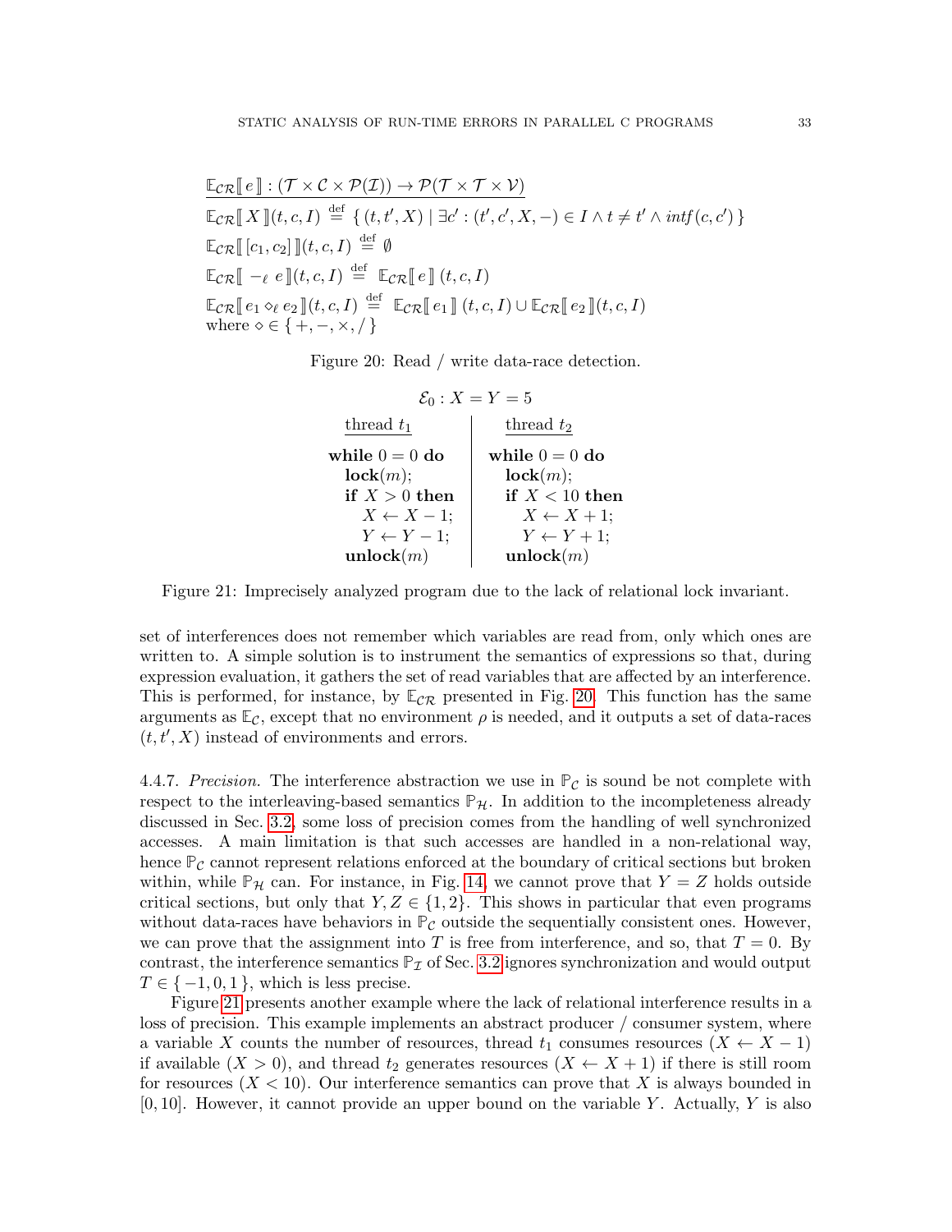$$
\begin{array}{l}
\underline{\mathbb{E}_{\mathcal{CR}}[\![ e ]\!] : (\mathcal{T} \times \mathcal{C} \times \mathcal{P}(\mathcal{I})) \to \mathcal{P}(\mathcal{T} \times \mathcal{T} \times \mathcal{V})} \\
\mathbb{E}_{\mathcal{CR}}[\![ X ]\!](t, c, I) \stackrel{\text{def}}{=} \{ (t, t', X) \mid \exists c' : (t', c', X, -) \in I \wedge t \neq t' \wedge \mathit{intf}(c, c') \} \\
\mathbb{E}_{\mathcal{CR}}[\![ [c_1, c_2] ]\!](t, c, I) \stackrel{\text{def}}{=} \emptyset \\
\mathbb{E}_{\mathcal{CR}}[\![ -_\ell \, e ]\!](t, c, I) \stackrel{\text{def}}{=} \mathbb{E}_{\mathcal{CR}}[\![ e ]\!] (t, c, I) \\
\mathbb{E}_{\mathcal{CR}}[\![ e_1 \diamond_\ell e_2 ]\!](t, c, I) \stackrel{\text{def}}{=} \mathbb{E}_{\mathcal{CR}}[\![ e_1 ]\!] (t, c, I) \cup \mathbb{E}_{\mathcal{CR}}[\![ e_2 ]\!](t, c, I) \\
\text{where } \diamond \in \{ +, -, \times, / \}
\end{array}
$$

Figure 20: Read / write data-race detection.

$\mathcal{E}_0 : X = Y = 5$

| thread $t_1$ | thread $t_2$ |
|---|---|
| **while** $0 = 0$ **do** | **while** $0 = 0$ **do** |
| &nbsp;&nbsp;**lock**$(m)$; | &nbsp;&nbsp;**lock**$(m)$; |
| &nbsp;&nbsp;**if** $X > 0$ **then** | &nbsp;&nbsp;**if** $X < 10$ **then** |
| &nbsp;&nbsp;&nbsp;&nbsp;$X \leftarrow X - 1$; | &nbsp;&nbsp;&nbsp;&nbsp;$X \leftarrow X + 1$; |
| &nbsp;&nbsp;&nbsp;&nbsp;$Y \leftarrow Y - 1$; | &nbsp;&nbsp;&nbsp;&nbsp;$Y \leftarrow Y + 1$; |
| &nbsp;&nbsp;**unlock**$(m)$ | &nbsp;&nbsp;**unlock**$(m)$ |

Figure 21: Imprecisely analyzed program due to the lack of relational lock invariant.

set of interferences does not remember which variables are read from, only which ones are written to. A simple solution is to instrument the semantics of expressions so that, during expression evaluation, it gathers the set of read variables that are affected by an interference. This is performed, for instance, by $\mathbb{E}_{\mathcal{CR}}$ presented in Fig. 20. This function has the same arguments as $\mathbb{E}_{\mathcal{C}}$, except that no environment $\rho$ is needed, and it outputs a set of data-races $(t, t', X)$ instead of environments and errors.

4.4.7. *Precision.* The interference abstraction we use in $\mathbb{P}_{\mathcal{C}}$ is sound be not complete with respect to the interleaving-based semantics $\mathbb{P}_{\mathcal{H}}$. In addition to the incompleteness already discussed in Sec. 3.2, some loss of precision comes from the handling of well synchronized accesses. A main limitation is that such accesses are handled in a non-relational way, hence $\mathbb{P}_{\mathcal{C}}$ cannot represent relations enforced at the boundary of critical sections but broken within, while $\mathbb{P}_{\mathcal{H}}$ can. For instance, in Fig. 14, we cannot prove that $Y = Z$ holds outside critical sections, but only that $Y, Z \in \{1, 2\}$. This shows in particular that even programs without data-races have behaviors in $\mathbb{P}_{\mathcal{C}}$ outside the sequentially consistent ones. However, we can prove that the assignment into $T$ is free from interference, and so, that $T = 0$. By contrast, the interference semantics $\mathbb{P}_{\mathcal{I}}$ of Sec. 3.2 ignores synchronization and would output $T \in \{ -1, 0, 1 \}$, which is less precise.

Figure 21 presents another example where the lack of relational interference results in a loss of precision. This example implements an abstract producer / consumer system, where a variable $X$ counts the number of resources, thread $t_1$ consumes resources ($X \leftarrow X - 1$) if available ($X > 0$), and thread $t_2$ generates resources ($X \leftarrow X + 1$) if there is still room for resources ($X < 10$). Our interference semantics can prove that $X$ is always bounded in $[0, 10]$. However, it cannot provide an upper bound on the variable $Y$. Actually, $Y$ is also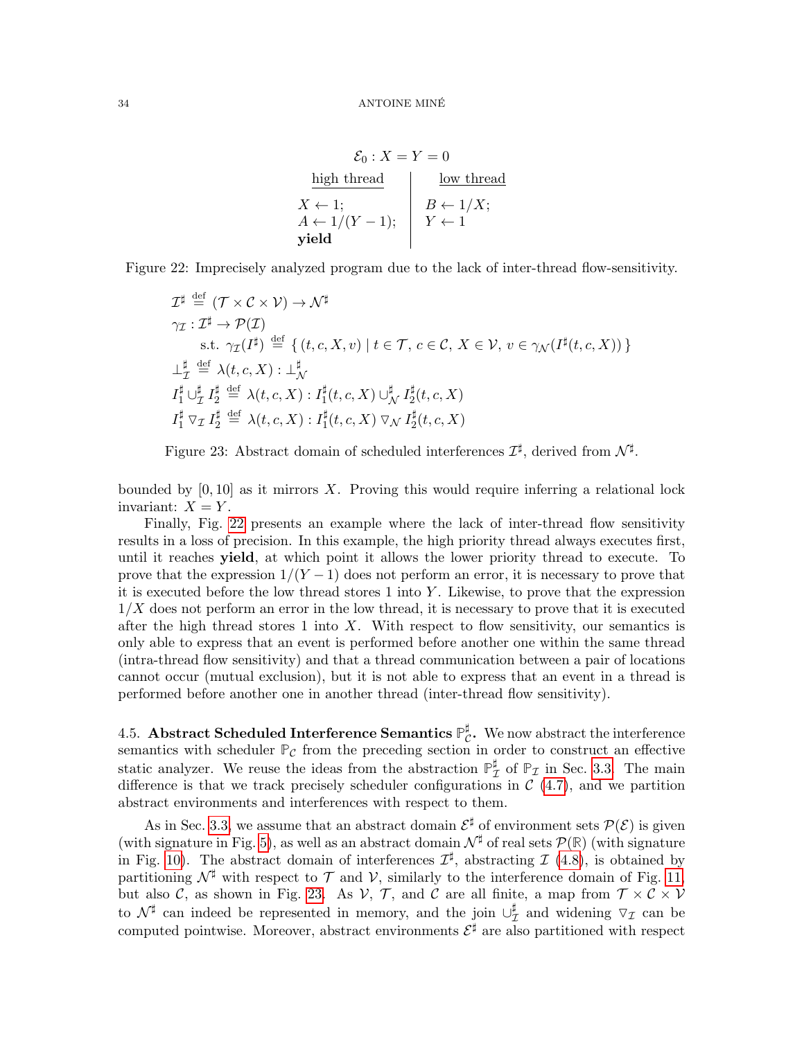$$\mathcal{E}_0 : X = Y = 0$$

| high thread | low thread |
|---|---|
| $X \leftarrow 1;$<br>$A \leftarrow 1/(Y-1);$<br>**yield** | $B \leftarrow 1/X;$<br>$Y \leftarrow 1$ |

Figure 22: Imprecisely analyzed program due to the lack of inter-thread flow-sensitivity.

$$
\begin{array}{l}
\mathcal{I}^\sharp \stackrel{\text{def}}{=} (\mathcal{T} \times \mathcal{C} \times \mathcal{V}) \to \mathcal{N}^\sharp \\
\gamma_{\mathcal{I}} : \mathcal{I}^\sharp \to \mathcal{P}(\mathcal{I}) \\
\quad \text{s.t. } \gamma_{\mathcal{I}}(I^\sharp) \stackrel{\text{def}}{=} \{\, (t,c,X,v) \mid t \in \mathcal{T},\, c \in \mathcal{C},\, X \in \mathcal{V},\, v \in \gamma_{\mathcal{N}}(I^\sharp(t,c,X)) \,\} \\
\bot^\sharp_{\mathcal{I}} \stackrel{\text{def}}{=} \lambda(t,c,X) : \bot^\sharp_{\mathcal{N}} \\
I^\sharp_1 \cup^\sharp_{\mathcal{I}} I^\sharp_2 \stackrel{\text{def}}{=} \lambda(t,c,X) : I^\sharp_1(t,c,X) \cup^\sharp_{\mathcal{N}} I^\sharp_2(t,c,X) \\
I^\sharp_1 \triangledown_{\mathcal{I}} I^\sharp_2 \stackrel{\text{def}}{=} \lambda(t,c,X) : I^\sharp_1(t,c,X) \triangledown_{\mathcal{N}} I^\sharp_2(t,c,X)
\end{array}
$$

Figure 23: Abstract domain of scheduled interferences $\mathcal{I}^\sharp$, derived from $\mathcal{N}^\sharp$.

bounded by $[0, 10]$ as it mirrors $X$. Proving this would require inferring a relational lock invariant: $X = Y$.

Finally, Fig. 22 presents an example where the lack of inter-thread flow sensitivity results in a loss of precision. In this example, the high priority thread always executes first, until it reaches **yield**, at which point it allows the lower priority thread to execute. To prove that the expression $1/(Y-1)$ does not perform an error, it is necessary to prove that it is executed before the low thread stores 1 into $Y$. Likewise, to prove that the expression $1/X$ does not perform an error in the low thread, it is necessary to prove that it is executed after the high thread stores 1 into $X$. With respect to flow sensitivity, our semantics is only able to express that an event is performed before another one within the same thread (intra-thread flow sensitivity) and that a thread communication between a pair of locations cannot occur (mutual exclusion), but it is not able to express that an event in a thread is performed before another one in another thread (inter-thread flow sensitivity).

4.5. **Abstract Scheduled Interference Semantics $\mathbb{P}^\sharp_{\mathcal{C}}$.** We now abstract the interference semantics with scheduler $\mathbb{P}_{\mathcal{C}}$ from the preceding section in order to construct an effective static analyzer. We reuse the ideas from the abstraction $\mathbb{P}^\sharp_{\mathcal{I}}$ of $\mathbb{P}_{\mathcal{I}}$ in Sec. 3.3. The main difference is that we track precisely scheduler configurations in $\mathcal{C}$ (4.7), and we partition abstract environments and interferences with respect to them.

As in Sec. 3.3, we assume that an abstract domain $\mathcal{E}^\sharp$ of environment sets $\mathcal{P}(\mathcal{E})$ is given (with signature in Fig. 5), as well as an abstract domain $\mathcal{N}^\sharp$ of real sets $\mathcal{P}(\mathbb{R})$ (with signature in Fig. 10). The abstract domain of interferences $\mathcal{I}^\sharp$, abstracting $\mathcal{I}$ (4.8), is obtained by partitioning $\mathcal{N}^\sharp$ with respect to $\mathcal{T}$ and $\mathcal{V}$, similarly to the interference domain of Fig. 11, but also $\mathcal{C}$, as shown in Fig. 23. As $\mathcal{V}$, $\mathcal{T}$, and $\mathcal{C}$ are all finite, a map from $\mathcal{T} \times \mathcal{C} \times \mathcal{V}$ to $\mathcal{N}^\sharp$ can indeed be represented in memory, and the join $\cup^\sharp_{\mathcal{I}}$ and widening $\triangledown_{\mathcal{I}}$ can be computed pointwise. Moreover, abstract environments $\mathcal{E}^\sharp$ are also partitioned with respect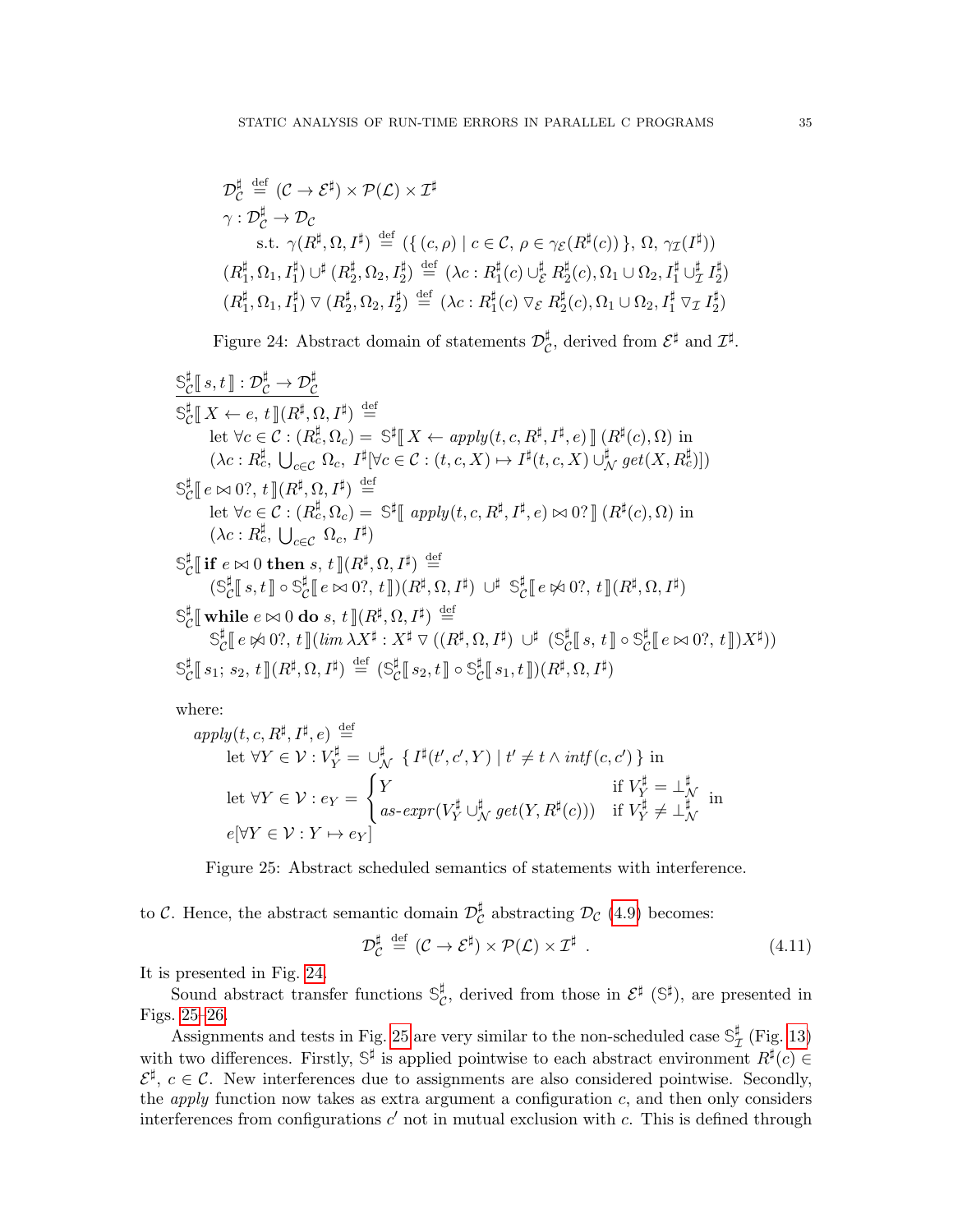$$
\begin{array}{l}
\mathcal{D}^\sharp_\mathcal{C} \stackrel{\text{def}}{=} (\mathcal{C} \to \mathcal{E}^\sharp) \times \mathcal{P}(\mathcal{L}) \times \mathcal{I}^\sharp \\
\gamma : \mathcal{D}^\sharp_\mathcal{C} \to \mathcal{D}_\mathcal{C} \\
\qquad \text{s.t. } \gamma(R^\sharp, \Omega, I^\sharp) \stackrel{\text{def}}{=} (\{\, (c, \rho) \mid c \in \mathcal{C},\ \rho \in \gamma_\mathcal{E}(R^\sharp(c)) \,\},\ \Omega,\ \gamma_\mathcal{I}(I^\sharp)) \\
(R^\sharp_1, \Omega_1, I^\sharp_1) \cup^\sharp (R^\sharp_2, \Omega_2, I^\sharp_2) \stackrel{\text{def}}{=} (\lambda c : R^\sharp_1(c) \cup^\sharp_\mathcal{E} R^\sharp_2(c), \Omega_1 \cup \Omega_2, I^\sharp_1 \cup^\sharp_\mathcal{I} I^\sharp_2) \\
(R^\sharp_1, \Omega_1, I^\sharp_1) \triangledown (R^\sharp_2, \Omega_2, I^\sharp_2) \stackrel{\text{def}}{=} (\lambda c : R^\sharp_1(c) \triangledown_\mathcal{E} R^\sharp_2(c), \Omega_1 \cup \Omega_2, I^\sharp_1 \triangledown_\mathcal{I} I^\sharp_2)
\end{array}
$$

Figure 24: Abstract domain of statements $\mathcal{D}^\sharp_\mathcal{C}$, derived from $\mathcal{E}^\sharp$ and $\mathcal{I}^\sharp$.

$$
\begin{array}{l}
\underline{\mathbb{S}^\sharp_\mathcal{C}[\![\, s, t \,]\!] : \mathcal{D}^\sharp_\mathcal{C} \to \mathcal{D}^\sharp_\mathcal{C}} \\
\mathbb{S}^\sharp_\mathcal{C}[\![\, X \leftarrow e,\ t \,]\!](R^\sharp, \Omega, I^\sharp) \stackrel{\text{def}}{=} \\
\qquad \text{let } \forall c \in \mathcal{C} : (R^\sharp_c, \Omega_c) = \mathbb{S}^\sharp[\![\, X \leftarrow \mathit{apply}(t, c, R^\sharp, I^\sharp, e) \,]\!]\,(R^\sharp(c), \Omega) \text{ in} \\
\qquad (\lambda c : R^\sharp_c,\ \bigcup_{c \in \mathcal{C}} \Omega_c,\ I^\sharp[\forall c \in \mathcal{C} : (t, c, X) \mapsto I^\sharp(t, c, X) \cup^\sharp_\mathcal{N} \mathit{get}(X, R^\sharp_c)]) \\
\mathbb{S}^\sharp_\mathcal{C}[\![\, e \bowtie 0?,\ t \,]\!](R^\sharp, \Omega, I^\sharp) \stackrel{\text{def}}{=} \\
\qquad \text{let } \forall c \in \mathcal{C} : (R^\sharp_c, \Omega_c) = \mathbb{S}^\sharp[\![\, \mathit{apply}(t, c, R^\sharp, I^\sharp, e) \bowtie 0? \,]\!]\,(R^\sharp(c), \Omega) \text{ in} \\
\qquad (\lambda c : R^\sharp_c,\ \bigcup_{c \in \mathcal{C}} \Omega_c,\ I^\sharp) \\
\mathbb{S}^\sharp_\mathcal{C}[\![\, \textbf{if } e \bowtie 0 \textbf{ then } s,\ t \,]\!](R^\sharp, \Omega, I^\sharp) \stackrel{\text{def}}{=} \\
\qquad (\mathbb{S}^\sharp_\mathcal{C}[\![\, s, t \,]\!] \circ \mathbb{S}^\sharp_\mathcal{C}[\![\, e \bowtie 0?,\ t \,]\!])(R^\sharp, \Omega, I^\sharp) \ \cup^\sharp\ \mathbb{S}^\sharp_\mathcal{C}[\![\, e \not\bowtie 0?,\ t \,]\!](R^\sharp, \Omega, I^\sharp) \\
\mathbb{S}^\sharp_\mathcal{C}[\![\, \textbf{while } e \bowtie 0 \textbf{ do } s,\ t \,]\!](R^\sharp, \Omega, I^\sharp) \stackrel{\text{def}}{=} \\
\qquad \mathbb{S}^\sharp_\mathcal{C}[\![\, e \not\bowtie 0?,\ t \,]\!](\mathit{lim}\ \lambda X^\sharp : X^\sharp \triangledown ((R^\sharp, \Omega, I^\sharp) \ \cup^\sharp\ (\mathbb{S}^\sharp_\mathcal{C}[\![\, s,\ t \,]\!] \circ \mathbb{S}^\sharp_\mathcal{C}[\![\, e \bowtie 0?,\ t \,]\!])X^\sharp)) \\
\mathbb{S}^\sharp_\mathcal{C}[\![\, s_1;\ s_2,\ t \,]\!](R^\sharp, \Omega, I^\sharp) \stackrel{\text{def}}{=} (\mathbb{S}^\sharp_\mathcal{C}[\![\, s_2, t \,]\!] \circ \mathbb{S}^\sharp_\mathcal{C}[\![\, s_1, t \,]\!])(R^\sharp, \Omega, I^\sharp)
\end{array}
$$

where:

$$
\begin{array}{l}
\mathit{apply}(t, c, R^\sharp, I^\sharp, e) \stackrel{\text{def}}{=} \\
\qquad \text{let } \forall Y \in \mathcal{V} : V^\sharp_Y = \cup^\sharp_\mathcal{N}\ \{\, I^\sharp(t', c', Y) \mid t' \neq t \wedge \mathit{intf}(c, c') \,\} \text{ in} \\
\qquad \text{let } \forall Y \in \mathcal{V} : e_Y = \begin{cases} Y & \text{if } V^\sharp_Y = \bot^\sharp_\mathcal{N} \\ \mathit{as\text{-}expr}(V^\sharp_Y \cup^\sharp_\mathcal{N} \mathit{get}(Y, R^\sharp(c))) & \text{if } V^\sharp_Y \neq \bot^\sharp_\mathcal{N} \end{cases} \text{ in} \\
\qquad e[\forall Y \in \mathcal{V} : Y \mapsto e_Y]
\end{array}
$$

Figure 25: Abstract scheduled semantics of statements with interference.

to $\mathcal{C}$. Hence, the abstract semantic domain $\mathcal{D}^\sharp_\mathcal{C}$ abstracting $\mathcal{D}_\mathcal{C}$ (4.9) becomes:

$$
\mathcal{D}^\sharp_\mathcal{C} \stackrel{\text{def}}{=} (\mathcal{C} \to \mathcal{E}^\sharp) \times \mathcal{P}(\mathcal{L}) \times \mathcal{I}^\sharp \ . \tag{4.11}
$$

It is presented in Fig. 24.

Sound abstract transfer functions $\mathbb{S}^\sharp_\mathcal{C}$, derived from those in $\mathcal{E}^\sharp$ ($\mathbb{S}^\sharp$), are presented in Figs. 25–26.

Assignments and tests in Fig. 25 are very similar to the non-scheduled case $\mathbb{S}^\sharp_\mathcal{I}$ (Fig. 13) with two differences. Firstly, $\mathbb{S}^\sharp$ is applied pointwise to each abstract environment $R^\sharp(c) \in \mathcal{E}^\sharp$, $c \in \mathcal{C}$. New interferences due to assignments are also considered pointwise. Secondly, the *apply* function now takes as extra argument a configuration $c$, and then only considers interferences from configurations $c'$ not in mutual exclusion with $c$. This is defined through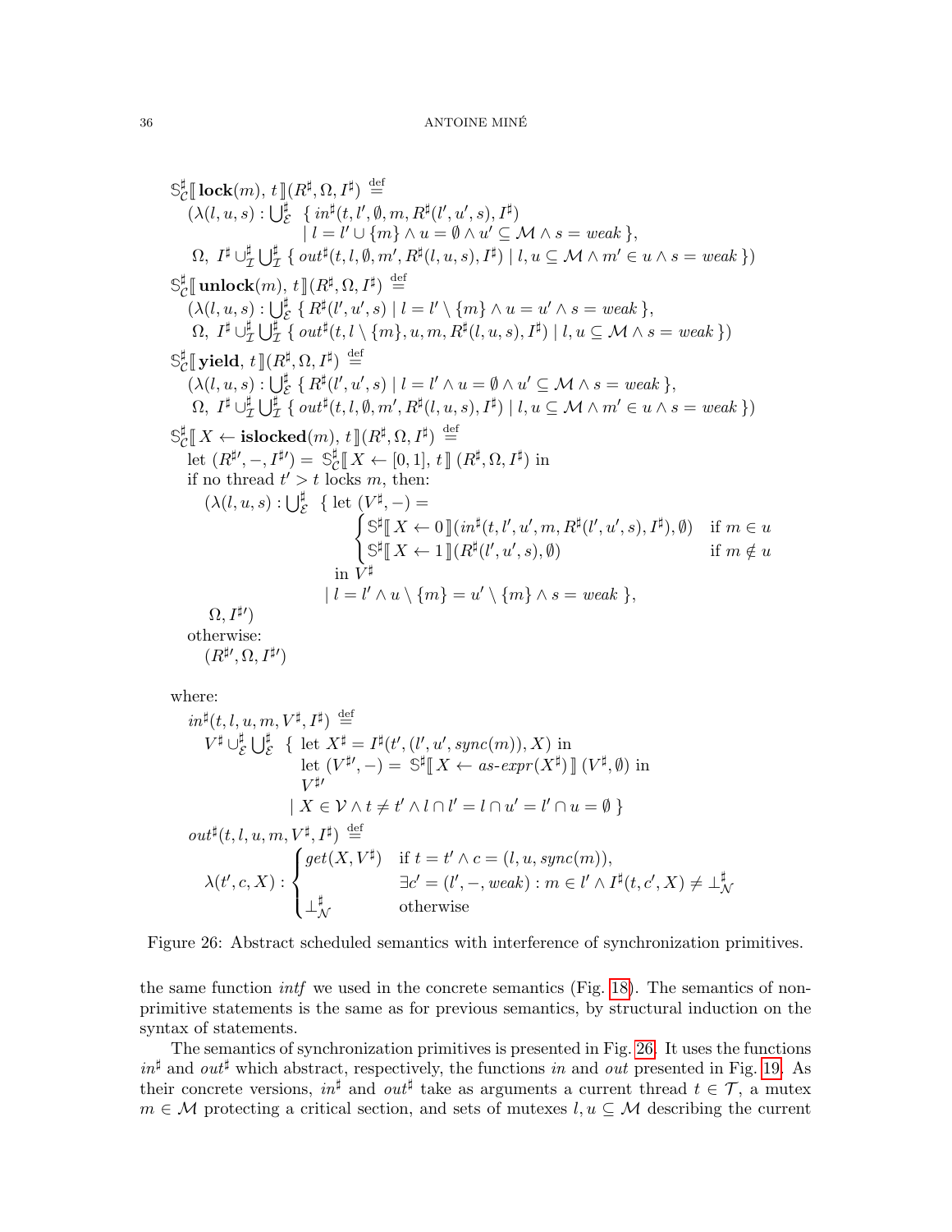$$
\begin{array}{l}
\mathbb{S}^\sharp_{\mathcal{C}}[\![\, \mathbf{lock}(m),\, t \,]\!](R^\sharp, \Omega, I^\sharp) \stackrel{\text{def}}{=} \\
\quad (\lambda(l,u,s) : \bigcup^\sharp_{\mathcal{E}} \;\; \{\, in^\sharp(t, l', \emptyset, m, R^\sharp(l', u', s), I^\sharp) \\
\qquad\qquad\qquad\qquad\quad \mid l = l' \cup \{m\} \wedge u = \emptyset \wedge u' \subseteq \mathcal{M} \wedge s = weak \,\}, \\
\quad\; \Omega,\; I^\sharp \cup^\sharp_{\mathcal{I}} \bigcup^\sharp_{\mathcal{I}} \{\, out^\sharp(t, l, \emptyset, m', R^\sharp(l,u,s), I^\sharp) \mid l, u \subseteq \mathcal{M} \wedge m' \in u \wedge s = weak \,\}) \\
\mathbb{S}^\sharp_{\mathcal{C}}[\![\, \mathbf{unlock}(m),\, t \,]\!](R^\sharp, \Omega, I^\sharp) \stackrel{\text{def}}{=} \\
\quad (\lambda(l,u,s) : \bigcup^\sharp_{\mathcal{E}} \{\, R^\sharp(l', u', s) \mid l = l' \setminus \{m\} \wedge u = u' \wedge s = weak \,\}, \\
\quad\; \Omega,\; I^\sharp \cup^\sharp_{\mathcal{I}} \bigcup^\sharp_{\mathcal{I}} \{\, out^\sharp(t, l \setminus \{m\}, u, m, R^\sharp(l,u,s), I^\sharp) \mid l, u \subseteq \mathcal{M} \wedge s = weak \,\}) \\
\mathbb{S}^\sharp_{\mathcal{C}}[\![\, \mathbf{yield},\, t \,]\!](R^\sharp, \Omega, I^\sharp) \stackrel{\text{def}}{=} \\
\quad (\lambda(l,u,s) : \bigcup^\sharp_{\mathcal{E}} \{\, R^\sharp(l', u', s) \mid l = l' \wedge u = \emptyset \wedge u' \subseteq \mathcal{M} \wedge s = weak \,\}, \\
\quad\; \Omega,\; I^\sharp \cup^\sharp_{\mathcal{I}} \bigcup^\sharp_{\mathcal{I}} \{\, out^\sharp(t, l, \emptyset, m', R^\sharp(l,u,s), I^\sharp) \mid l, u \subseteq \mathcal{M} \wedge m' \in u \wedge s = weak \,\}) \\
\mathbb{S}^\sharp_{\mathcal{C}}[\![\, X \leftarrow \mathbf{islocked}(m),\, t \,]\!](R^\sharp, \Omega, I^\sharp) \stackrel{\text{def}}{=} \\
\quad \text{let } (R^{\sharp\prime}, -, I^{\sharp\prime}) = \mathbb{S}^\sharp_{\mathcal{C}}[\![\, X \leftarrow [0,1],\, t \,]\!]\, (R^\sharp, \Omega, I^\sharp) \text{ in} \\
\quad \text{if no thread } t' > t \text{ locks } m \text{, then:} \\
\qquad (\lambda(l,u,s) : \bigcup^\sharp_{\mathcal{E}} \;\; \{\, \text{let } (V^\sharp, -) = \\
\qquad\qquad\qquad\qquad\qquad \begin{cases} \mathbb{S}^\sharp[\![\, X \leftarrow 0 \,]\!](in^\sharp(t, l', u', m, R^\sharp(l', u', s), I^\sharp), \emptyset) & \text{if } m \in u \\ \mathbb{S}^\sharp[\![\, X \leftarrow 1 \,]\!](R^\sharp(l', u', s), \emptyset) & \text{if } m \notin u \end{cases} \\
\qquad\qquad\qquad\qquad\quad \text{in } V^\sharp \\
\qquad\qquad\qquad\qquad \mid l = l' \wedge u \setminus \{m\} = u' \setminus \{m\} \wedge s = weak \,\}, \\
\qquad\; \Omega, I^{\sharp\prime}) \\
\quad \text{otherwise:} \\
\qquad (R^{\sharp\prime}, \Omega, I^{\sharp\prime})
\end{array}
$$

where:

$$
\begin{array}{l}
in^\sharp(t, l, u, m, V^\sharp, I^\sharp) \stackrel{\text{def}}{=} \\
\quad V^\sharp \cup^\sharp_{\mathcal{E}} \bigcup^\sharp_{\mathcal{E}} \;\; \{\, \text{let } X^\sharp = I^\sharp(t', (l', u', sync(m)), X) \text{ in} \\
\qquad\qquad\qquad\quad\; \text{let } (V^{\sharp\prime}, -) = \mathbb{S}^\sharp[\![\, X \leftarrow as\text{-}expr(X^\sharp) \,]\!]\, (V^\sharp, \emptyset) \text{ in} \\
\qquad\qquad\qquad\quad\; V^{\sharp\prime} \\
\qquad\qquad\qquad \mid X \in \mathcal{V} \wedge t \neq t' \wedge l \cap l' = l \cap u' = l' \cap u = \emptyset \,\} \\
out^\sharp(t, l, u, m, V^\sharp, I^\sharp) \stackrel{\text{def}}{=} \\
\quad \lambda(t', c, X) : \begin{cases} get(X, V^\sharp) & \text{if } t = t' \wedge c = (l, u, sync(m)), \\ & \exists c' = (l', -, weak) : m \in l' \wedge I^\sharp(t, c', X) \neq \bot^\sharp_{\mathcal{N}} \\ \bot^\sharp_{\mathcal{N}} & \text{otherwise} \end{cases}
\end{array}
$$

Figure 26: Abstract scheduled semantics with interference of synchronization primitives.

the same function *intf* we used in the concrete semantics (Fig. 18). The semantics of non-primitive statements is the same as for previous semantics, by structural induction on the syntax of statements.

The semantics of synchronization primitives is presented in Fig. 26. It uses the functions $in^\sharp$ and $out^\sharp$ which abstract, respectively, the functions *in* and *out* presented in Fig. 19. As their concrete versions, $in^\sharp$ and $out^\sharp$ take as arguments a current thread $t \in \mathcal{T}$, a mutex $m \in \mathcal{M}$ protecting a critical section, and sets of mutexes $l, u \subseteq \mathcal{M}$ describing the current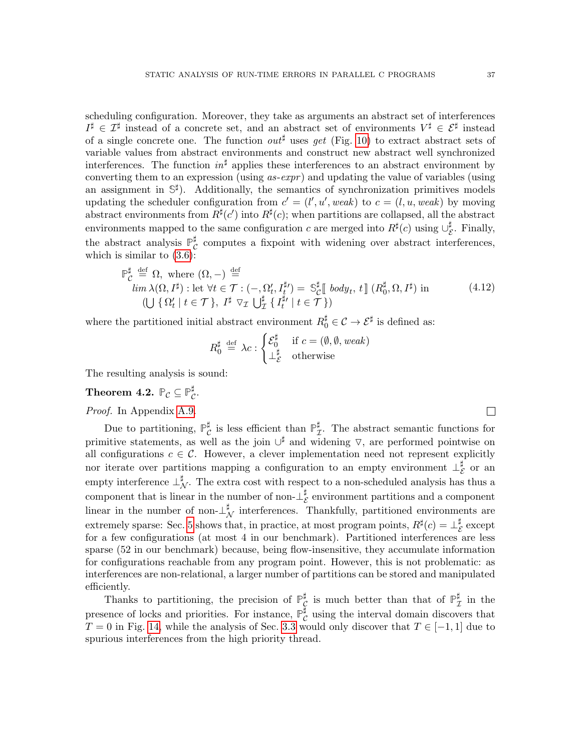scheduling configuration. Moreover, they take as arguments an abstract set of interferences $I^\sharp \in \mathcal{I}^\sharp$ instead of a concrete set, and an abstract set of environments $V^\sharp \in \mathcal{E}^\sharp$ instead of a single concrete one. The function $out^\sharp$ uses *get* (Fig. 10) to extract abstract sets of variable values from abstract environments and construct new abstract well synchronized interferences. The function $in^\sharp$ applies these interferences to an abstract environment by converting them to an expression (using *as-expr*) and updating the value of variables (using an assignment in $\mathbb{S}^\sharp$). Additionally, the semantics of synchronization primitives models updating the scheduler configuration from $c' = (l', u', weak)$ to $c = (l, u, weak)$ by moving abstract environments from $R^\sharp(c')$ into $R^\sharp(c)$; when partitions are collapsed, all the abstract environments mapped to the same configuration $c$ are merged into $R^\sharp(c)$ using $\cup^\sharp_\mathcal{E}$. Finally, the abstract analysis $\mathbb{P}^\sharp_\mathcal{C}$ computes a fixpoint with widening over abstract interferences, which is similar to (3.6):

$$
\begin{aligned}
&\mathbb{P}^\sharp_\mathcal{C} \stackrel{\text{def}}{=} \Omega, \text{ where } (\Omega, -) \stackrel{\text{def}}{=} \\
&\quad lim\ \lambda(\Omega, I^\sharp) : \text{let } \forall t \in \mathcal{T} : (-, \Omega'_t, I^{\sharp\prime}_t) = \mathbb{S}^\sharp_\mathcal{C}[\![\ body_t,\ t\ ]\!]\ (R^\sharp_0, \Omega, I^\sharp) \text{ in} \\
&\quad (\bigcup \{\, \Omega'_t \mid t \in \mathcal{T} \,\},\ I^\sharp \triangledown_\mathcal{I} \textstyle\bigcup^\sharp_\mathcal{I} \{\, I^{\sharp\prime}_t \mid t \in \mathcal{T} \,\})
\end{aligned}
\tag{4.12}
$$

where the partitioned initial abstract environment $R^\sharp_0 \in \mathcal{C} \to \mathcal{E}^\sharp$ is defined as:

$$
R^\sharp_0 \stackrel{\text{def}}{=} \lambda c : \begin{cases} \mathcal{E}^\sharp_0 & \text{if } c = (\emptyset, \emptyset, weak) \\ \bot^\sharp_\mathcal{E} & \text{otherwise} \end{cases}
$$

The resulting analysis is sound:

**Theorem 4.2.** $\mathbb{P}_\mathcal{C} \subseteq \mathbb{P}^\sharp_\mathcal{C}$.

*Proof.* In Appendix A.9. □

Due to partitioning, $\mathbb{P}^\sharp_\mathcal{C}$ is less efficient than $\mathbb{P}^\sharp_\mathcal{I}$. The abstract semantic functions for primitive statements, as well as the join $\cup^\sharp$ and widening $\triangledown$, are performed pointwise on all configurations $c \in \mathcal{C}$. However, a clever implementation need not represent explicitly nor iterate over partitions mapping a configuration to an empty environment $\bot^\sharp_\mathcal{E}$ or an empty interference $\bot^\sharp_\mathcal{N}$. The extra cost with respect to a non-scheduled analysis has thus a component that is linear in the number of non-$\bot^\sharp_\mathcal{E}$ environment partitions and a component linear in the number of non-$\bot^\sharp_\mathcal{N}$ interferences. Thankfully, partitioned environments are extremely sparse: Sec. 5 shows that, in practice, at most program points, $R^\sharp(c) = \bot^\sharp_\mathcal{E}$ except for a few configurations (at most 4 in our benchmark). Partitioned interferences are less sparse (52 in our benchmark) because, being flow-insensitive, they accumulate information for configurations reachable from any program point. However, this is not problematic: as interferences are non-relational, a larger number of partitions can be stored and manipulated efficiently.

Thanks to partitioning, the precision of $\mathbb{P}^\sharp_\mathcal{C}$ is much better than that of $\mathbb{P}^\sharp_\mathcal{I}$ in the presence of locks and priorities. For instance, $\mathbb{P}^\sharp_\mathcal{C}$ using the interval domain discovers that $T = 0$ in Fig. 14, while the analysis of Sec. 3.3 would only discover that $T \in [-1, 1]$ due to spurious interferences from the high priority thread.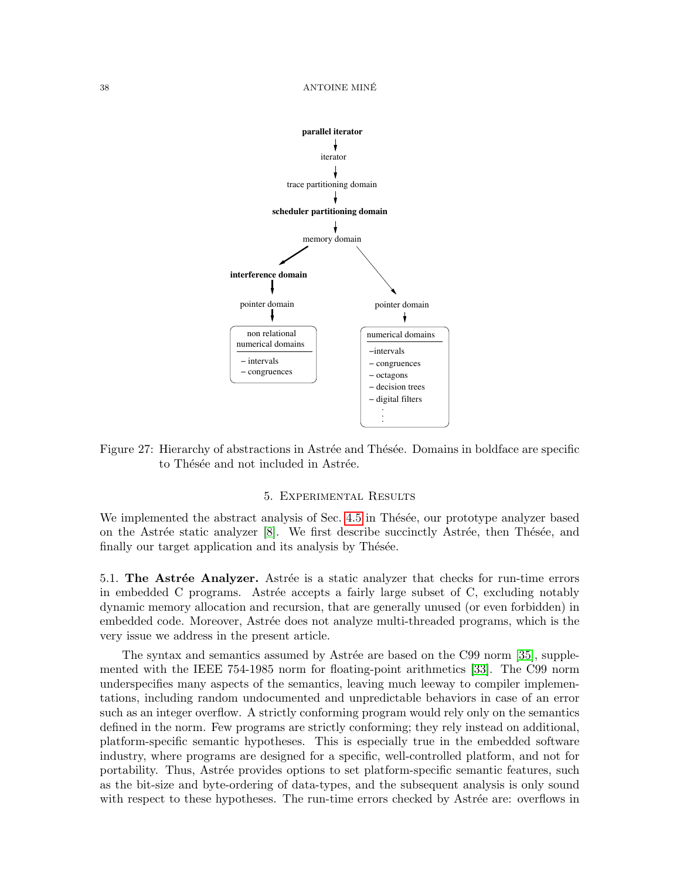Figure 27: Hierarchy of abstractions in Astrée and Thésée. Domains in boldface are specific to Thésée and not included in Astrée.

## 5. Experimental Results

We implemented the abstract analysis of Sec. 4.5 in Thésée, our prototype analyzer based on the Astrée static analyzer [8]. We first describe succinctly Astrée, then Thésée, and finally our target application and its analysis by Thésée.

5.1. **The Astrée Analyzer.** Astrée is a static analyzer that checks for run-time errors in embedded C programs. Astrée accepts a fairly large subset of C, excluding notably dynamic memory allocation and recursion, that are generally unused (or even forbidden) in embedded code. Moreover, Astrée does not analyze multi-threaded programs, which is the very issue we address in the present article.

The syntax and semantics assumed by Astrée are based on the C99 norm [35], supplemented with the IEEE 754-1985 norm for floating-point arithmetics [33]. The C99 norm underspecifies many aspects of the semantics, leaving much leeway to compiler implementations, including random undocumented and unpredictable behaviors in case of an error such as an integer overflow. A strictly conforming program would rely only on the semantics defined in the norm. Few programs are strictly conforming; they rely instead on additional, platform-specific semantic hypotheses. This is especially true in the embedded software industry, where programs are designed for a specific, well-controlled platform, and not for portability. Thus, Astrée provides options to set platform-specific semantic features, such as the bit-size and byte-ordering of data-types, and the subsequent analysis is only sound with respect to these hypotheses. The run-time errors checked by Astrée are: overflows in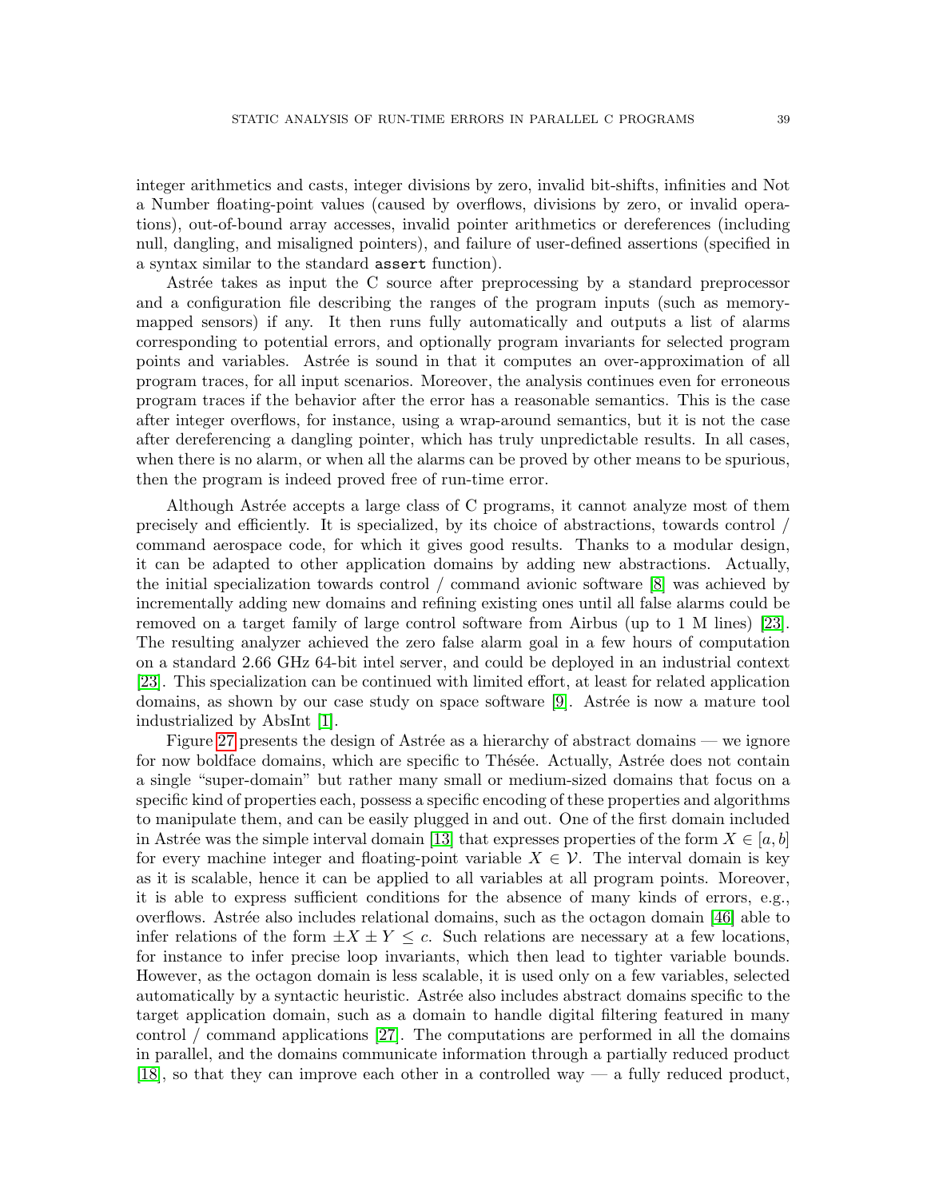integer arithmetics and casts, integer divisions by zero, invalid bit-shifts, infinities and Not a Number floating-point values (caused by overflows, divisions by zero, or invalid operations), out-of-bound array accesses, invalid pointer arithmetics or dereferences (including null, dangling, and misaligned pointers), and failure of user-defined assertions (specified in a syntax similar to the standard `assert` function).

Astrée takes as input the C source after preprocessing by a standard preprocessor and a configuration file describing the ranges of the program inputs (such as memory-mapped sensors) if any. It then runs fully automatically and outputs a list of alarms corresponding to potential errors, and optionally program invariants for selected program points and variables. Astrée is sound in that it computes an over-approximation of all program traces, for all input scenarios. Moreover, the analysis continues even for erroneous program traces if the behavior after the error has a reasonable semantics. This is the case after integer overflows, for instance, using a wrap-around semantics, but it is not the case after dereferencing a dangling pointer, which has truly unpredictable results. In all cases, when there is no alarm, or when all the alarms can be proved by other means to be spurious, then the program is indeed proved free of run-time error.

Although Astrée accepts a large class of C programs, it cannot analyze most of them precisely and efficiently. It is specialized, by its choice of abstractions, towards control / command aerospace code, for which it gives good results. Thanks to a modular design, it can be adapted to other application domains by adding new abstractions. Actually, the initial specialization towards control / command avionic software [8] was achieved by incrementally adding new domains and refining existing ones until all false alarms could be removed on a target family of large control software from Airbus (up to 1 M lines) [23]. The resulting analyzer achieved the zero false alarm goal in a few hours of computation on a standard 2.66 GHz 64-bit intel server, and could be deployed in an industrial context [23]. This specialization can be continued with limited effort, at least for related application domains, as shown by our case study on space software [9]. Astrée is now a mature tool industrialized by AbsInt [1].

Figure 27 presents the design of Astrée as a hierarchy of abstract domains — we ignore for now boldface domains, which are specific to Thésée. Actually, Astrée does not contain a single "super-domain" but rather many small or medium-sized domains that focus on a specific kind of properties each, possess a specific encoding of these properties and algorithms to manipulate them, and can be easily plugged in and out. One of the first domain included in Astrée was the simple interval domain [13] that expresses properties of the form $X \in [a, b]$ for every machine integer and floating-point variable $X \in \mathcal{V}$. The interval domain is key as it is scalable, hence it can be applied to all variables at all program points. Moreover, it is able to express sufficient conditions for the absence of many kinds of errors, e.g., overflows. Astrée also includes relational domains, such as the octagon domain [46] able to infer relations of the form $\pm X \pm Y \leq c$. Such relations are necessary at a few locations, for instance to infer precise loop invariants, which then lead to tighter variable bounds. However, as the octagon domain is less scalable, it is used only on a few variables, selected automatically by a syntactic heuristic. Astrée also includes abstract domains specific to the target application domain, such as a domain to handle digital filtering featured in many control / command applications [27]. The computations are performed in all the domains in parallel, and the domains communicate information through a partially reduced product [18], so that they can improve each other in a controlled way — a fully reduced product,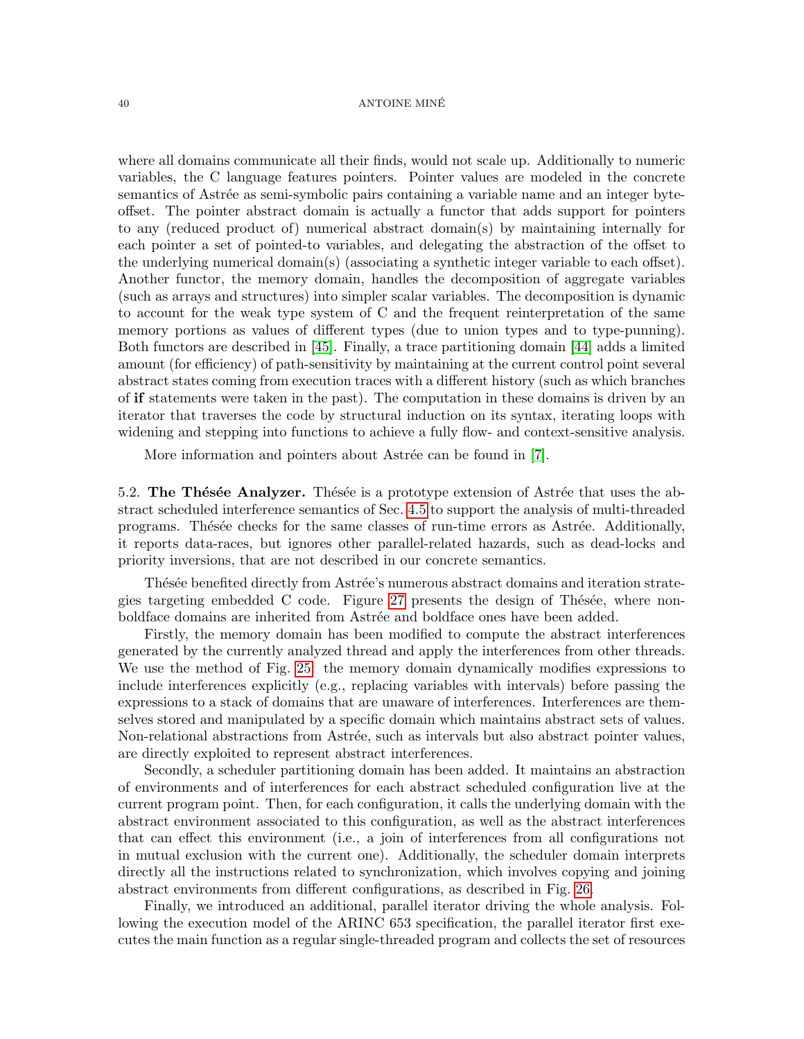where all domains communicate all their finds, would not scale up. Additionally to numeric variables, the C language features pointers. Pointer values are modeled in the concrete semantics of Astrée as semi-symbolic pairs containing a variable name and an integer byte-offset. The pointer abstract domain is actually a functor that adds support for pointers to any (reduced product of) numerical abstract domain(s) by maintaining internally for each pointer a set of pointed-to variables, and delegating the abstraction of the offset to the underlying numerical domain(s) (associating a synthetic integer variable to each offset). Another functor, the memory domain, handles the decomposition of aggregate variables (such as arrays and structures) into simpler scalar variables. The decomposition is dynamic to account for the weak type system of C and the frequent reinterpretation of the same memory portions as values of different types (due to union types and to type-punning). Both functors are described in [45]. Finally, a trace partitioning domain [44] adds a limited amount (for efficiency) of path-sensitivity by maintaining at the current control point several abstract states coming from execution traces with a different history (such as which branches of **if** statements were taken in the past). The computation in these domains is driven by an iterator that traverses the code by structural induction on its syntax, iterating loops with widening and stepping into functions to achieve a fully flow- and context-sensitive analysis.

More information and pointers about Astrée can be found in [7].

5.2. **The Thésée Analyzer.** Thésée is a prototype extension of Astrée that uses the abstract scheduled interference semantics of Sec. 4.5 to support the analysis of multi-threaded programs. Thésée checks for the same classes of run-time errors as Astrée. Additionally, it reports data-races, but ignores other parallel-related hazards, such as dead-locks and priority inversions, that are not described in our concrete semantics.

Thésée benefited directly from Astrée's numerous abstract domains and iteration strategies targeting embedded C code. Figure 27 presents the design of Thésée, where non-boldface domains are inherited from Astrée and boldface ones have been added.

Firstly, the memory domain has been modified to compute the abstract interferences generated by the currently analyzed thread and apply the interferences from other threads. We use the method of Fig. 25: the memory domain dynamically modifies expressions to include interferences explicitly (e.g., replacing variables with intervals) before passing the expressions to a stack of domains that are unaware of interferences. Interferences are themselves stored and manipulated by a specific domain which maintains abstract sets of values. Non-relational abstractions from Astrée, such as intervals but also abstract pointer values, are directly exploited to represent abstract interferences.

Secondly, a scheduler partitioning domain has been added. It maintains an abstraction of environments and of interferences for each abstract scheduled configuration live at the current program point. Then, for each configuration, it calls the underlying domain with the abstract environment associated to this configuration, as well as the abstract interferences that can effect this environment (i.e., a join of interferences from all configurations not in mutual exclusion with the current one). Additionally, the scheduler domain interprets directly all the instructions related to synchronization, which involves copying and joining abstract environments from different configurations, as described in Fig. 26.

Finally, we introduced an additional, parallel iterator driving the whole analysis. Following the execution model of the ARINC 653 specification, the parallel iterator first executes the main function as a regular single-threaded program and collects the set of resources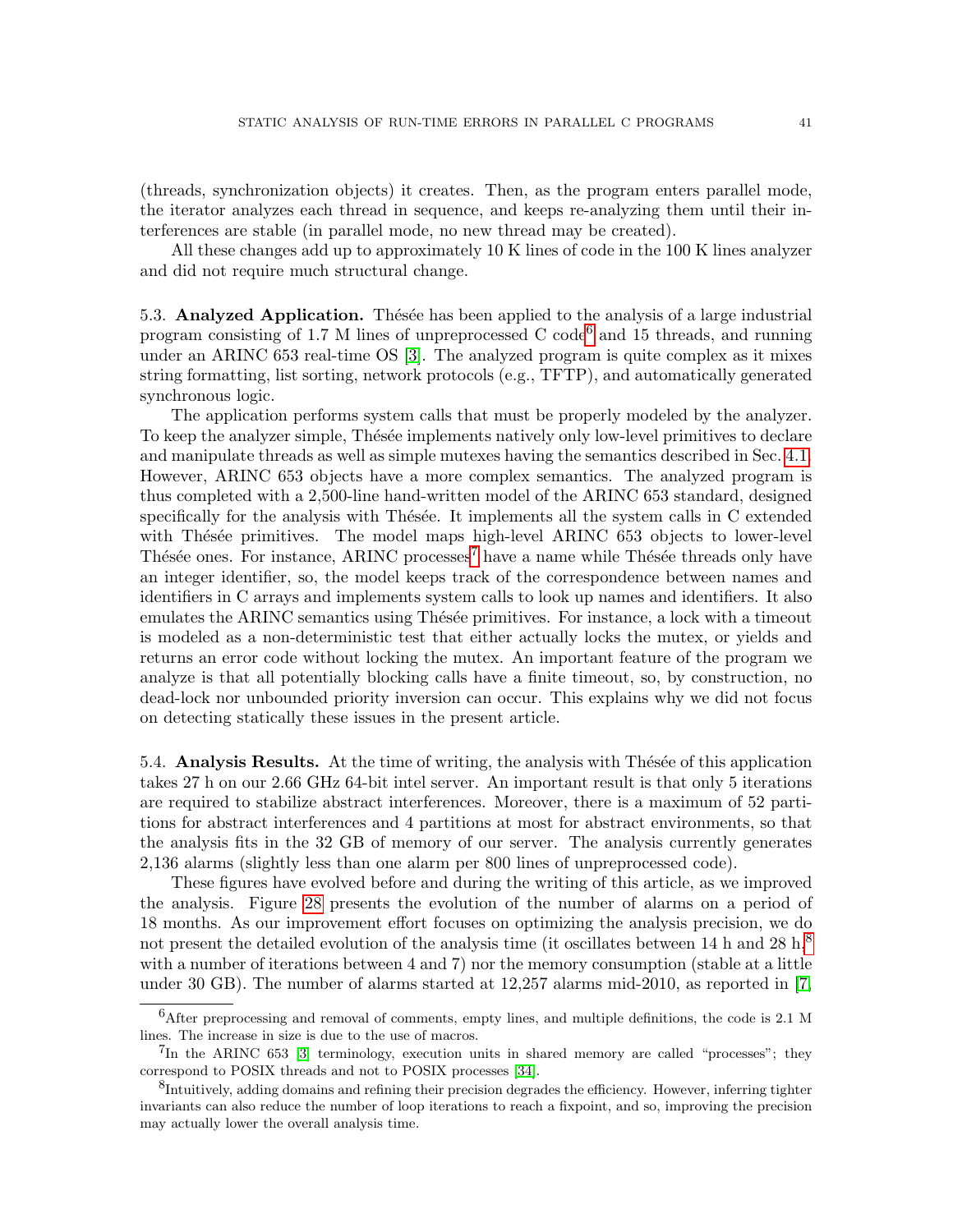(threads, synchronization objects) it creates. Then, as the program enters parallel mode, the iterator analyzes each thread in sequence, and keeps re-analyzing them until their interferences are stable (in parallel mode, no new thread may be created).

All these changes add up to approximately 10 K lines of code in the 100 K lines analyzer and did not require much structural change.

5.3. **Analyzed Application.** Thésée has been applied to the analysis of a large industrial program consisting of 1.7 M lines of unpreprocessed C code[6] and 15 threads, and running under an ARINC 653 real-time OS [3]. The analyzed program is quite complex as it mixes string formatting, list sorting, network protocols (e.g., TFTP), and automatically generated synchronous logic.

The application performs system calls that must be properly modeled by the analyzer. To keep the analyzer simple, Thésée implements natively only low-level primitives to declare and manipulate threads as well as simple mutexes having the semantics described in Sec. 4.1. However, ARINC 653 objects have a more complex semantics. The analyzed program is thus completed with a 2,500-line hand-written model of the ARINC 653 standard, designed specifically for the analysis with Thésée. It implements all the system calls in C extended with Thésée primitives. The model maps high-level ARINC 653 objects to lower-level Thésée ones. For instance, ARINC processes[7] have a name while Thésée threads only have an integer identifier, so, the model keeps track of the correspondence between names and identifiers in C arrays and implements system calls to look up names and identifiers. It also emulates the ARINC semantics using Thésée primitives. For instance, a lock with a timeout is modeled as a non-deterministic test that either actually locks the mutex, or yields and returns an error code without locking the mutex. An important feature of the program we analyze is that all potentially blocking calls have a finite timeout, so, by construction, no dead-lock nor unbounded priority inversion can occur. This explains why we did not focus on detecting statically these issues in the present article.

5.4. **Analysis Results.** At the time of writing, the analysis with Thésée of this application takes 27 h on our 2.66 GHz 64-bit intel server. An important result is that only 5 iterations are required to stabilize abstract interferences. Moreover, there is a maximum of 52 partitions for abstract interferences and 4 partitions at most for abstract environments, so that the analysis fits in the 32 GB of memory of our server. The analysis currently generates 2,136 alarms (slightly less than one alarm per 800 lines of unpreprocessed code).

These figures have evolved before and during the writing of this article, as we improved the analysis. Figure 28 presents the evolution of the number of alarms on a period of 18 months. As our improvement effort focuses on optimizing the analysis precision, we do not present the detailed evolution of the analysis time (it oscillates between 14 h and 28 h,[8] with a number of iterations between 4 and 7) nor the memory consumption (stable at a little under 30 GB). The number of alarms started at 12,257 alarms mid-2010, as reported in [7,

---

[6] After preprocessing and removal of comments, empty lines, and multiple definitions, the code is 2.1 M lines. The increase in size is due to the use of macros.

[7] In the ARINC 653 [3] terminology, execution units in shared memory are called "processes"; they correspond to POSIX threads and not to POSIX processes [34].

[8] Intuitively, adding domains and refining their precision degrades the efficiency. However, inferring tighter invariants can also reduce the number of loop iterations to reach a fixpoint, and so, improving the precision may actually lower the overall analysis time.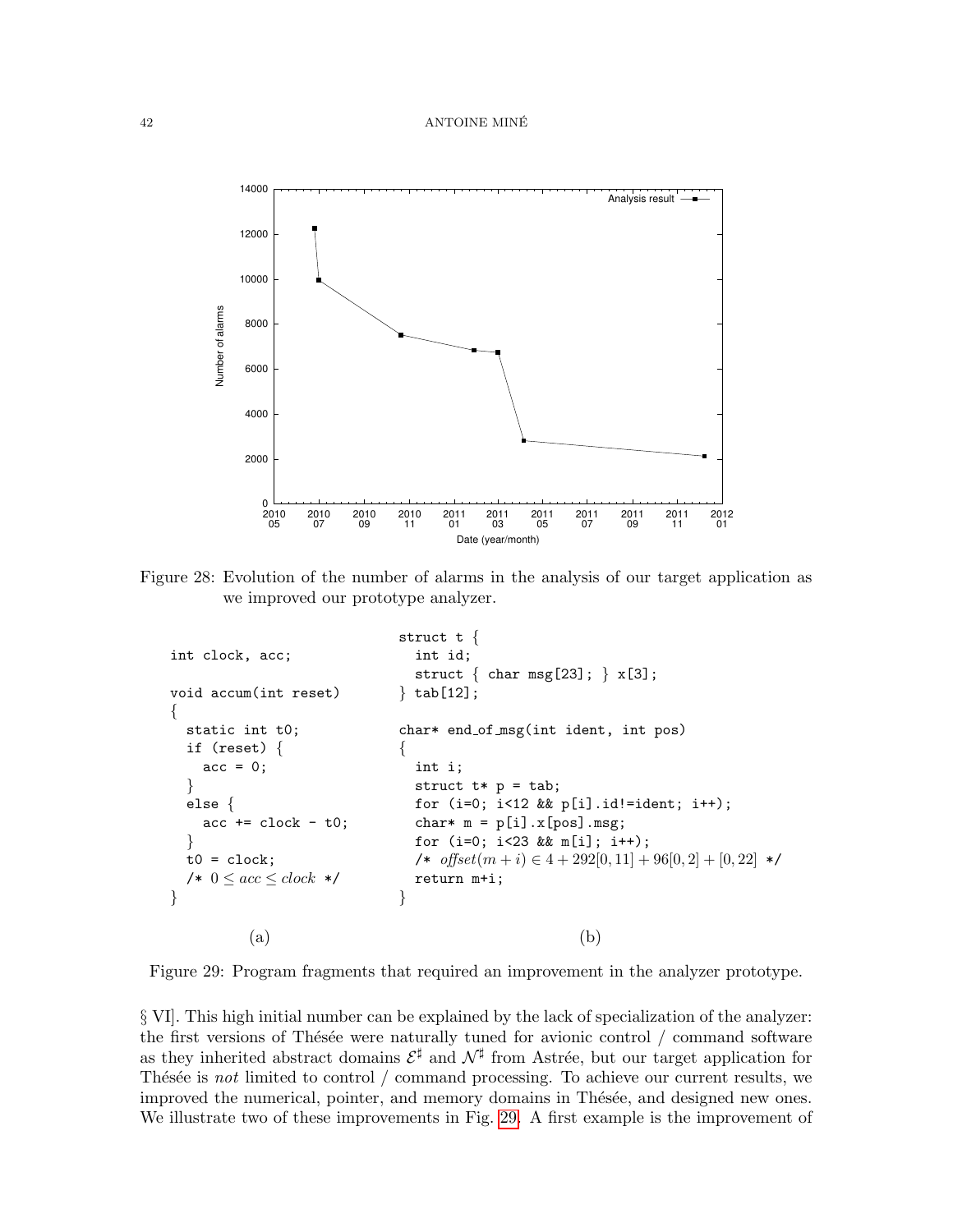Figure 28: Evolution of the number of alarms in the analysis of our target application as we improved our prototype analyzer.

(a)

```
int clock, acc;

void accum(int reset)
{
  static int t0;
  if (reset) {
    acc = 0;
  }
  else {
    acc += clock - t0;
  }
  t0 = clock;
  /* 0 ≤ acc ≤ clock */
}
```

(b)

```
struct t {
  int id;
  struct { char msg[23]; } x[3];
} tab[12];

char* end_of_msg(int ident, int pos)
{
  int i;
  struct t* p = tab;
  for (i=0; i<12 && p[i].id!=ident; i++);
  char* m = p[i].x[pos].msg;
  for (i=0; i<23 && m[i]; i++);
  /* offset(m+i) ∈ 4 + 292[0,11] + 96[0,2] + [0,22] */
  return m+i;
}
```

Figure 29: Program fragments that required an improvement in the analyzer prototype.

§ VI]. This high initial number can be explained by the lack of specialization of the analyzer: the first versions of Thésée were naturally tuned for avionic control / command software as they inherited abstract domains $\mathcal{E}^\sharp$ and $\mathcal{N}^\sharp$ from Astrée, but our target application for Thésée is *not* limited to control / command processing. To achieve our current results, we improved the numerical, pointer, and memory domains in Thésée, and designed new ones. We illustrate two of these improvements in Fig. 29. A first example is the improvement of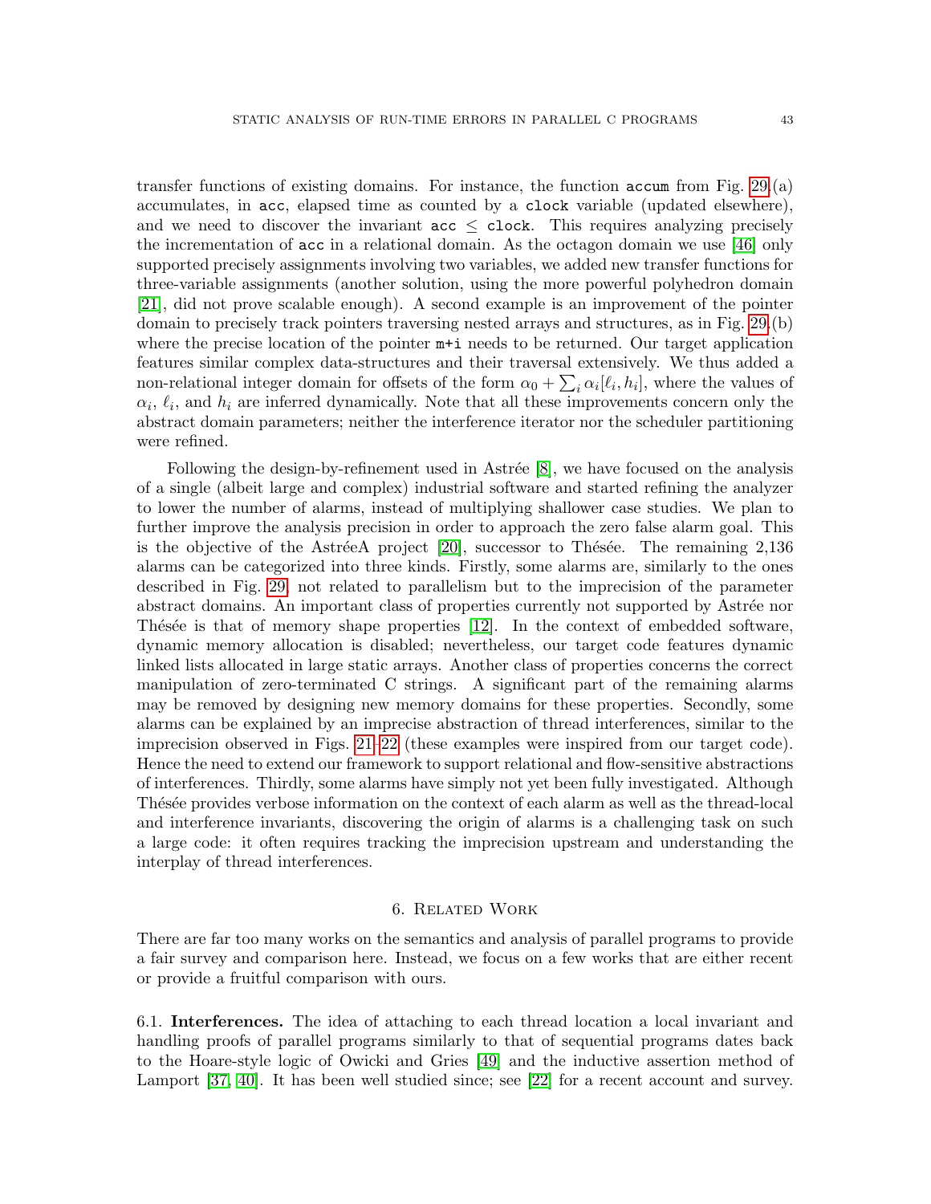transfer functions of existing domains. For instance, the function `accum` from Fig. 29.(a) accumulates, in `acc`, elapsed time as counted by a `clock` variable (updated elsewhere), and we need to discover the invariant `acc` $\leq$ `clock`. This requires analyzing precisely the incrementation of `acc` in a relational domain. As the octagon domain we use [46] only supported precisely assignments involving two variables, we added new transfer functions for three-variable assignments (another solution, using the more powerful polyhedron domain [21], did not prove scalable enough). A second example is an improvement of the pointer domain to precisely track pointers traversing nested arrays and structures, as in Fig. 29.(b) where the precise location of the pointer `m+i` needs to be returned. Our target application features similar complex data-structures and their traversal extensively. We thus added a non-relational integer domain for offsets of the form $\alpha_0 + \sum_i \alpha_i[\ell_i, h_i]$, where the values of $\alpha_i$, $\ell_i$, and $h_i$ are inferred dynamically. Note that all these improvements concern only the abstract domain parameters; neither the interference iterator nor the scheduler partitioning were refined.

Following the design-by-refinement used in Astrée [8], we have focused on the analysis of a single (albeit large and complex) industrial software and started refining the analyzer to lower the number of alarms, instead of multiplying shallower case studies. We plan to further improve the analysis precision in order to approach the zero false alarm goal. This is the objective of the AstréeA project [20], successor to Thésée. The remaining 2,136 alarms can be categorized into three kinds. Firstly, some alarms are, similarly to the ones described in Fig. 29, not related to parallelism but to the imprecision of the parameter abstract domains. An important class of properties currently not supported by Astrée nor Thésée is that of memory shape properties [12]. In the context of embedded software, dynamic memory allocation is disabled; nevertheless, our target code features dynamic linked lists allocated in large static arrays. Another class of properties concerns the correct manipulation of zero-terminated C strings. A significant part of the remaining alarms may be removed by designing new memory domains for these properties. Secondly, some alarms can be explained by an imprecise abstraction of thread interferences, similar to the imprecision observed in Figs. 21–22 (these examples were inspired from our target code). Hence the need to extend our framework to support relational and flow-sensitive abstractions of interferences. Thirdly, some alarms have simply not yet been fully investigated. Although Thésée provides verbose information on the context of each alarm as well as the thread-local and interference invariants, discovering the origin of alarms is a challenging task on such a large code: it often requires tracking the imprecision upstream and understanding the interplay of thread interferences.

## 6. Related Work

There are far too many works on the semantics and analysis of parallel programs to provide a fair survey and comparison here. Instead, we focus on a few works that are either recent or provide a fruitful comparison with ours.

### 6.1. Interferences.

The idea of attaching to each thread location a local invariant and handling proofs of parallel programs similarly to that of sequential programs dates back to the Hoare-style logic of Owicki and Gries [49] and the inductive assertion method of Lamport [37, 40]. It has been well studied since; see [22] for a recent account and survey.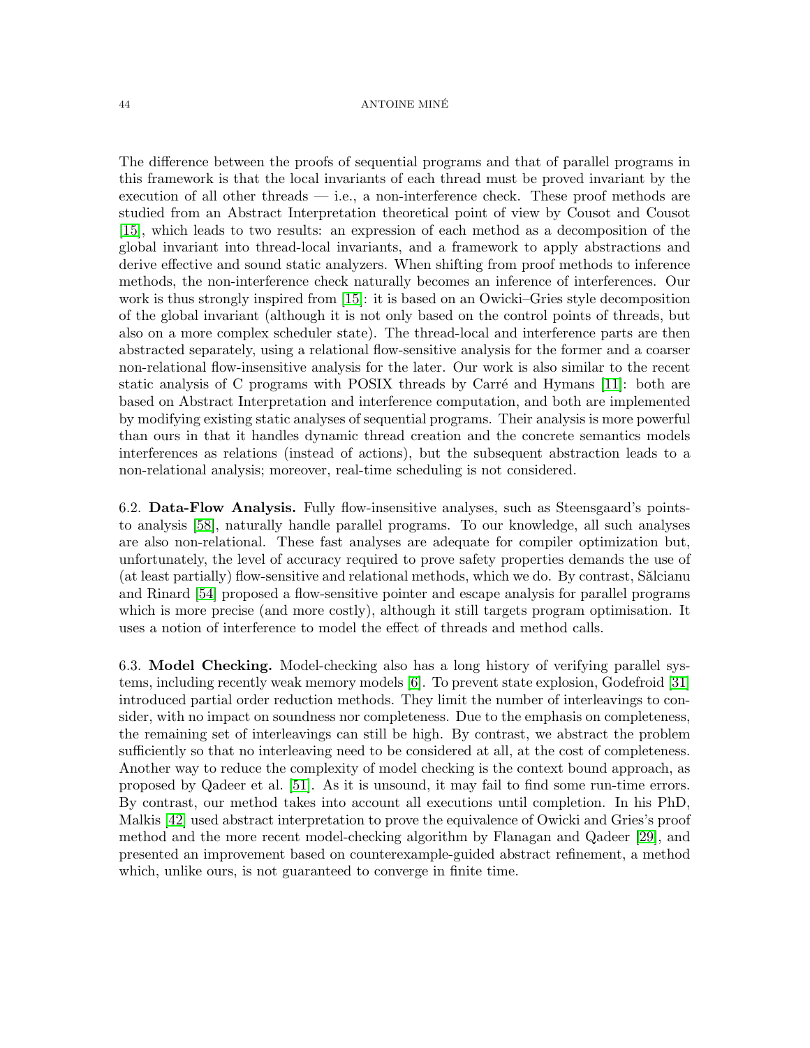The difference between the proofs of sequential programs and that of parallel programs in this framework is that the local invariants of each thread must be proved invariant by the execution of all other threads — i.e., a non-interference check. These proof methods are studied from an Abstract Interpretation theoretical point of view by Cousot and Cousot [15], which leads to two results: an expression of each method as a decomposition of the global invariant into thread-local invariants, and a framework to apply abstractions and derive effective and sound static analyzers. When shifting from proof methods to inference methods, the non-interference check naturally becomes an inference of interferences. Our work is thus strongly inspired from [15]: it is based on an Owicki–Gries style decomposition of the global invariant (although it is not only based on the control points of threads, but also on a more complex scheduler state). The thread-local and interference parts are then abstracted separately, using a relational flow-sensitive analysis for the former and a coarser non-relational flow-insensitive analysis for the later. Our work is also similar to the recent static analysis of C programs with POSIX threads by Carré and Hymans [11]: both are based on Abstract Interpretation and interference computation, and both are implemented by modifying existing static analyses of sequential programs. Their analysis is more powerful than ours in that it handles dynamic thread creation and the concrete semantics models interferences as relations (instead of actions), but the subsequent abstraction leads to a non-relational analysis; moreover, real-time scheduling is not considered.

6.2. **Data-Flow Analysis.** Fully flow-insensitive analyses, such as Steensgaard's points-to analysis [58], naturally handle parallel programs. To our knowledge, all such analyses are also non-relational. These fast analyses are adequate for compiler optimization but, unfortunately, the level of accuracy required to prove safety properties demands the use of (at least partially) flow-sensitive and relational methods, which we do. By contrast, Sălcianu and Rinard [54] proposed a flow-sensitive pointer and escape analysis for parallel programs which is more precise (and more costly), although it still targets program optimisation. It uses a notion of interference to model the effect of threads and method calls.

6.3. **Model Checking.** Model-checking also has a long history of verifying parallel systems, including recently weak memory models [6]. To prevent state explosion, Godefroid [31] introduced partial order reduction methods. They limit the number of interleavings to consider, with no impact on soundness nor completeness. Due to the emphasis on completeness, the remaining set of interleavings can still be high. By contrast, we abstract the problem sufficiently so that no interleaving need to be considered at all, at the cost of completeness. Another way to reduce the complexity of model checking is the context bound approach, as proposed by Qadeer et al. [51]. As it is unsound, it may fail to find some run-time errors. By contrast, our method takes into account all executions until completion. In his PhD, Malkis [42] used abstract interpretation to prove the equivalence of Owicki and Gries's proof method and the more recent model-checking algorithm by Flanagan and Qadeer [29], and presented an improvement based on counterexample-guided abstract refinement, a method which, unlike ours, is not guaranteed to converge in finite time.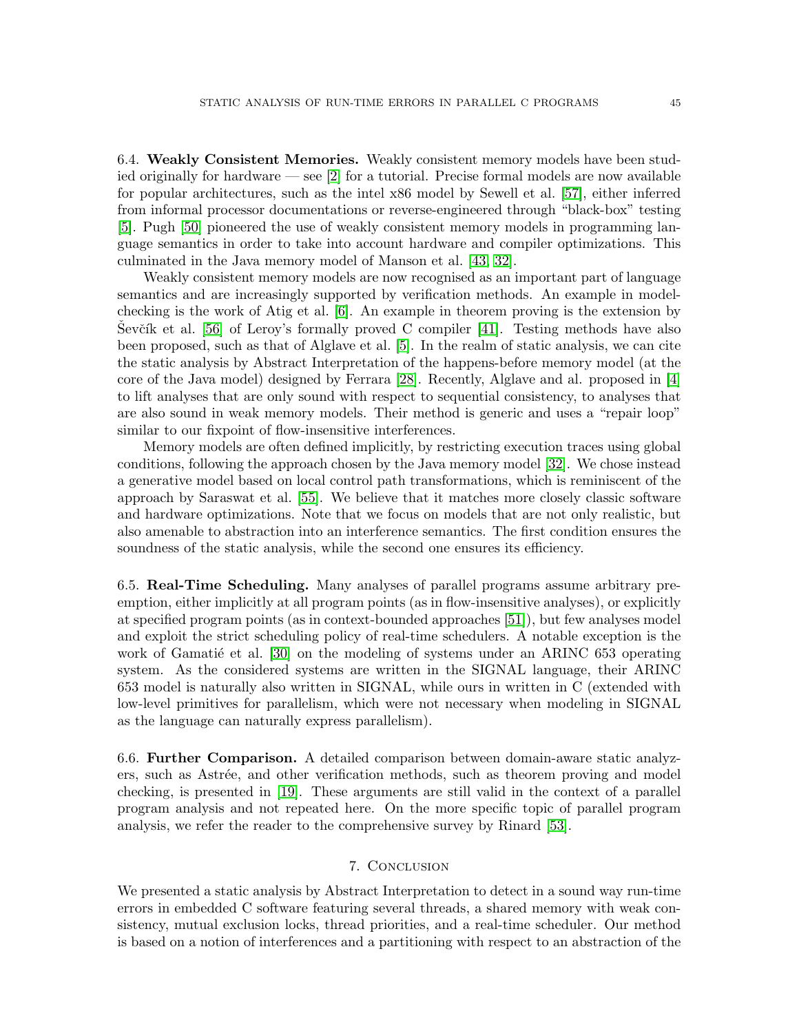6.4. **Weakly Consistent Memories.** Weakly consistent memory models have been studied originally for hardware — see [2] for a tutorial. Precise formal models are now available for popular architectures, such as the intel x86 model by Sewell et al. [57], either inferred from informal processor documentations or reverse-engineered through "black-box" testing [5]. Pugh [50] pioneered the use of weakly consistent memory models in programming language semantics in order to take into account hardware and compiler optimizations. This culminated in the Java memory model of Manson et al. [43, 32].

Weakly consistent memory models are now recognised as an important part of language semantics and are increasingly supported by verification methods. An example in model-checking is the work of Atig et al. [6]. An example in theorem proving is the extension by Ševčík et al. [56] of Leroy's formally proved C compiler [41]. Testing methods have also been proposed, such as that of Alglave et al. [5]. In the realm of static analysis, we can cite the static analysis by Abstract Interpretation of the happens-before memory model (at the core of the Java model) designed by Ferrara [28]. Recently, Alglave and al. proposed in [4] to lift analyses that are only sound with respect to sequential consistency, to analyses that are also sound in weak memory models. Their method is generic and uses a "repair loop" similar to our fixpoint of flow-insensitive interferences.

Memory models are often defined implicitly, by restricting execution traces using global conditions, following the approach chosen by the Java memory model [32]. We chose instead a generative model based on local control path transformations, which is reminiscent of the approach by Saraswat et al. [55]. We believe that it matches more closely classic software and hardware optimizations. Note that we focus on models that are not only realistic, but also amenable to abstraction into an interference semantics. The first condition ensures the soundness of the static analysis, while the second one ensures its efficiency.

6.5. **Real-Time Scheduling.** Many analyses of parallel programs assume arbitrary preemption, either implicitly at all program points (as in flow-insensitive analyses), or explicitly at specified program points (as in context-bounded approaches [51]), but few analyses model and exploit the strict scheduling policy of real-time schedulers. A notable exception is the work of Gamatié et al. [30] on the modeling of systems under an ARINC 653 operating system. As the considered systems are written in the SIGNAL language, their ARINC 653 model is naturally also written in SIGNAL, while ours in written in C (extended with low-level primitives for parallelism, which were not necessary when modeling in SIGNAL as the language can naturally express parallelism).

6.6. **Further Comparison.** A detailed comparison between domain-aware static analyzers, such as Astrée, and other verification methods, such as theorem proving and model checking, is presented in [19]. These arguments are still valid in the context of a parallel program analysis and not repeated here. On the more specific topic of parallel program analysis, we refer the reader to the comprehensive survey by Rinard [53].

## 7. Conclusion

We presented a static analysis by Abstract Interpretation to detect in a sound way run-time errors in embedded C software featuring several threads, a shared memory with weak consistency, mutual exclusion locks, thread priorities, and a real-time scheduler. Our method is based on a notion of interferences and a partitioning with respect to an abstraction of the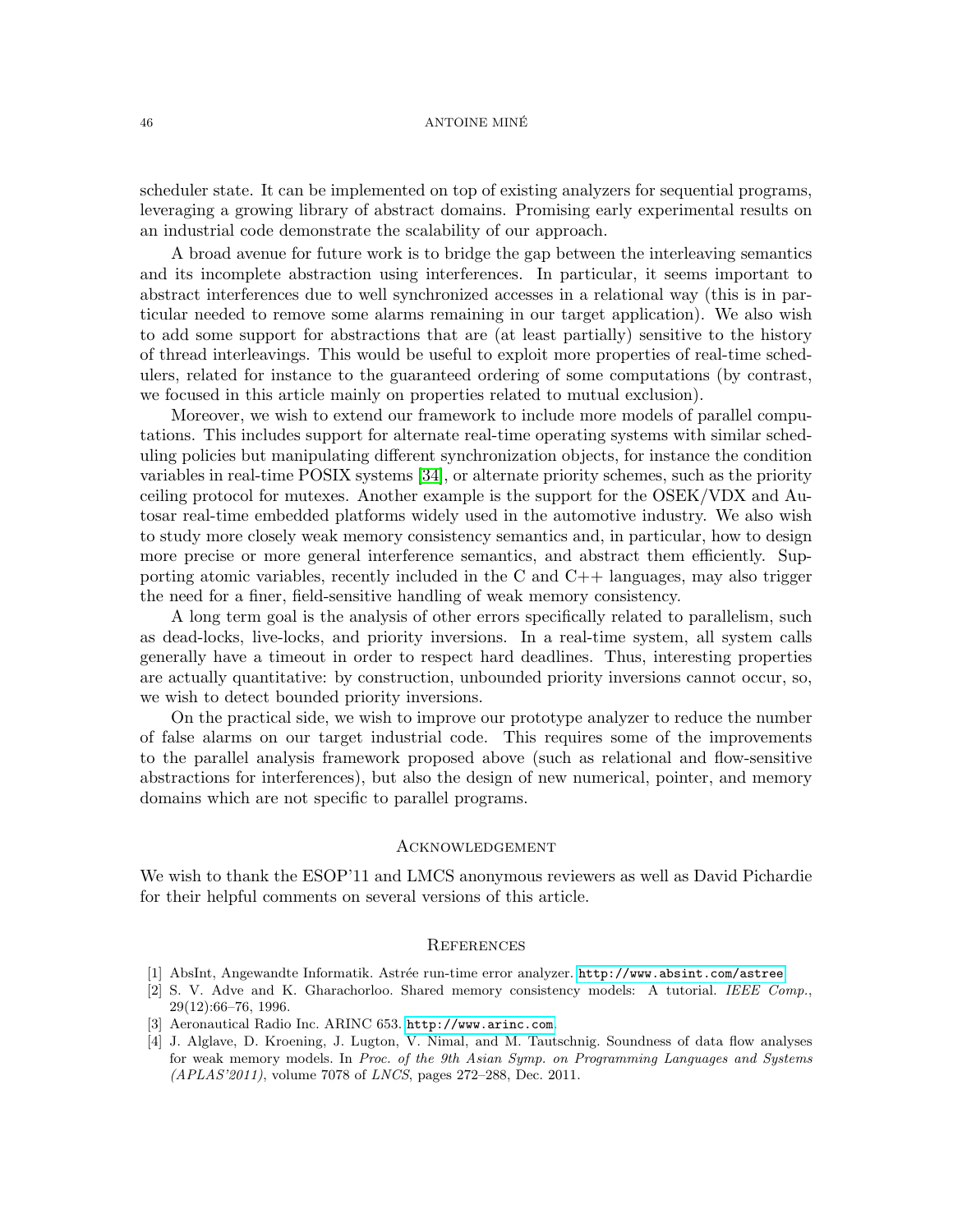scheduler state. It can be implemented on top of existing analyzers for sequential programs, leveraging a growing library of abstract domains. Promising early experimental results on an industrial code demonstrate the scalability of our approach.

A broad avenue for future work is to bridge the gap between the interleaving semantics and its incomplete abstraction using interferences. In particular, it seems important to abstract interferences due to well synchronized accesses in a relational way (this is in particular needed to remove some alarms remaining in our target application). We also wish to add some support for abstractions that are (at least partially) sensitive to the history of thread interleavings. This would be useful to exploit more properties of real-time schedulers, related for instance to the guaranteed ordering of some computations (by contrast, we focused in this article mainly on properties related to mutual exclusion).

Moreover, we wish to extend our framework to include more models of parallel computations. This includes support for alternate real-time operating systems with similar scheduling policies but manipulating different synchronization objects, for instance the condition variables in real-time POSIX systems [34], or alternate priority schemes, such as the priority ceiling protocol for mutexes. Another example is the support for the OSEK/VDX and Autosar real-time embedded platforms widely used in the automotive industry. We also wish to study more closely weak memory consistency semantics and, in particular, how to design more precise or more general interference semantics, and abstract them efficiently. Supporting atomic variables, recently included in the C and C++ languages, may also trigger the need for a finer, field-sensitive handling of weak memory consistency.

A long term goal is the analysis of other errors specifically related to parallelism, such as dead-locks, live-locks, and priority inversions. In a real-time system, all system calls generally have a timeout in order to respect hard deadlines. Thus, interesting properties are actually quantitative: by construction, unbounded priority inversions cannot occur, so, we wish to detect bounded priority inversions.

On the practical side, we wish to improve our prototype analyzer to reduce the number of false alarms on our target industrial code. This requires some of the improvements to the parallel analysis framework proposed above (such as relational and flow-sensitive abstractions for interferences), but also the design of new numerical, pointer, and memory domains which are not specific to parallel programs.

## Acknowledgement

We wish to thank the ESOP'11 and LMCS anonymous reviewers as well as David Pichardie for their helpful comments on several versions of this article.

## References

[1] AbsInt, Angewandte Informatik. Astrée run-time error analyzer. http://www.absint.com/astree.

[2] S. V. Adve and K. Gharachorloo. Shared memory consistency models: A tutorial. *IEEE Comp.*, 29(12):66–76, 1996.

[3] Aeronautical Radio Inc. ARINC 653. http://www.arinc.com.

[4] J. Alglave, D. Kroening, J. Lugton, V. Nimal, and M. Tautschnig. Soundness of data flow analyses for weak memory models. In *Proc. of the 9th Asian Symp. on Programming Languages and Systems (APLAS'2011)*, volume 7078 of *LNCS*, pages 272–288, Dec. 2011.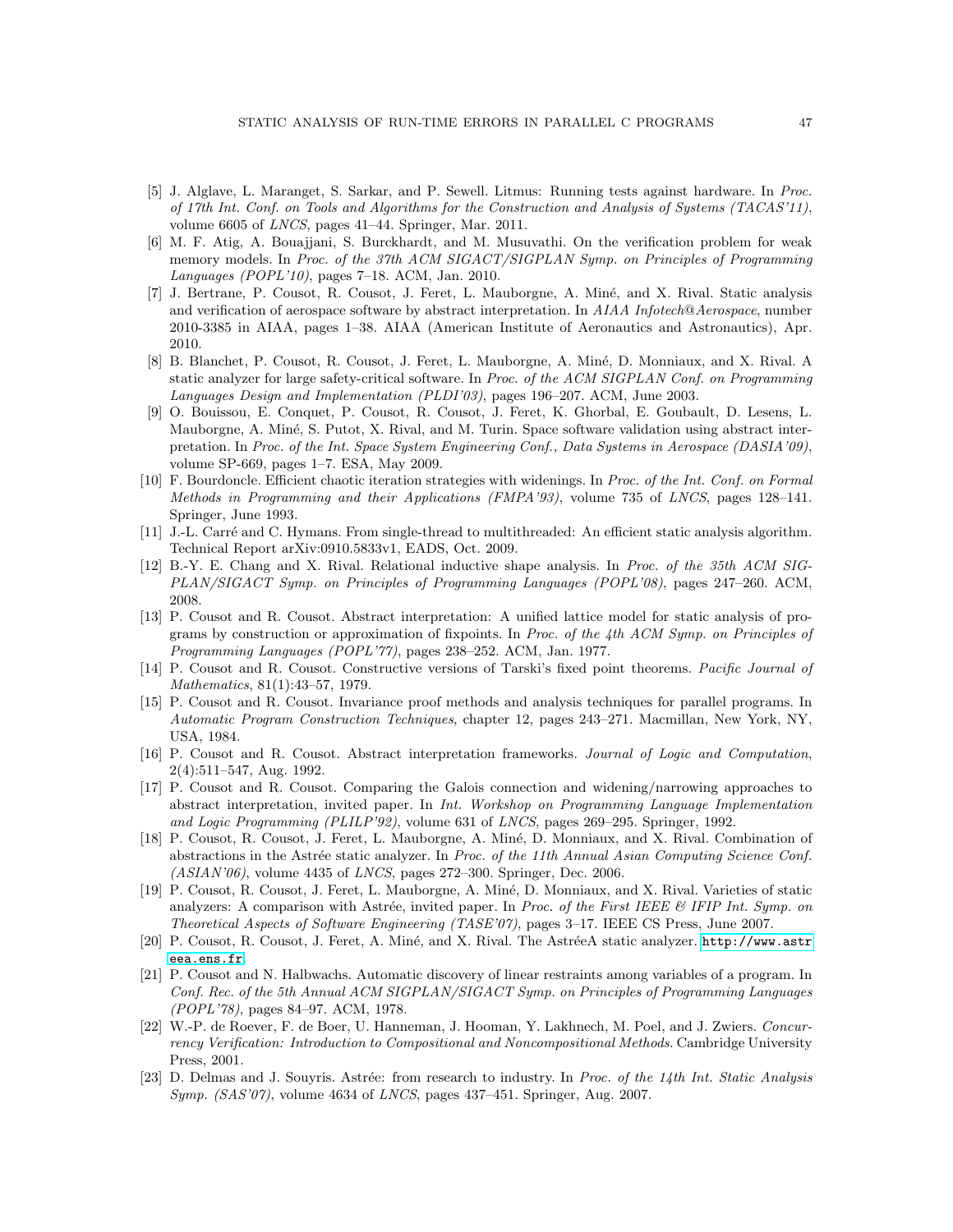[5] J. Alglave, L. Maranget, S. Sarkar, and P. Sewell. Litmus: Running tests against hardware. In *Proc. of 17th Int. Conf. on Tools and Algorithms for the Construction and Analysis of Systems (TACAS'11)*, volume 6605 of *LNCS*, pages 41–44. Springer, Mar. 2011.

[6] M. F. Atig, A. Bouajjani, S. Burckhardt, and M. Musuvathi. On the verification problem for weak memory models. In *Proc. of the 37th ACM SIGACT/SIGPLAN Symp. on Principles of Programming Languages (POPL'10)*, pages 7–18. ACM, Jan. 2010.

[7] J. Bertrane, P. Cousot, R. Cousot, J. Feret, L. Mauborgne, A. Miné, and X. Rival. Static analysis and verification of aerospace software by abstract interpretation. In *AIAA Infotech@Aerospace*, number 2010-3385 in AIAA, pages 1–38. AIAA (American Institute of Aeronautics and Astronautics), Apr. 2010.

[8] B. Blanchet, P. Cousot, R. Cousot, J. Feret, L. Mauborgne, A. Miné, D. Monniaux, and X. Rival. A static analyzer for large safety-critical software. In *Proc. of the ACM SIGPLAN Conf. on Programming Languages Design and Implementation (PLDI'03)*, pages 196–207. ACM, June 2003.

[9] O. Bouissou, E. Conquet, P. Cousot, R. Cousot, J. Feret, K. Ghorbal, E. Goubault, D. Lesens, L. Mauborgne, A. Miné, S. Putot, X. Rival, and M. Turin. Space software validation using abstract interpretation. In *Proc. of the Int. Space System Engineering Conf., Data Systems in Aerospace (DASIA'09)*, volume SP-669, pages 1–7. ESA, May 2009.

[10] F. Bourdoncle. Efficient chaotic iteration strategies with widenings. In *Proc. of the Int. Conf. on Formal Methods in Programming and their Applications (FMPA'93)*, volume 735 of *LNCS*, pages 128–141. Springer, June 1993.

[11] J.-L. Carré and C. Hymans. From single-thread to multithreaded: An efficient static analysis algorithm. Technical Report arXiv:0910.5833v1, EADS, Oct. 2009.

[12] B.-Y. E. Chang and X. Rival. Relational inductive shape analysis. In *Proc. of the 35th ACM SIGPLAN/SIGACT Symp. on Principles of Programming Languages (POPL'08)*, pages 247–260. ACM, 2008.

[13] P. Cousot and R. Cousot. Abstract interpretation: A unified lattice model for static analysis of programs by construction or approximation of fixpoints. In *Proc. of the 4th ACM Symp. on Principles of Programming Languages (POPL'77)*, pages 238–252. ACM, Jan. 1977.

[14] P. Cousot and R. Cousot. Constructive versions of Tarski's fixed point theorems. *Pacific Journal of Mathematics*, 81(1):43–57, 1979.

[15] P. Cousot and R. Cousot. Invariance proof methods and analysis techniques for parallel programs. In *Automatic Program Construction Techniques*, chapter 12, pages 243–271. Macmillan, New York, NY, USA, 1984.

[16] P. Cousot and R. Cousot. Abstract interpretation frameworks. *Journal of Logic and Computation*, 2(4):511–547, Aug. 1992.

[17] P. Cousot and R. Cousot. Comparing the Galois connection and widening/narrowing approaches to abstract interpretation, invited paper. In *Int. Workshop on Programming Language Implementation and Logic Programming (PLILP'92)*, volume 631 of *LNCS*, pages 269–295. Springer, 1992.

[18] P. Cousot, R. Cousot, J. Feret, L. Mauborgne, A. Miné, D. Monniaux, and X. Rival. Combination of abstractions in the Astrée static analyzer. In *Proc. of the 11th Annual Asian Computing Science Conf. (ASIAN'06)*, volume 4435 of *LNCS*, pages 272–300. Springer, Dec. 2006.

[19] P. Cousot, R. Cousot, J. Feret, L. Mauborgne, A. Miné, D. Monniaux, and X. Rival. Varieties of static analyzers: A comparison with Astrée, invited paper. In *Proc. of the First IEEE & IFIP Int. Symp. on Theoretical Aspects of Software Engineering (TASE'07)*, pages 3–17. IEEE CS Press, June 2007.

[20] P. Cousot, R. Cousot, J. Feret, A. Miné, and X. Rival. The AstréeA static analyzer. http://www.astreea.ens.fr.

[21] P. Cousot and N. Halbwachs. Automatic discovery of linear restraints among variables of a program. In *Conf. Rec. of the 5th Annual ACM SIGPLAN/SIGACT Symp. on Principles of Programming Languages (POPL'78)*, pages 84–97. ACM, 1978.

[22] W.-P. de Roever, F. de Boer, U. Hanneman, J. Hooman, Y. Lakhnech, M. Poel, and J. Zwiers. *Concurrency Verification: Introduction to Compositional and Noncompositional Methods*. Cambridge University Press, 2001.

[23] D. Delmas and J. Souyris. Astrée: from research to industry. In *Proc. of the 14th Int. Static Analysis Symp. (SAS'07)*, volume 4634 of *LNCS*, pages 437–451. Springer, Aug. 2007.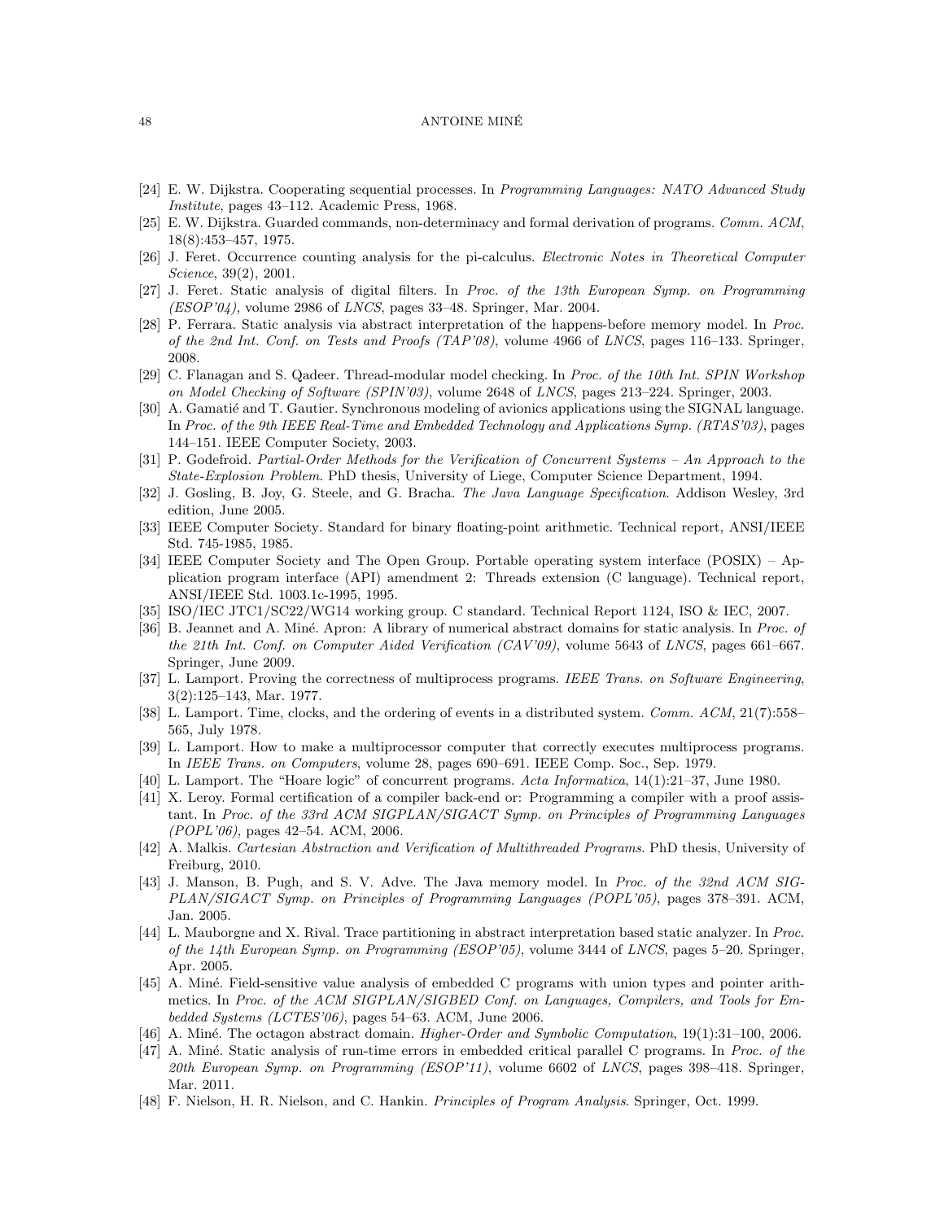[24] E. W. Dijkstra. Cooperating sequential processes. In *Programming Languages: NATO Advanced Study Institute*, pages 43–112. Academic Press, 1968.

[25] E. W. Dijkstra. Guarded commands, non-determinacy and formal derivation of programs. *Comm. ACM*, 18(8):453–457, 1975.

[26] J. Feret. Occurrence counting analysis for the pi-calculus. *Electronic Notes in Theoretical Computer Science*, 39(2), 2001.

[27] J. Feret. Static analysis of digital filters. In *Proc. of the 13th European Symp. on Programming (ESOP'04)*, volume 2986 of *LNCS*, pages 33–48. Springer, Mar. 2004.

[28] P. Ferrara. Static analysis via abstract interpretation of the happens-before memory model. In *Proc. of the 2nd Int. Conf. on Tests and Proofs (TAP'08)*, volume 4966 of *LNCS*, pages 116–133. Springer, 2008.

[29] C. Flanagan and S. Qadeer. Thread-modular model checking. In *Proc. of the 10th Int. SPIN Workshop on Model Checking of Software (SPIN'03)*, volume 2648 of *LNCS*, pages 213–224. Springer, 2003.

[30] A. Gamatié and T. Gautier. Synchronous modeling of avionics applications using the SIGNAL language. In *Proc. of the 9th IEEE Real-Time and Embedded Technology and Applications Symp. (RTAS'03)*, pages 144–151. IEEE Computer Society, 2003.

[31] P. Godefroid. *Partial-Order Methods for the Verification of Concurrent Systems – An Approach to the State-Explosion Problem*. PhD thesis, University of Liege, Computer Science Department, 1994.

[32] J. Gosling, B. Joy, G. Steele, and G. Bracha. *The Java Language Specification*. Addison Wesley, 3rd edition, June 2005.

[33] IEEE Computer Society. Standard for binary floating-point arithmetic. Technical report, ANSI/IEEE Std. 745-1985, 1985.

[34] IEEE Computer Society and The Open Group. Portable operating system interface (POSIX) – Application program interface (API) amendment 2: Threads extension (C language). Technical report, ANSI/IEEE Std. 1003.1c-1995, 1995.

[35] ISO/IEC JTC1/SC22/WG14 working group. C standard. Technical Report 1124, ISO & IEC, 2007.

[36] B. Jeannet and A. Miné. Apron: A library of numerical abstract domains for static analysis. In *Proc. of the 21th Int. Conf. on Computer Aided Verification (CAV'09)*, volume 5643 of *LNCS*, pages 661–667. Springer, June 2009.

[37] L. Lamport. Proving the correctness of multiprocess programs. *IEEE Trans. on Software Engineering*, 3(2):125–143, Mar. 1977.

[38] L. Lamport. Time, clocks, and the ordering of events in a distributed system. *Comm. ACM*, 21(7):558–565, July 1978.

[39] L. Lamport. How to make a multiprocessor computer that correctly executes multiprocess programs. In *IEEE Trans. on Computers*, volume 28, pages 690–691. IEEE Comp. Soc., Sep. 1979.

[40] L. Lamport. The "Hoare logic" of concurrent programs. *Acta Informatica*, 14(1):21–37, June 1980.

[41] X. Leroy. Formal certification of a compiler back-end or: Programming a compiler with a proof assistant. In *Proc. of the 33rd ACM SIGPLAN/SIGACT Symp. on Principles of Programming Languages (POPL'06)*, pages 42–54. ACM, 2006.

[42] A. Malkis. *Cartesian Abstraction and Verification of Multithreaded Programs*. PhD thesis, University of Freiburg, 2010.

[43] J. Manson, B. Pugh, and S. V. Adve. The Java memory model. In *Proc. of the 32nd ACM SIGPLAN/SIGACT Symp. on Principles of Programming Languages (POPL'05)*, pages 378–391. ACM, Jan. 2005.

[44] L. Mauborgne and X. Rival. Trace partitioning in abstract interpretation based static analyzer. In *Proc. of the 14th European Symp. on Programming (ESOP'05)*, volume 3444 of *LNCS*, pages 5–20. Springer, Apr. 2005.

[45] A. Miné. Field-sensitive value analysis of embedded C programs with union types and pointer arithmetics. In *Proc. of the ACM SIGPLAN/SIGBED Conf. on Languages, Compilers, and Tools for Embedded Systems (LCTES'06)*, pages 54–63. ACM, June 2006.

[46] A. Miné. The octagon abstract domain. *Higher-Order and Symbolic Computation*, 19(1):31–100, 2006.

[47] A. Miné. Static analysis of run-time errors in embedded critical parallel C programs. In *Proc. of the 20th European Symp. on Programming (ESOP'11)*, volume 6602 of *LNCS*, pages 398–418. Springer, Mar. 2011.

[48] F. Nielson, H. R. Nielson, and C. Hankin. *Principles of Program Analysis*. Springer, Oct. 1999.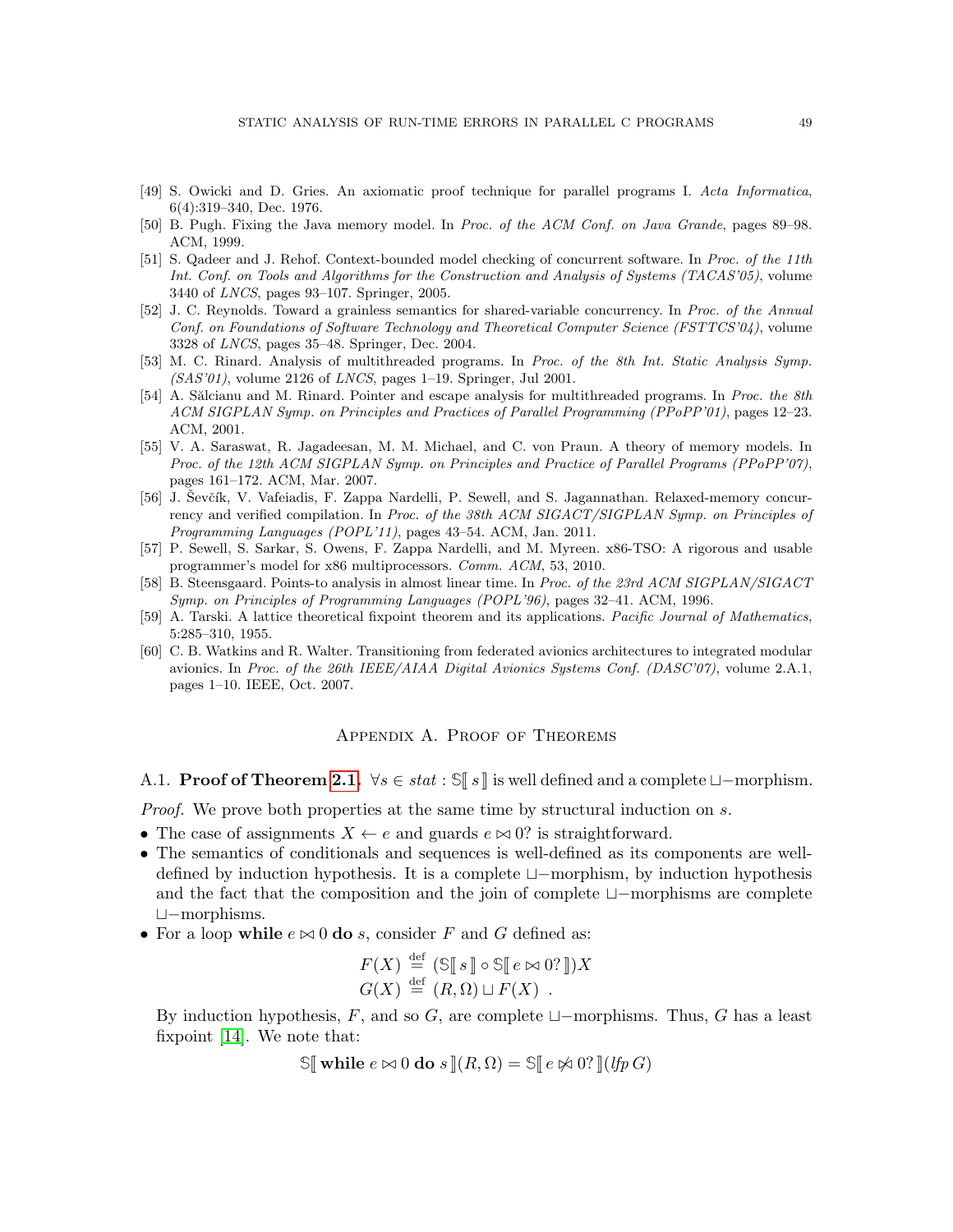[49] S. Owicki and D. Gries. An axiomatic proof technique for parallel programs I. *Acta Informatica*, 6(4):319–340, Dec. 1976.

[50] B. Pugh. Fixing the Java memory model. In *Proc. of the ACM Conf. on Java Grande*, pages 89–98. ACM, 1999.

[51] S. Qadeer and J. Rehof. Context-bounded model checking of concurrent software. In *Proc. of the 11th Int. Conf. on Tools and Algorithms for the Construction and Analysis of Systems (TACAS'05)*, volume 3440 of *LNCS*, pages 93–107. Springer, 2005.

[52] J. C. Reynolds. Toward a grainless semantics for shared-variable concurrency. In *Proc. of the Annual Conf. on Foundations of Software Technology and Theoretical Computer Science (FSTTCS'04)*, volume 3328 of *LNCS*, pages 35–48. Springer, Dec. 2004.

[53] M. C. Rinard. Analysis of multithreaded programs. In *Proc. of the 8th Int. Static Analysis Symp. (SAS'01)*, volume 2126 of *LNCS*, pages 1–19. Springer, Jul 2001.

[54] A. Sălcianu and M. Rinard. Pointer and escape analysis for multithreaded programs. In *Proc. the 8th ACM SIGPLAN Symp. on Principles and Practices of Parallel Programming (PPoPP'01)*, pages 12–23. ACM, 2001.

[55] V. A. Saraswat, R. Jagadeesan, M. M. Michael, and C. von Praun. A theory of memory models. In *Proc. of the 12th ACM SIGPLAN Symp. on Principles and Practice of Parallel Programs (PPoPP'07)*, pages 161–172. ACM, Mar. 2007.

[56] J. Ševčík, V. Vafeiadis, F. Zappa Nardelli, P. Sewell, and S. Jagannathan. Relaxed-memory concurrency and verified compilation. In *Proc. of the 38th ACM SIGACT/SIGPLAN Symp. on Principles of Programming Languages (POPL'11)*, pages 43–54. ACM, Jan. 2011.

[57] P. Sewell, S. Sarkar, S. Owens, F. Zappa Nardelli, and M. Myreen. x86-TSO: A rigorous and usable programmer's model for x86 multiprocessors. *Comm. ACM*, 53, 2010.

[58] B. Steensgaard. Points-to analysis in almost linear time. In *Proc. of the 23rd ACM SIGPLAN/SIGACT Symp. on Principles of Programming Languages (POPL'96)*, pages 32–41. ACM, 1996.

[59] A. Tarski. A lattice theoretical fixpoint theorem and its applications. *Pacific Journal of Mathematics*, 5:285–310, 1955.

[60] C. B. Watkins and R. Walter. Transitioning from federated avionics architectures to integrated modular avionics. In *Proc. of the 26th IEEE/AIAA Digital Avionics Systems Conf. (DASC'07)*, volume 2.A.1, pages 1–10. IEEE, Oct. 2007.

## Appendix A. Proof of Theorems

A.1. **Proof of Theorem 2.1.** $\forall s \in \mathit{stat} : \mathbb{S}[\![\, s \,]\!]$ is well defined and a complete $\sqcup-$morphism.

*Proof.* We prove both properties at the same time by structural induction on $s$.

- The case of assignments $X \leftarrow e$ and guards $e \bowtie 0?$ is straightforward.
- The semantics of conditionals and sequences is well-defined as its components are well-defined by induction hypothesis. It is a complete $\sqcup-$morphism, by induction hypothesis and the fact that the composition and the join of complete $\sqcup-$morphisms are complete $\sqcup-$morphisms.
- For a loop **while** $e \bowtie 0$ **do** $s$, consider $F$ and $G$ defined as:

$$F(X) \stackrel{\text{def}}{=} (\mathbb{S}[\![\, s \,]\!] \circ \mathbb{S}[\![\, e \bowtie 0? \,]\!])X$$
$$G(X) \stackrel{\text{def}}{=} (R, \Omega) \sqcup F(X) \ .$$

By induction hypothesis, $F$, and so $G$, are complete $\sqcup-$morphisms. Thus, $G$ has a least fixpoint [14]. We note that:

$$\mathbb{S}[\![\, \textbf{while } e \bowtie 0 \textbf{ do } s \,]\!](R, \Omega) = \mathbb{S}[\![\, e \not\bowtie 0? \,]\!](\mathit{lfp}\, G)$$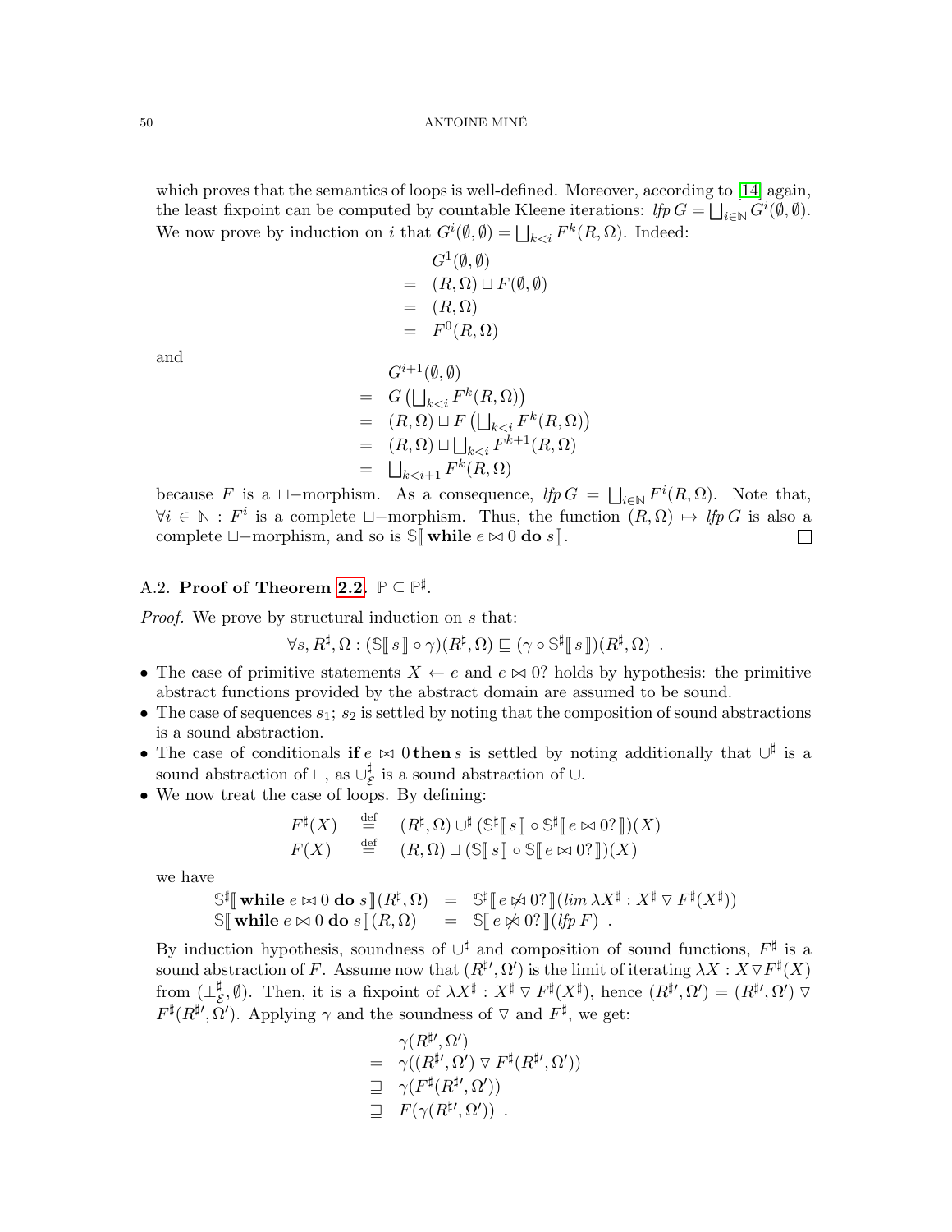which proves that the semantics of loops is well-defined. Moreover, according to [14] again, the least fixpoint can be computed by countable Kleene iterations: $\mathit{lfp}\, G = \bigsqcup_{i\in\mathbb{N}} G^i(\emptyset,\emptyset)$. We now prove by induction on $i$ that $G^i(\emptyset,\emptyset) = \bigsqcup_{k<i} F^k(R,\Omega)$. Indeed:

$$
\begin{array}{rl}
& G^1(\emptyset,\emptyset) \\
= & (R,\Omega) \sqcup F(\emptyset,\emptyset) \\
= & (R,\Omega) \\
= & F^0(R,\Omega)
\end{array}
$$

and

$$
\begin{array}{rl}
& G^{i+1}(\emptyset,\emptyset) \\
= & G\left(\bigsqcup_{k<i} F^k(R,\Omega)\right) \\
= & (R,\Omega) \sqcup F\left(\bigsqcup_{k<i} F^k(R,\Omega)\right) \\
= & (R,\Omega) \sqcup \bigsqcup_{k<i} F^{k+1}(R,\Omega) \\
= & \bigsqcup_{k<i+1} F^k(R,\Omega)
\end{array}
$$

because $F$ is a $\sqcup-$morphism. As a consequence, $\mathit{lfp}\, G = \bigsqcup_{i\in\mathbb{N}} F^i(R,\Omega)$. Note that, $\forall i \in \mathbb{N} : F^i$ is a complete $\sqcup-$morphism. Thus, the function $(R,\Omega) \mapsto \mathit{lfp}\, G$ is also a complete $\sqcup-$morphism, and so is $\mathbb{S}[\![\, \textbf{while}\ e \bowtie 0\ \textbf{do}\ s \,]\!]$. ☐

## A.2. **Proof of Theorem 2.2.** $\mathbb{P} \subseteq \mathbb{P}^\sharp$.

*Proof.* We prove by structural induction on $s$ that:

$$\forall s, R^\sharp, \Omega : (\mathbb{S}[\![\, s \,]\!] \circ \gamma)(R^\sharp,\Omega) \sqsubseteq (\gamma \circ \mathbb{S}^\sharp[\![\, s \,]\!])(R^\sharp,\Omega) \ .$$

- The case of primitive statements $X \leftarrow e$ and $e \bowtie 0?$ holds by hypothesis: the primitive abstract functions provided by the abstract domain are assumed to be sound.
- The case of sequences $s_1;\, s_2$ is settled by noting that the composition of sound abstractions is a sound abstraction.
- The case of conditionals $\textbf{if}\, e \bowtie 0\, \textbf{then}\, s$ is settled by noting additionally that $\cup^\sharp$ is a sound abstraction of $\sqcup$, as $\cup^\sharp_{\mathcal{E}}$ is a sound abstraction of $\cup$.
- We now treat the case of loops. By defining:

$$
\begin{array}{rcl}
F^\sharp(X) & \stackrel{\text{def}}{=} & (R^\sharp,\Omega) \cup^\sharp (\mathbb{S}^\sharp[\![\, s \,]\!] \circ \mathbb{S}^\sharp[\![\, e \bowtie 0? \,]\!])(X) \\
F(X) & \stackrel{\text{def}}{=} & (R,\Omega) \sqcup (\mathbb{S}[\![\, s \,]\!] \circ \mathbb{S}[\![\, e \bowtie 0? \,]\!])(X)
\end{array}
$$

we have

$$
\begin{array}{rcl}
\mathbb{S}^\sharp[\![\, \textbf{while}\ e \bowtie 0\ \textbf{do}\ s \,]\!](R^\sharp,\Omega) & = & \mathbb{S}^\sharp[\![\, e \not\bowtie 0? \,]\!](\mathit{lim}\, \lambda X^\sharp : X^\sharp \triangledown F^\sharp(X^\sharp)) \\
\mathbb{S}[\![\, \textbf{while}\ e \bowtie 0\ \textbf{do}\ s \,]\!](R,\Omega) & = & \mathbb{S}[\![\, e \not\bowtie 0? \,]\!](\mathit{lfp}\, F) \ .
\end{array}
$$

By induction hypothesis, soundness of $\cup^\sharp$ and composition of sound functions, $F^\sharp$ is a sound abstraction of $F$. Assume now that $(R^{\sharp\prime},\Omega')$ is the limit of iterating $\lambda X : X \triangledown F^\sharp(X)$ from $(\bot^\sharp_{\mathcal{E}},\emptyset)$. Then, it is a fixpoint of $\lambda X^\sharp : X^\sharp \triangledown F^\sharp(X^\sharp)$, hence $(R^{\sharp\prime},\Omega') = (R^{\sharp\prime},\Omega') \triangledown F^\sharp(R^{\sharp\prime},\Omega')$. Applying $\gamma$ and the soundness of $\triangledown$ and $F^\sharp$, we get:

$$
\begin{array}{rl}
& \gamma(R^{\sharp\prime},\Omega') \\
= & \gamma((R^{\sharp\prime},\Omega') \triangledown F^\sharp(R^{\sharp\prime},\Omega')) \\
\sqsupseteq & \gamma(F^\sharp(R^{\sharp\prime},\Omega')) \\
\sqsupseteq & F(\gamma(R^{\sharp\prime},\Omega')) \ .
\end{array}
$$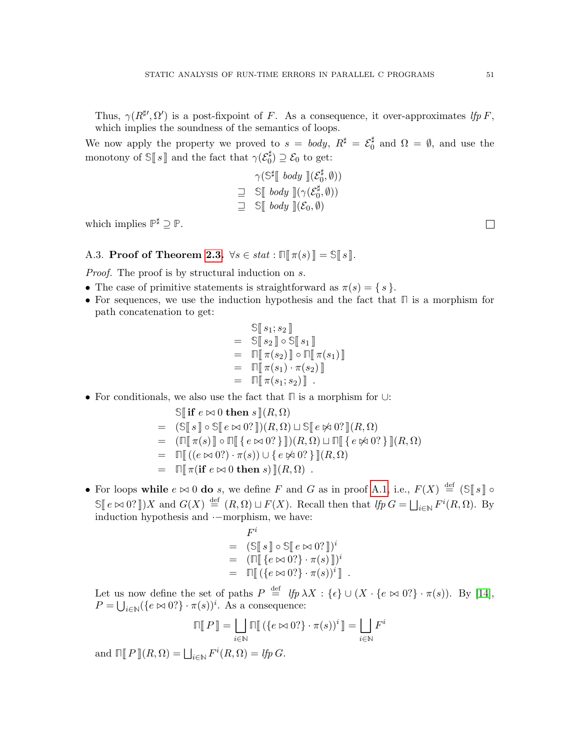Thus, $\gamma(R^{\sharp\prime}, \Omega')$ is a post-fixpoint of $F$. As a consequence, it over-approximates $\mathit{lfp}\, F$, which implies the soundness of the semantics of loops.

We now apply the property we proved to $s = \mathit{body}$, $R^\sharp = \mathcal{E}_0^\sharp$ and $\Omega = \emptyset$, and use the monotony of $\mathbb{S}[\![\, s \,]\!]$ and the fact that $\gamma(\mathcal{E}_0^\sharp) \supseteq \mathcal{E}_0$ to get:

$$\begin{array}{ll} & \gamma(\mathbb{S}^\sharp[\![\, \mathit{body} \,]\!](\mathcal{E}_0^\sharp, \emptyset)) \\ \sqsupseteq & \mathbb{S}[\![\, \mathit{body} \,]\!](\gamma(\mathcal{E}_0^\sharp, \emptyset)) \\ \sqsupseteq & \mathbb{S}[\![\, \mathit{body} \,]\!](\mathcal{E}_0, \emptyset) \end{array}$$

which implies $\mathbb{P}^\sharp \supseteq \mathbb{P}$. □

A.3. **Proof of Theorem 2.3.** $\forall s \in \mathit{stat} : \Pi[\![\, \pi(s) \,]\!] = \mathbb{S}[\![\, s \,]\!]$.

*Proof.* The proof is by structural induction on $s$.

- The case of primitive statements is straightforward as $\pi(s) = \{\, s \,\}$.
- For sequences, we use the induction hypothesis and the fact that $\Pi$ is a morphism for path concatenation to get:

$$\begin{array}{ll} & \mathbb{S}[\![\, s_1; s_2 \,]\!] \\ = & \mathbb{S}[\![\, s_2 \,]\!] \circ \mathbb{S}[\![\, s_1 \,]\!] \\ = & \Pi[\![\, \pi(s_2) \,]\!] \circ \Pi[\![\, \pi(s_1) \,]\!] \\ = & \Pi[\![\, \pi(s_1) \cdot \pi(s_2) \,]\!] \\ = & \Pi[\![\, \pi(s_1; s_2) \,]\!] \ . \end{array}$$

- For conditionals, we also use the fact that $\Pi$ is a morphism for $\cup$:

$$\begin{array}{ll} & \mathbb{S}[\![\, \textbf{if } e \bowtie 0 \textbf{ then } s \,]\!](R, \Omega) \\ = & (\mathbb{S}[\![\, s \,]\!] \circ \mathbb{S}[\![\, e \bowtie 0? \,]\!])(R, \Omega) \sqcup \mathbb{S}[\![\, e \not\bowtie 0? \,]\!](R, \Omega) \\ = & (\Pi[\![\, \pi(s) \,]\!] \circ \Pi[\![\, \{\, e \bowtie 0? \,\} \,]\!])(R, \Omega) \sqcup \Pi[\![\, \{\, e \not\bowtie 0? \,\} \,]\!](R, \Omega) \\ = & \Pi[\![\, ((e \bowtie 0?) \cdot \pi(s)) \cup \{\, e \not\bowtie 0? \,\} \,]\!](R, \Omega) \\ = & \Pi[\![\, \pi(\textbf{if } e \bowtie 0 \textbf{ then } s) \,]\!](R, \Omega) \ . \end{array}$$

- For loops **while** $e \bowtie 0$ **do** $s$, we define $F$ and $G$ as in proof A.1, i.e., $F(X) \stackrel{\text{def}}{=} (\mathbb{S}[\![\, s \,]\!] \circ \mathbb{S}[\![\, e \bowtie 0? \,]\!])X$ and $G(X) \stackrel{\text{def}}{=} (R, \Omega) \sqcup F(X)$. Recall then that $\mathit{lfp}\, G = \bigsqcup_{i \in \mathbb{N}} F^i(R, \Omega)$. By induction hypothesis and $\cdot$−morphism, we have:

$$\begin{array}{ll} & F^i \\ = & (\mathbb{S}[\![\, s \,]\!] \circ \mathbb{S}[\![\, e \bowtie 0? \,]\!])^i \\ = & (\Pi[\![\, \{e \bowtie 0?\} \cdot \pi(s) \,]\!])^i \\ = & \Pi[\![\, (\{e \bowtie 0?\} \cdot \pi(s))^i \,]\!] \ . \end{array}$$

Let us now define the set of paths $P \stackrel{\text{def}}{=} \mathit{lfp}\, \lambda X : \{\epsilon\} \cup (X \cdot \{e \bowtie 0?\} \cdot \pi(s))$. By [14], $P = \bigcup_{i \in \mathbb{N}} (\{e \bowtie 0?\} \cdot \pi(s))^i$. As a consequence:

$$\Pi[\![\, P \,]\!] = \bigsqcup_{i \in \mathbb{N}} \Pi[\![\, (\{e \bowtie 0?\} \cdot \pi(s))^i \,]\!] = \bigsqcup_{i \in \mathbb{N}} F^i$$

and $\Pi[\![\, P \,]\!](R, \Omega) = \bigsqcup_{i \in \mathbb{N}} F^i(R, \Omega) = \mathit{lfp}\, G$.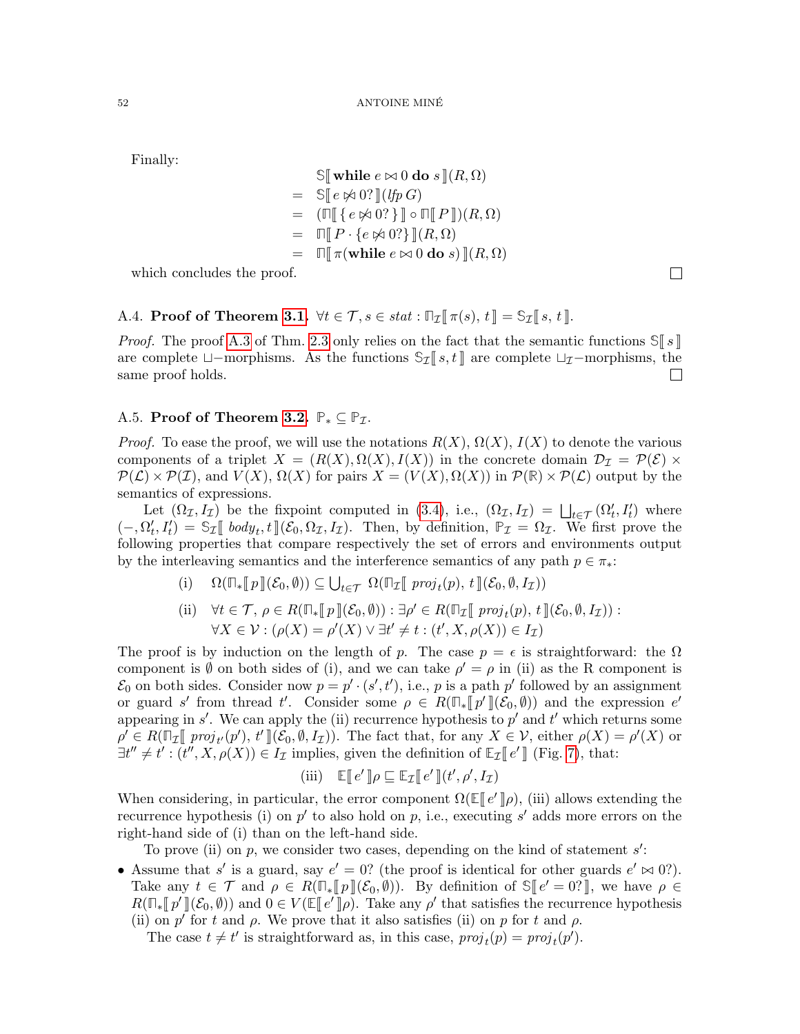Finally:

$$
\begin{array}{ll}
& \mathbb{S}[\![\, \textbf{while } e \bowtie 0 \textbf{ do } s \,]\!](R,\Omega) \\
= & \mathbb{S}[\![\, e \not\bowtie 0? \,]\!](\mathit{lfp}\, G) \\
= & (\Pi[\![\, \{ e \not\bowtie 0? \} \,]\!] \circ \Pi[\![\, P \,]\!])(R,\Omega) \\
= & \Pi[\![\, P \cdot \{e \not\bowtie 0?\} \,]\!](R,\Omega) \\
= & \Pi[\![\, \pi(\textbf{while } e \bowtie 0 \textbf{ do } s) \,]\!](R,\Omega)
\end{array}
$$

which concludes the proof. □

A.4. **Proof of Theorem 3.1.** $\forall t \in \mathcal{T}, s \in \mathit{stat} : \Pi_{\mathcal{I}}[\![\, \pi(s),\, t \,]\!] = \mathbb{S}_{\mathcal{I}}[\![\, s,\, t \,]\!]$.

*Proof.* The proof A.3 of Thm. 2.3 only relies on the fact that the semantic functions $\mathbb{S}[\![\, s \,]\!]$ are complete $\sqcup-$morphisms. As the functions $\mathbb{S}_{\mathcal{I}}[\![\, s, t \,]\!]$ are complete $\sqcup_{\mathcal{I}}-$morphisms, the same proof holds. □

A.5. **Proof of Theorem 3.2.** $\mathbb{P}_* \subseteq \mathbb{P}_{\mathcal{I}}$.

*Proof.* To ease the proof, we will use the notations $R(X)$, $\Omega(X)$, $I(X)$ to denote the various components of a triplet $X = (R(X), \Omega(X), I(X))$ in the concrete domain $\mathcal{D}_{\mathcal{I}} = \mathcal{P}(\mathcal{E}) \times \mathcal{P}(\mathcal{L}) \times \mathcal{P}(\mathcal{I})$, and $V(X)$, $\Omega(X)$ for pairs $X = (V(X), \Omega(X))$ in $\mathcal{P}(\mathbb{R}) \times \mathcal{P}(\mathcal{L})$ output by the semantics of expressions.

Let $(\Omega_{\mathcal{I}}, I_{\mathcal{I}})$ be the fixpoint computed in (3.4), i.e., $(\Omega_{\mathcal{I}}, I_{\mathcal{I}}) = \bigsqcup_{t\in\mathcal{T}} (\Omega'_t, I'_t)$ where $(-, \Omega'_t, I'_t) = \mathbb{S}_{\mathcal{I}}[\![\, \mathit{body}_t, t \,]\!](\mathcal{E}_0, \Omega_{\mathcal{I}}, I_{\mathcal{I}})$. Then, by definition, $\mathbb{P}_{\mathcal{I}} = \Omega_{\mathcal{I}}$. We first prove the following properties that compare respectively the set of errors and environments output by the interleaving semantics and the interference semantics of any path $p \in \pi_*$:

$$
\text{(i)} \quad \Omega(\Pi_*[\![\, p \,]\!](\mathcal{E}_0, \emptyset)) \subseteq \bigcup_{t\in\mathcal{T}} \Omega(\Pi_{\mathcal{I}}[\![\, \mathit{proj}_t(p),\, t \,]\!](\mathcal{E}_0, \emptyset, I_{\mathcal{I}}))
$$

$$
\begin{array}{ll}
\text{(ii)} & \forall t \in \mathcal{T},\, \rho \in R(\Pi_*[\![\, p \,]\!](\mathcal{E}_0, \emptyset)) : \exists \rho' \in R(\Pi_{\mathcal{I}}[\![\, \mathit{proj}_t(p),\, t \,]\!](\mathcal{E}_0, \emptyset, I_{\mathcal{I}})) : \\
& \forall X \in \mathcal{V} : (\rho(X) = \rho'(X) \vee \exists t' \neq t : (t', X, \rho(X)) \in I_{\mathcal{I}})
\end{array}
$$

The proof is by induction on the length of $p$. The case $p = \epsilon$ is straightforward: the $\Omega$ component is $\emptyset$ on both sides of (i), and we can take $\rho' = \rho$ in (ii) as the R component is $\mathcal{E}_0$ on both sides. Consider now $p = p' \cdot (s', t')$, i.e., $p$ is a path $p'$ followed by an assignment or guard $s'$ from thread $t'$. Consider some $\rho \in R(\Pi_*[\![\, p' \,]\!](\mathcal{E}_0, \emptyset))$ and the expression $e'$ appearing in $s'$. We can apply the (ii) recurrence hypothesis to $p'$ and $t'$ which returns some $\rho' \in R(\Pi_{\mathcal{I}}[\![\, \mathit{proj}_{t'}(p'),\, t' \,]\!](\mathcal{E}_0, \emptyset, I_{\mathcal{I}}))$. The fact that, for any $X \in \mathcal{V}$, either $\rho(X) = \rho'(X)$ or $\exists t'' \neq t' : (t'', X, \rho(X)) \in I_{\mathcal{I}}$ implies, given the definition of $\mathbb{E}_{\mathcal{I}}[\![\, e' \,]\!]$ (Fig. 7), that:

$$
\text{(iii)} \quad \mathbb{E}[\![\, e' \,]\!]\rho \sqsubseteq \mathbb{E}_{\mathcal{I}}[\![\, e' \,]\!](t', \rho', I_{\mathcal{I}})
$$

When considering, in particular, the error component $\Omega(\mathbb{E}[\![\, e' \,]\!]\rho)$, (iii) allows extending the recurrence hypothesis (i) on $p'$ to also hold on $p$, i.e., executing $s'$ adds more errors on the right-hand side of (i) than on the left-hand side.

To prove (ii) on $p$, we consider two cases, depending on the kind of statement $s'$:

- Assume that $s'$ is a guard, say $e' = 0?$ (the proof is identical for other guards $e' \bowtie 0?$). Take any $t \in \mathcal{T}$ and $\rho \in R(\Pi_*[\![\, p \,]\!](\mathcal{E}_0, \emptyset))$. By definition of $\mathbb{S}[\![\, e' = 0? \,]\!]$, we have $\rho \in R(\Pi_*[\![\, p' \,]\!](\mathcal{E}_0, \emptyset))$ and $0 \in V(\mathbb{E}[\![\, e' \,]\!]\rho)$. Take any $\rho'$ that satisfies the recurrence hypothesis (ii) on $p'$ for $t$ and $\rho$. We prove that it also satisfies (ii) on $p$ for $t$ and $\rho$.

  The case $t \neq t'$ is straightforward as, in this case, $\mathit{proj}_t(p) = \mathit{proj}_t(p')$.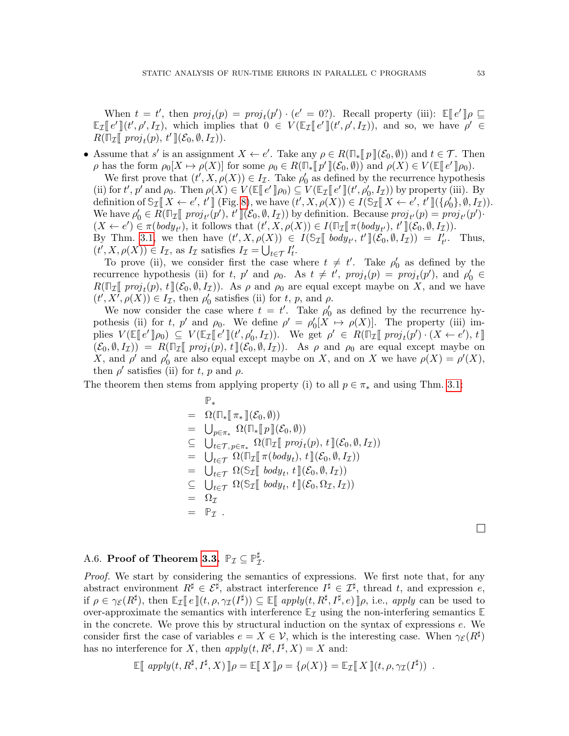When $t = t'$, then $proj_t(p) = proj_t(p') \cdot (e' = 0?)$. Recall property (iii): $\mathbb{E}⟦ e' ⟧\rho \sqsubseteq \mathbb{E}_{\mathcal{I}}⟦ e' ⟧(t', \rho', I_{\mathcal{I}})$, which implies that $0 \in V(\mathbb{E}_{\mathcal{I}}⟦ e' ⟧(t', \rho', I_{\mathcal{I}}))$, and so, we have $\rho' \in R(\Pi_{\mathcal{I}}⟦ proj_t(p), t' ⟧(\mathcal{E}_0, \emptyset, I_{\mathcal{I}}))$.

- Assume that $s'$ is an assignment $X \leftarrow e'$. Take any $\rho \in R(\Pi_*⟦ p ⟧(\mathcal{E}_0, \emptyset))$ and $t \in \mathcal{T}$. Then $\rho$ has the form $\rho_0[X \mapsto \rho(X)]$ for some $\rho_0 \in R(\Pi_*⟦ p' ⟧(\mathcal{E}_0, \emptyset))$ and $\rho(X) \in V(\mathbb{E}⟦ e' ⟧\rho_0)$.

  We first prove that $(t', X, \rho(X)) \in I_{\mathcal{I}}$. Take $\rho'_0$ as defined by the recurrence hypothesis (ii) for $t'$, $p'$ and $\rho_0$. Then $\rho(X) \in V(\mathbb{E}⟦ e' ⟧\rho_0) \subseteq V(\mathbb{E}_{\mathcal{I}}⟦ e' ⟧(t', \rho'_0, I_{\mathcal{I}}))$ by property (iii). By definition of $\mathbb{S}_{\mathcal{I}}⟦ X \leftarrow e', t' ⟧$ (Fig. 8), we have $(t', X, \rho(X)) \in I(\mathbb{S}_{\mathcal{I}}⟦ X \leftarrow e', t' ⟧(\{\rho'_0\}, \emptyset, I_{\mathcal{I}}))$. We have $\rho'_0 \in R(\Pi_{\mathcal{I}}⟦ proj_{t'}(p'), t' ⟧(\mathcal{E}_0, \emptyset, I_{\mathcal{I}}))$ by definition. Because $proj_{t'}(p) = proj_{t'}(p') \cdot (X \leftarrow e') \in \pi(body_{t'})$, it follows that $(t', X, \rho(X)) \in I(\Pi_{\mathcal{I}}⟦ \pi(body_{t'}), t' ⟧(\mathcal{E}_0, \emptyset, I_{\mathcal{I}}))$. By Thm. 3.1, we then have $(t', X, \rho(X)) \in I(\mathbb{S}_{\mathcal{I}}⟦ body_{t'}, t' ⟧(\mathcal{E}_0, \emptyset, I_{\mathcal{I}})) = I'_{t'}$. Thus, $(t', X, \rho(X)) \in I_{\mathcal{I}}$, as $I_{\mathcal{I}}$ satisfies $I_{\mathcal{I}} = \bigcup_{t \in \mathcal{T}} I'_t$.

  To prove (ii), we consider first the case where $t \neq t'$. Take $\rho'_0$ as defined by the recurrence hypothesis (ii) for $t$, $p'$ and $\rho_0$. As $t \neq t'$, $proj_t(p) = proj_t(p')$, and $\rho'_0 \in R(\Pi_{\mathcal{I}}⟦ proj_t(p), t ⟧(\mathcal{E}_0, \emptyset, I_{\mathcal{I}}))$. As $\rho$ and $\rho_0$ are equal except maybe on $X$, and we have $(t', X', \rho(X)) \in I_{\mathcal{I}}$, then $\rho'_0$ satisfies (ii) for $t$, $p$, and $\rho$.

  We now consider the case where $t = t'$. Take $\rho'_0$ as defined by the recurrence hypothesis (ii) for $t$, $p'$ and $\rho_0$. We define $\rho' = \rho'_0[X \mapsto \rho(X)]$. The property (iii) implies $V(\mathbb{E}⟦ e' ⟧\rho_0) \subseteq V(\mathbb{E}_{\mathcal{I}}⟦ e' ⟧(t', \rho'_0, I_{\mathcal{I}}))$. We get $\rho' \in R(\Pi_{\mathcal{I}}⟦ proj_t(p') \cdot (X \leftarrow e'), t ⟧ (\mathcal{E}_0, \emptyset, I_{\mathcal{I}})) = R(\Pi_{\mathcal{I}}⟦ proj_t(p), t ⟧(\mathcal{E}_0, \emptyset, I_{\mathcal{I}}))$. As $\rho$ and $\rho_0$ are equal except maybe on $X$, and $\rho'$ and $\rho'_0$ are also equal except maybe on $X$, and on $X$ we have $\rho(X) = \rho'(X)$, then $\rho'$ satisfies (ii) for $t$, $p$ and $\rho$.

The theorem then stems from applying property (i) to all $p \in \pi_*$ and using Thm. 3.1:

$$
\begin{array}{rl}
& \mathbb{P}_* \\
= & \Omega(\Pi_*⟦ \pi_* ⟧(\mathcal{E}_0, \emptyset)) \\
= & \bigcup_{p \in \pi_*} \Omega(\Pi_*⟦ p ⟧(\mathcal{E}_0, \emptyset)) \\
\subseteq & \bigcup_{t \in \mathcal{T}, p \in \pi_*} \Omega(\Pi_{\mathcal{I}}⟦ proj_t(p), t ⟧(\mathcal{E}_0, \emptyset, I_{\mathcal{I}})) \\
= & \bigcup_{t \in \mathcal{T}} \Omega(\Pi_{\mathcal{I}}⟦ \pi(body_t), t ⟧(\mathcal{E}_0, \emptyset, I_{\mathcal{I}})) \\
= & \bigcup_{t \in \mathcal{T}} \Omega(\mathbb{S}_{\mathcal{I}}⟦ body_t, t ⟧(\mathcal{E}_0, \emptyset, I_{\mathcal{I}})) \\
\subseteq & \bigcup_{t \in \mathcal{T}} \Omega(\mathbb{S}_{\mathcal{I}}⟦ body_t, t ⟧(\mathcal{E}_0, \Omega_{\mathcal{I}}, I_{\mathcal{I}})) \\
= & \Omega_{\mathcal{I}} \\
= & \mathbb{P}_{\mathcal{I}} \ .
\end{array}
$$

□

### A.6. **Proof of Theorem 3.3.** $\mathbb{P}_{\mathcal{I}} \subseteq \mathbb{P}^\sharp_{\mathcal{I}}$.

*Proof.* We start by considering the semantics of expressions. We first note that, for any abstract environment $R^\sharp \in \mathcal{E}^\sharp$, abstract interference $I^\sharp \in \mathcal{I}^\sharp$, thread $t$, and expression $e$, if $\rho \in \gamma_{\mathcal{E}}(R^\sharp)$, then $\mathbb{E}_{\mathcal{I}}⟦ e ⟧(t, \rho, \gamma_{\mathcal{I}}(I^\sharp)) \subseteq \mathbb{E}⟦ apply(t, R^\sharp, I^\sharp, e) ⟧\rho$, i.e., *apply* can be used to over-approximate the semantics with interference $\mathbb{E}_{\mathcal{I}}$ using the non-interfering semantics $\mathbb{E}$ in the concrete. We prove this by structural induction on the syntax of expressions $e$. We consider first the case of variables $e = X \in \mathcal{V}$, which is the interesting case. When $\gamma_{\mathcal{E}}(R^\sharp)$ has no interference for $X$, then $apply(t, R^\sharp, I^\sharp, X) = X$ and:

$$\mathbb{E}⟦ apply(t, R^\sharp, I^\sharp, X) ⟧\rho = \mathbb{E}⟦ X ⟧\rho = \{\rho(X)\} = \mathbb{E}_{\mathcal{I}}⟦ X ⟧(t, \rho, \gamma_{\mathcal{I}}(I^\sharp)) \ .$$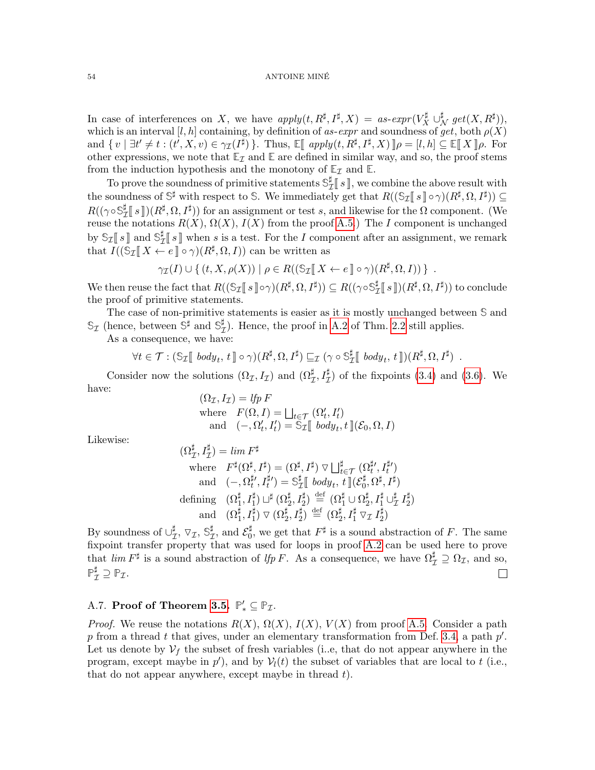In case of interferences on $X$, we have $apply(t, R^\sharp, I^\sharp, X) = as\text{-}expr(V_X^\sharp \cup_\mathcal{N}^\sharp get(X, R^\sharp))$, which is an interval $[l, h]$ containing, by definition of *as-expr* and soundness of *get*, both $\rho(X)$ and $\{ v \mid \exists t' \neq t : (t', X, v) \in \gamma_\mathcal{I}(I^\sharp) \}$. Thus, $\mathbb{E}[\![ apply(t, R^\sharp, I^\sharp, X) ]\!]\rho = [l, h] \subseteq \mathbb{E}[\![ X ]\!]\rho$. For other expressions, we note that $\mathbb{E}_\mathcal{I}$ and $\mathbb{E}$ are defined in similar way, and so, the proof stems from the induction hypothesis and the monotony of $\mathbb{E}_\mathcal{I}$ and $\mathbb{E}$.

To prove the soundness of primitive statements $\mathbb{S}_\mathcal{I}^\sharp[\![ s ]\!]$, we combine the above result with the soundness of $\mathbb{S}^\sharp$ with respect to $\mathbb{S}$. We immediately get that $R((\mathbb{S}_\mathcal{I}[\![ s ]\!] \circ \gamma)(R^\sharp, \Omega, I^\sharp)) \subseteq R((\gamma \circ \mathbb{S}_\mathcal{I}^\sharp[\![ s ]\!])(R^\sharp, \Omega, I^\sharp))$ for an assignment or test $s$, and likewise for the $\Omega$ component. (We reuse the notations $R(X)$, $\Omega(X)$, $I(X)$ from the proof A.5.) The $I$ component is unchanged by $\mathbb{S}_\mathcal{I}[\![ s ]\!]$ and $\mathbb{S}_\mathcal{I}^\sharp[\![ s ]\!]$ when $s$ is a test. For the $I$ component after an assignment, we remark that $I((\mathbb{S}_\mathcal{I}[\![ X \leftarrow e ]\!] \circ \gamma)(R^\sharp, \Omega, I))$ can be written as

$$\gamma_\mathcal{I}(I) \cup \{ (t, X, \rho(X)) \mid \rho \in R((\mathbb{S}_\mathcal{I}[\![ X \leftarrow e ]\!] \circ \gamma)(R^\sharp, \Omega, I)) \} \enspace .$$

We then reuse the fact that $R((\mathbb{S}_\mathcal{I}[\![ s ]\!] \circ \gamma)(R^\sharp, \Omega, I^\sharp)) \subseteq R((\gamma \circ \mathbb{S}_\mathcal{I}^\sharp[\![ s ]\!])(R^\sharp, \Omega, I^\sharp))$ to conclude the proof of primitive statements.

The case of non-primitive statements is easier as it is mostly unchanged between $\mathbb{S}$ and $\mathbb{S}_\mathcal{I}$ (hence, between $\mathbb{S}^\sharp$ and $\mathbb{S}_\mathcal{I}^\sharp$). Hence, the proof in A.2 of Thm. 2.2 still applies.

As a consequence, we have:

$$\forall t \in \mathcal{T} : (\mathbb{S}_\mathcal{I}[\![ \, body_t, \, t \, ]\!] \circ \gamma)(R^\sharp, \Omega, I^\sharp) \sqsubseteq_\mathcal{I} (\gamma \circ \mathbb{S}_\mathcal{I}^\sharp[\![ \, body_t, \, t \, ]\!])(R^\sharp, \Omega, I^\sharp) \enspace .$$

Consider now the solutions $(\Omega_\mathcal{I}, I_\mathcal{I})$ and $(\Omega_\mathcal{I}^\sharp, I_\mathcal{I}^\sharp)$ of the fixpoints (3.4) and (3.6). We have:

$$\begin{array}{l} (\Omega_\mathcal{I}, I_\mathcal{I}) = \mathit{lfp}\, F \\ \text{where} \quad F(\Omega, I) = \bigsqcup_{t \in \mathcal{T}} (\Omega'_t, I'_t) \\ \quad \text{and} \quad (-, \Omega'_t, I'_t) = \mathbb{S}_\mathcal{I}[\![ \, body_t, t \, ]\!](\mathcal{E}_0, \Omega, I) \end{array}$$

Likewise:

$$\begin{array}{rl} (\Omega_\mathcal{I}^\sharp, I_\mathcal{I}^\sharp) = & \!\!\!\! \mathit{lim}\, F^\sharp \\ \text{where} & F^\sharp(\Omega^\sharp, I^\sharp) = (\Omega^\sharp, I^\sharp) \triangledown \bigsqcup^\sharp_{t \in \mathcal{T}} (\Omega_t^{\sharp\prime}, I_t^{\sharp\prime}) \\ \text{and} & (-, \Omega_t^{\sharp\prime}, I_t^{\sharp\prime}) = \mathbb{S}_\mathcal{I}^\sharp[\![ \, body_t, \, t \, ]\!](\mathcal{E}_0^\sharp, \Omega^\sharp, I^\sharp) \\ \text{defining} & (\Omega_1^\sharp, I_1^\sharp) \sqcup^\sharp (\Omega_2^\sharp, I_2^\sharp) \stackrel{\text{def}}{=} (\Omega_1^\sharp \cup \Omega_2^\sharp, I_1^\sharp \cup_\mathcal{I}^\sharp I_2^\sharp) \\ \text{and} & (\Omega_1^\sharp, I_1^\sharp) \triangledown (\Omega_2^\sharp, I_2^\sharp) \stackrel{\text{def}}{=} (\Omega_2^\sharp, I_1^\sharp \triangledown_\mathcal{I} I_2^\sharp) \end{array}$$

By soundness of $\cup_\mathcal{I}^\sharp$, $\triangledown_\mathcal{I}$, $\mathbb{S}_\mathcal{I}^\sharp$, and $\mathcal{E}_0^\sharp$, we get that $F^\sharp$ is a sound abstraction of $F$. The same fixpoint transfer property that was used for loops in proof A.2 can be used here to prove that $\mathit{lim}\, F^\sharp$ is a sound abstraction of $\mathit{lfp}\, F$. As a consequence, we have $\Omega_\mathcal{I}^\sharp \supseteq \Omega_\mathcal{I}$, and so, $\mathbb{P}_\mathcal{I}^\sharp \supseteq \mathbb{P}_\mathcal{I}$. □

## A.7. **Proof of Theorem 3.5.** $\mathbb{P}'_* \subseteq \mathbb{P}_\mathcal{I}$.

*Proof.* We reuse the notations $R(X)$, $\Omega(X)$, $I(X)$, $V(X)$ from proof A.5. Consider a path $p$ from a thread $t$ that gives, under an elementary transformation from Def. 3.4, a path $p'$. Let us denote by $\mathcal{V}_f$ the subset of fresh variables (i..e, that do not appear anywhere in the program, except maybe in $p'$), and by $\mathcal{V}_l(t)$ the subset of variables that are local to $t$ (i.e., that do not appear anywhere, except maybe in thread $t$).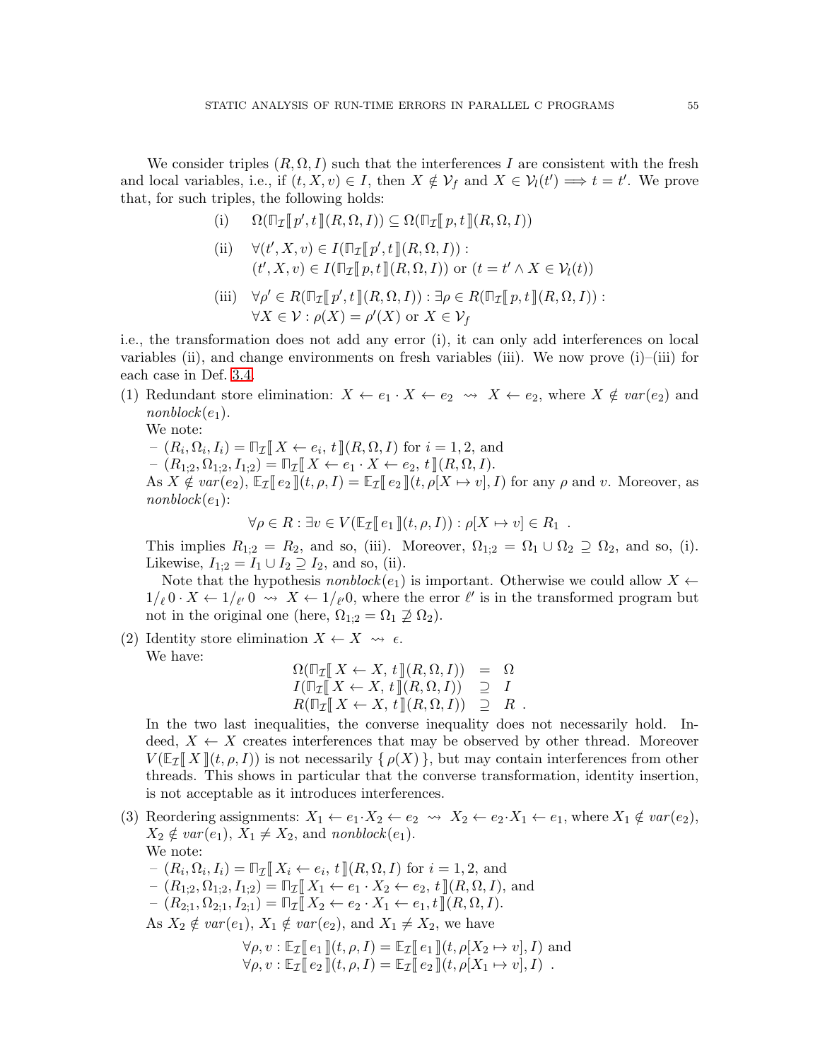We consider triples $(R, \Omega, I)$ such that the interferences $I$ are consistent with the fresh and local variables, i.e., if $(t, X, v) \in I$, then $X \notin \mathcal{V}_f$ and $X \in \mathcal{V}_l(t') \implies t = t'$. We prove that, for such triples, the following holds:

$$\text{(i)} \quad \Omega(\mathbb{\Pi}_{\mathcal{I}}[\![\, p', t \,]\!](R, \Omega, I)) \subseteq \Omega(\mathbb{\Pi}_{\mathcal{I}}[\![\, p, t \,]\!](R, \Omega, I))$$

$$\text{(ii)} \quad \forall (t', X, v) \in I(\mathbb{\Pi}_{\mathcal{I}}[\![\, p', t \,]\!](R, \Omega, I)) : \\ (t', X, v) \in I(\mathbb{\Pi}_{\mathcal{I}}[\![\, p, t \,]\!](R, \Omega, I)) \text{ or } (t = t' \land X \in \mathcal{V}_l(t))$$

$$\text{(iii)} \quad \forall \rho' \in R(\mathbb{\Pi}_{\mathcal{I}}[\![\, p', t \,]\!](R, \Omega, I)) : \exists \rho \in R(\mathbb{\Pi}_{\mathcal{I}}[\![\, p, t \,]\!](R, \Omega, I)) : \\ \forall X \in \mathcal{V} : \rho(X) = \rho'(X) \text{ or } X \in \mathcal{V}_f$$

i.e., the transformation does not add any error (i), it can only add interferences on local variables (ii), and change environments on fresh variables (iii). We now prove (i)–(iii) for each case in Def. 3.4.

(1) Redundant store elimination: $X \leftarrow e_1 \cdot X \leftarrow e_2 \ \rightsquigarrow \ X \leftarrow e_2$, where $X \notin var(e_2)$ and $nonblock(e_1)$.
We note:
   - $(R_i, \Omega_i, I_i) = \mathbb{\Pi}_{\mathcal{I}}[\![\, X \leftarrow e_i,\, t \,]\!](R, \Omega, I)$ for $i = 1, 2$, and
   - $(R_{1;2}, \Omega_{1;2}, I_{1;2}) = \mathbb{\Pi}_{\mathcal{I}}[\![\, X \leftarrow e_1 \cdot X \leftarrow e_2,\, t \,]\!](R, \Omega, I)$.

   As $X \notin var(e_2)$, $\mathbb{E}_{\mathcal{I}}[\![\, e_2 \,]\!](t, \rho, I) = \mathbb{E}_{\mathcal{I}}[\![\, e_2 \,]\!](t, \rho[X \mapsto v], I)$ for any $\rho$ and $v$. Moreover, as $nonblock(e_1)$:

   $$\forall \rho \in R : \exists v \in V(\mathbb{E}_{\mathcal{I}}[\![\, e_1 \,]\!](t, \rho, I)) : \rho[X \mapsto v] \in R_1 \ .$$

   This implies $R_{1;2} = R_2$, and so, (iii). Moreover, $\Omega_{1;2} = \Omega_1 \cup \Omega_2 \supseteq \Omega_2$, and so, (i). Likewise, $I_{1;2} = I_1 \cup I_2 \supseteq I_2$, and so, (ii).

   Note that the hypothesis $nonblock(e_1)$ is important. Otherwise we could allow $X \leftarrow 1/_{\ell}\, 0 \cdot X \leftarrow 1/_{\ell'}\, 0 \ \rightsquigarrow \ X \leftarrow 1/_{\ell'} 0$, where the error $\ell'$ is in the transformed program but not in the original one (here, $\Omega_{1;2} = \Omega_1 \not\supseteq \Omega_2$).

(2) Identity store elimination $X \leftarrow X \ \rightsquigarrow \ \epsilon$.
We have:

   $$\begin{array}{rcl} \Omega(\mathbb{\Pi}_{\mathcal{I}}[\![\, X \leftarrow X,\, t \,]\!](R, \Omega, I)) & = & \Omega \\ I(\mathbb{\Pi}_{\mathcal{I}}[\![\, X \leftarrow X,\, t \,]\!](R, \Omega, I)) & \supseteq & I \\ R(\mathbb{\Pi}_{\mathcal{I}}[\![\, X \leftarrow X,\, t \,]\!](R, \Omega, I)) & \supseteq & R \ . \end{array}$$

   In the two last inequalities, the converse inequality does not necessarily hold. Indeed, $X \leftarrow X$ creates interferences that may be observed by other thread. Moreover $V(\mathbb{E}_{\mathcal{I}}[\![\, X \,]\!](t, \rho, I))$ is not necessarily $\{\, \rho(X) \,\}$, but may contain interferences from other threads. This shows in particular that the converse transformation, identity insertion, is not acceptable as it introduces interferences.

(3) Reordering assignments: $X_1 \leftarrow e_1 \cdot X_2 \leftarrow e_2 \ \rightsquigarrow \ X_2 \leftarrow e_2 \cdot X_1 \leftarrow e_1$, where $X_1 \notin var(e_2)$, $X_2 \notin var(e_1)$, $X_1 \neq X_2$, and $nonblock(e_1)$.
We note:
   - $(R_i, \Omega_i, I_i) = \mathbb{\Pi}_{\mathcal{I}}[\![\, X_i \leftarrow e_i,\, t \,]\!](R, \Omega, I)$ for $i = 1, 2$, and
   - $(R_{1;2}, \Omega_{1;2}, I_{1;2}) = \mathbb{\Pi}_{\mathcal{I}}[\![\, X_1 \leftarrow e_1 \cdot X_2 \leftarrow e_2,\, t \,]\!](R, \Omega, I)$, and
   - $(R_{2;1}, \Omega_{2;1}, I_{2;1}) = \mathbb{\Pi}_{\mathcal{I}}[\![\, X_2 \leftarrow e_2 \cdot X_1 \leftarrow e_1, t \,]\!](R, \Omega, I)$.

   As $X_2 \notin var(e_1)$, $X_1 \notin var(e_2)$, and $X_1 \neq X_2$, we have

   $$\begin{array}{l} \forall \rho, v : \mathbb{E}_{\mathcal{I}}[\![\, e_1 \,]\!](t, \rho, I) = \mathbb{E}_{\mathcal{I}}[\![\, e_1 \,]\!](t, \rho[X_2 \mapsto v], I) \text{ and} \\ \forall \rho, v : \mathbb{E}_{\mathcal{I}}[\![\, e_2 \,]\!](t, \rho, I) = \mathbb{E}_{\mathcal{I}}[\![\, e_2 \,]\!](t, \rho[X_1 \mapsto v], I) \ . \end{array}$$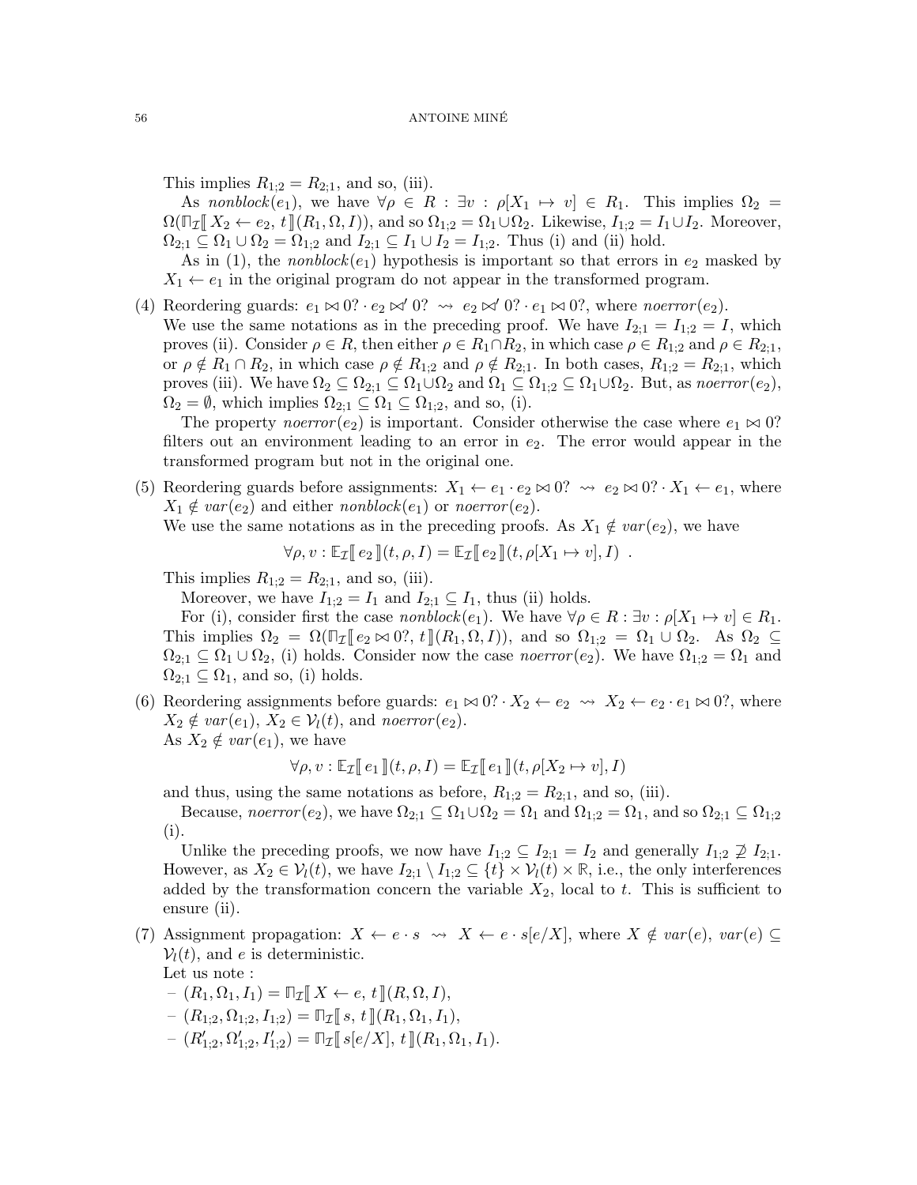This implies $R_{1;2} = R_{2;1}$, and so, (iii).

As $nonblock(e_1)$, we have $\forall \rho \in R : \exists v : \rho[X_1 \mapsto v] \in R_1$. This implies $\Omega_2 = \Omega(\mathbb{\Pi}_{\mathcal{I}}[\![ X_2 \leftarrow e_2,\, t ]\!](R_1, \Omega, I))$, and so $\Omega_{1;2} = \Omega_1 \cup \Omega_2$. Likewise, $I_{1;2} = I_1 \cup I_2$. Moreover, $\Omega_{2;1} \subseteq \Omega_1 \cup \Omega_2 = \Omega_{1;2}$ and $I_{2;1} \subseteq I_1 \cup I_2 = I_{1;2}$. Thus (i) and (ii) hold.

As in (1), the $nonblock(e_1)$ hypothesis is important so that errors in $e_2$ masked by $X_1 \leftarrow e_1$ in the original program do not appear in the transformed program.

(4) Reordering guards: $e_1 \bowtie 0? \cdot e_2 \bowtie' 0? \;\rightsquigarrow\; e_2 \bowtie' 0? \cdot e_1 \bowtie 0?$, where $noerror(e_2)$.
We use the same notations as in the preceding proof. We have $I_{2;1} = I_{1;2} = I$, which proves (ii). Consider $\rho \in R$, then either $\rho \in R_1 \cap R_2$, in which case $\rho \in R_{1;2}$ and $\rho \in R_{2;1}$, or $\rho \notin R_1 \cap R_2$, in which case $\rho \notin R_{1;2}$ and $\rho \notin R_{2;1}$. In both cases, $R_{1;2} = R_{2;1}$, which proves (iii). We have $\Omega_2 \subseteq \Omega_{2;1} \subseteq \Omega_1 \cup \Omega_2$ and $\Omega_1 \subseteq \Omega_{1;2} \subseteq \Omega_1 \cup \Omega_2$. But, as $noerror(e_2)$, $\Omega_2 = \emptyset$, which implies $\Omega_{2;1} \subseteq \Omega_1 \subseteq \Omega_{1;2}$, and so, (i).

The property $noerror(e_2)$ is important. Consider otherwise the case where $e_1 \bowtie 0?$ filters out an environment leading to an error in $e_2$. The error would appear in the transformed program but not in the original one.

(5) Reordering guards before assignments: $X_1 \leftarrow e_1 \cdot e_2 \bowtie 0? \;\rightsquigarrow\; e_2 \bowtie 0? \cdot X_1 \leftarrow e_1$, where $X_1 \notin var(e_2)$ and either $nonblock(e_1)$ or $noerror(e_2)$.
We use the same notations as in the preceding proofs. As $X_1 \notin var(e_2)$, we have

$$\forall \rho, v : \mathbb{E}_{\mathcal{I}}[\![ e_2 ]\!](t, \rho, I) = \mathbb{E}_{\mathcal{I}}[\![ e_2 ]\!](t, \rho[X_1 \mapsto v], I) \;.$$

This implies $R_{1;2} = R_{2;1}$, and so, (iii).

Moreover, we have $I_{1;2} = I_1$ and $I_{2;1} \subseteq I_1$, thus (ii) holds.

For (i), consider first the case $nonblock(e_1)$. We have $\forall \rho \in R : \exists v : \rho[X_1 \mapsto v] \in R_1$. This implies $\Omega_2 = \Omega(\mathbb{\Pi}_{\mathcal{I}}[\![ e_2 \bowtie 0?,\, t ]\!](R_1, \Omega, I))$, and so $\Omega_{1;2} = \Omega_1 \cup \Omega_2$. As $\Omega_2 \subseteq \Omega_{2;1} \subseteq \Omega_1 \cup \Omega_2$, (i) holds. Consider now the case $noerror(e_2)$. We have $\Omega_{1;2} = \Omega_1$ and $\Omega_{2;1} \subseteq \Omega_1$, and so, (i) holds.

(6) Reordering assignments before guards: $e_1 \bowtie 0? \cdot X_2 \leftarrow e_2 \;\rightsquigarrow\; X_2 \leftarrow e_2 \cdot e_1 \bowtie 0?$, where $X_2 \notin var(e_1)$, $X_2 \in \mathcal{V}_l(t)$, and $noerror(e_2)$.
As $X_2 \notin var(e_1)$, we have

$$\forall \rho, v : \mathbb{E}_{\mathcal{I}}[\![ e_1 ]\!](t, \rho, I) = \mathbb{E}_{\mathcal{I}}[\![ e_1 ]\!](t, \rho[X_2 \mapsto v], I)$$

and thus, using the same notations as before, $R_{1;2} = R_{2;1}$, and so, (iii).

Because, $noerror(e_2)$, we have $\Omega_{2;1} \subseteq \Omega_1 \cup \Omega_2 = \Omega_1$ and $\Omega_{1;2} = \Omega_1$, and so $\Omega_{2;1} \subseteq \Omega_{1;2}$ (i).

Unlike the preceding proofs, we now have $I_{1;2} \subseteq I_{2;1} = I_2$ and generally $I_{1;2} \not\supseteq I_{2;1}$. However, as $X_2 \in \mathcal{V}_l(t)$, we have $I_{2;1} \setminus I_{1;2} \subseteq \{t\} \times \mathcal{V}_l(t) \times \mathbb{R}$, i.e., the only interferences added by the transformation concern the variable $X_2$, local to $t$. This is sufficient to ensure (ii).

(7) Assignment propagation: $X \leftarrow e \cdot s \;\rightsquigarrow\; X \leftarrow e \cdot s[e/X]$, where $X \notin var(e)$, $var(e) \subseteq \mathcal{V}_l(t)$, and $e$ is deterministic.
Let us note :
– $(R_1, \Omega_1, I_1) = \mathbb{\Pi}_{\mathcal{I}}[\![ X \leftarrow e,\, t ]\!](R, \Omega, I)$,
– $(R_{1;2}, \Omega_{1;2}, I_{1;2}) = \mathbb{\Pi}_{\mathcal{I}}[\![ s,\, t ]\!](R_1, \Omega_1, I_1)$,
– $(R'_{1;2}, \Omega'_{1;2}, I'_{1;2}) = \mathbb{\Pi}_{\mathcal{I}}[\![ s[e/X],\, t ]\!](R_1, \Omega_1, I_1)$.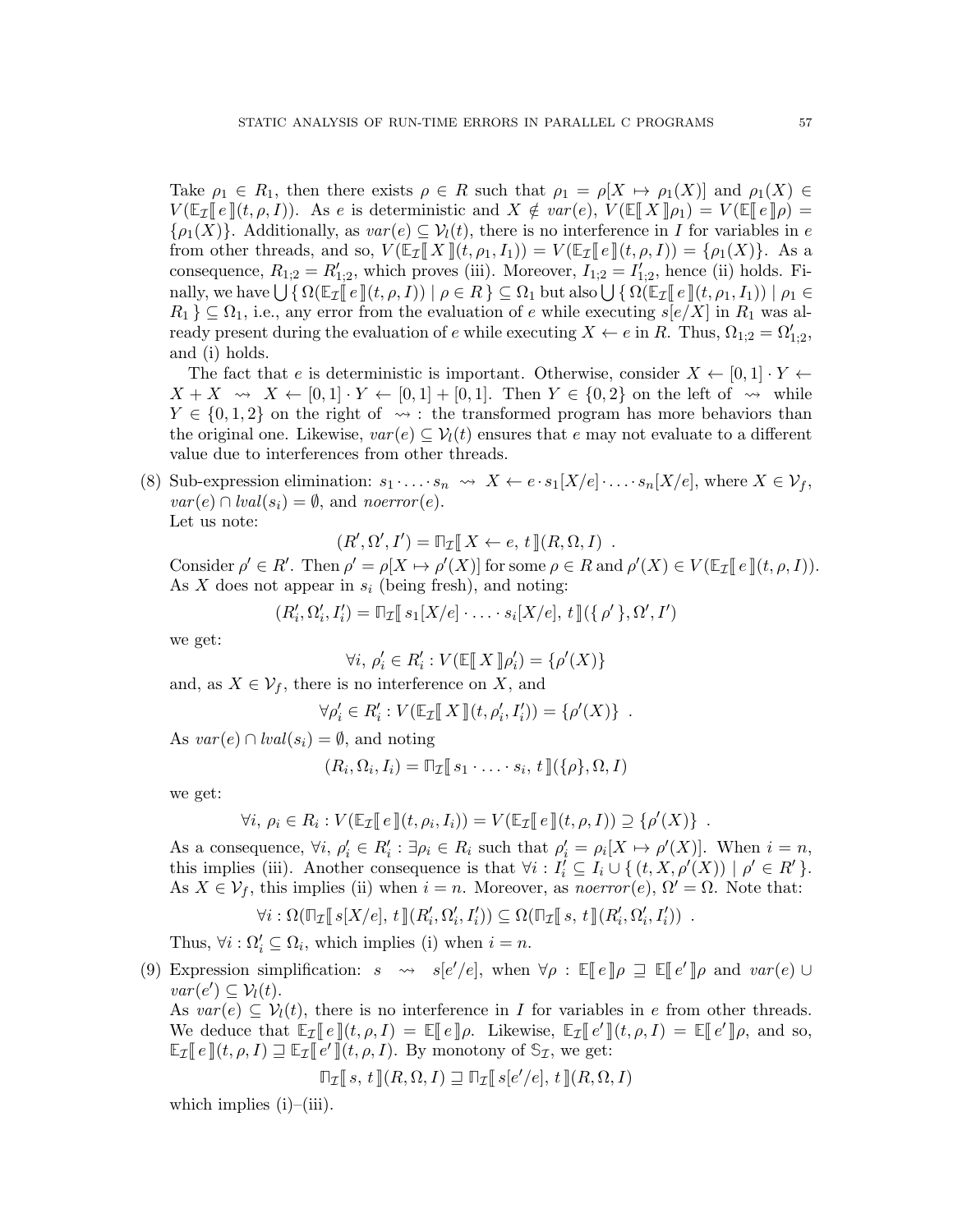Take $\rho_1 \in R_1$, then there exists $\rho \in R$ such that $\rho_1 = \rho[X \mapsto \rho_1(X)]$ and $\rho_1(X) \in V(\mathbb{E}_\mathcal{I}[\![ e ]\!](t, \rho, I))$. As $e$ is deterministic and $X \notin var(e)$, $V(\mathbb{E}[\![ X ]\!]\rho_1) = V(\mathbb{E}[\![ e ]\!]\rho) = \{\rho_1(X)\}$. Additionally, as $var(e) \subseteq \mathcal{V}_l(t)$, there is no interference in $I$ for variables in $e$ from other threads, and so, $V(\mathbb{E}_\mathcal{I}[\![ X ]\!](t, \rho_1, I_1)) = V(\mathbb{E}_\mathcal{I}[\![ e ]\!](t, \rho, I)) = \{\rho_1(X)\}$. As a consequence, $R_{1;2} = R'_{1;2}$, which proves (iii). Moreover, $I_{1;2} = I'_{1;2}$, hence (ii) holds. Finally, we have $\bigcup \{ \Omega(\mathbb{E}_\mathcal{I}[\![ e ]\!](t, \rho, I)) \mid \rho \in R \} \subseteq \Omega_1$ but also $\bigcup \{ \Omega(\mathbb{E}_\mathcal{I}[\![ e ]\!](t, \rho_1, I_1)) \mid \rho_1 \in R_1 \} \subseteq \Omega_1$, i.e., any error from the evaluation of $e$ while executing $s[e/X]$ in $R_1$ was already present during the evaluation of $e$ while executing $X \leftarrow e$ in $R$. Thus, $\Omega_{1;2} = \Omega'_{1;2}$, and (i) holds.

The fact that $e$ is deterministic is important. Otherwise, consider $X \leftarrow [0,1] \cdot Y \leftarrow X + X \;\rightsquigarrow\; X \leftarrow [0,1] \cdot Y \leftarrow [0,1] + [0,1]$. Then $Y \in \{0, 2\}$ on the left of $\rightsquigarrow$ while $Y \in \{0, 1, 2\}$ on the right of $\rightsquigarrow$: the transformed program has more behaviors than the original one. Likewise, $var(e) \subseteq \mathcal{V}_l(t)$ ensures that $e$ may not evaluate to a different value due to interferences from other threads.

(8) Sub-expression elimination: $s_1 \cdot \ldots \cdot s_n \;\rightsquigarrow\; X \leftarrow e \cdot s_1[X/e] \cdot \ldots \cdot s_n[X/e]$, where $X \in \mathcal{V}_f$, $var(e) \cap lval(s_i) = \emptyset$, and $noerror(e)$.
Let us note:

$$(R', \Omega', I') = \Pi_\mathcal{I}[\![ X \leftarrow e,\, t ]\!](R, \Omega, I) \enspace .$$

Consider $\rho' \in R'$. Then $\rho' = \rho[X \mapsto \rho'(X)]$ for some $\rho \in R$ and $\rho'(X) \in V(\mathbb{E}_\mathcal{I}[\![ e ]\!](t, \rho, I))$. As $X$ does not appear in $s_i$ (being fresh), and noting:

$$(R'_i, \Omega'_i, I'_i) = \Pi_\mathcal{I}[\![ s_1[X/e] \cdot \ldots \cdot s_i[X/e],\, t ]\!](\{ \rho' \}, \Omega', I')$$

we get:

$$\forall i,\ \rho'_i \in R'_i : V(\mathbb{E}[\![ X ]\!]\rho'_i) = \{\rho'(X)\}$$

and, as $X \in \mathcal{V}_f$, there is no interference on $X$, and

$$\forall \rho'_i \in R'_i : V(\mathbb{E}_\mathcal{I}[\![ X ]\!](t, \rho'_i, I'_i)) = \{\rho'(X)\} \enspace .$$

As $var(e) \cap lval(s_i) = \emptyset$, and noting

$$(R_i, \Omega_i, I_i) = \Pi_\mathcal{I}[\![ s_1 \cdot \ldots \cdot s_i,\, t ]\!](\{\rho\}, \Omega, I)$$

we get:

$$\forall i,\ \rho_i \in R_i : V(\mathbb{E}_\mathcal{I}[\![ e ]\!](t, \rho_i, I_i)) = V(\mathbb{E}_\mathcal{I}[\![ e ]\!](t, \rho, I)) \supseteq \{\rho'(X)\} \enspace .$$

As a consequence, $\forall i,\ \rho'_i \in R'_i : \exists \rho_i \in R_i$ such that $\rho'_i = \rho_i[X \mapsto \rho'(X)]$. When $i = n$, this implies (iii). Another consequence is that $\forall i : I'_i \subseteq I_i \cup \{ (t, X, \rho'(X)) \mid \rho' \in R' \}$. As $X \in \mathcal{V}_f$, this implies (ii) when $i = n$. Moreover, as $noerror(e)$, $\Omega' = \Omega$. Note that:

$$\forall i : \Omega(\Pi_\mathcal{I}[\![ s[X/e],\, t ]\!](R'_i, \Omega'_i, I'_i)) \subseteq \Omega(\Pi_\mathcal{I}[\![ s,\, t ]\!](R'_i, \Omega'_i, I'_i)) \enspace .$$

Thus, $\forall i : \Omega'_i \subseteq \Omega_i$, which implies (i) when $i = n$.

(9) Expression simplification: $s \;\rightsquigarrow\; s[e'/e]$, when $\forall \rho : \mathbb{E}[\![ e ]\!]\rho \sqsupseteq \mathbb{E}[\![ e' ]\!]\rho$ and $var(e) \cup var(e') \subseteq \mathcal{V}_l(t)$.
As $var(e) \subseteq \mathcal{V}_l(t)$, there is no interference in $I$ for variables in $e$ from other threads. We deduce that $\mathbb{E}_\mathcal{I}[\![ e ]\!](t, \rho, I) = \mathbb{E}[\![ e ]\!]\rho$. Likewise, $\mathbb{E}_\mathcal{I}[\![ e' ]\!](t, \rho, I) = \mathbb{E}[\![ e' ]\!]\rho$, and so, $\mathbb{E}_\mathcal{I}[\![ e ]\!](t, \rho, I) \sqsupseteq \mathbb{E}_\mathcal{I}[\![ e' ]\!](t, \rho, I)$. By monotony of $\mathbb{S}_\mathcal{I}$, we get:

$$\Pi_\mathcal{I}[\![ s,\, t ]\!](R, \Omega, I) \sqsupseteq \Pi_\mathcal{I}[\![ s[e'/e],\, t ]\!](R, \Omega, I)$$

which implies (i)–(iii).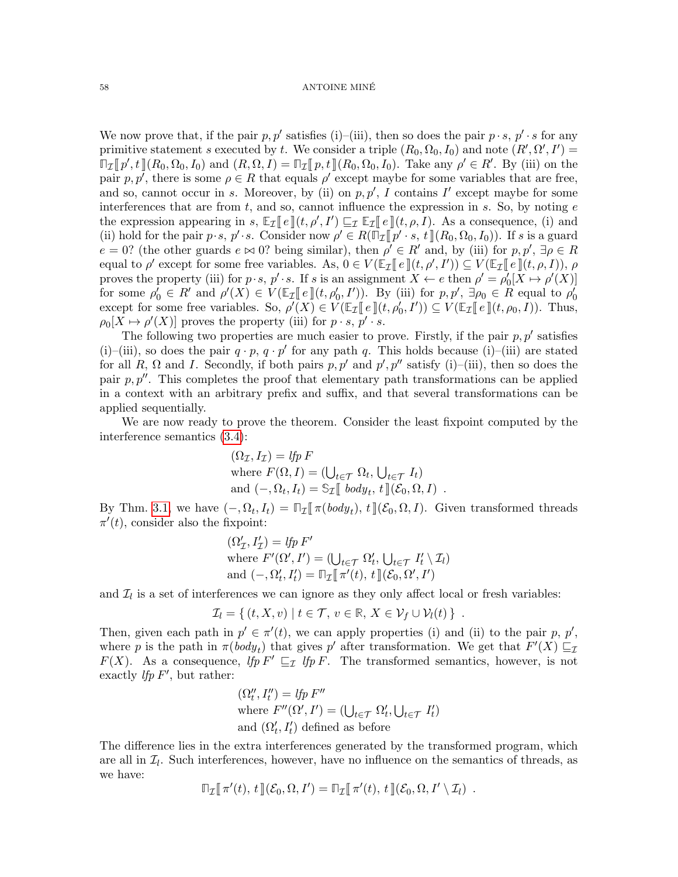We now prove that, if the pair $p, p'$ satisfies (i)–(iii), then so does the pair $p \cdot s$, $p' \cdot s$ for any primitive statement $s$ executed by $t$. We consider a triple $(R_0, \Omega_0, I_0)$ and note $(R', \Omega', I') = \Pi_{\mathcal{I}}[\![ p', t ]\!](R_0, \Omega_0, I_0)$ and $(R, \Omega, I) = \Pi_{\mathcal{I}}[\![ p, t ]\!](R_0, \Omega_0, I_0)$. Take any $\rho' \in R'$. By (iii) on the pair $p, p'$, there is some $\rho \in R$ that equals $\rho'$ except maybe for some variables that are free, and so, cannot occur in $s$. Moreover, by (ii) on $p, p'$, $I$ contains $I'$ except maybe for some interferences that are from $t$, and so, cannot influence the expression in $s$. So, by noting $e$ the expression appearing in $s$, $\mathbb{E}_{\mathcal{I}}[\![ e ]\!](t, \rho', I') \sqsubseteq_{\mathcal{I}} \mathbb{E}_{\mathcal{I}}[\![ e ]\!](t, \rho, I)$. As a consequence, (i) and (ii) hold for the pair $p \cdot s$, $p' \cdot s$. Consider now $\rho' \in R(\Pi_{\mathcal{I}}[\![ p' \cdot s,\ t ]\!](R_0, \Omega_0, I_0))$. If $s$ is a guard $e = 0?$ (the other guards $e \bowtie 0?$ being similar), then $\rho' \in R'$ and, by (iii) for $p, p'$, $\exists \rho \in R$ equal to $\rho'$ except for some free variables. As, $0 \in V(\mathbb{E}_{\mathcal{I}}[\![ e ]\!](t, \rho', I')) \subseteq V(\mathbb{E}_{\mathcal{I}}[\![ e ]\!](t, \rho, I))$, $\rho$ proves the property (iii) for $p \cdot s$, $p' \cdot s$. If $s$ is an assignment $X \leftarrow e$ then $\rho' = \rho'_0[X \mapsto \rho'(X)]$ for some $\rho'_0 \in R'$ and $\rho'(X) \in V(\mathbb{E}_{\mathcal{I}}[\![ e ]\!](t, \rho'_0, I'))$. By (iii) for $p, p'$, $\exists \rho_0 \in R$ equal to $\rho'_0$ except for some free variables. So, $\rho'(X) \in V(\mathbb{E}_{\mathcal{I}}[\![ e ]\!](t, \rho'_0, I')) \subseteq V(\mathbb{E}_{\mathcal{I}}[\![ e ]\!](t, \rho_0, I))$. Thus, $\rho_0[X \mapsto \rho'(X)]$ proves the property (iii) for $p \cdot s$, $p' \cdot s$.

The following two properties are much easier to prove. Firstly, if the pair $p, p'$ satisfies (i)–(iii), so does the pair $q \cdot p$, $q \cdot p'$ for any path $q$. This holds because (i)–(iii) are stated for all $R$, $\Omega$ and $I$. Secondly, if both pairs $p, p'$ and $p', p''$ satisfy (i)–(iii), then so does the pair $p, p''$. This completes the proof that elementary path transformations can be applied in a context with an arbitrary prefix and suffix, and that several transformations can be applied sequentially.

We are now ready to prove the theorem. Consider the least fixpoint computed by the interference semantics (3.4):

$$
\begin{array}{l}
(\Omega_{\mathcal{I}}, I_{\mathcal{I}}) = \mathit{lfp}\ F \\
\text{where } F(\Omega, I) = (\bigcup_{t \in \mathcal{T}} \Omega_t,\ \bigcup_{t \in \mathcal{T}} I_t) \\
\text{and } (-, \Omega_t, I_t) = \mathbb{S}_{\mathcal{I}}[\![ \ \mathit{body}_t,\ t ]\!](\mathcal{E}_0, \Omega, I)\ .
\end{array}
$$

By Thm. 3.1, we have $(-, \Omega_t, I_t) = \Pi_{\mathcal{I}}[\![ \pi(\mathit{body}_t),\ t ]\!](\mathcal{E}_0, \Omega, I)$. Given transformed threads $\pi'(t)$, consider also the fixpoint:

$$
\begin{array}{l}
(\Omega'_{\mathcal{I}}, I'_{\mathcal{I}}) = \mathit{lfp}\ F' \\
\text{where } F'(\Omega', I') = (\bigcup_{t \in \mathcal{T}} \Omega'_t,\ \bigcup_{t \in \mathcal{T}} I'_t \setminus \mathcal{I}_l) \\
\text{and } (-, \Omega'_t, I'_t) = \Pi_{\mathcal{I}}[\![ \pi'(t),\ t ]\!](\mathcal{E}_0, \Omega', I')
\end{array}
$$

and $\mathcal{I}_l$ is a set of interferences we can ignore as they only affect local or fresh variables:

$$
\mathcal{I}_l = \{\, (t, X, v) \mid t \in \mathcal{T},\ v \in \mathbb{R},\ X \in \mathcal{V}_f \cup \mathcal{V}_l(t) \,\}\ .
$$

Then, given each path in $p' \in \pi'(t)$, we can apply properties (i) and (ii) to the pair $p$, $p'$, where $p$ is the path in $\pi(\mathit{body}_t)$ that gives $p'$ after transformation. We get that $F'(X) \sqsubseteq_{\mathcal{I}} F(X)$. As a consequence, $\mathit{lfp}\ F' \sqsubseteq_{\mathcal{I}} \mathit{lfp}\ F$. The transformed semantics, however, is not exactly $\mathit{lfp}\ F'$, but rather:

$$
\begin{array}{l}
(\Omega''_t, I''_t) = \mathit{lfp}\ F'' \\
\text{where } F''(\Omega', I') = (\bigcup_{t \in \mathcal{T}} \Omega'_t, \bigcup_{t \in \mathcal{T}} I'_t) \\
\text{and } (\Omega'_t, I'_t) \text{ defined as before}
\end{array}
$$

The difference lies in the extra interferences generated by the transformed program, which are all in $\mathcal{I}_l$. Such interferences, however, have no influence on the semantics of threads, as we have:

$$
\Pi_{\mathcal{I}}[\![ \pi'(t),\ t ]\!](\mathcal{E}_0, \Omega, I') = \Pi_{\mathcal{I}}[\![ \pi'(t),\ t ]\!](\mathcal{E}_0, \Omega, I' \setminus \mathcal{I}_l)\ .
$$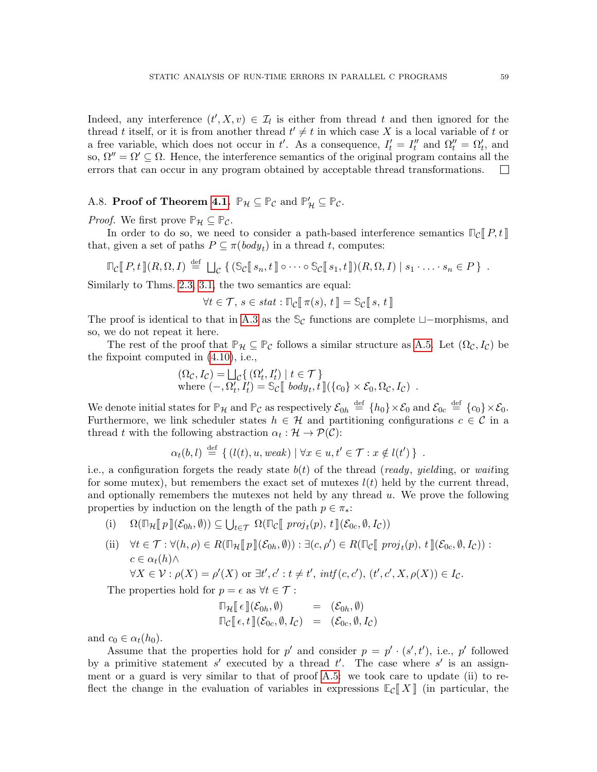Indeed, any interference $(t', X, v) \in \mathcal{I}_l$ is either from thread $t$ and then ignored for the thread $t$ itself, or it is from another thread $t' \neq t$ in which case $X$ is a local variable of $t$ or a free variable, which does not occur in $t'$. As a consequence, $I'_t = I''_t$ and $\Omega''_t = \Omega'_t$, and so, $\Omega'' = \Omega' \subseteq \Omega$. Hence, the interference semantics of the original program contains all the errors that can occur in any program obtained by acceptable thread transformations. $\square$

## A.8. Proof of Theorem 4.1. $\mathbb{P}_{\mathcal{H}} \subseteq \mathbb{P}_{\mathcal{C}}$ and $\mathbb{P}'_{\mathcal{H}} \subseteq \mathbb{P}_{\mathcal{C}}$.

*Proof.* We first prove $\mathbb{P}_{\mathcal{H}} \subseteq \mathbb{P}_{\mathcal{C}}$.

In order to do so, we need to consider a path-based interference semantics $\Pi_{\mathcal{C}}[\![ P, t ]\!]$ that, given a set of paths $P \subseteq \pi(body_t)$ in a thread $t$, computes:

$$\Pi_{\mathcal{C}}[\![ P, t ]\!](R, \Omega, I) \stackrel{\text{def}}{=} \bigsqcup_{\mathcal{C}} \{ (\mathbb{S}_{\mathcal{C}}[\![ s_n, t ]\!] \circ \cdots \circ \mathbb{S}_{\mathcal{C}}[\![ s_1, t ]\!])(R, \Omega, I) \mid s_1 \cdot \ldots \cdot s_n \in P \} \ .$$

Similarly to Thms. 2.3, 3.1, the two semantics are equal:

$$\forall t \in \mathcal{T},\, s \in stat : \Pi_{\mathcal{C}}[\![ \pi(s), t ]\!] = \mathbb{S}_{\mathcal{C}}[\![ s, t ]\!]$$

The proof is identical to that in A.3 as the $\mathbb{S}_{\mathcal{C}}$ functions are complete $\sqcup-$morphisms, and so, we do not repeat it here.

The rest of the proof that $\mathbb{P}_{\mathcal{H}} \subseteq \mathbb{P}_{\mathcal{C}}$ follows a similar structure as A.5. Let $(\Omega_{\mathcal{C}}, I_{\mathcal{C}})$ be the fixpoint computed in (4.10), i.e.,

$$\begin{array}{l}
(\Omega_{\mathcal{C}}, I_{\mathcal{C}}) = \bigsqcup_{\mathcal{C}} \{ (\Omega'_t, I'_t) \mid t \in \mathcal{T} \} \\
\text{where } (-, \Omega'_t, I'_t) = \mathbb{S}_{\mathcal{C}}[\![ body_t, t ]\!](\{c_0\} \times \mathcal{E}_0, \Omega_{\mathcal{C}}, I_{\mathcal{C}}) \ .
\end{array}$$

We denote initial states for $\mathbb{P}_{\mathcal{H}}$ and $\mathbb{P}_{\mathcal{C}}$ as respectively $\mathcal{E}_{0h} \stackrel{\text{def}}{=} \{h_0\} \times \mathcal{E}_0$ and $\mathcal{E}_{0c} \stackrel{\text{def}}{=} \{c_0\} \times \mathcal{E}_0$. Furthermore, we link scheduler states $h \in \mathcal{H}$ and partitioning configurations $c \in \mathcal{C}$ in a thread $t$ with the following abstraction $\alpha_t : \mathcal{H} \to \mathcal{P}(\mathcal{C})$:

$$\alpha_t(b, l) \stackrel{\text{def}}{=} \{ (l(t), u, weak) \mid \forall x \in u, t' \in \mathcal{T} : x \notin l(t') \} \ .$$

i.e., a configuration forgets the ready state $b(t)$ of the thread (*ready*, *yield*ing, or *wait*ing for some mutex), but remembers the exact set of mutexes $l(t)$ held by the current thread, and optionally remembers the mutexes not held by any thread $u$. We prove the following properties by induction on the length of the path $p \in \pi_*$:

(i) $\quad \Omega(\Pi_{\mathcal{H}}[\![ p ]\!](\mathcal{E}_{0h}, \emptyset)) \subseteq \bigcup_{t \in \mathcal{T}} \Omega(\Pi_{\mathcal{C}}[\![ proj_t(p), t ]\!](\mathcal{E}_{0c}, \emptyset, I_{\mathcal{C}}))$

(ii) $\quad \forall t \in \mathcal{T} : \forall (h, \rho) \in R(\Pi_{\mathcal{H}}[\![ p ]\!](\mathcal{E}_{0h}, \emptyset)) : \exists (c, \rho') \in R(\Pi_{\mathcal{C}}[\![ proj_t(p), t ]\!](\mathcal{E}_{0c}, \emptyset, I_{\mathcal{C}})) :$
$c \in \alpha_t(h) \wedge$
$\forall X \in \mathcal{V} : \rho(X) = \rho'(X)$ or $\exists t', c' : t \neq t',\, intf(c, c'),\, (t', c', X, \rho(X)) \in I_{\mathcal{C}}$.

The properties hold for $p = \epsilon$ as $\forall t \in \mathcal{T}$ :

$$\begin{array}{lcl}
\Pi_{\mathcal{H}}[\![ \epsilon ]\!](\mathcal{E}_{0h}, \emptyset) & = & (\mathcal{E}_{0h}, \emptyset) \\
\Pi_{\mathcal{C}}[\![ \epsilon, t ]\!](\mathcal{E}_{0c}, \emptyset, I_{\mathcal{C}}) & = & (\mathcal{E}_{0c}, \emptyset, I_{\mathcal{C}})
\end{array}$$

and $c_0 \in \alpha_t(h_0)$.

Assume that the properties hold for $p'$ and consider $p = p' \cdot (s', t')$, i.e., $p'$ followed by a primitive statement $s'$ executed by a thread $t'$. The case where $s'$ is an assignment or a guard is very similar to that of proof A.5: we took care to update (ii) to reflect the change in the evaluation of variables in expressions $\mathbb{E}_{\mathcal{C}}[\![ X ]\!]$ (in particular, the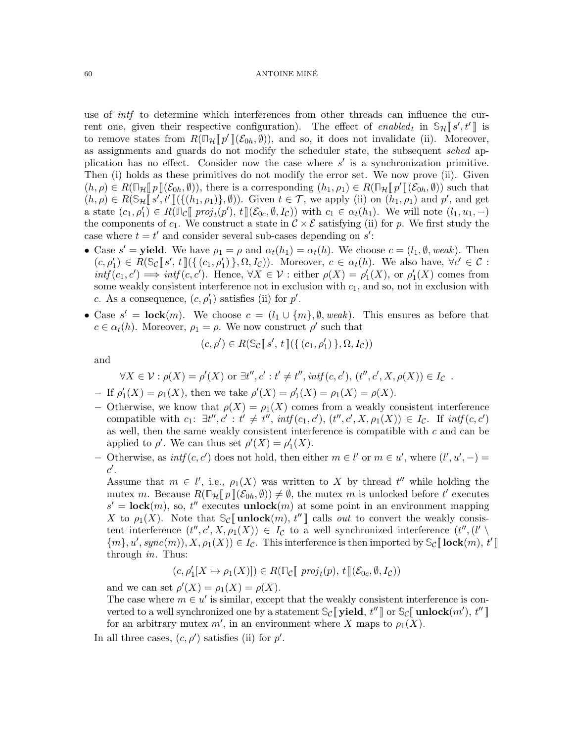use of *intf* to determine which interferences from other threads can influence the current one, given their respective configuration). The effect of $enabled_t$ in $\mathbb{S}_{\mathcal{H}}[\![ s', t' ]\!]$ is to remove states from $R(\Pi_{\mathcal{H}}[\![ p' ]\!](\mathcal{E}_{0h}, \emptyset))$, and so, it does not invalidate (ii). Moreover, as assignments and guards do not modify the scheduler state, the subsequent *sched* application has no effect. Consider now the case where $s'$ is a synchronization primitive. Then (i) holds as these primitives do not modify the error set. We now prove (ii). Given $(h, \rho) \in R(\Pi_{\mathcal{H}}[\![ p ]\!](\mathcal{E}_{0h}, \emptyset))$, there is a corresponding $(h_1, \rho_1) \in R(\Pi_{\mathcal{H}}[\![ p' ]\!](\mathcal{E}_{0h}, \emptyset))$ such that $(h, \rho) \in R(\mathbb{S}_{\mathcal{H}}[\![ s', t' ]\!](\{(h_1, \rho_1)\}, \emptyset))$. Given $t \in \mathcal{T}$, we apply (ii) on $(h_1, \rho_1)$ and $p'$, and get a state $(c_1, \rho'_1) \in R(\Pi_{\mathcal{C}}[\![ \, proj_t(p'), \, t ]\!](\mathcal{E}_{0c}, \emptyset, I_{\mathcal{C}}))$ with $c_1 \in \alpha_t(h_1)$. We will note $(l_1, u_1, -)$ the components of $c_1$. We construct a state in $\mathcal{C} \times \mathcal{E}$ satisfying (ii) for $p$. We first study the case where $t = t'$ and consider several sub-cases depending on $s'$:

- Case $s' = \textbf{yield}$. We have $\rho_1 = \rho$ and $\alpha_t(h_1) = \alpha_t(h)$. We choose $c = (l_1, \emptyset, weak)$. Then $(c, \rho'_1) \in R(\mathbb{S}_{\mathcal{C}}[\![ s', \, t ]\!](\{ (c_1, \rho'_1) \}, \Omega, I_{\mathcal{C}}))$. Moreover, $c \in \alpha_t(h)$. We also have, $\forall c' \in \mathcal{C}$ : $intf(c_1, c') \implies intf(c, c')$. Hence, $\forall X \in \mathcal{V}$ : either $\rho(X) = \rho'_1(X)$, or $\rho'_1(X)$ comes from some weakly consistent interference not in exclusion with $c_1$, and so, not in exclusion with $c$. As a consequence, $(c, \rho'_1)$ satisfies (ii) for $p'$.
- Case $s' = \textbf{lock}(m)$. We choose $c = (l_1 \cup \{m\}, \emptyset, weak)$. This ensures as before that $c \in \alpha_t(h)$. Moreover, $\rho_1 = \rho$. We now construct $\rho'$ such that

  $$(c, \rho') \in R(\mathbb{S}_{\mathcal{C}}[\![ s', \, t ]\!](\{ (c_1, \rho'_1) \}, \Omega, I_{\mathcal{C}}))$$

  and

  $$\forall X \in \mathcal{V} : \rho(X) = \rho'(X) \text{ or } \exists t'', c' : t' \neq t'', intf(c, c'), \, (t'', c', X, \rho(X)) \in I_{\mathcal{C}} \enspace .$$

  - If $\rho'_1(X) = \rho_1(X)$, then we take $\rho'(X) = \rho'_1(X) = \rho_1(X) = \rho(X)$.
  - Otherwise, we know that $\rho(X) = \rho_1(X)$ comes from a weakly consistent interference compatible with $c_1$: $\exists t'', c' : t' \neq t''$, $intf(c_1, c')$, $(t'', c', X, \rho_1(X)) \in I_{\mathcal{C}}$. If $intf(c, c')$ as well, then the same weakly consistent interference is compatible with $c$ and can be applied to $\rho'$. We can thus set $\rho'(X) = \rho'_1(X)$.
  - Otherwise, as $intf(c, c')$ does not hold, then either $m \in l'$ or $m \in u'$, where $(l', u', -) = c'$.

    Assume that $m \in l'$, i.e., $\rho_1(X)$ was written to $X$ by thread $t''$ while holding the mutex $m$. Because $R(\Pi_{\mathcal{H}}[\![ p ]\!](\mathcal{E}_{0h}, \emptyset)) \neq \emptyset$, the mutex $m$ is unlocked before $t'$ executes $s' = \textbf{lock}(m)$, so, $t''$ executes $\textbf{unlock}(m)$ at some point in an environment mapping $X$ to $\rho_1(X)$. Note that $\mathbb{S}_{\mathcal{C}}[\![ \textbf{unlock}(m), \, t'' ]\!]$ calls *out* to convert the weakly consistent interference $(t'', c', X, \rho_1(X)) \in I_{\mathcal{C}}$ to a well synchronized interference $(t'', (l' \setminus \{m\}, u', sync(m)), X, \rho_1(X)) \in I_{\mathcal{C}}$. This interference is then imported by $\mathbb{S}_{\mathcal{C}}[\![ \textbf{lock}(m), \, t' ]\!]$ through *in*. Thus:

    $$(c, \rho'_1[X \mapsto \rho_1(X)]) \in R(\Pi_{\mathcal{C}}[\![ \, proj_t(p), \, t ]\!](\mathcal{E}_{0c}, \emptyset, I_{\mathcal{C}}))$$

    and we can set $\rho'(X) = \rho_1(X) = \rho(X)$.

    The case where $m \in u'$ is similar, except that the weakly consistent interference is converted to a well synchronized one by a statement $\mathbb{S}_{\mathcal{C}}[\![ \textbf{yield}, \, t'' ]\!]$ or $\mathbb{S}_{\mathcal{C}}[\![ \textbf{unlock}(m'), \, t'' ]\!]$ for an arbitrary mutex $m'$, in an environment where $X$ maps to $\rho_1(X)$.

  In all three cases, $(c, \rho')$ satisfies (ii) for $p'$.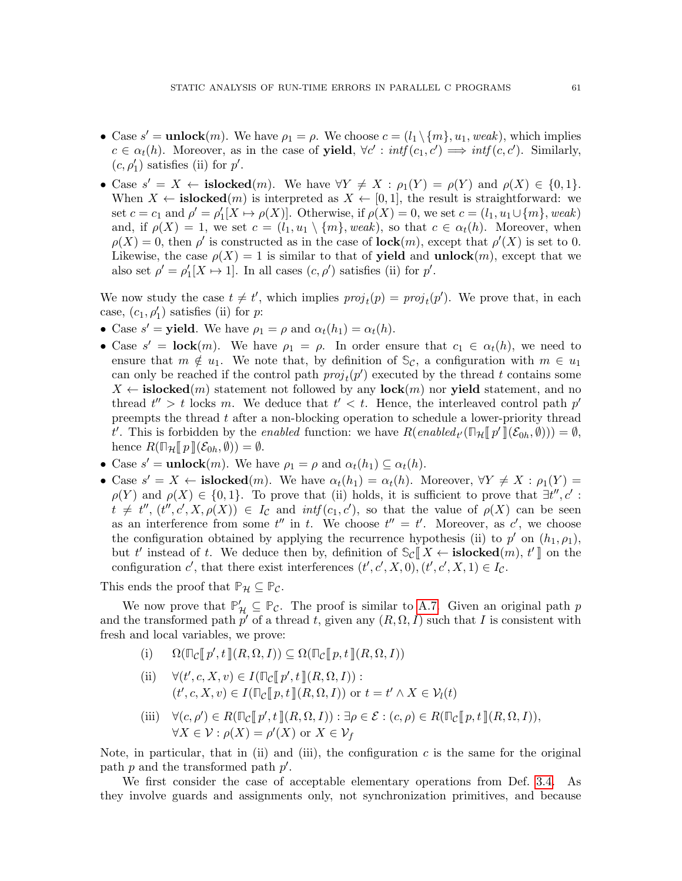- Case $s' = \textbf{unlock}(m)$. We have $\rho_1 = \rho$. We choose $c = (l_1 \setminus \{m\}, u_1, \mathit{weak})$, which implies $c \in \alpha_t(h)$. Moreover, as in the case of **yield**, $\forall c' : \mathit{intf}(c_1, c') \implies \mathit{intf}(c, c')$. Similarly, $(c, \rho'_1)$ satisfies (ii) for $p'$.
- Case $s' = X \leftarrow \textbf{islocked}(m)$. We have $\forall Y \neq X : \rho_1(Y) = \rho(Y)$ and $\rho(X) \in \{0, 1\}$. When $X \leftarrow \textbf{islocked}(m)$ is interpreted as $X \leftarrow [0, 1]$, the result is straightforward: we set $c = c_1$ and $\rho' = \rho'_1[X \mapsto \rho(X)]$. Otherwise, if $\rho(X) = 0$, we set $c = (l_1, u_1 \cup \{m\}, \mathit{weak})$ and, if $\rho(X) = 1$, we set $c = (l_1, u_1 \setminus \{m\}, \mathit{weak})$, so that $c \in \alpha_t(h)$. Moreover, when $\rho(X) = 0$, then $\rho'$ is constructed as in the case of $\textbf{lock}(m)$, except that $\rho'(X)$ is set to 0. Likewise, the case $\rho(X) = 1$ is similar to that of **yield** and $\textbf{unlock}(m)$, except that we also set $\rho' = \rho'_1[X \mapsto 1]$. In all cases $(c, \rho')$ satisfies (ii) for $p'$.

We now study the case $t \neq t'$, which implies $\mathit{proj}_t(p) = \mathit{proj}_t(p')$. We prove that, in each case, $(c_1, \rho'_1)$ satisfies (ii) for $p$:

- Case $s' = \textbf{yield}$. We have $\rho_1 = \rho$ and $\alpha_t(h_1) = \alpha_t(h)$.
- Case $s' = \textbf{lock}(m)$. We have $\rho_1 = \rho$. In order ensure that $c_1 \in \alpha_t(h)$, we need to ensure that $m \notin u_1$. We note that, by definition of $\mathbb{S}_{\mathcal{C}}$, a configuration with $m \in u_1$ can only be reached if the control path $\mathit{proj}_t(p')$ executed by the thread $t$ contains some $X \leftarrow \textbf{islocked}(m)$ statement not followed by any $\textbf{lock}(m)$ nor **yield** statement, and no thread $t'' > t$ locks $m$. We deduce that $t' < t$. Hence, the interleaved control path $p'$ preempts the thread $t$ after a non-blocking operation to schedule a lower-priority thread $t'$. This is forbidden by the *enabled* function: we have $R(\mathit{enabled}_{t'}(\Pi_{\mathcal{H}}[\![ p' ]\!](\mathcal{E}_{0h}, \emptyset))) = \emptyset$, hence $R(\Pi_{\mathcal{H}}[\![ p ]\!](\mathcal{E}_{0h}, \emptyset)) = \emptyset$.
- Case $s' = \textbf{unlock}(m)$. We have $\rho_1 = \rho$ and $\alpha_t(h_1) \subseteq \alpha_t(h)$.
- Case $s' = X \leftarrow \textbf{islocked}(m)$. We have $\alpha_t(h_1) = \alpha_t(h)$. Moreover, $\forall Y \neq X : \rho_1(Y) = \rho(Y)$ and $\rho(X) \in \{0, 1\}$. To prove that (ii) holds, it is sufficient to prove that $\exists t'', c' : t \neq t'', (t'', c', X, \rho(X)) \in I_{\mathcal{C}}$ and $\mathit{intf}(c_1, c')$, so that the value of $\rho(X)$ can be seen as an interference from some $t''$ in $t$. We choose $t'' = t'$. Moreover, as $c'$, we choose the configuration obtained by applying the recurrence hypothesis (ii) to $p'$ on $(h_1, \rho_1)$, but $t'$ instead of $t$. We deduce then by, definition of $\mathbb{S}_{\mathcal{C}}[\![ X \leftarrow \textbf{islocked}(m), t' ]\!]$ on the configuration $c'$, that there exist interferences $(t', c', X, 0), (t', c', X, 1) \in I_{\mathcal{C}}$.

This ends the proof that $\mathbb{P}_{\mathcal{H}} \subseteq \mathbb{P}_{\mathcal{C}}$.

We now prove that $\mathbb{P}'_{\mathcal{H}} \subseteq \mathbb{P}_{\mathcal{C}}$. The proof is similar to A.7. Given an original path $p$ and the transformed path $p'$ of a thread $t$, given any $(R, \Omega, I)$ such that $I$ is consistent with fresh and local variables, we prove:

$$\text{(i)} \quad \Omega(\Pi_{\mathcal{C}}[\![ p', t ]\!](R, \Omega, I)) \subseteq \Omega(\Pi_{\mathcal{C}}[\![ p, t ]\!](R, \Omega, I))$$

$$\text{(ii)} \quad \forall (t', c, X, v) \in I(\Pi_{\mathcal{C}}[\![ p', t ]\!](R, \Omega, I)) : (t', c, X, v) \in I(\Pi_{\mathcal{C}}[\![ p, t ]\!](R, \Omega, I)) \text{ or } t = t' \wedge X \in \mathcal{V}_l(t)$$

$$\text{(iii)} \quad \forall (c, \rho') \in R(\Pi_{\mathcal{C}}[\![ p', t ]\!](R, \Omega, I)) : \exists \rho \in \mathcal{E} : (c, \rho) \in R(\Pi_{\mathcal{C}}[\![ p, t ]\!](R, \Omega, I)), \forall X \in \mathcal{V} : \rho(X) = \rho'(X) \text{ or } X \in \mathcal{V}_f$$

Note, in particular, that in (ii) and (iii), the configuration $c$ is the same for the original path $p$ and the transformed path $p'$.

We first consider the case of acceptable elementary operations from Def. 3.4. As they involve guards and assignments only, not synchronization primitives, and because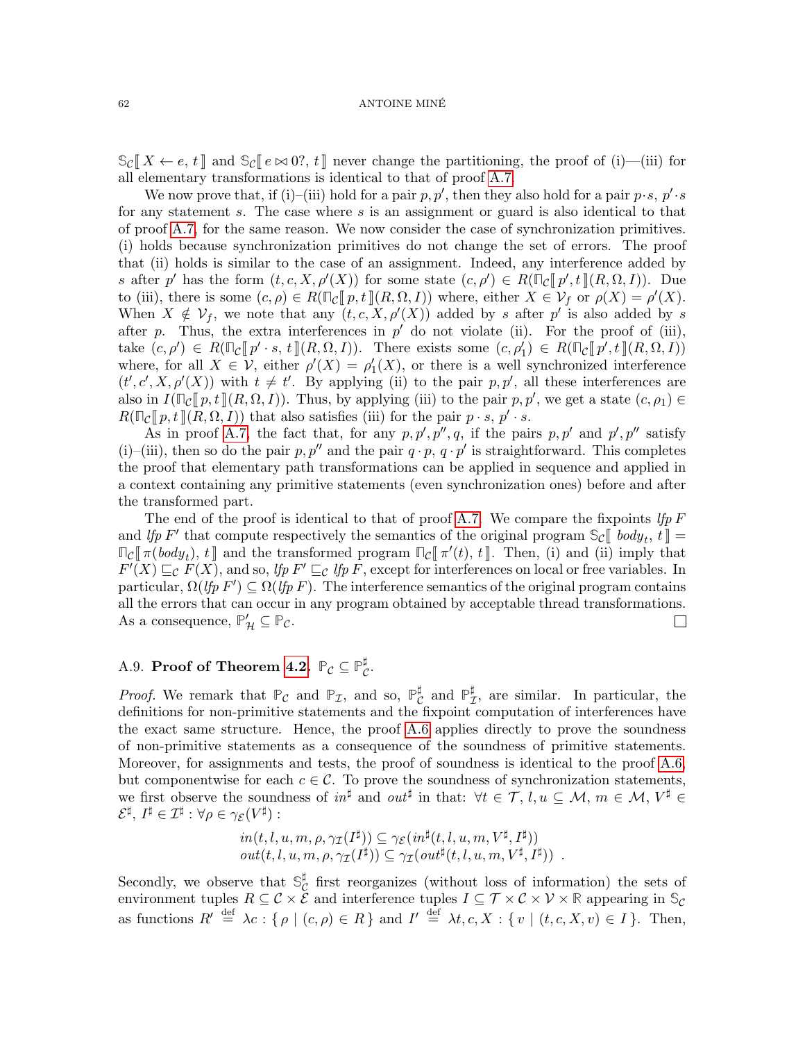$\mathbb{S}_\mathcal{C}[\![\, X \leftarrow e, t \,]\!]$ and $\mathbb{S}_\mathcal{C}[\![\, e \bowtie 0?, t \,]\!]$ never change the partitioning, the proof of (i)—(iii) for all elementary transformations is identical to that of proof A.7.

We now prove that, if (i)–(iii) hold for a pair $p, p'$, then they also hold for a pair $p \cdot s$, $p' \cdot s$ for any statement $s$. The case where $s$ is an assignment or guard is also identical to that of proof A.7, for the same reason. We now consider the case of synchronization primitives. (i) holds because synchronization primitives do not change the set of errors. The proof that (ii) holds is similar to the case of an assignment. Indeed, any interference added by $s$ after $p'$ has the form $(t, c, X, \rho'(X))$ for some state $(c, \rho') \in R(\Pi_\mathcal{C}[\![\, p', t \,]\!](R, \Omega, I))$. Due to (iii), there is some $(c, \rho) \in R(\Pi_\mathcal{C}[\![\, p, t \,]\!](R, \Omega, I))$ where, either $X \in \mathcal{V}_f$ or $\rho(X) = \rho'(X)$. When $X \notin \mathcal{V}_f$, we note that any $(t, c, X, \rho'(X))$ added by $s$ after $p'$ is also added by $s$ after $p$. Thus, the extra interferences in $p'$ do not violate (ii). For the proof of (iii), take $(c, \rho') \in R(\Pi_\mathcal{C}[\![\, p' \cdot s, t \,]\!](R, \Omega, I))$. There exists some $(c, \rho'_1) \in R(\Pi_\mathcal{C}[\![\, p', t \,]\!](R, \Omega, I))$ where, for all $X \in \mathcal{V}$, either $\rho'(X) = \rho'_1(X)$, or there is a well synchronized interference $(t', c', X, \rho'(X))$ with $t \neq t'$. By applying (ii) to the pair $p, p'$, all these interferences are also in $I(\Pi_\mathcal{C}[\![\, p, t \,]\!](R, \Omega, I))$. Thus, by applying (iii) to the pair $p, p'$, we get a state $(c, \rho_1) \in R(\Pi_\mathcal{C}[\![\, p, t \,]\!](R, \Omega, I))$ that also satisfies (iii) for the pair $p \cdot s$, $p' \cdot s$.

As in proof A.7, the fact that, for any $p, p', p'', q$, if the pairs $p, p'$ and $p', p''$ satisfy (i)–(iii), then so do the pair $p, p''$ and the pair $q \cdot p$, $q \cdot p'$ is straightforward. This completes the proof that elementary path transformations can be applied in sequence and applied in a context containing any primitive statements (even synchronization ones) before and after the transformed part.

The end of the proof is identical to that of proof A.7. We compare the fixpoints $\textit{lfp}\, F$ and $\textit{lfp}\, F'$ that compute respectively the semantics of the original program $\mathbb{S}_\mathcal{C}[\![\, \textit{body}_t, t \,]\!] = \Pi_\mathcal{C}[\![\, \pi(\textit{body}_t), t \,]\!]$ and the transformed program $\Pi_\mathcal{C}[\![\, \pi'(t), t \,]\!]$. Then, (i) and (ii) imply that $F'(X) \sqsubseteq_\mathcal{C} F(X)$, and so, $\textit{lfp}\, F' \sqsubseteq_\mathcal{C} \textit{lfp}\, F$, except for interferences on local or free variables. In particular, $\Omega(\textit{lfp}\, F') \subseteq \Omega(\textit{lfp}\, F)$. The interference semantics of the original program contains all the errors that can occur in any program obtained by acceptable thread transformations. As a consequence, $\mathbb{P}'_\mathcal{H} \subseteq \mathbb{P}_\mathcal{C}$. ☐

### A.9. Proof of Theorem 4.2. $\mathbb{P}_\mathcal{C} \subseteq \mathbb{P}^\sharp_\mathcal{C}$.

*Proof.* We remark that $\mathbb{P}_\mathcal{C}$ and $\mathbb{P}_\mathcal{I}$, and so, $\mathbb{P}^\sharp_\mathcal{C}$ and $\mathbb{P}^\sharp_\mathcal{I}$, are similar. In particular, the definitions for non-primitive statements and the fixpoint computation of interferences have the exact same structure. Hence, the proof A.6 applies directly to prove the soundness of non-primitive statements as a consequence of the soundness of primitive statements. Moreover, for assignments and tests, the proof of soundness is identical to the proof A.6, but componentwise for each $c \in \mathcal{C}$. To prove the soundness of synchronization statements, we first observe the soundness of $\textit{in}^\sharp$ and $\textit{out}^\sharp$ in that: $\forall t \in \mathcal{T}$, $l, u \subseteq \mathcal{M}$, $m \in \mathcal{M}$, $V^\sharp \in \mathcal{E}^\sharp$, $I^\sharp \in \mathcal{I}^\sharp : \forall \rho \in \gamma_\mathcal{E}(V^\sharp)$ :

$$
\begin{array}{l}
\textit{in}(t, l, u, m, \rho, \gamma_\mathcal{I}(I^\sharp)) \subseteq \gamma_\mathcal{E}(\textit{in}^\sharp(t, l, u, m, V^\sharp, I^\sharp)) \\
\textit{out}(t, l, u, m, \rho, \gamma_\mathcal{I}(I^\sharp)) \subseteq \gamma_\mathcal{I}(\textit{out}^\sharp(t, l, u, m, V^\sharp, I^\sharp)) \enspace .
\end{array}
$$

Secondly, we observe that $\mathbb{S}^\sharp_\mathcal{C}$ first reorganizes (without loss of information) the sets of environment tuples $R \subseteq \mathcal{C} \times \mathcal{E}$ and interference tuples $I \subseteq \mathcal{T} \times \mathcal{C} \times \mathcal{V} \times \mathbb{R}$ appearing in $\mathbb{S}_\mathcal{C}$ as functions $R' \stackrel{\text{def}}{=} \lambda c : \{\, \rho \mid (c, \rho) \in R \,\}$ and $I' \stackrel{\text{def}}{=} \lambda t, c, X : \{\, v \mid (t, c, X, v) \in I \,\}$. Then,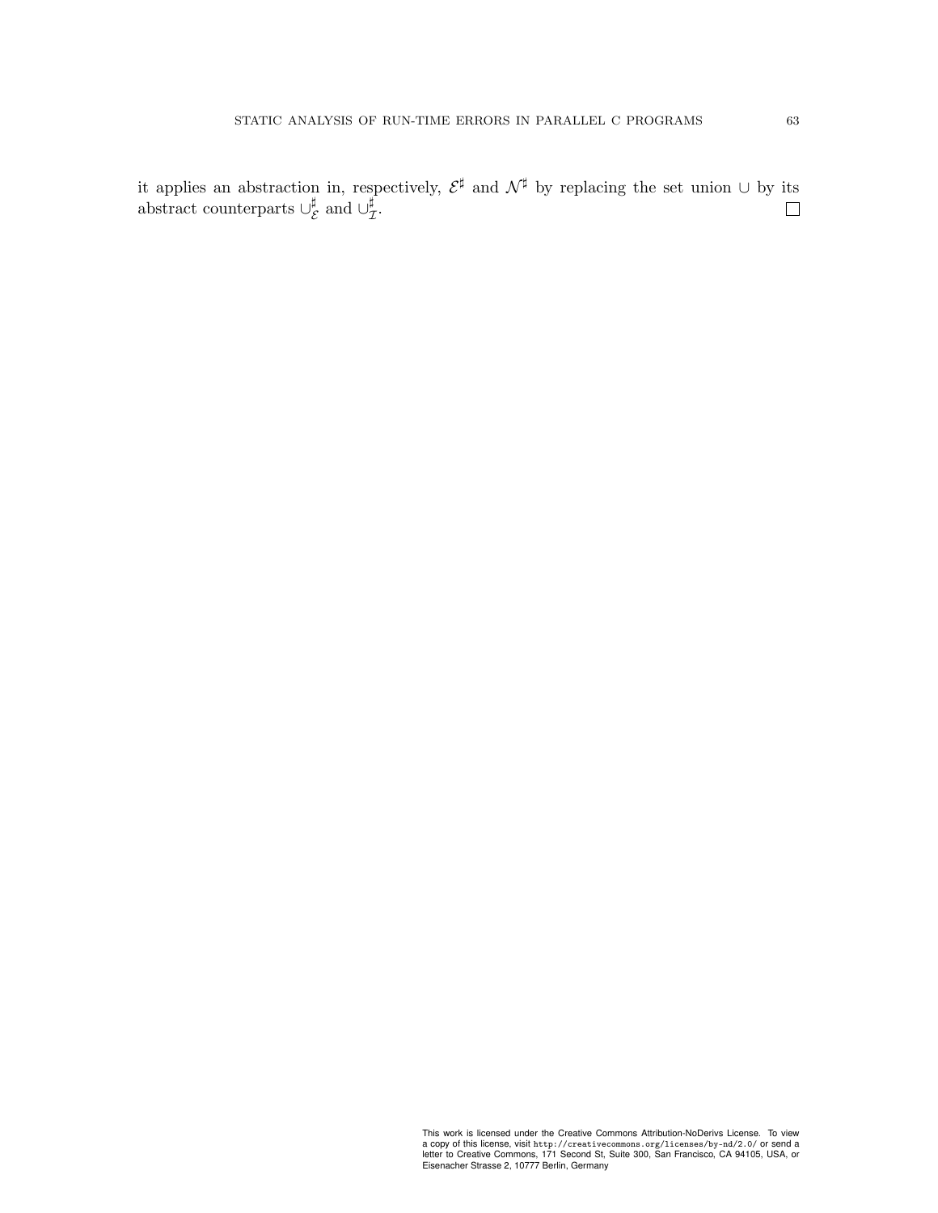it applies an abstraction in, respectively, $\mathcal{E}^\sharp$ and $\mathcal{N}^\sharp$ by replacing the set union $\cup$ by its abstract counterparts $\cup^\sharp_\mathcal{E}$ and $\cup^\sharp_\mathcal{I}$. □

This work is licensed under the Creative Commons Attribution-NoDerivs License. To view a copy of this license, visit http://creativecommons.org/licenses/by-nd/2.0/ or send a letter to Creative Commons, 171 Second St, Suite 300, San Francisco, CA 94105, USA, or Eisenacher Strasse 2, 10777 Berlin, Germany